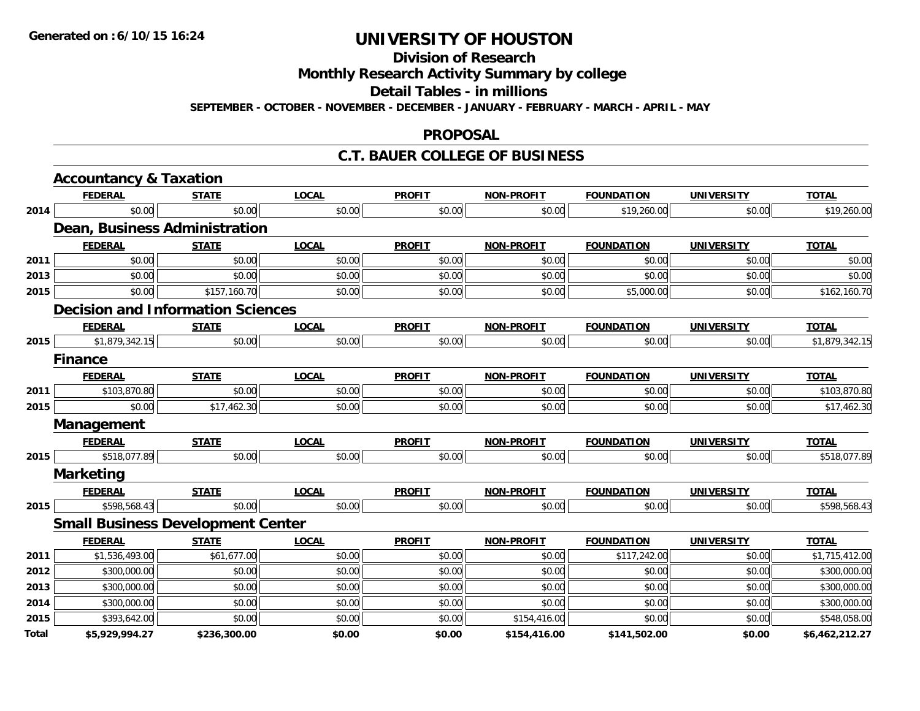Generated on :6/10/15 16:24

# UNIVERSITY OF HOUSTON

## Division of Research

## Monthly Research Activity Summary by college

## Detail Tables - in millions

SEPTEMBER - OCTOBER - NOVEMBER - DECEMBER - JANUARY - FEBRUARY - MARCH - APRIL - MAY

## PROPOSAL

## C.T. BAUER COLLEGE OF BUSINESS

### Accountancy & Taxation

| | FEDERAL | STATE | LOCAL | PROFIT | NON-PROFIT | FOUNDATION | UNIVERSITY | TOTAL |
|---|---|---|---|---|---|---|---|---|
| 2014 | $0.00 | $0.00 | $0.00 | $0.00 | $0.00 | $19,260.00 | $0.00 | $19,260.00 |

### Dean, Business Administration

| | FEDERAL | STATE | LOCAL | PROFIT | NON-PROFIT | FOUNDATION | UNIVERSITY | TOTAL |
|---|---|---|---|---|---|---|---|---|
| 2011 | $0.00 | $0.00 | $0.00 | $0.00 | $0.00 | $0.00 | $0.00 | $0.00 |
| 2013 | $0.00 | $0.00 | $0.00 | $0.00 | $0.00 | $0.00 | $0.00 | $0.00 |
| 2015 | $0.00 | $157,160.70 | $0.00 | $0.00 | $0.00 | $5,000.00 | $0.00 | $162,160.70 |

### Decision and Information Sciences

| | FEDERAL | STATE | LOCAL | PROFIT | NON-PROFIT | FOUNDATION | UNIVERSITY | TOTAL |
|---|---|---|---|---|---|---|---|---|
| 2015 | $1,879,342.15 | $0.00 | $0.00 | $0.00 | $0.00 | $0.00 | $0.00 | $1,879,342.15 |

### Finance

| | FEDERAL | STATE | LOCAL | PROFIT | NON-PROFIT | FOUNDATION | UNIVERSITY | TOTAL |
|---|---|---|---|---|---|---|---|---|
| 2011 | $103,870.80 | $0.00 | $0.00 | $0.00 | $0.00 | $0.00 | $0.00 | $103,870.80 |
| 2015 | $0.00 | $17,462.30 | $0.00 | $0.00 | $0.00 | $0.00 | $0.00 | $17,462.30 |

### Management

| | FEDERAL | STATE | LOCAL | PROFIT | NON-PROFIT | FOUNDATION | UNIVERSITY | TOTAL |
|---|---|---|---|---|---|---|---|---|
| 2015 | $518,077.89 | $0.00 | $0.00 | $0.00 | $0.00 | $0.00 | $0.00 | $518,077.89 |

### Marketing

| | FEDERAL | STATE | LOCAL | PROFIT | NON-PROFIT | FOUNDATION | UNIVERSITY | TOTAL |
|---|---|---|---|---|---|---|---|---|
| 2015 | $598,568.43 | $0.00 | $0.00 | $0.00 | $0.00 | $0.00 | $0.00 | $598,568.43 |

### Small Business Development Center

| | FEDERAL | STATE | LOCAL | PROFIT | NON-PROFIT | FOUNDATION | UNIVERSITY | TOTAL |
|---|---|---|---|---|---|---|---|---|
| 2011 | $1,536,493.00 | $61,677.00 | $0.00 | $0.00 | $0.00 | $117,242.00 | $0.00 | $1,715,412.00 |
| 2012 | $300,000.00 | $0.00 | $0.00 | $0.00 | $0.00 | $0.00 | $0.00 | $300,000.00 |
| 2013 | $300,000.00 | $0.00 | $0.00 | $0.00 | $0.00 | $0.00 | $0.00 | $300,000.00 |
| 2014 | $300,000.00 | $0.00 | $0.00 | $0.00 | $0.00 | $0.00 | $0.00 | $300,000.00 |
| 2015 | $393,642.00 | $0.00 | $0.00 | $0.00 | $154,416.00 | $0.00 | $0.00 | $548,058.00 |
| **Total** | **$5,929,994.27** | **$236,300.00** | **$0.00** | **$0.00** | **$154,416.00** | **$141,502.00** | **$0.00** | **$6,462,212.27** |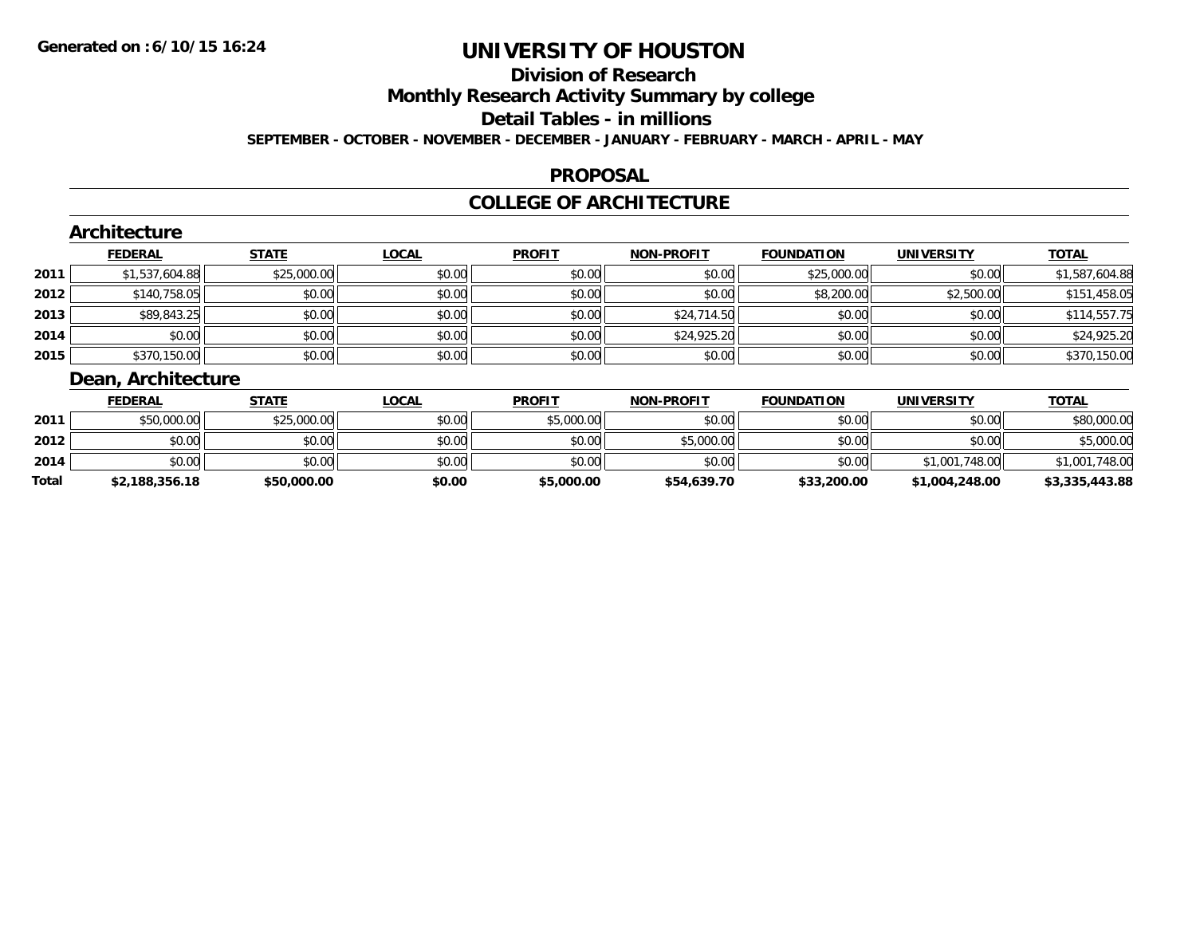# UNIVERSITY OF HOUSTON

## Division of Research

## Monthly Research Activity Summary by college

## Detail Tables - in millions

**SEPTEMBER - OCTOBER - NOVEMBER - DECEMBER - JANUARY - FEBRUARY - MARCH - APRIL - MAY**

## PROPOSAL

## COLLEGE OF ARCHITECTURE

### Architecture

| | FEDERAL | STATE | LOCAL | PROFIT | NON-PROFIT | FOUNDATION | UNIVERSITY | TOTAL |
|---|---|---|---|---|---|---|---|---|
| 2011 | $1,537,604.88 | $25,000.00 | $0.00 | $0.00 | $0.00 | $25,000.00 | $0.00 | $1,587,604.88 |
| 2012 | $140,758.05 | $0.00 | $0.00 | $0.00 | $0.00 | $8,200.00 | $2,500.00 | $151,458.05 |
| 2013 | $89,843.25 | $0.00 | $0.00 | $0.00 | $24,714.50 | $0.00 | $0.00 | $114,557.75 |
| 2014 | $0.00 | $0.00 | $0.00 | $0.00 | $24,925.20 | $0.00 | $0.00 | $24,925.20 |
| 2015 | $370,150.00 | $0.00 | $0.00 | $0.00 | $0.00 | $0.00 | $0.00 | $370,150.00 |

### Dean, Architecture

| | FEDERAL | STATE | LOCAL | PROFIT | NON-PROFIT | FOUNDATION | UNIVERSITY | TOTAL |
|---|---|---|---|---|---|---|---|---|
| 2011 | $50,000.00 | $25,000.00 | $0.00 | $5,000.00 | $0.00 | $0.00 | $0.00 | $80,000.00 |
| 2012 | $0.00 | $0.00 | $0.00 | $0.00 | $5,000.00 | $0.00 | $0.00 | $5,000.00 |
| 2014 | $0.00 | $0.00 | $0.00 | $0.00 | $0.00 | $0.00 | $1,001,748.00 | $1,001,748.00 |
| **Total** | **$2,188,356.18** | **$50,000.00** | **$0.00** | **$5,000.00** | **$54,639.70** | **$33,200.00** | **$1,004,248.00** | **$3,335,443.88** |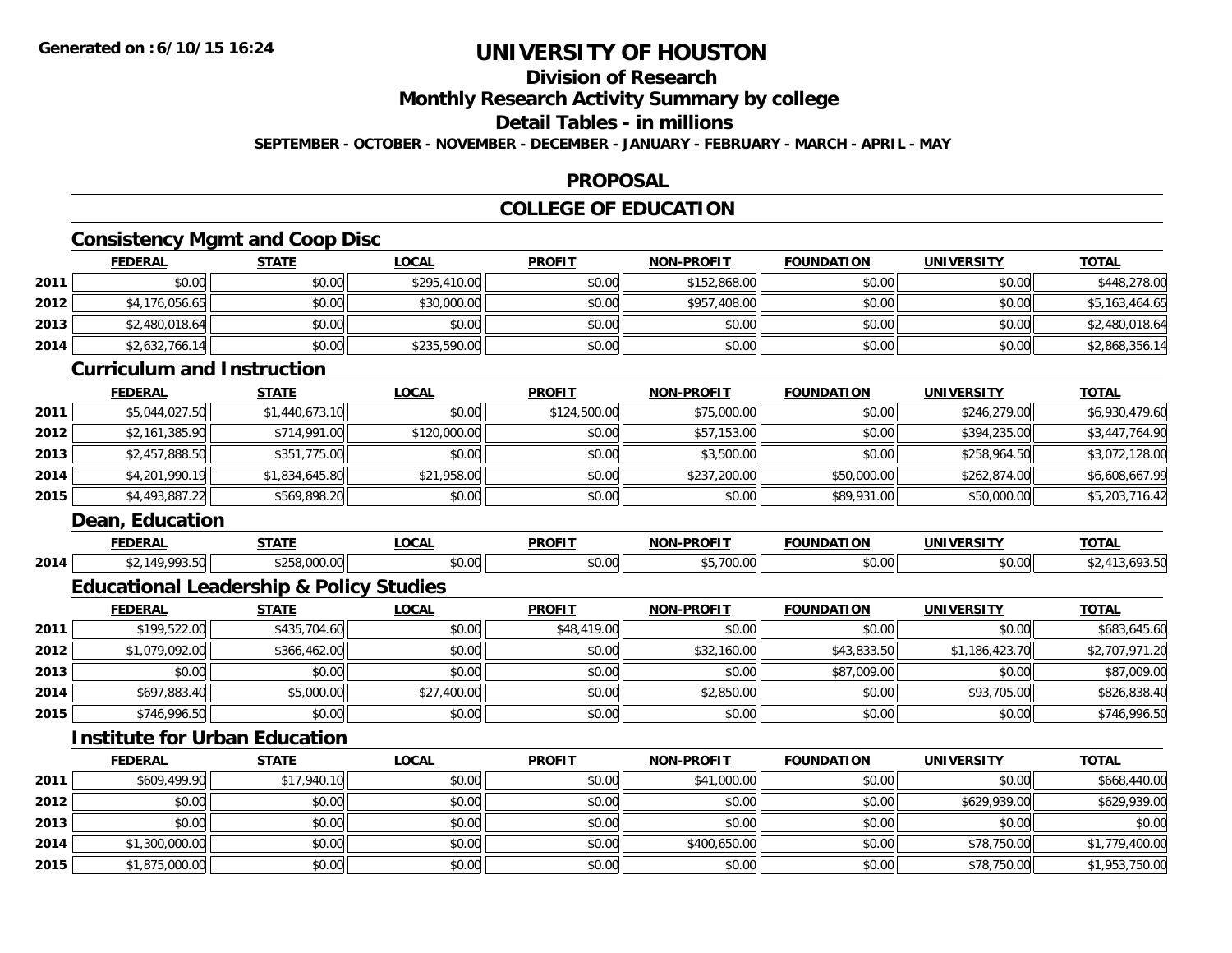# UNIVERSITY OF HOUSTON

## Division of Research

## Monthly Research Activity Summary by college

## Detail Tables - in millions

**SEPTEMBER - OCTOBER - NOVEMBER - DECEMBER - JANUARY - FEBRUARY - MARCH - APRIL - MAY**

## PROPOSAL

## COLLEGE OF EDUCATION

### Consistency Mgmt and Coop Disc

| | FEDERAL | STATE | LOCAL | PROFIT | NON-PROFIT | FOUNDATION | UNIVERSITY | TOTAL |
|---|---|---|---|---|---|---|---|---|
| 2011 | $0.00 | $0.00 | $295,410.00 | $0.00 | $152,868.00 | $0.00 | $0.00 | $448,278.00 |
| 2012 | $4,176,056.65 | $0.00 | $30,000.00 | $0.00 | $957,408.00 | $0.00 | $0.00 | $5,163,464.65 |
| 2013 | $2,480,018.64 | $0.00 | $0.00 | $0.00 | $0.00 | $0.00 | $0.00 | $2,480,018.64 |
| 2014 | $2,632,766.14 | $0.00 | $235,590.00 | $0.00 | $0.00 | $0.00 | $0.00 | $2,868,356.14 |

### Curriculum and Instruction

| | FEDERAL | STATE | LOCAL | PROFIT | NON-PROFIT | FOUNDATION | UNIVERSITY | TOTAL |
|---|---|---|---|---|---|---|---|---|
| 2011 | $5,044,027.50 | $1,440,673.10 | $0.00 | $124,500.00 | $75,000.00 | $0.00 | $246,279.00 | $6,930,479.60 |
| 2012 | $2,161,385.90 | $714,991.00 | $120,000.00 | $0.00 | $57,153.00 | $0.00 | $394,235.00 | $3,447,764.90 |
| 2013 | $2,457,888.50 | $351,775.00 | $0.00 | $0.00 | $3,500.00 | $0.00 | $258,964.50 | $3,072,128.00 |
| 2014 | $4,201,990.19 | $1,834,645.80 | $21,958.00 | $0.00 | $237,200.00 | $50,000.00 | $262,874.00 | $6,608,667.99 |
| 2015 | $4,493,887.22 | $569,898.20 | $0.00 | $0.00 | $0.00 | $89,931.00 | $50,000.00 | $5,203,716.42 |

### Dean, Education

| | FEDERAL | STATE | LOCAL | PROFIT | NON-PROFIT | FOUNDATION | UNIVERSITY | TOTAL |
|---|---|---|---|---|---|---|---|---|
| 2014 | $2,149,993.50 | $258,000.00 | $0.00 | $0.00 | $5,700.00 | $0.00 | $0.00 | $2,413,693.50 |

### Educational Leadership & Policy Studies

| | FEDERAL | STATE | LOCAL | PROFIT | NON-PROFIT | FOUNDATION | UNIVERSITY | TOTAL |
|---|---|---|---|---|---|---|---|---|
| 2011 | $199,522.00 | $435,704.60 | $0.00 | $48,419.00 | $0.00 | $0.00 | $0.00 | $683,645.60 |
| 2012 | $1,079,092.00 | $366,462.00 | $0.00 | $0.00 | $32,160.00 | $43,833.50 | $1,186,423.70 | $2,707,971.20 |
| 2013 | $0.00 | $0.00 | $0.00 | $0.00 | $0.00 | $87,009.00 | $0.00 | $87,009.00 |
| 2014 | $697,883.40 | $5,000.00 | $27,400.00 | $0.00 | $2,850.00 | $0.00 | $93,705.00 | $826,838.40 |
| 2015 | $746,996.50 | $0.00 | $0.00 | $0.00 | $0.00 | $0.00 | $0.00 | $746,996.50 |

### Institute for Urban Education

| | FEDERAL | STATE | LOCAL | PROFIT | NON-PROFIT | FOUNDATION | UNIVERSITY | TOTAL |
|---|---|---|---|---|---|---|---|---|
| 2011 | $609,499.90 | $17,940.10 | $0.00 | $0.00 | $41,000.00 | $0.00 | $0.00 | $668,440.00 |
| 2012 | $0.00 | $0.00 | $0.00 | $0.00 | $0.00 | $0.00 | $629,939.00 | $629,939.00 |
| 2013 | $0.00 | $0.00 | $0.00 | $0.00 | $0.00 | $0.00 | $0.00 | $0.00 |
| 2014 | $1,300,000.00 | $0.00 | $0.00 | $0.00 | $400,650.00 | $0.00 | $78,750.00 | $1,779,400.00 |
| 2015 | $1,875,000.00 | $0.00 | $0.00 | $0.00 | $0.00 | $0.00 | $78,750.00 | $1,953,750.00 |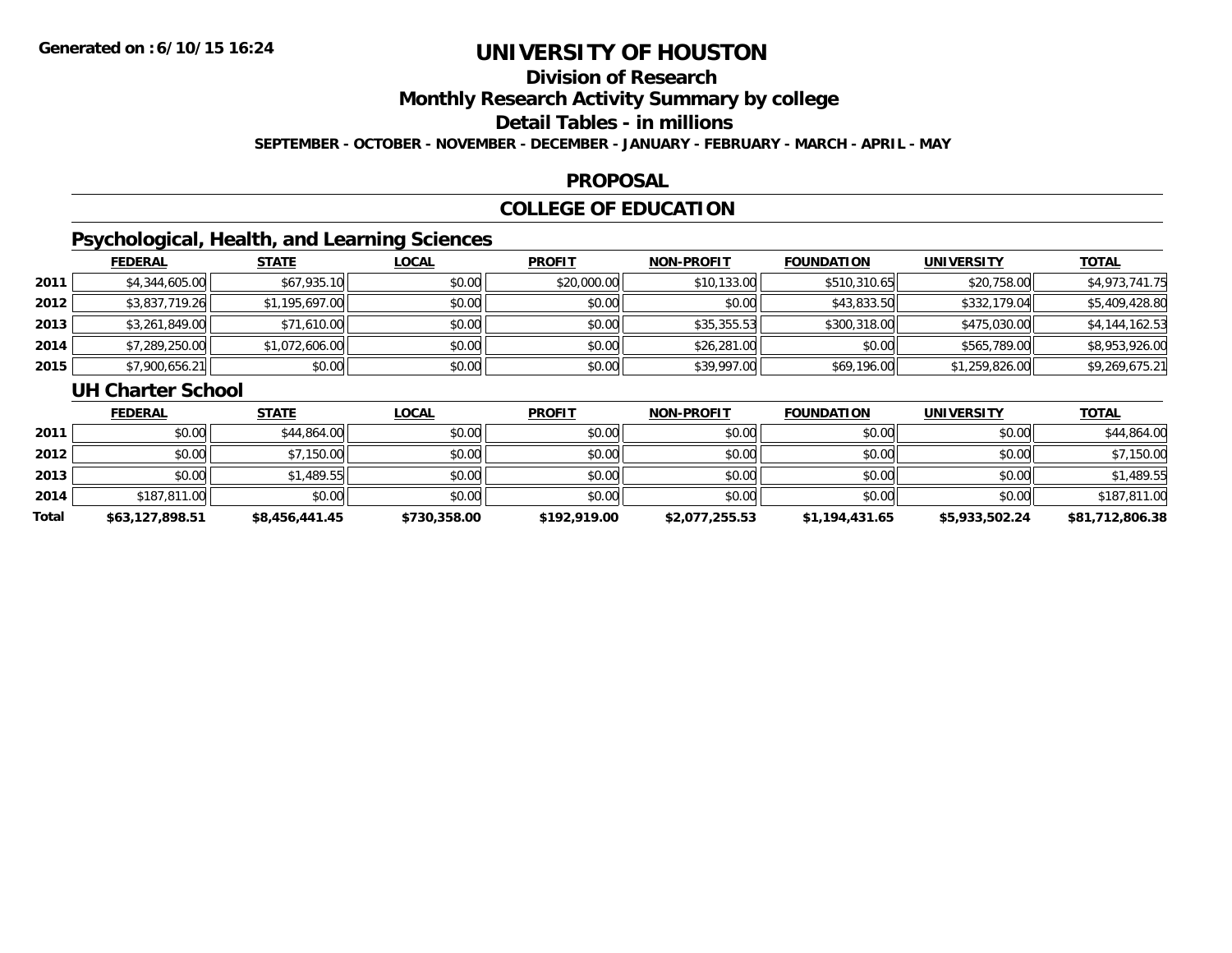# UNIVERSITY OF HOUSTON

## Division of Research

## Monthly Research Activity Summary by college

## Detail Tables - in millions

**SEPTEMBER - OCTOBER - NOVEMBER - DECEMBER - JANUARY - FEBRUARY - MARCH - APRIL - MAY**

## PROPOSAL

## COLLEGE OF EDUCATION

### Psychological, Health, and Learning Sciences

| | FEDERAL | STATE | LOCAL | PROFIT | NON-PROFIT | FOUNDATION | UNIVERSITY | TOTAL |
|---|---|---|---|---|---|---|---|---|
| 2011 | $4,344,605.00 | $67,935.10 | $0.00 | $20,000.00 | $10,133.00 | $510,310.65 | $20,758.00 | $4,973,741.75 |
| 2012 | $3,837,719.26 | $1,195,697.00 | $0.00 | $0.00 | $0.00 | $43,833.50 | $332,179.04 | $5,409,428.80 |
| 2013 | $3,261,849.00 | $71,610.00 | $0.00 | $0.00 | $35,355.53 | $300,318.00 | $475,030.00 | $4,144,162.53 |
| 2014 | $7,289,250.00 | $1,072,606.00 | $0.00 | $0.00 | $26,281.00 | $0.00 | $565,789.00 | $8,953,926.00 |
| 2015 | $7,900,656.21 | $0.00 | $0.00 | $0.00 | $39,997.00 | $69,196.00 | $1,259,826.00 | $9,269,675.21 |

### UH Charter School

| | FEDERAL | STATE | LOCAL | PROFIT | NON-PROFIT | FOUNDATION | UNIVERSITY | TOTAL |
|---|---|---|---|---|---|---|---|---|
| 2011 | $0.00 | $44,864.00 | $0.00 | $0.00 | $0.00 | $0.00 | $0.00 | $44,864.00 |
| 2012 | $0.00 | $7,150.00 | $0.00 | $0.00 | $0.00 | $0.00 | $0.00 | $7,150.00 |
| 2013 | $0.00 | $1,489.55 | $0.00 | $0.00 | $0.00 | $0.00 | $0.00 | $1,489.55 |
| 2014 | $187,811.00 | $0.00 | $0.00 | $0.00 | $0.00 | $0.00 | $0.00 | $187,811.00 |
| **Total** | **$63,127,898.51** | **$8,456,441.45** | **$730,358.00** | **$192,919.00** | **$2,077,255.53** | **$1,194,431.65** | **$5,933,502.24** | **$81,712,806.38** |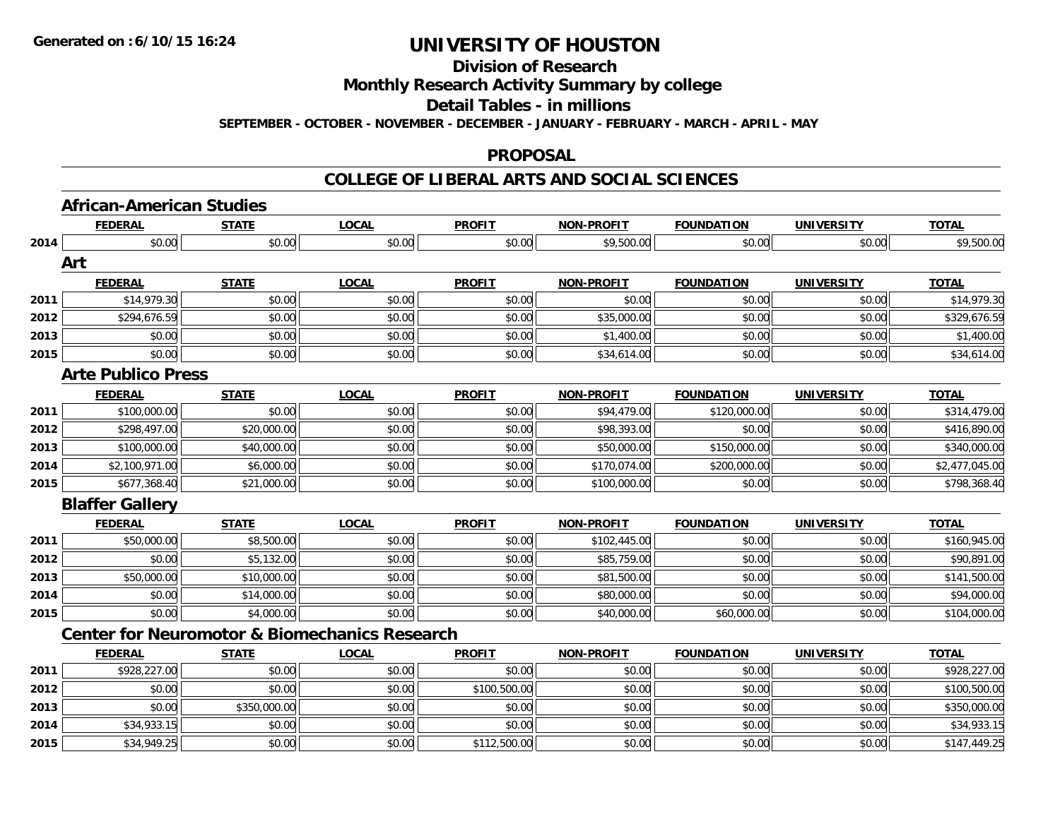# UNIVERSITY OF HOUSTON

## Division of Research

## Monthly Research Activity Summary by college

## Detail Tables - in millions

**SEPTEMBER - OCTOBER - NOVEMBER - DECEMBER - JANUARY - FEBRUARY - MARCH - APRIL - MAY**

**Generated on :6/10/15 16:24**

## PROPOSAL

## COLLEGE OF LIBERAL ARTS AND SOCIAL SCIENCES

### African-American Studies

| | FEDERAL | STATE | LOCAL | PROFIT | NON-PROFIT | FOUNDATION | UNIVERSITY | TOTAL |
|---|---|---|---|---|---|---|---|---|
| 2014 | $0.00 | $0.00 | $0.00 | $0.00 | $9,500.00 | $0.00 | $0.00 | $9,500.00 |

### Art

| | FEDERAL | STATE | LOCAL | PROFIT | NON-PROFIT | FOUNDATION | UNIVERSITY | TOTAL |
|---|---|---|---|---|---|---|---|---|
| 2011 | $14,979.30 | $0.00 | $0.00 | $0.00 | $0.00 | $0.00 | $0.00 | $14,979.30 |
| 2012 | $294,676.59 | $0.00 | $0.00 | $0.00 | $35,000.00 | $0.00 | $0.00 | $329,676.59 |
| 2013 | $0.00 | $0.00 | $0.00 | $0.00 | $1,400.00 | $0.00 | $0.00 | $1,400.00 |
| 2015 | $0.00 | $0.00 | $0.00 | $0.00 | $34,614.00 | $0.00 | $0.00 | $34,614.00 |

### Arte Publico Press

| | FEDERAL | STATE | LOCAL | PROFIT | NON-PROFIT | FOUNDATION | UNIVERSITY | TOTAL |
|---|---|---|---|---|---|---|---|---|
| 2011 | $100,000.00 | $0.00 | $0.00 | $0.00 | $94,479.00 | $120,000.00 | $0.00 | $314,479.00 |
| 2012 | $298,497.00 | $20,000.00 | $0.00 | $0.00 | $98,393.00 | $0.00 | $0.00 | $416,890.00 |
| 2013 | $100,000.00 | $40,000.00 | $0.00 | $0.00 | $50,000.00 | $150,000.00 | $0.00 | $340,000.00 |
| 2014 | $2,100,971.00 | $6,000.00 | $0.00 | $0.00 | $170,074.00 | $200,000.00 | $0.00 | $2,477,045.00 |
| 2015 | $677,368.40 | $21,000.00 | $0.00 | $0.00 | $100,000.00 | $0.00 | $0.00 | $798,368.40 |

### Blaffer Gallery

| | FEDERAL | STATE | LOCAL | PROFIT | NON-PROFIT | FOUNDATION | UNIVERSITY | TOTAL |
|---|---|---|---|---|---|---|---|---|
| 2011 | $50,000.00 | $8,500.00 | $0.00 | $0.00 | $102,445.00 | $0.00 | $0.00 | $160,945.00 |
| 2012 | $0.00 | $5,132.00 | $0.00 | $0.00 | $85,759.00 | $0.00 | $0.00 | $90,891.00 |
| 2013 | $50,000.00 | $10,000.00 | $0.00 | $0.00 | $81,500.00 | $0.00 | $0.00 | $141,500.00 |
| 2014 | $0.00 | $14,000.00 | $0.00 | $0.00 | $80,000.00 | $0.00 | $0.00 | $94,000.00 |
| 2015 | $0.00 | $4,000.00 | $0.00 | $0.00 | $40,000.00 | $60,000.00 | $0.00 | $104,000.00 |

### Center for Neuromotor & Biomechanics Research

| | FEDERAL | STATE | LOCAL | PROFIT | NON-PROFIT | FOUNDATION | UNIVERSITY | TOTAL |
|---|---|---|---|---|---|---|---|---|
| 2011 | $928,227.00 | $0.00 | $0.00 | $0.00 | $0.00 | $0.00 | $0.00 | $928,227.00 |
| 2012 | $0.00 | $0.00 | $0.00 | $100,500.00 | $0.00 | $0.00 | $0.00 | $100,500.00 |
| 2013 | $0.00 | $350,000.00 | $0.00 | $0.00 | $0.00 | $0.00 | $0.00 | $350,000.00 |
| 2014 | $34,933.15 | $0.00 | $0.00 | $0.00 | $0.00 | $0.00 | $0.00 | $34,933.15 |
| 2015 | $34,949.25 | $0.00 | $0.00 | $112,500.00 | $0.00 | $0.00 | $0.00 | $147,449.25 |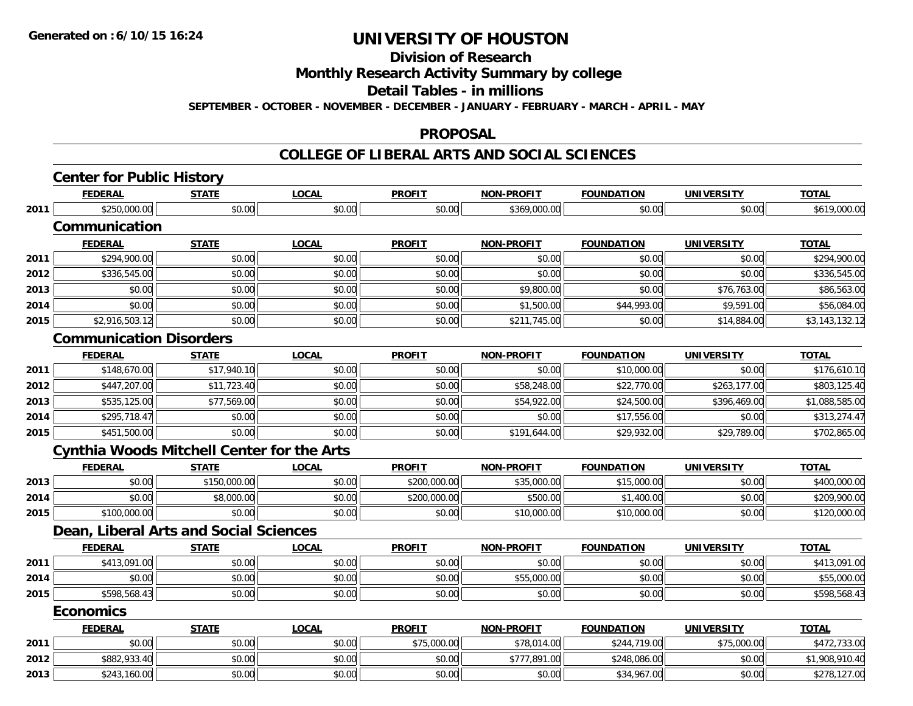# UNIVERSITY OF HOUSTON

## Division of Research

## Monthly Research Activity Summary by college

## Detail Tables - in millions

**SEPTEMBER - OCTOBER - NOVEMBER - DECEMBER - JANUARY - FEBRUARY - MARCH - APRIL - MAY**

## PROPOSAL

## COLLEGE OF LIBERAL ARTS AND SOCIAL SCIENCES

### Center for Public History

| | FEDERAL | STATE | LOCAL | PROFIT | NON-PROFIT | FOUNDATION | UNIVERSITY | TOTAL |
|---|---|---|---|---|---|---|---|---|
| 2011 | $250,000.00 | $0.00 | $0.00 | $0.00 | $369,000.00 | $0.00 | $0.00 | $619,000.00 |

### Communication

| | FEDERAL | STATE | LOCAL | PROFIT | NON-PROFIT | FOUNDATION | UNIVERSITY | TOTAL |
|---|---|---|---|---|---|---|---|---|
| 2011 | $294,900.00 | $0.00 | $0.00 | $0.00 | $0.00 | $0.00 | $0.00 | $294,900.00 |
| 2012 | $336,545.00 | $0.00 | $0.00 | $0.00 | $0.00 | $0.00 | $0.00 | $336,545.00 |
| 2013 | $0.00 | $0.00 | $0.00 | $0.00 | $9,800.00 | $0.00 | $76,763.00 | $86,563.00 |
| 2014 | $0.00 | $0.00 | $0.00 | $0.00 | $1,500.00 | $44,993.00 | $9,591.00 | $56,084.00 |
| 2015 | $2,916,503.12 | $0.00 | $0.00 | $0.00 | $211,745.00 | $0.00 | $14,884.00 | $3,143,132.12 |

### Communication Disorders

| | FEDERAL | STATE | LOCAL | PROFIT | NON-PROFIT | FOUNDATION | UNIVERSITY | TOTAL |
|---|---|---|---|---|---|---|---|---|
| 2011 | $148,670.00 | $17,940.10 | $0.00 | $0.00 | $0.00 | $10,000.00 | $0.00 | $176,610.10 |
| 2012 | $447,207.00 | $11,723.40 | $0.00 | $0.00 | $58,248.00 | $22,770.00 | $263,177.00 | $803,125.40 |
| 2013 | $535,125.00 | $77,569.00 | $0.00 | $0.00 | $54,922.00 | $24,500.00 | $396,469.00 | $1,088,585.00 |
| 2014 | $295,718.47 | $0.00 | $0.00 | $0.00 | $0.00 | $17,556.00 | $0.00 | $313,274.47 |
| 2015 | $451,500.00 | $0.00 | $0.00 | $0.00 | $191,644.00 | $29,932.00 | $29,789.00 | $702,865.00 |

### Cynthia Woods Mitchell Center for the Arts

| | FEDERAL | STATE | LOCAL | PROFIT | NON-PROFIT | FOUNDATION | UNIVERSITY | TOTAL |
|---|---|---|---|---|---|---|---|---|
| 2013 | $0.00 | $150,000.00 | $0.00 | $200,000.00 | $35,000.00 | $15,000.00 | $0.00 | $400,000.00 |
| 2014 | $0.00 | $8,000.00 | $0.00 | $200,000.00 | $500.00 | $1,400.00 | $0.00 | $209,900.00 |
| 2015 | $100,000.00 | $0.00 | $0.00 | $0.00 | $10,000.00 | $10,000.00 | $0.00 | $120,000.00 |

### Dean, Liberal Arts and Social Sciences

| | FEDERAL | STATE | LOCAL | PROFIT | NON-PROFIT | FOUNDATION | UNIVERSITY | TOTAL |
|---|---|---|---|---|---|---|---|---|
| 2011 | $413,091.00 | $0.00 | $0.00 | $0.00 | $0.00 | $0.00 | $0.00 | $413,091.00 |
| 2014 | $0.00 | $0.00 | $0.00 | $0.00 | $55,000.00 | $0.00 | $0.00 | $55,000.00 |
| 2015 | $598,568.43 | $0.00 | $0.00 | $0.00 | $0.00 | $0.00 | $0.00 | $598,568.43 |

### Economics

| | FEDERAL | STATE | LOCAL | PROFIT | NON-PROFIT | FOUNDATION | UNIVERSITY | TOTAL |
|---|---|---|---|---|---|---|---|---|
| 2011 | $0.00 | $0.00 | $0.00 | $75,000.00 | $78,014.00 | $244,719.00 | $75,000.00 | $472,733.00 |
| 2012 | $882,933.40 | $0.00 | $0.00 | $0.00 | $777,891.00 | $248,086.00 | $0.00 | $1,908,910.40 |
| 2013 | $243,160.00 | $0.00 | $0.00 | $0.00 | $0.00 | $34,967.00 | $0.00 | $278,127.00 |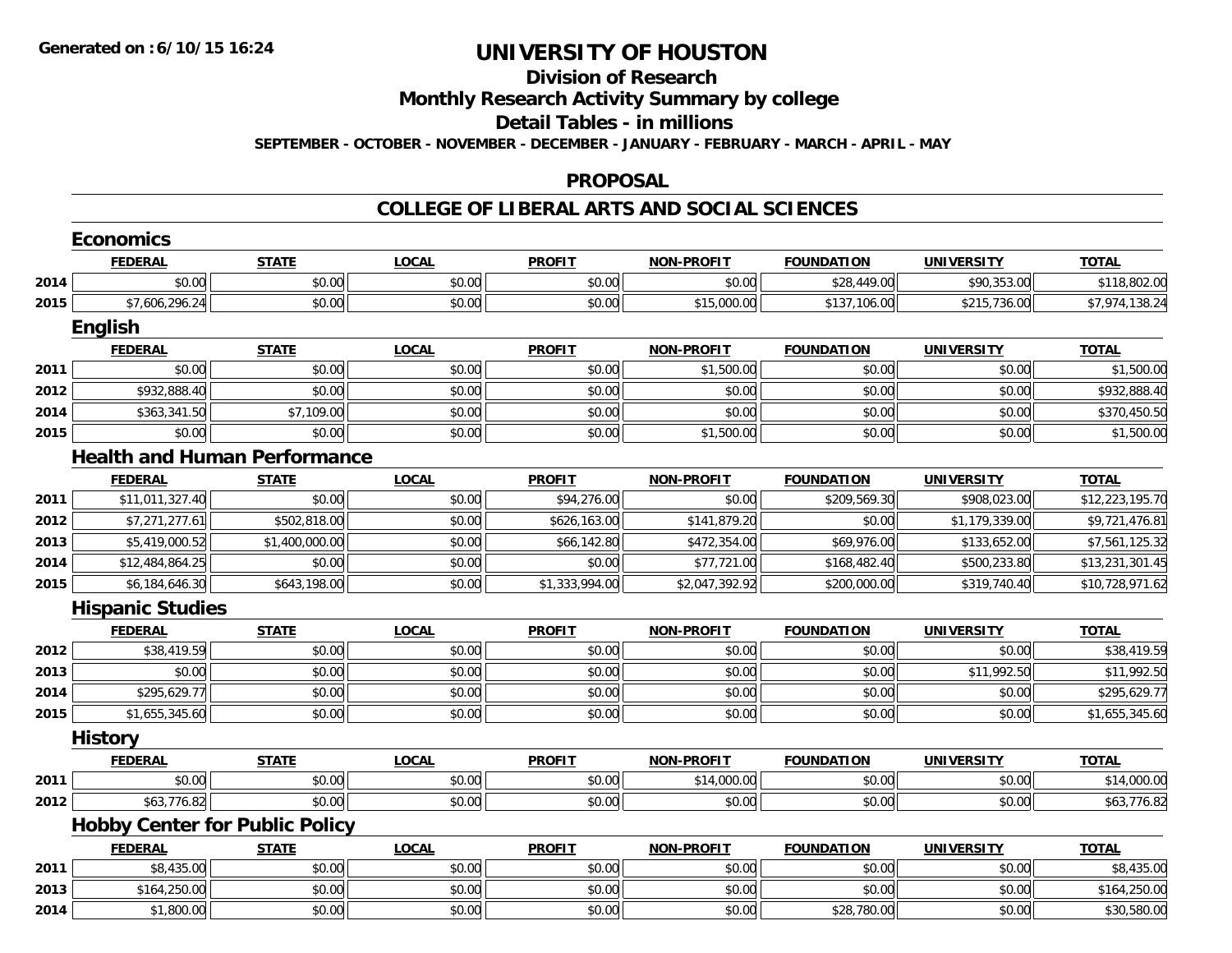**Generated on :6/10/15 16:24**

# UNIVERSITY OF HOUSTON

## Division of Research

## Monthly Research Activity Summary by college

## Detail Tables - in millions

**SEPTEMBER - OCTOBER - NOVEMBER - DECEMBER - JANUARY - FEBRUARY - MARCH - APRIL - MAY**

## PROPOSAL

## COLLEGE OF LIBERAL ARTS AND SOCIAL SCIENCES

### Economics

| | FEDERAL | STATE | LOCAL | PROFIT | NON-PROFIT | FOUNDATION | UNIVERSITY | TOTAL |
|---|---|---|---|---|---|---|---|---|
| 2014 | $0.00 | $0.00 | $0.00 | $0.00 | $0.00 | $28,449.00 | $90,353.00 | $118,802.00 |
| 2015 | $7,606,296.24 | $0.00 | $0.00 | $0.00 | $15,000.00 | $137,106.00 | $215,736.00 | $7,974,138.24 |

### English

| | FEDERAL | STATE | LOCAL | PROFIT | NON-PROFIT | FOUNDATION | UNIVERSITY | TOTAL |
|---|---|---|---|---|---|---|---|---|
| 2011 | $0.00 | $0.00 | $0.00 | $0.00 | $1,500.00 | $0.00 | $0.00 | $1,500.00 |
| 2012 | $932,888.40 | $0.00 | $0.00 | $0.00 | $0.00 | $0.00 | $0.00 | $932,888.40 |
| 2014 | $363,341.50 | $7,109.00 | $0.00 | $0.00 | $0.00 | $0.00 | $0.00 | $370,450.50 |
| 2015 | $0.00 | $0.00 | $0.00 | $0.00 | $1,500.00 | $0.00 | $0.00 | $1,500.00 |

### Health and Human Performance

| | FEDERAL | STATE | LOCAL | PROFIT | NON-PROFIT | FOUNDATION | UNIVERSITY | TOTAL |
|---|---|---|---|---|---|---|---|---|
| 2011 | $11,011,327.40 | $0.00 | $0.00 | $94,276.00 | $0.00 | $209,569.30 | $908,023.00 | $12,223,195.70 |
| 2012 | $7,271,277.61 | $502,818.00 | $0.00 | $626,163.00 | $141,879.20 | $0.00 | $1,179,339.00 | $9,721,476.81 |
| 2013 | $5,419,000.52 | $1,400,000.00 | $0.00 | $66,142.80 | $472,354.00 | $69,976.00 | $133,652.00 | $7,561,125.32 |
| 2014 | $12,484,864.25 | $0.00 | $0.00 | $0.00 | $77,721.00 | $168,482.40 | $500,233.80 | $13,231,301.45 |
| 2015 | $6,184,646.30 | $643,198.00 | $0.00 | $1,333,994.00 | $2,047,392.92 | $200,000.00 | $319,740.40 | $10,728,971.62 |

### Hispanic Studies

| | FEDERAL | STATE | LOCAL | PROFIT | NON-PROFIT | FOUNDATION | UNIVERSITY | TOTAL |
|---|---|---|---|---|---|---|---|---|
| 2012 | $38,419.59 | $0.00 | $0.00 | $0.00 | $0.00 | $0.00 | $0.00 | $38,419.59 |
| 2013 | $0.00 | $0.00 | $0.00 | $0.00 | $0.00 | $0.00 | $11,992.50 | $11,992.50 |
| 2014 | $295,629.77 | $0.00 | $0.00 | $0.00 | $0.00 | $0.00 | $0.00 | $295,629.77 |
| 2015 | $1,655,345.60 | $0.00 | $0.00 | $0.00 | $0.00 | $0.00 | $0.00 | $1,655,345.60 |

### History

| | FEDERAL | STATE | LOCAL | PROFIT | NON-PROFIT | FOUNDATION | UNIVERSITY | TOTAL |
|---|---|---|---|---|---|---|---|---|
| 2011 | $0.00 | $0.00 | $0.00 | $0.00 | $14,000.00 | $0.00 | $0.00 | $14,000.00 |
| 2012 | $63,776.82 | $0.00 | $0.00 | $0.00 | $0.00 | $0.00 | $0.00 | $63,776.82 |

### Hobby Center for Public Policy

| | FEDERAL | STATE | LOCAL | PROFIT | NON-PROFIT | FOUNDATION | UNIVERSITY | TOTAL |
|---|---|---|---|---|---|---|---|---|
| 2011 | $8,435.00 | $0.00 | $0.00 | $0.00 | $0.00 | $0.00 | $0.00 | $8,435.00 |
| 2013 | $164,250.00 | $0.00 | $0.00 | $0.00 | $0.00 | $0.00 | $0.00 | $164,250.00 |
| 2014 | $1,800.00 | $0.00 | $0.00 | $0.00 | $0.00 | $28,780.00 | $0.00 | $30,580.00 |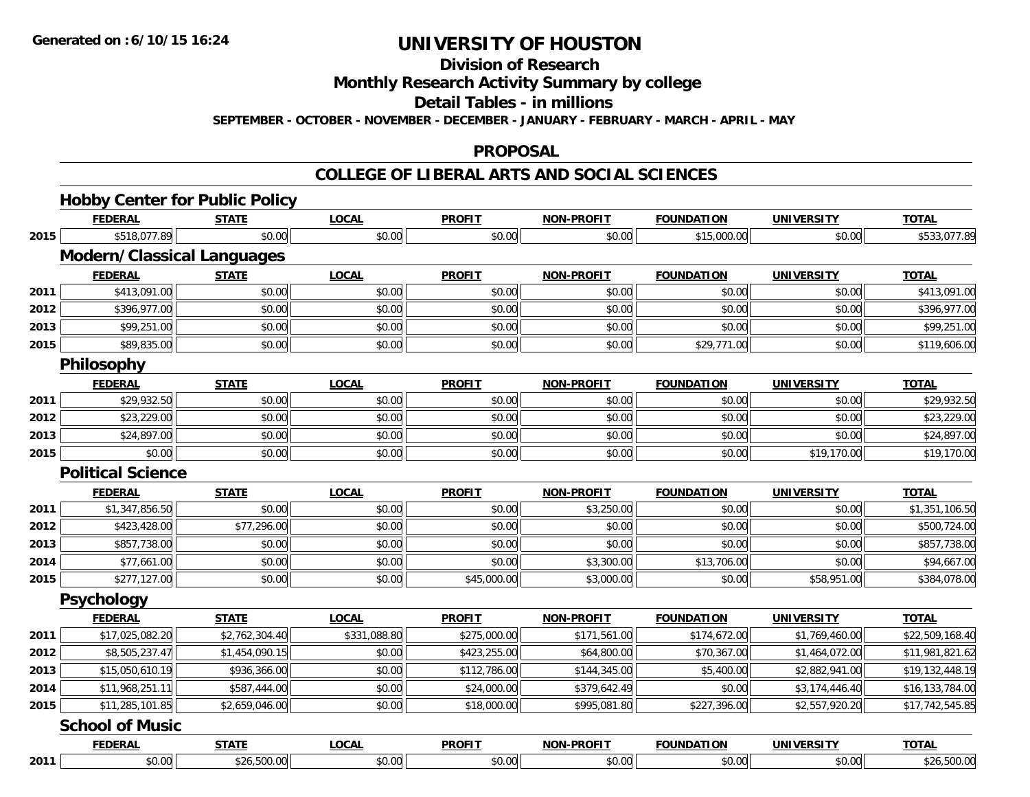Generated on :6/10/15 16:24

# UNIVERSITY OF HOUSTON

## Division of Research

## Monthly Research Activity Summary by college

## Detail Tables - in millions

SEPTEMBER - OCTOBER - NOVEMBER - DECEMBER - JANUARY - FEBRUARY - MARCH - APRIL - MAY

## PROPOSAL

## COLLEGE OF LIBERAL ARTS AND SOCIAL SCIENCES

### Hobby Center for Public Policy

| | FEDERAL | STATE | LOCAL | PROFIT | NON-PROFIT | FOUNDATION | UNIVERSITY | TOTAL |
|---|---|---|---|---|---|---|---|---|
| 2015 | $518,077.89 | $0.00 | $0.00 | $0.00 | $0.00 | $15,000.00 | $0.00 | $533,077.89 |

### Modern/Classical Languages

| | FEDERAL | STATE | LOCAL | PROFIT | NON-PROFIT | FOUNDATION | UNIVERSITY | TOTAL |
|---|---|---|---|---|---|---|---|---|
| 2011 | $413,091.00 | $0.00 | $0.00 | $0.00 | $0.00 | $0.00 | $0.00 | $413,091.00 |
| 2012 | $396,977.00 | $0.00 | $0.00 | $0.00 | $0.00 | $0.00 | $0.00 | $396,977.00 |
| 2013 | $99,251.00 | $0.00 | $0.00 | $0.00 | $0.00 | $0.00 | $0.00 | $99,251.00 |
| 2015 | $89,835.00 | $0.00 | $0.00 | $0.00 | $0.00 | $29,771.00 | $0.00 | $119,606.00 |

### Philosophy

| | FEDERAL | STATE | LOCAL | PROFIT | NON-PROFIT | FOUNDATION | UNIVERSITY | TOTAL |
|---|---|---|---|---|---|---|---|---|
| 2011 | $29,932.50 | $0.00 | $0.00 | $0.00 | $0.00 | $0.00 | $0.00 | $29,932.50 |
| 2012 | $23,229.00 | $0.00 | $0.00 | $0.00 | $0.00 | $0.00 | $0.00 | $23,229.00 |
| 2013 | $24,897.00 | $0.00 | $0.00 | $0.00 | $0.00 | $0.00 | $0.00 | $24,897.00 |
| 2015 | $0.00 | $0.00 | $0.00 | $0.00 | $0.00 | $0.00 | $19,170.00 | $19,170.00 |

### Political Science

| | FEDERAL | STATE | LOCAL | PROFIT | NON-PROFIT | FOUNDATION | UNIVERSITY | TOTAL |
|---|---|---|---|---|---|---|---|---|
| 2011 | $1,347,856.50 | $0.00 | $0.00 | $0.00 | $3,250.00 | $0.00 | $0.00 | $1,351,106.50 |
| 2012 | $423,428.00 | $77,296.00 | $0.00 | $0.00 | $0.00 | $0.00 | $0.00 | $500,724.00 |
| 2013 | $857,738.00 | $0.00 | $0.00 | $0.00 | $0.00 | $0.00 | $0.00 | $857,738.00 |
| 2014 | $77,661.00 | $0.00 | $0.00 | $0.00 | $3,300.00 | $13,706.00 | $0.00 | $94,667.00 |
| 2015 | $277,127.00 | $0.00 | $0.00 | $45,000.00 | $3,000.00 | $0.00 | $58,951.00 | $384,078.00 |

### Psychology

| | FEDERAL | STATE | LOCAL | PROFIT | NON-PROFIT | FOUNDATION | UNIVERSITY | TOTAL |
|---|---|---|---|---|---|---|---|---|
| 2011 | $17,025,082.20 | $2,762,304.40 | $331,088.80 | $275,000.00 | $171,561.00 | $174,672.00 | $1,769,460.00 | $22,509,168.40 |
| 2012 | $8,505,237.47 | $1,454,090.15 | $0.00 | $423,255.00 | $64,800.00 | $70,367.00 | $1,464,072.00 | $11,981,821.62 |
| 2013 | $15,050,610.19 | $936,366.00 | $0.00 | $112,786.00 | $144,345.00 | $5,400.00 | $2,882,941.00 | $19,132,448.19 |
| 2014 | $11,968,251.11 | $587,444.00 | $0.00 | $24,000.00 | $379,642.49 | $0.00 | $3,174,446.40 | $16,133,784.00 |
| 2015 | $11,285,101.85 | $2,659,046.00 | $0.00 | $18,000.00 | $995,081.80 | $227,396.00 | $2,557,920.20 | $17,742,545.85 |

### School of Music

| | FEDERAL | STATE | LOCAL | PROFIT | NON-PROFIT | FOUNDATION | UNIVERSITY | TOTAL |
|---|---|---|---|---|---|---|---|---|
| 2011 | $0.00 | $26,500.00 | $0.00 | $0.00 | $0.00 | $0.00 | $0.00 | $26,500.00 |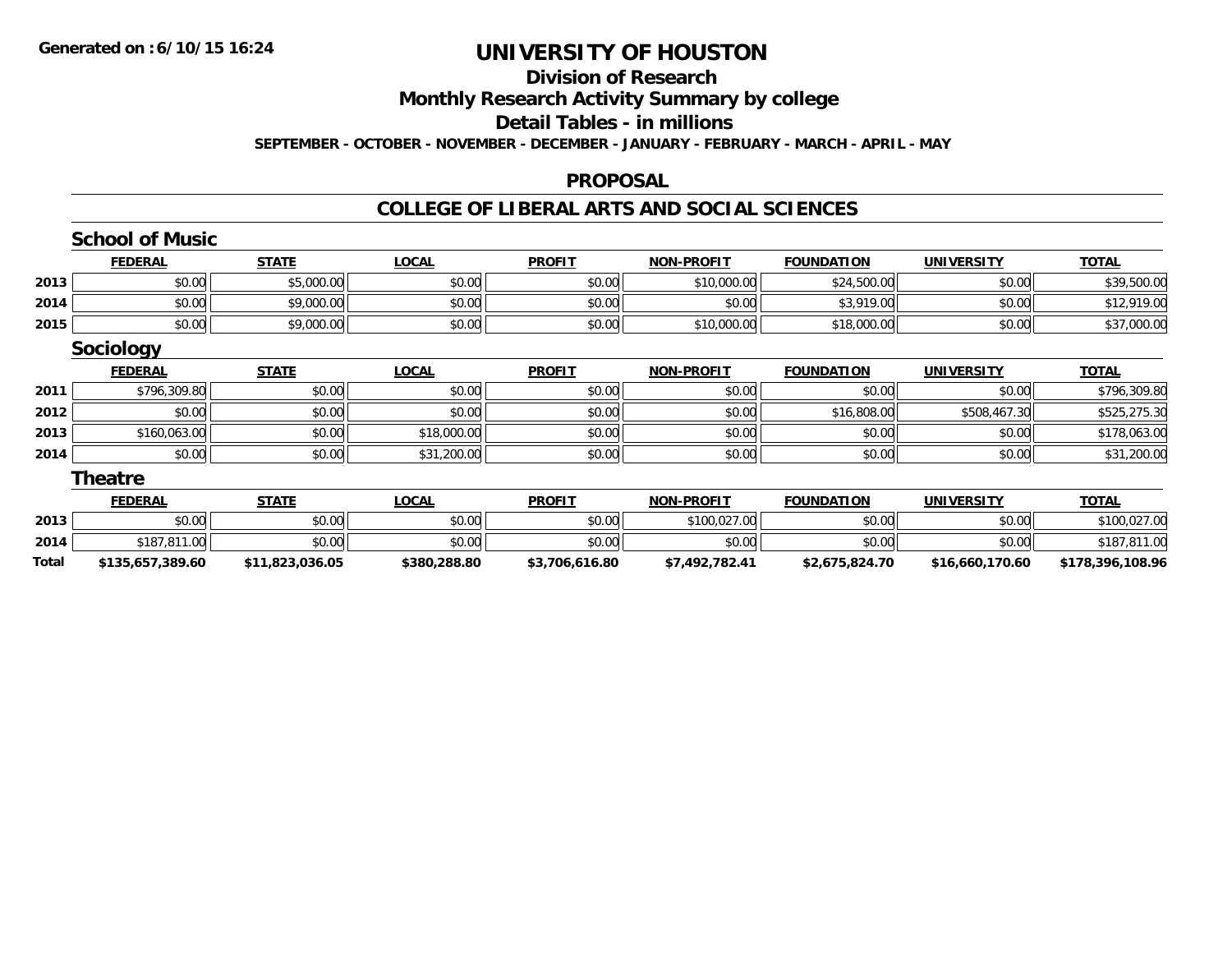# UNIVERSITY OF HOUSTON

## Division of Research

## Monthly Research Activity Summary by college

## Detail Tables - in millions

**SEPTEMBER - OCTOBER - NOVEMBER - DECEMBER - JANUARY - FEBRUARY - MARCH - APRIL - MAY**

## PROPOSAL

## COLLEGE OF LIBERAL ARTS AND SOCIAL SCIENCES

### School of Music

| | FEDERAL | STATE | LOCAL | PROFIT | NON-PROFIT | FOUNDATION | UNIVERSITY | TOTAL |
|---|---|---|---|---|---|---|---|---|
| 2013 | $0.00 | $5,000.00 | $0.00 | $0.00 | $10,000.00 | $24,500.00 | $0.00 | $39,500.00 |
| 2014 | $0.00 | $9,000.00 | $0.00 | $0.00 | $0.00 | $3,919.00 | $0.00 | $12,919.00 |
| 2015 | $0.00 | $9,000.00 | $0.00 | $0.00 | $10,000.00 | $18,000.00 | $0.00 | $37,000.00 |

### Sociology

| | FEDERAL | STATE | LOCAL | PROFIT | NON-PROFIT | FOUNDATION | UNIVERSITY | TOTAL |
|---|---|---|---|---|---|---|---|---|
| 2011 | $796,309.80 | $0.00 | $0.00 | $0.00 | $0.00 | $0.00 | $0.00 | $796,309.80 |
| 2012 | $0.00 | $0.00 | $0.00 | $0.00 | $0.00 | $16,808.00 | $508,467.30 | $525,275.30 |
| 2013 | $160,063.00 | $0.00 | $18,000.00 | $0.00 | $0.00 | $0.00 | $0.00 | $178,063.00 |
| 2014 | $0.00 | $0.00 | $31,200.00 | $0.00 | $0.00 | $0.00 | $0.00 | $31,200.00 |

### Theatre

| | FEDERAL | STATE | LOCAL | PROFIT | NON-PROFIT | FOUNDATION | UNIVERSITY | TOTAL |
|---|---|---|---|---|---|---|---|---|
| 2013 | $0.00 | $0.00 | $0.00 | $0.00 | $100,027.00 | $0.00 | $0.00 | $100,027.00 |
| 2014 | $187,811.00 | $0.00 | $0.00 | $0.00 | $0.00 | $0.00 | $0.00 | $187,811.00 |
| **Total** | **$135,657,389.60** | **$11,823,036.05** | **$380,288.80** | **$3,706,616.80** | **$7,492,782.41** | **$2,675,824.70** | **$16,660,170.60** | **$178,396,108.96** |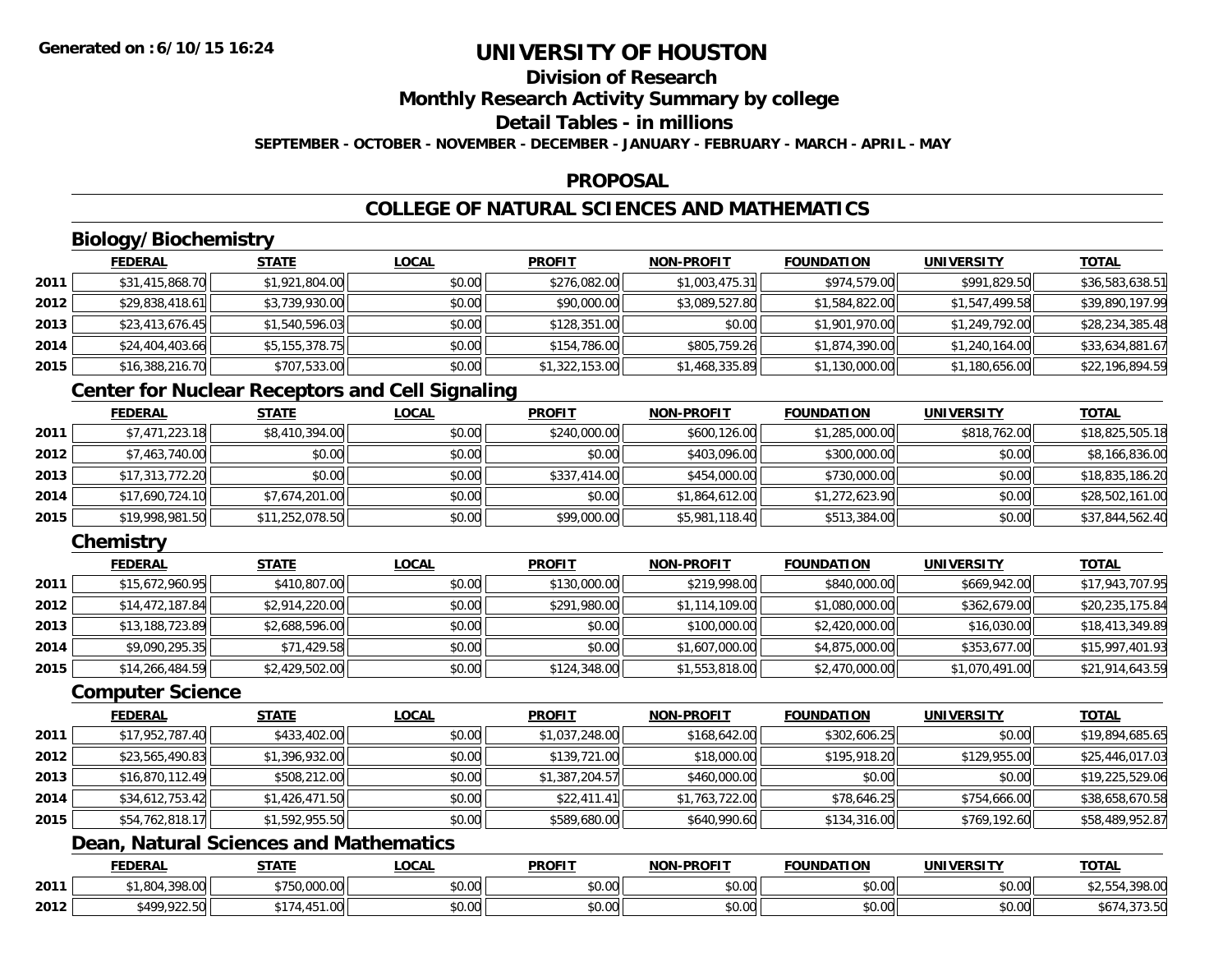# UNIVERSITY OF HOUSTON

## Division of Research

## Monthly Research Activity Summary by college

## Detail Tables - in millions

**SEPTEMBER - OCTOBER - NOVEMBER - DECEMBER - JANUARY - FEBRUARY - MARCH - APRIL - MAY**

## PROPOSAL

## COLLEGE OF NATURAL SCIENCES AND MATHEMATICS

### Biology/Biochemistry

| | FEDERAL | STATE | LOCAL | PROFIT | NON-PROFIT | FOUNDATION | UNIVERSITY | TOTAL |
|---|---|---|---|---|---|---|---|---|
| 2011 | $31,415,868.70 | $1,921,804.00 | $0.00 | $276,082.00 | $1,003,475.31 | $974,579.00 | $991,829.50 | $36,583,638.51 |
| 2012 | $29,838,418.61 | $3,739,930.00 | $0.00 | $90,000.00 | $3,089,527.80 | $1,584,822.00 | $1,547,499.58 | $39,890,197.99 |
| 2013 | $23,413,676.45 | $1,540,596.03 | $0.00 | $128,351.00 | $0.00 | $1,901,970.00 | $1,249,792.00 | $28,234,385.48 |
| 2014 | $24,404,403.66 | $5,155,378.75 | $0.00 | $154,786.00 | $805,759.26 | $1,874,390.00 | $1,240,164.00 | $33,634,881.67 |
| 2015 | $16,388,216.70 | $707,533.00 | $0.00 | $1,322,153.00 | $1,468,335.89 | $1,130,000.00 | $1,180,656.00 | $22,196,894.59 |

### Center for Nuclear Receptors and Cell Signaling

| | FEDERAL | STATE | LOCAL | PROFIT | NON-PROFIT | FOUNDATION | UNIVERSITY | TOTAL |
|---|---|---|---|---|---|---|---|---|
| 2011 | $7,471,223.18 | $8,410,394.00 | $0.00 | $240,000.00 | $600,126.00 | $1,285,000.00 | $818,762.00 | $18,825,505.18 |
| 2012 | $7,463,740.00 | $0.00 | $0.00 | $0.00 | $403,096.00 | $300,000.00 | $0.00 | $8,166,836.00 |
| 2013 | $17,313,772.20 | $0.00 | $0.00 | $337,414.00 | $454,000.00 | $730,000.00 | $0.00 | $18,835,186.20 |
| 2014 | $17,690,724.10 | $7,674,201.00 | $0.00 | $0.00 | $1,864,612.00 | $1,272,623.90 | $0.00 | $28,502,161.00 |
| 2015 | $19,998,981.50 | $11,252,078.50 | $0.00 | $99,000.00 | $5,981,118.40 | $513,384.00 | $0.00 | $37,844,562.40 |

### Chemistry

| | FEDERAL | STATE | LOCAL | PROFIT | NON-PROFIT | FOUNDATION | UNIVERSITY | TOTAL |
|---|---|---|---|---|---|---|---|---|
| 2011 | $15,672,960.95 | $410,807.00 | $0.00 | $130,000.00 | $219,998.00 | $840,000.00 | $669,942.00 | $17,943,707.95 |
| 2012 | $14,472,187.84 | $2,914,220.00 | $0.00 | $291,980.00 | $1,114,109.00 | $1,080,000.00 | $362,679.00 | $20,235,175.84 |
| 2013 | $13,188,723.89 | $2,688,596.00 | $0.00 | $0.00 | $100,000.00 | $2,420,000.00 | $16,030.00 | $18,413,349.89 |
| 2014 | $9,090,295.35 | $71,429.58 | $0.00 | $0.00 | $1,607,000.00 | $4,875,000.00 | $353,677.00 | $15,997,401.93 |
| 2015 | $14,266,484.59 | $2,429,502.00 | $0.00 | $124,348.00 | $1,553,818.00 | $2,470,000.00 | $1,070,491.00 | $21,914,643.59 |

### Computer Science

| | FEDERAL | STATE | LOCAL | PROFIT | NON-PROFIT | FOUNDATION | UNIVERSITY | TOTAL |
|---|---|---|---|---|---|---|---|---|
| 2011 | $17,952,787.40 | $433,402.00 | $0.00 | $1,037,248.00 | $168,642.00 | $302,606.25 | $0.00 | $19,894,685.65 |
| 2012 | $23,565,490.83 | $1,396,932.00 | $0.00 | $139,721.00 | $18,000.00 | $195,918.20 | $129,955.00 | $25,446,017.03 |
| 2013 | $16,870,112.49 | $508,212.00 | $0.00 | $1,387,204.57 | $460,000.00 | $0.00 | $0.00 | $19,225,529.06 |
| 2014 | $34,612,753.42 | $1,426,471.50 | $0.00 | $22,411.41 | $1,763,722.00 | $78,646.25 | $754,666.00 | $38,658,670.58 |
| 2015 | $54,762,818.17 | $1,592,955.50 | $0.00 | $589,680.00 | $640,990.60 | $134,316.00 | $769,192.60 | $58,489,952.87 |

### Dean, Natural Sciences and Mathematics

| | FEDERAL | STATE | LOCAL | PROFIT | NON-PROFIT | FOUNDATION | UNIVERSITY | TOTAL |
|---|---|---|---|---|---|---|---|---|
| 2011 | $1,804,398.00 | $750,000.00 | $0.00 | $0.00 | $0.00 | $0.00 | $0.00 | $2,554,398.00 |
| 2012 | $499,922.50 | $174,451.00 | $0.00 | $0.00 | $0.00 | $0.00 | $0.00 | $674,373.50 |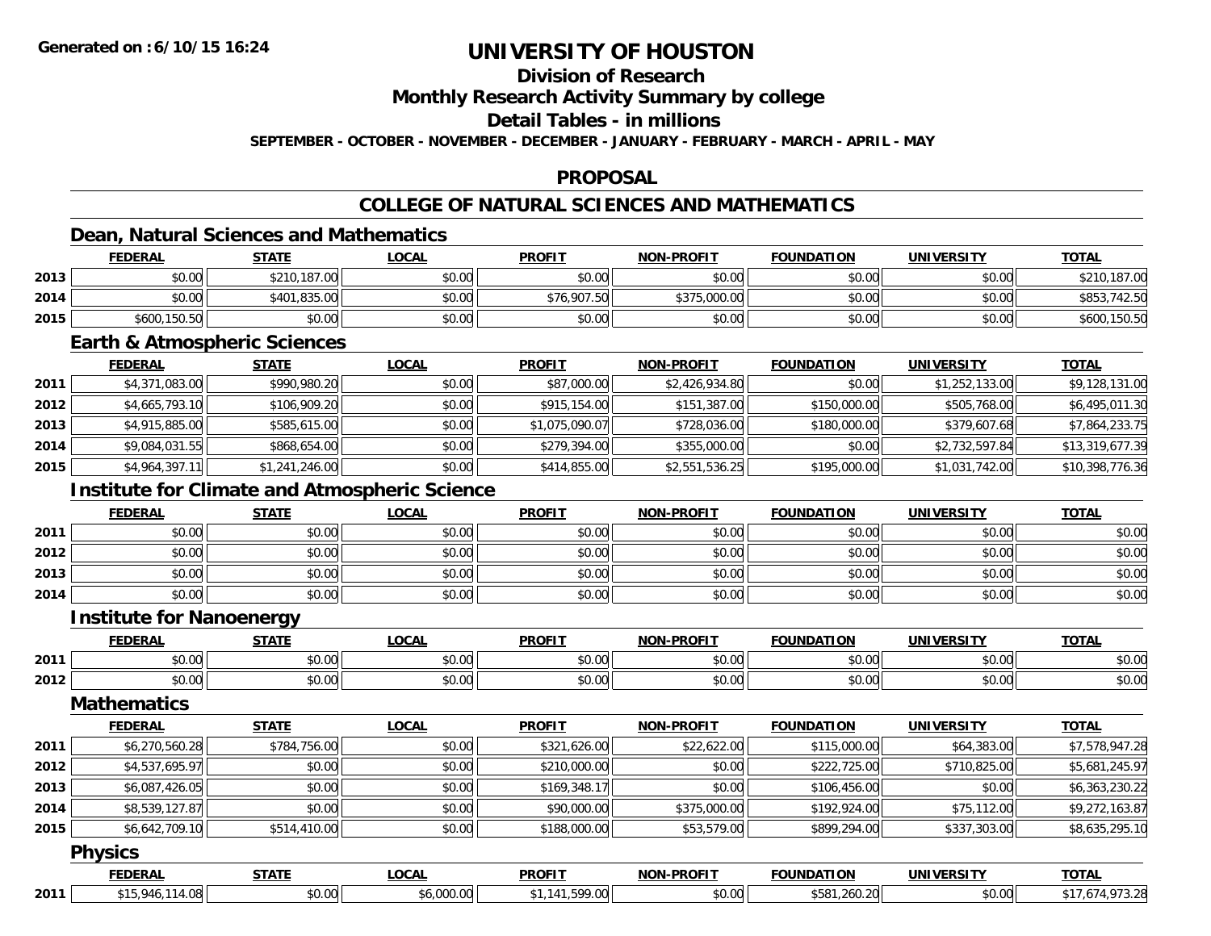# UNIVERSITY OF HOUSTON

**Generated on :6/10/15 16:24**

## Division of Research
## Monthly Research Activity Summary by college
## Detail Tables - in millions

**SEPTEMBER - OCTOBER - NOVEMBER - DECEMBER - JANUARY - FEBRUARY - MARCH - APRIL - MAY**

## PROPOSAL

## COLLEGE OF NATURAL SCIENCES AND MATHEMATICS

### Dean, Natural Sciences and Mathematics

| | FEDERAL | STATE | LOCAL | PROFIT | NON-PROFIT | FOUNDATION | UNIVERSITY | TOTAL |
|---|---|---|---|---|---|---|---|---|
| 2013 | $0.00 | $210,187.00 | $0.00 | $0.00 | $0.00 | $0.00 | $0.00 | $210,187.00 |
| 2014 | $0.00 | $401,835.00 | $0.00 | $76,907.50 | $375,000.00 | $0.00 | $0.00 | $853,742.50 |
| 2015 | $600,150.50 | $0.00 | $0.00 | $0.00 | $0.00 | $0.00 | $0.00 | $600,150.50 |

### Earth & Atmospheric Sciences

| | FEDERAL | STATE | LOCAL | PROFIT | NON-PROFIT | FOUNDATION | UNIVERSITY | TOTAL |
|---|---|---|---|---|---|---|---|---|
| 2011 | $4,371,083.00 | $990,980.20 | $0.00 | $87,000.00 | $2,426,934.80 | $0.00 | $1,252,133.00 | $9,128,131.00 |
| 2012 | $4,665,793.10 | $106,909.20 | $0.00 | $915,154.00 | $151,387.00 | $150,000.00 | $505,768.00 | $6,495,011.30 |
| 2013 | $4,915,885.00 | $585,615.00 | $0.00 | $1,075,090.07 | $728,036.00 | $180,000.00 | $379,607.68 | $7,864,233.75 |
| 2014 | $9,084,031.55 | $868,654.00 | $0.00 | $279,394.00 | $355,000.00 | $0.00 | $2,732,597.84 | $13,319,677.39 |
| 2015 | $4,964,397.11 | $1,241,246.00 | $0.00 | $414,855.00 | $2,551,536.25 | $195,000.00 | $1,031,742.00 | $10,398,776.36 |

### Institute for Climate and Atmospheric Science

| | FEDERAL | STATE | LOCAL | PROFIT | NON-PROFIT | FOUNDATION | UNIVERSITY | TOTAL |
|---|---|---|---|---|---|---|---|---|
| 2011 | $0.00 | $0.00 | $0.00 | $0.00 | $0.00 | $0.00 | $0.00 | $0.00 |
| 2012 | $0.00 | $0.00 | $0.00 | $0.00 | $0.00 | $0.00 | $0.00 | $0.00 |
| 2013 | $0.00 | $0.00 | $0.00 | $0.00 | $0.00 | $0.00 | $0.00 | $0.00 |
| 2014 | $0.00 | $0.00 | $0.00 | $0.00 | $0.00 | $0.00 | $0.00 | $0.00 |

### Institute for Nanoenergy

| | FEDERAL | STATE | LOCAL | PROFIT | NON-PROFIT | FOUNDATION | UNIVERSITY | TOTAL |
|---|---|---|---|---|---|---|---|---|
| 2011 | $0.00 | $0.00 | $0.00 | $0.00 | $0.00 | $0.00 | $0.00 | $0.00 |
| 2012 | $0.00 | $0.00 | $0.00 | $0.00 | $0.00 | $0.00 | $0.00 | $0.00 |

### Mathematics

| | FEDERAL | STATE | LOCAL | PROFIT | NON-PROFIT | FOUNDATION | UNIVERSITY | TOTAL |
|---|---|---|---|---|---|---|---|---|
| 2011 | $6,270,560.28 | $784,756.00 | $0.00 | $321,626.00 | $22,622.00 | $115,000.00 | $64,383.00 | $7,578,947.28 |
| 2012 | $4,537,695.97 | $0.00 | $0.00 | $210,000.00 | $0.00 | $222,725.00 | $710,825.00 | $5,681,245.97 |
| 2013 | $6,087,426.05 | $0.00 | $0.00 | $169,348.17 | $0.00 | $106,456.00 | $0.00 | $6,363,230.22 |
| 2014 | $8,539,127.87 | $0.00 | $0.00 | $90,000.00 | $375,000.00 | $192,924.00 | $75,112.00 | $9,272,163.87 |
| 2015 | $6,642,709.10 | $514,410.00 | $0.00 | $188,000.00 | $53,579.00 | $899,294.00 | $337,303.00 | $8,635,295.10 |

### Physics

| | FEDERAL | STATE | LOCAL | PROFIT | NON-PROFIT | FOUNDATION | UNIVERSITY | TOTAL |
|---|---|---|---|---|---|---|---|---|
| 2011 | $15,946,114.08 | $0.00 | $6,000.00 | $1,141,599.00 | $0.00 | $581,260.20 | $0.00 | $17,674,973.28 |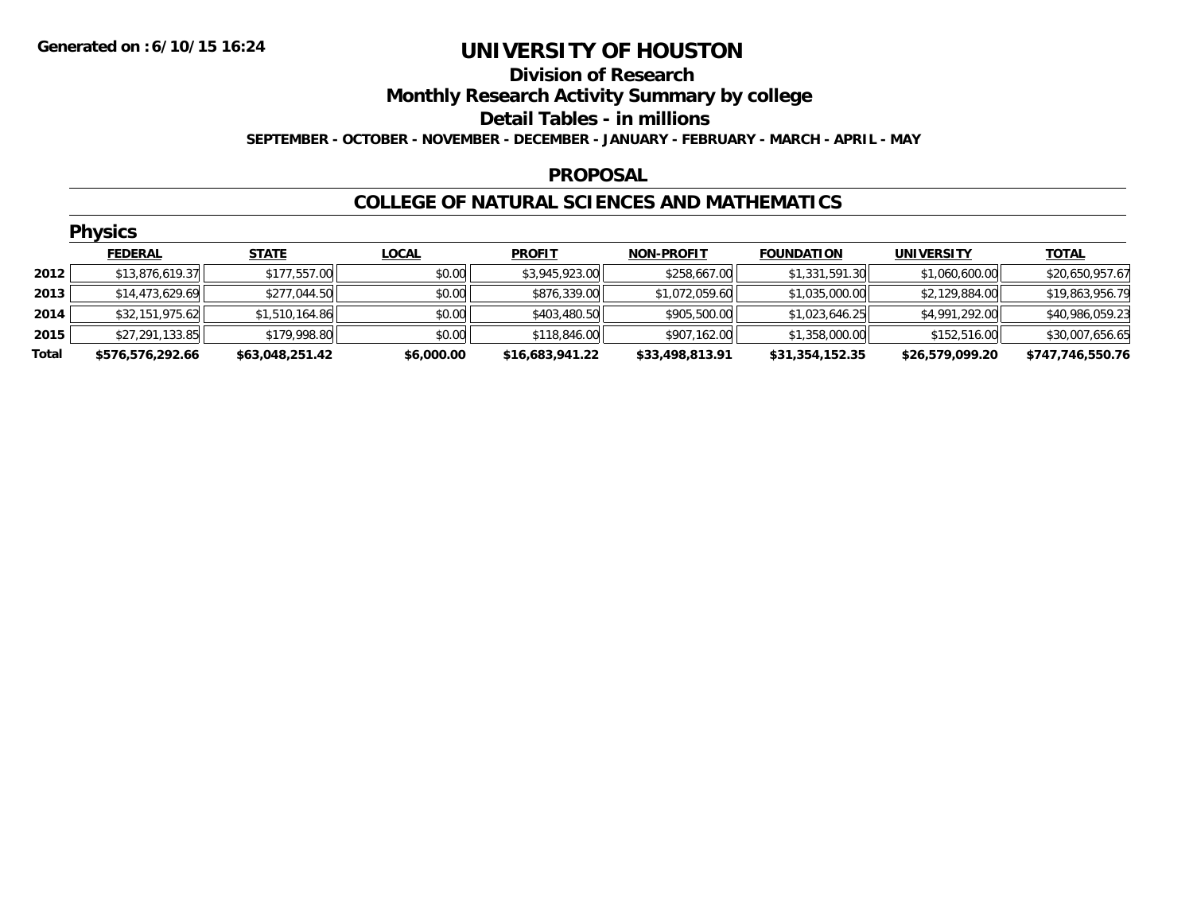**Generated on :6/10/15 16:24**

# UNIVERSITY OF HOUSTON

## Division of Research

## Monthly Research Activity Summary by college

## Detail Tables - in millions

**SEPTEMBER - OCTOBER - NOVEMBER - DECEMBER - JANUARY - FEBRUARY - MARCH - APRIL - MAY**

### PROPOSAL

### COLLEGE OF NATURAL SCIENCES AND MATHEMATICS

#### Physics

| | FEDERAL | STATE | LOCAL | PROFIT | NON-PROFIT | FOUNDATION | UNIVERSITY | TOTAL |
|---|---|---|---|---|---|---|---|---|
| **2012** | $13,876,619.37 | $177,557.00 | $0.00 | $3,945,923.00 | $258,667.00 | $1,331,591.30 | $1,060,600.00 | $20,650,957.67 |
| **2013** | $14,473,629.69 | $277,044.50 | $0.00 | $876,339.00 | $1,072,059.60 | $1,035,000.00 | $2,129,884.00 | $19,863,956.79 |
| **2014** | $32,151,975.62 | $1,510,164.86 | $0.00 | $403,480.50 | $905,500.00 | $1,023,646.25 | $4,991,292.00 | $40,986,059.23 |
| **2015** | $27,291,133.85 | $179,998.80 | $0.00 | $118,846.00 | $907,162.00 | $1,358,000.00 | $152,516.00 | $30,007,656.65 |
| **Total** | **$576,576,292.66** | **$63,048,251.42** | **$6,000.00** | **$16,683,941.22** | **$33,498,813.91** | **$31,354,152.35** | **$26,579,099.20** | **$747,746,550.76** |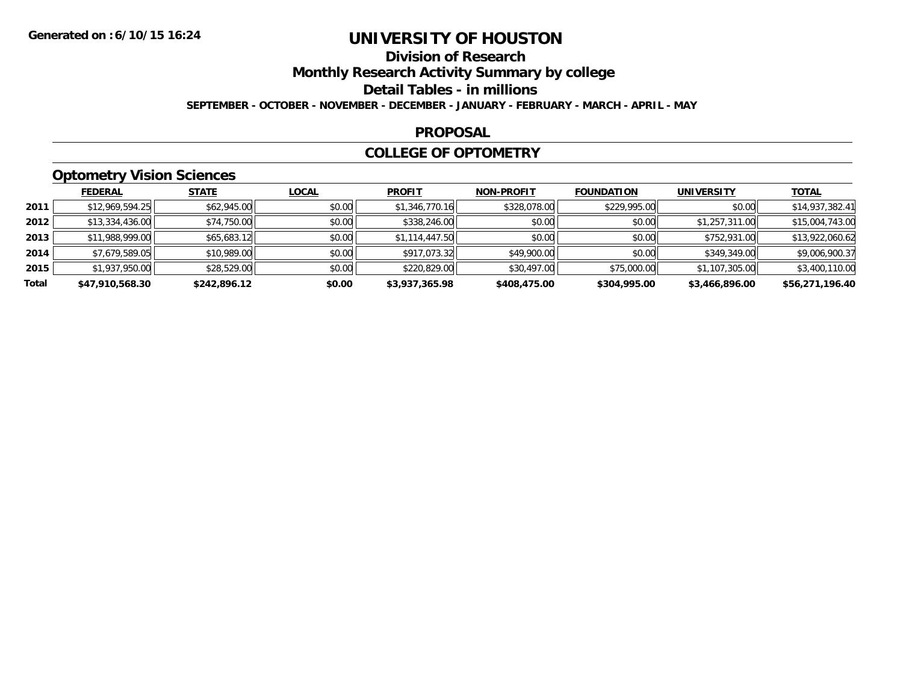# UNIVERSITY OF HOUSTON

## Division of Research

## Monthly Research Activity Summary by college

## Detail Tables - in millions

**SEPTEMBER - OCTOBER - NOVEMBER - DECEMBER - JANUARY - FEBRUARY - MARCH - APRIL - MAY**

## PROPOSAL

## COLLEGE OF OPTOMETRY

### Optometry Vision Sciences

| | FEDERAL | STATE | LOCAL | PROFIT | NON-PROFIT | FOUNDATION | UNIVERSITY | TOTAL |
|---|---|---|---|---|---|---|---|---|
| **2011** | $12,969,594.25 | $62,945.00 | $0.00 | $1,346,770.16 | $328,078.00 | $229,995.00 | $0.00 | $14,937,382.41 |
| **2012** | $13,334,436.00 | $74,750.00 | $0.00 | $338,246.00 | $0.00 | $0.00 | $1,257,311.00 | $15,004,743.00 |
| **2013** | $11,988,999.00 | $65,683.12 | $0.00 | $1,114,447.50 | $0.00 | $0.00 | $752,931.00 | $13,922,060.62 |
| **2014** | $7,679,589.05 | $10,989.00 | $0.00 | $917,073.32 | $49,900.00 | $0.00 | $349,349.00 | $9,006,900.37 |
| **2015** | $1,937,950.00 | $28,529.00 | $0.00 | $220,829.00 | $30,497.00 | $75,000.00 | $1,107,305.00 | $3,400,110.00 |
| **Total** | **$47,910,568.30** | **$242,896.12** | **$0.00** | **$3,937,365.98** | **$408,475.00** | **$304,995.00** | **$3,466,896.00** | **$56,271,196.40** |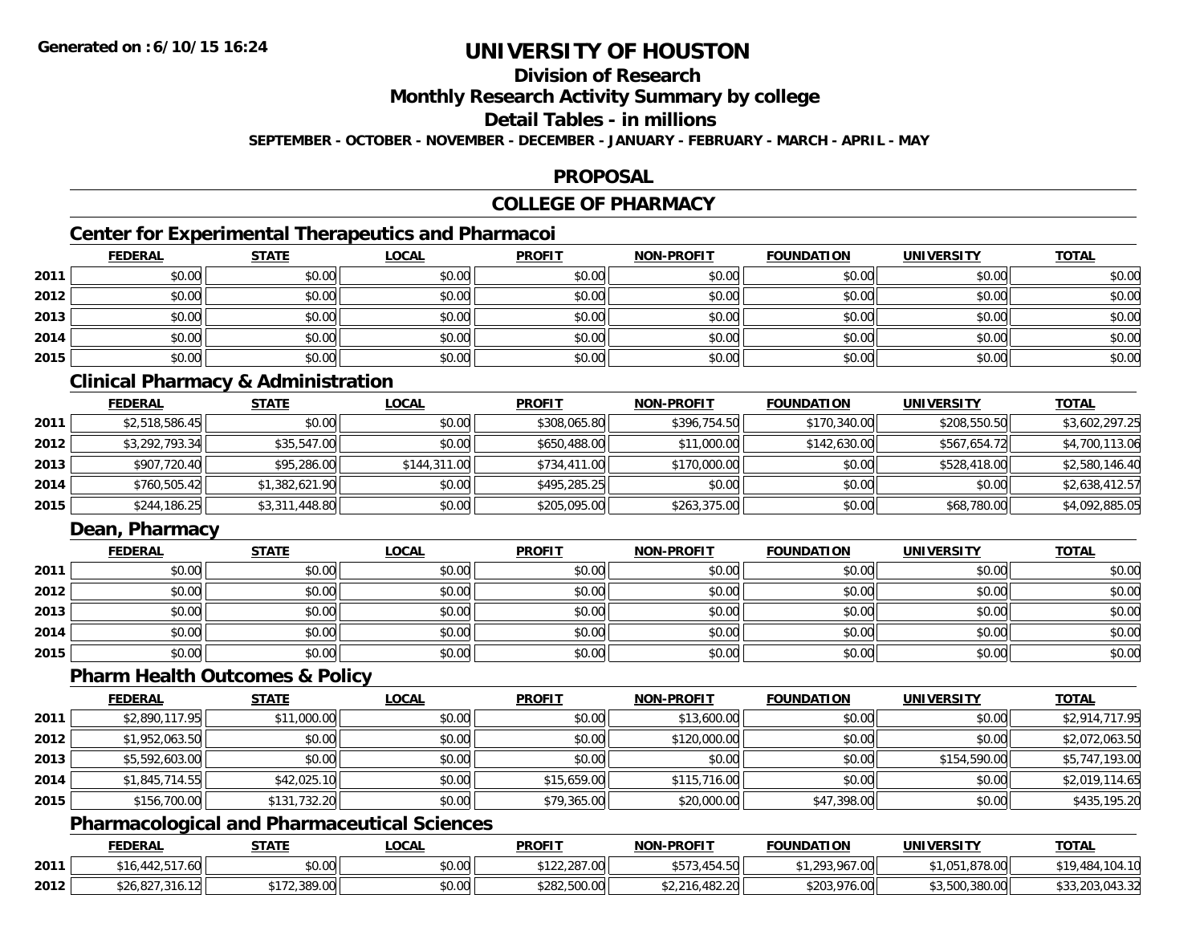# UNIVERSITY OF HOUSTON

## Division of Research

## Monthly Research Activity Summary by college

## Detail Tables - in millions

**SEPTEMBER - OCTOBER - NOVEMBER - DECEMBER - JANUARY - FEBRUARY - MARCH - APRIL - MAY**

## PROPOSAL

## COLLEGE OF PHARMACY

### Center for Experimental Therapeutics and Pharmacoi

| | FEDERAL | STATE | LOCAL | PROFIT | NON-PROFIT | FOUNDATION | UNIVERSITY | TOTAL |
|---|---|---|---|---|---|---|---|---|
| 2011 | $0.00 | $0.00 | $0.00 | $0.00 | $0.00 | $0.00 | $0.00 | $0.00 |
| 2012 | $0.00 | $0.00 | $0.00 | $0.00 | $0.00 | $0.00 | $0.00 | $0.00 |
| 2013 | $0.00 | $0.00 | $0.00 | $0.00 | $0.00 | $0.00 | $0.00 | $0.00 |
| 2014 | $0.00 | $0.00 | $0.00 | $0.00 | $0.00 | $0.00 | $0.00 | $0.00 |
| 2015 | $0.00 | $0.00 | $0.00 | $0.00 | $0.00 | $0.00 | $0.00 | $0.00 |

### Clinical Pharmacy & Administration

| | FEDERAL | STATE | LOCAL | PROFIT | NON-PROFIT | FOUNDATION | UNIVERSITY | TOTAL |
|---|---|---|---|---|---|---|---|---|
| 2011 | $2,518,586.45 | $0.00 | $0.00 | $308,065.80 | $396,754.50 | $170,340.00 | $208,550.50 | $3,602,297.25 |
| 2012 | $3,292,793.34 | $35,547.00 | $0.00 | $650,488.00 | $11,000.00 | $142,630.00 | $567,654.72 | $4,700,113.06 |
| 2013 | $907,720.40 | $95,286.00 | $144,311.00 | $734,411.00 | $170,000.00 | $0.00 | $528,418.00 | $2,580,146.40 |
| 2014 | $760,505.42 | $1,382,621.90 | $0.00 | $495,285.25 | $0.00 | $0.00 | $0.00 | $2,638,412.57 |
| 2015 | $244,186.25 | $3,311,448.80 | $0.00 | $205,095.00 | $263,375.00 | $0.00 | $68,780.00 | $4,092,885.05 |

### Dean, Pharmacy

| | FEDERAL | STATE | LOCAL | PROFIT | NON-PROFIT | FOUNDATION | UNIVERSITY | TOTAL |
|---|---|---|---|---|---|---|---|---|
| 2011 | $0.00 | $0.00 | $0.00 | $0.00 | $0.00 | $0.00 | $0.00 | $0.00 |
| 2012 | $0.00 | $0.00 | $0.00 | $0.00 | $0.00 | $0.00 | $0.00 | $0.00 |
| 2013 | $0.00 | $0.00 | $0.00 | $0.00 | $0.00 | $0.00 | $0.00 | $0.00 |
| 2014 | $0.00 | $0.00 | $0.00 | $0.00 | $0.00 | $0.00 | $0.00 | $0.00 |
| 2015 | $0.00 | $0.00 | $0.00 | $0.00 | $0.00 | $0.00 | $0.00 | $0.00 |

### Pharm Health Outcomes & Policy

| | FEDERAL | STATE | LOCAL | PROFIT | NON-PROFIT | FOUNDATION | UNIVERSITY | TOTAL |
|---|---|---|---|---|---|---|---|---|
| 2011 | $2,890,117.95 | $11,000.00 | $0.00 | $0.00 | $13,600.00 | $0.00 | $0.00 | $2,914,717.95 |
| 2012 | $1,952,063.50 | $0.00 | $0.00 | $0.00 | $120,000.00 | $0.00 | $0.00 | $2,072,063.50 |
| 2013 | $5,592,603.00 | $0.00 | $0.00 | $0.00 | $0.00 | $0.00 | $154,590.00 | $5,747,193.00 |
| 2014 | $1,845,714.55 | $42,025.10 | $0.00 | $15,659.00 | $115,716.00 | $0.00 | $0.00 | $2,019,114.65 |
| 2015 | $156,700.00 | $131,732.20 | $0.00 | $79,365.00 | $20,000.00 | $47,398.00 | $0.00 | $435,195.20 |

### Pharmacological and Pharmaceutical Sciences

| | FEDERAL | STATE | LOCAL | PROFIT | NON-PROFIT | FOUNDATION | UNIVERSITY | TOTAL |
|---|---|---|---|---|---|---|---|---|
| 2011 | $16,442,517.60 | $0.00 | $0.00 | $122,287.00 | $573,454.50 | $1,293,967.00 | $1,051,878.00 | $19,484,104.10 |
| 2012 | $26,827,316.12 | $172,389.00 | $0.00 | $282,500.00 | $2,216,482.20 | $203,976.00 | $3,500,380.00 | $33,203,043.32 |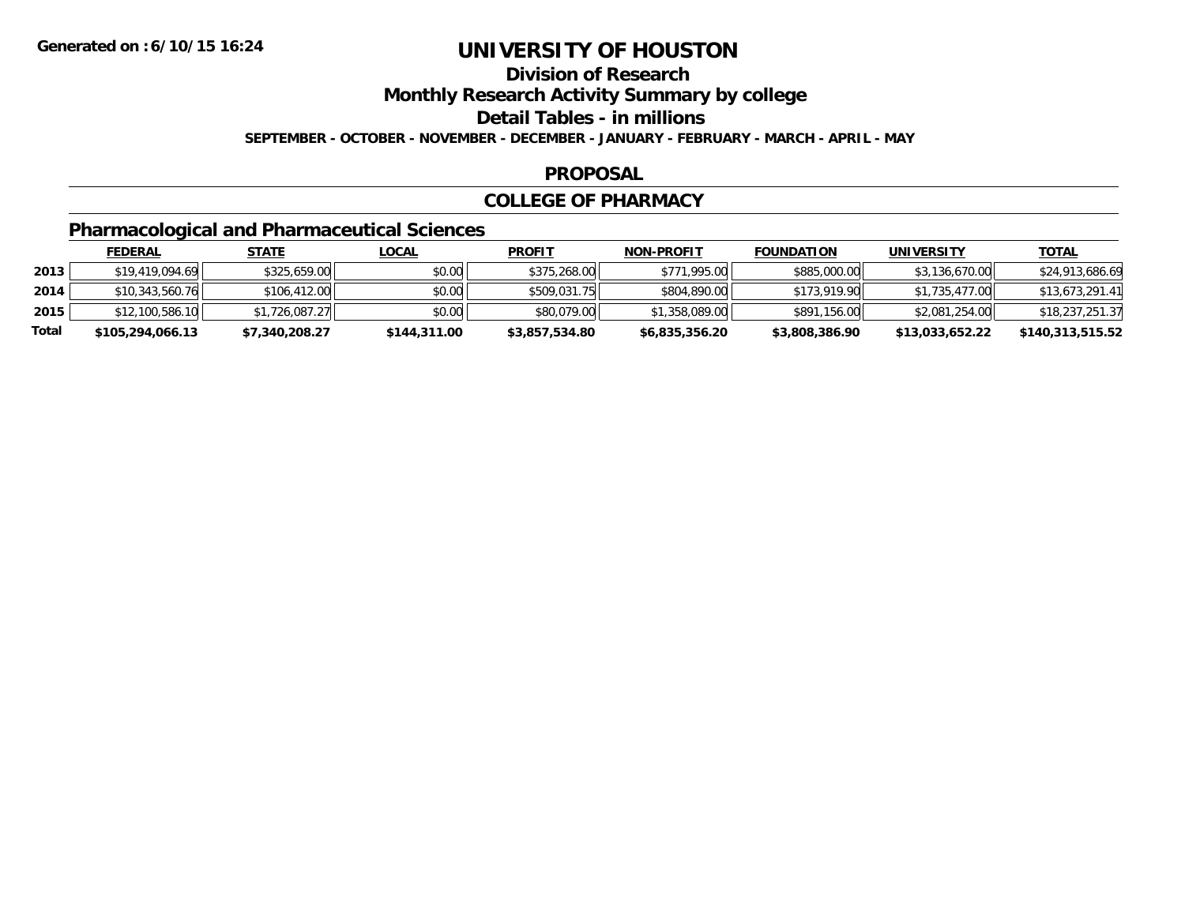**Generated on :6/10/15 16:24**

# UNIVERSITY OF HOUSTON

## Division of Research

## Monthly Research Activity Summary by college

## Detail Tables - in millions

**SEPTEMBER - OCTOBER - NOVEMBER - DECEMBER - JANUARY - FEBRUARY - MARCH - APRIL - MAY**

## PROPOSAL

## COLLEGE OF PHARMACY

### Pharmacological and Pharmaceutical Sciences

| | FEDERAL | STATE | LOCAL | PROFIT | NON-PROFIT | FOUNDATION | UNIVERSITY | TOTAL |
|---|---|---|---|---|---|---|---|---|
| 2013 | $19,419,094.69 | $325,659.00 | $0.00 | $375,268.00 | $771,995.00 | $885,000.00 | $3,136,670.00 | $24,913,686.69 |
| 2014 | $10,343,560.76 | $106,412.00 | $0.00 | $509,031.75 | $804,890.00 | $173,919.90 | $1,735,477.00 | $13,673,291.41 |
| 2015 | $12,100,586.10 | $1,726,087.27 | $0.00 | $80,079.00 | $1,358,089.00 | $891,156.00 | $2,081,254.00 | $18,237,251.37 |
| **Total** | **$105,294,066.13** | **$7,340,208.27** | **$144,311.00** | **$3,857,534.80** | **$6,835,356.20** | **$3,808,386.90** | **$13,033,652.22** | **$140,313,515.52** |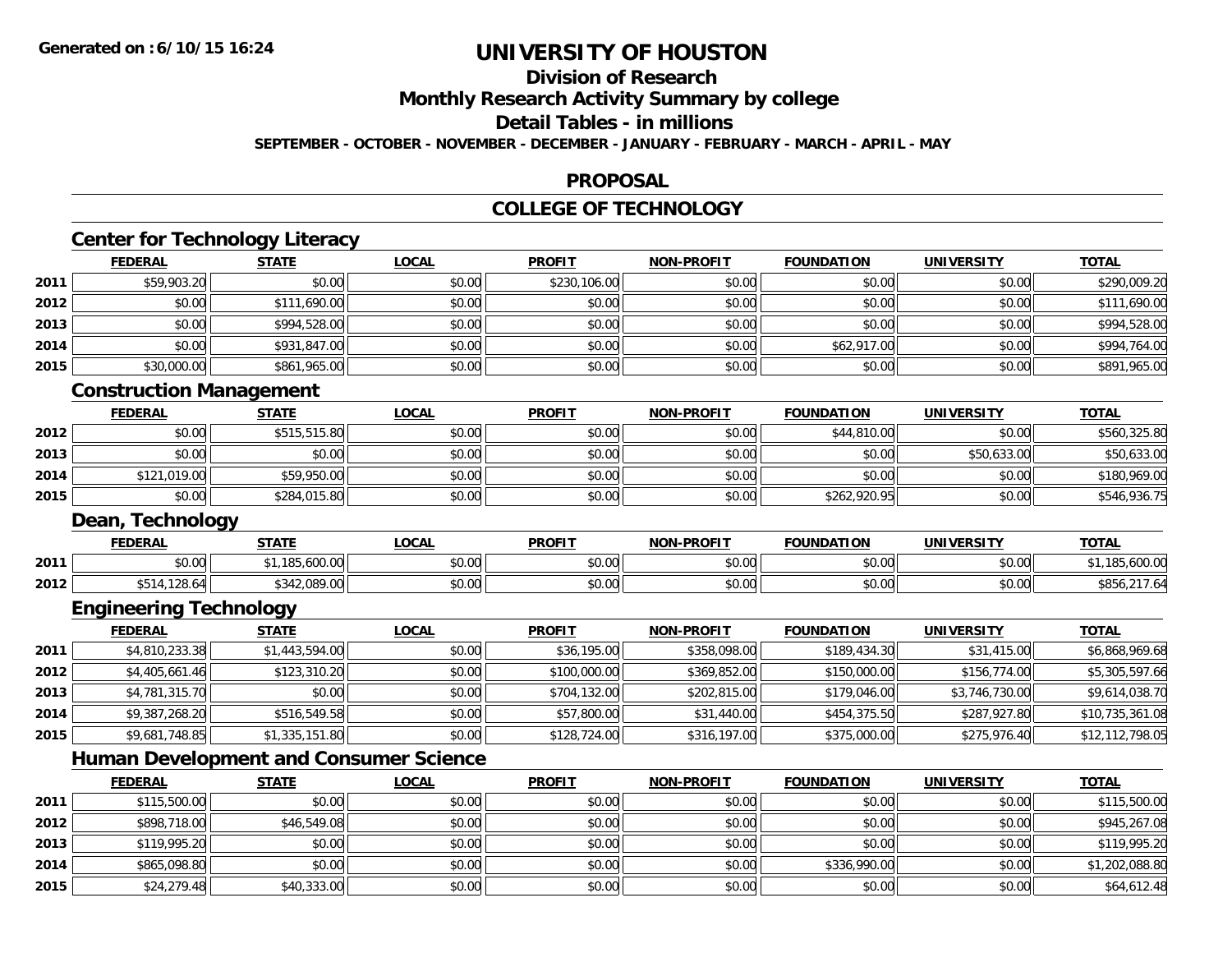**Generated on :6/10/15 16:24**

# UNIVERSITY OF HOUSTON

## Division of Research

## Monthly Research Activity Summary by college

## Detail Tables - in millions

**SEPTEMBER - OCTOBER - NOVEMBER - DECEMBER - JANUARY - FEBRUARY - MARCH - APRIL - MAY**

## PROPOSAL

## COLLEGE OF TECHNOLOGY

### Center for Technology Literacy

| | FEDERAL | STATE | LOCAL | PROFIT | NON-PROFIT | FOUNDATION | UNIVERSITY | TOTAL |
|---|---|---|---|---|---|---|---|---|
| 2011 | $59,903.20 | $0.00 | $0.00 | $230,106.00 | $0.00 | $0.00 | $0.00 | $290,009.20 |
| 2012 | $0.00 | $111,690.00 | $0.00 | $0.00 | $0.00 | $0.00 | $0.00 | $111,690.00 |
| 2013 | $0.00 | $994,528.00 | $0.00 | $0.00 | $0.00 | $0.00 | $0.00 | $994,528.00 |
| 2014 | $0.00 | $931,847.00 | $0.00 | $0.00 | $0.00 | $62,917.00 | $0.00 | $994,764.00 |
| 2015 | $30,000.00 | $861,965.00 | $0.00 | $0.00 | $0.00 | $0.00 | $0.00 | $891,965.00 |

### Construction Management

| | FEDERAL | STATE | LOCAL | PROFIT | NON-PROFIT | FOUNDATION | UNIVERSITY | TOTAL |
|---|---|---|---|---|---|---|---|---|
| 2012 | $0.00 | $515,515.80 | $0.00 | $0.00 | $0.00 | $44,810.00 | $0.00 | $560,325.80 |
| 2013 | $0.00 | $0.00 | $0.00 | $0.00 | $0.00 | $0.00 | $50,633.00 | $50,633.00 |
| 2014 | $121,019.00 | $59,950.00 | $0.00 | $0.00 | $0.00 | $0.00 | $0.00 | $180,969.00 |
| 2015 | $0.00 | $284,015.80 | $0.00 | $0.00 | $0.00 | $262,920.95 | $0.00 | $546,936.75 |

### Dean, Technology

| | FEDERAL | STATE | LOCAL | PROFIT | NON-PROFIT | FOUNDATION | UNIVERSITY | TOTAL |
|---|---|---|---|---|---|---|---|---|
| 2011 | $0.00 | $1,185,600.00 | $0.00 | $0.00 | $0.00 | $0.00 | $0.00 | $1,185,600.00 |
| 2012 | $514,128.64 | $342,089.00 | $0.00 | $0.00 | $0.00 | $0.00 | $0.00 | $856,217.64 |

### Engineering Technology

| | FEDERAL | STATE | LOCAL | PROFIT | NON-PROFIT | FOUNDATION | UNIVERSITY | TOTAL |
|---|---|---|---|---|---|---|---|---|
| 2011 | $4,810,233.38 | $1,443,594.00 | $0.00 | $36,195.00 | $358,098.00 | $189,434.30 | $31,415.00 | $6,868,969.68 |
| 2012 | $4,405,661.46 | $123,310.20 | $0.00 | $100,000.00 | $369,852.00 | $150,000.00 | $156,774.00 | $5,305,597.66 |
| 2013 | $4,781,315.70 | $0.00 | $0.00 | $704,132.00 | $202,815.00 | $179,046.00 | $3,746,730.00 | $9,614,038.70 |
| 2014 | $9,387,268.20 | $516,549.58 | $0.00 | $57,800.00 | $31,440.00 | $454,375.50 | $287,927.80 | $10,735,361.08 |
| 2015 | $9,681,748.85 | $1,335,151.80 | $0.00 | $128,724.00 | $316,197.00 | $375,000.00 | $275,976.40 | $12,112,798.05 |

### Human Development and Consumer Science

| | FEDERAL | STATE | LOCAL | PROFIT | NON-PROFIT | FOUNDATION | UNIVERSITY | TOTAL |
|---|---|---|---|---|---|---|---|---|
| 2011 | $115,500.00 | $0.00 | $0.00 | $0.00 | $0.00 | $0.00 | $0.00 | $115,500.00 |
| 2012 | $898,718.00 | $46,549.08 | $0.00 | $0.00 | $0.00 | $0.00 | $0.00 | $945,267.08 |
| 2013 | $119,995.20 | $0.00 | $0.00 | $0.00 | $0.00 | $0.00 | $0.00 | $119,995.20 |
| 2014 | $865,098.80 | $0.00 | $0.00 | $0.00 | $0.00 | $336,990.00 | $0.00 | $1,202,088.80 |
| 2015 | $24,279.48 | $40,333.00 | $0.00 | $0.00 | $0.00 | $0.00 | $0.00 | $64,612.48 |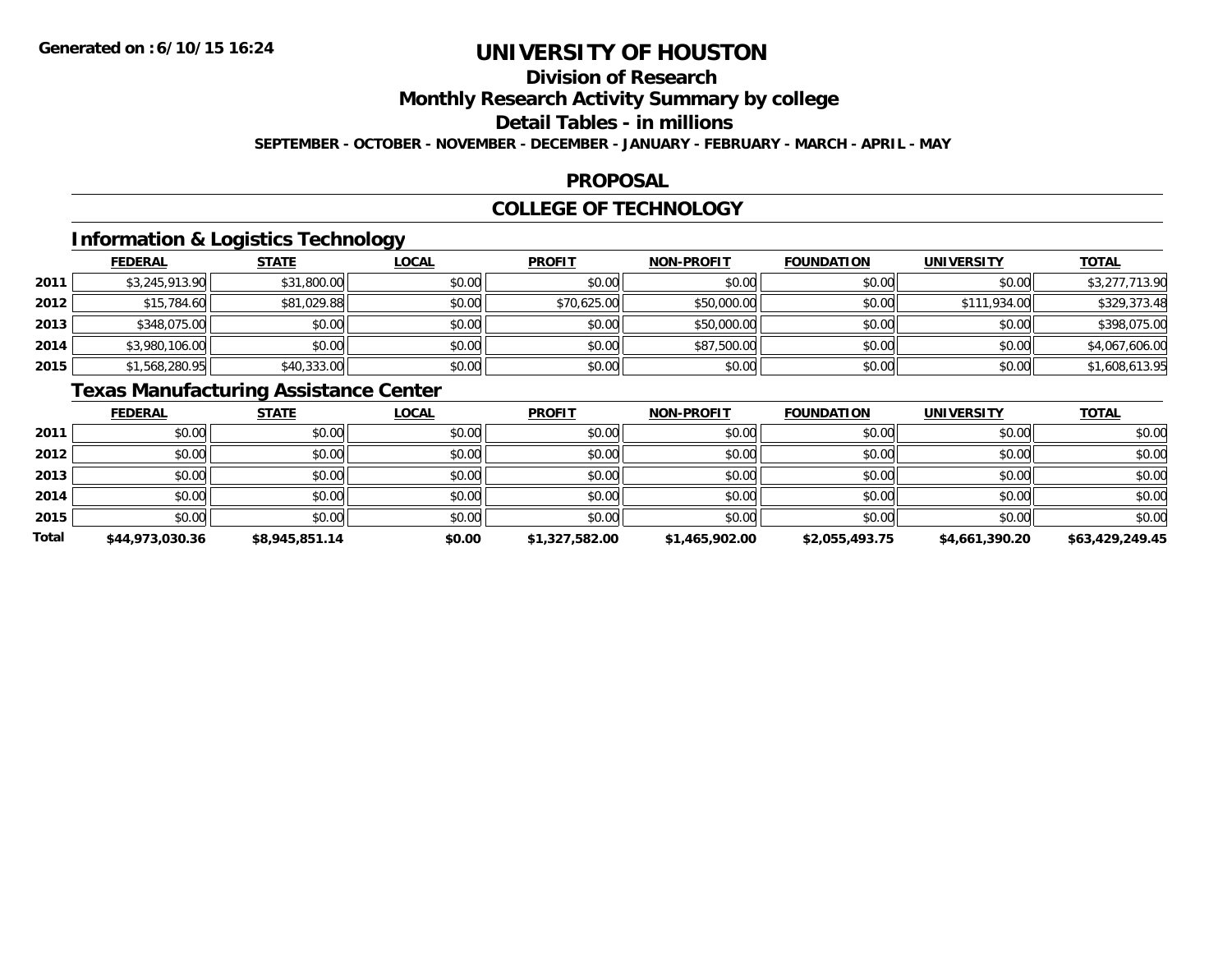Generated on :6/10/15 16:24

# UNIVERSITY OF HOUSTON

## Division of Research

## Monthly Research Activity Summary by college

## Detail Tables - in millions

SEPTEMBER - OCTOBER - NOVEMBER - DECEMBER - JANUARY - FEBRUARY - MARCH - APRIL - MAY

## PROPOSAL

## COLLEGE OF TECHNOLOGY

### Information & Logistics Technology

| | FEDERAL | STATE | LOCAL | PROFIT | NON-PROFIT | FOUNDATION | UNIVERSITY | TOTAL |
|---|---|---|---|---|---|---|---|---|
| 2011 | $3,245,913.90 | $31,800.00 | $0.00 | $0.00 | $0.00 | $0.00 | $0.00 | $3,277,713.90 |
| 2012 | $15,784.60 | $81,029.88 | $0.00 | $70,625.00 | $50,000.00 | $0.00 | $111,934.00 | $329,373.48 |
| 2013 | $348,075.00 | $0.00 | $0.00 | $0.00 | $50,000.00 | $0.00 | $0.00 | $398,075.00 |
| 2014 | $3,980,106.00 | $0.00 | $0.00 | $0.00 | $87,500.00 | $0.00 | $0.00 | $4,067,606.00 |
| 2015 | $1,568,280.95 | $40,333.00 | $0.00 | $0.00 | $0.00 | $0.00 | $0.00 | $1,608,613.95 |

### Texas Manufacturing Assistance Center

| | FEDERAL | STATE | LOCAL | PROFIT | NON-PROFIT | FOUNDATION | UNIVERSITY | TOTAL |
|---|---|---|---|---|---|---|---|---|
| 2011 | $0.00 | $0.00 | $0.00 | $0.00 | $0.00 | $0.00 | $0.00 | $0.00 |
| 2012 | $0.00 | $0.00 | $0.00 | $0.00 | $0.00 | $0.00 | $0.00 | $0.00 |
| 2013 | $0.00 | $0.00 | $0.00 | $0.00 | $0.00 | $0.00 | $0.00 | $0.00 |
| 2014 | $0.00 | $0.00 | $0.00 | $0.00 | $0.00 | $0.00 | $0.00 | $0.00 |
| 2015 | $0.00 | $0.00 | $0.00 | $0.00 | $0.00 | $0.00 | $0.00 | $0.00 |
| **Total** | **$44,973,030.36** | **$8,945,851.14** | **$0.00** | **$1,327,582.00** | **$1,465,902.00** | **$2,055,493.75** | **$4,661,390.20** | **$63,429,249.45** |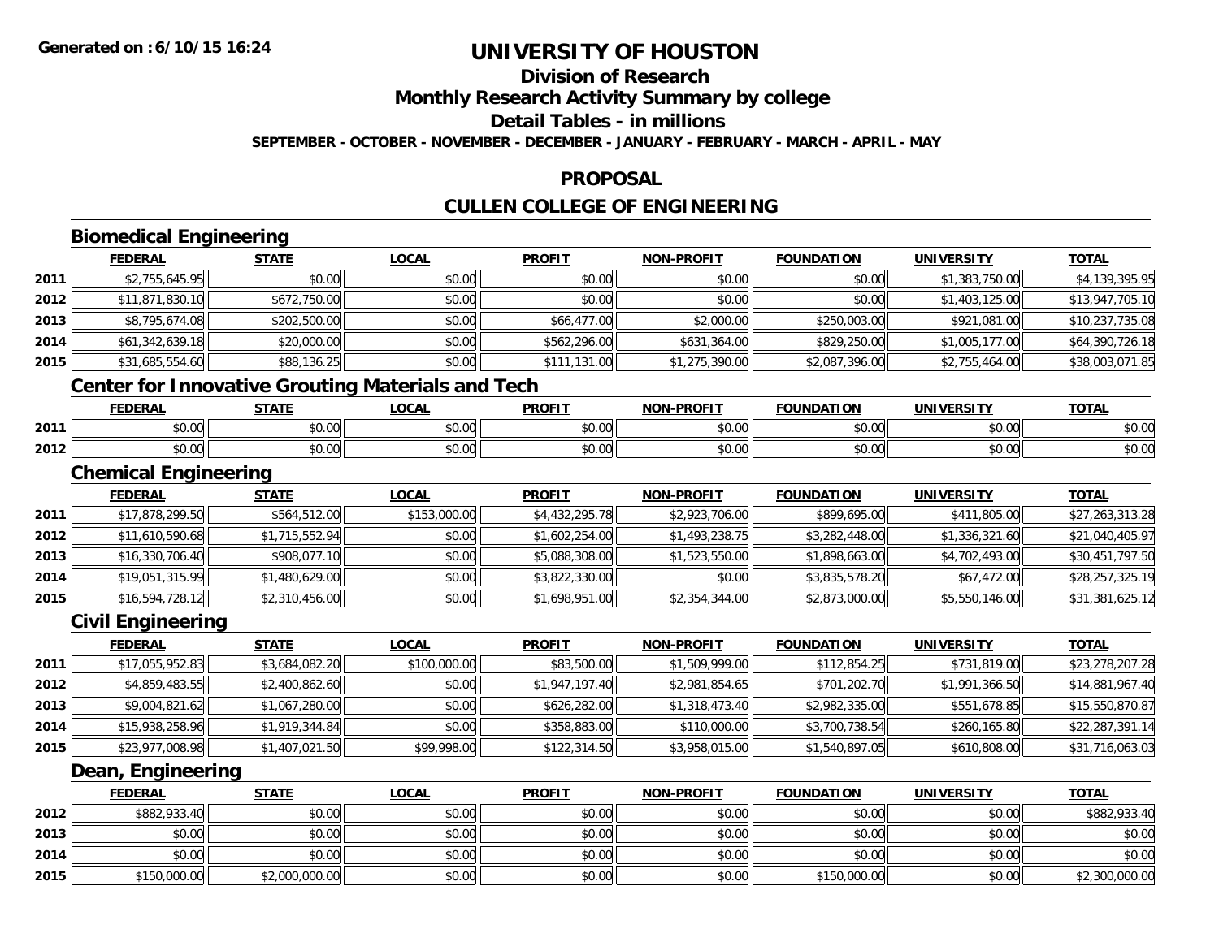# UNIVERSITY OF HOUSTON

## Division of Research

## Monthly Research Activity Summary by college

## Detail Tables - in millions

**SEPTEMBER - OCTOBER - NOVEMBER - DECEMBER - JANUARY - FEBRUARY - MARCH - APRIL - MAY**

## PROPOSAL

## CULLEN COLLEGE OF ENGINEERING

### Biomedical Engineering

| | FEDERAL | STATE | LOCAL | PROFIT | NON-PROFIT | FOUNDATION | UNIVERSITY | TOTAL |
|---|---|---|---|---|---|---|---|---|
| 2011 | $2,755,645.95 | $0.00 | $0.00 | $0.00 | $0.00 | $0.00 | $1,383,750.00 | $4,139,395.95 |
| 2012 | $11,871,830.10 | $672,750.00 | $0.00 | $0.00 | $0.00 | $0.00 | $1,403,125.00 | $13,947,705.10 |
| 2013 | $8,795,674.08 | $202,500.00 | $0.00 | $66,477.00 | $2,000.00 | $250,003.00 | $921,081.00 | $10,237,735.08 |
| 2014 | $61,342,639.18 | $20,000.00 | $0.00 | $562,296.00 | $631,364.00 | $829,250.00 | $1,005,177.00 | $64,390,726.18 |
| 2015 | $31,685,554.60 | $88,136.25 | $0.00 | $111,131.00 | $1,275,390.00 | $2,087,396.00 | $2,755,464.00 | $38,003,071.85 |

### Center for Innovative Grouting Materials and Tech

| | FEDERAL | STATE | LOCAL | PROFIT | NON-PROFIT | FOUNDATION | UNIVERSITY | TOTAL |
|---|---|---|---|---|---|---|---|---|
| 2011 | $0.00 | $0.00 | $0.00 | $0.00 | $0.00 | $0.00 | $0.00 | $0.00 |
| 2012 | $0.00 | $0.00 | $0.00 | $0.00 | $0.00 | $0.00 | $0.00 | $0.00 |

### Chemical Engineering

| | FEDERAL | STATE | LOCAL | PROFIT | NON-PROFIT | FOUNDATION | UNIVERSITY | TOTAL |
|---|---|---|---|---|---|---|---|---|
| 2011 | $17,878,299.50 | $564,512.00 | $153,000.00 | $4,432,295.78 | $2,923,706.00 | $899,695.00 | $411,805.00 | $27,263,313.28 |
| 2012 | $11,610,590.68 | $1,715,552.94 | $0.00 | $1,602,254.00 | $1,493,238.75 | $3,282,448.00 | $1,336,321.60 | $21,040,405.97 |
| 2013 | $16,330,706.40 | $908,077.10 | $0.00 | $5,088,308.00 | $1,523,550.00 | $1,898,663.00 | $4,702,493.00 | $30,451,797.50 |
| 2014 | $19,051,315.99 | $1,480,629.00 | $0.00 | $3,822,330.00 | $0.00 | $3,835,578.20 | $67,472.00 | $28,257,325.19 |
| 2015 | $16,594,728.12 | $2,310,456.00 | $0.00 | $1,698,951.00 | $2,354,344.00 | $2,873,000.00 | $5,550,146.00 | $31,381,625.12 |

### Civil Engineering

| | FEDERAL | STATE | LOCAL | PROFIT | NON-PROFIT | FOUNDATION | UNIVERSITY | TOTAL |
|---|---|---|---|---|---|---|---|---|
| 2011 | $17,055,952.83 | $3,684,082.20 | $100,000.00 | $83,500.00 | $1,509,999.00 | $112,854.25 | $731,819.00 | $23,278,207.28 |
| 2012 | $4,859,483.55 | $2,400,862.60 | $0.00 | $1,947,197.40 | $2,981,854.65 | $701,202.70 | $1,991,366.50 | $14,881,967.40 |
| 2013 | $9,004,821.62 | $1,067,280.00 | $0.00 | $626,282.00 | $1,318,473.40 | $2,982,335.00 | $551,678.85 | $15,550,870.87 |
| 2014 | $15,938,258.96 | $1,919,344.84 | $0.00 | $358,883.00 | $110,000.00 | $3,700,738.54 | $260,165.80 | $22,287,391.14 |
| 2015 | $23,977,008.98 | $1,407,021.50 | $99,998.00 | $122,314.50 | $3,958,015.00 | $1,540,897.05 | $610,808.00 | $31,716,063.03 |

### Dean, Engineering

| | FEDERAL | STATE | LOCAL | PROFIT | NON-PROFIT | FOUNDATION | UNIVERSITY | TOTAL |
|---|---|---|---|---|---|---|---|---|
| 2012 | $882,933.40 | $0.00 | $0.00 | $0.00 | $0.00 | $0.00 | $0.00 | $882,933.40 |
| 2013 | $0.00 | $0.00 | $0.00 | $0.00 | $0.00 | $0.00 | $0.00 | $0.00 |
| 2014 | $0.00 | $0.00 | $0.00 | $0.00 | $0.00 | $0.00 | $0.00 | $0.00 |
| 2015 | $150,000.00 | $2,000,000.00 | $0.00 | $0.00 | $0.00 | $150,000.00 | $0.00 | $2,300,000.00 |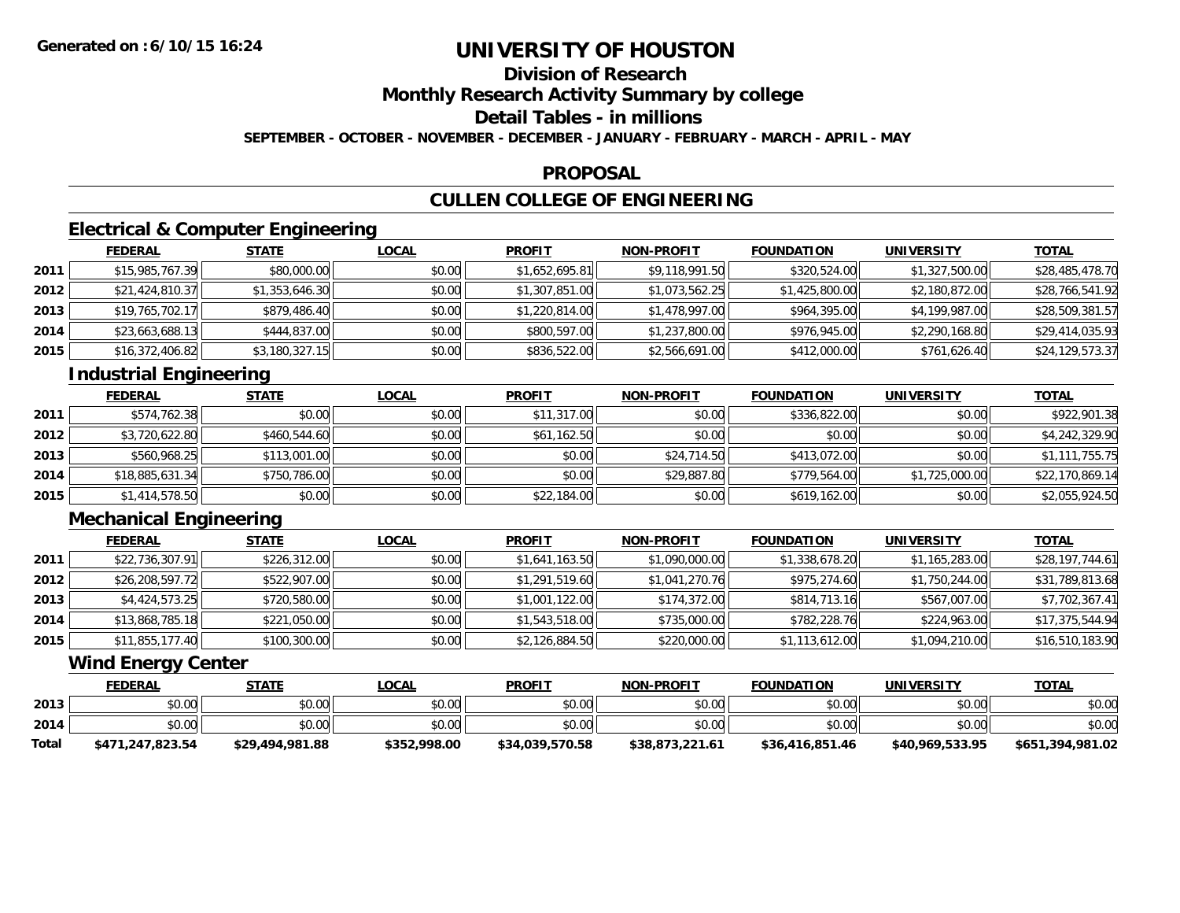**Generated on :6/10/15 16:24**

# UNIVERSITY OF HOUSTON

## Division of Research

## Monthly Research Activity Summary by college

## Detail Tables - in millions

**SEPTEMBER - OCTOBER - NOVEMBER - DECEMBER - JANUARY - FEBRUARY - MARCH - APRIL - MAY**

## PROPOSAL

## CULLEN COLLEGE OF ENGINEERING

### Electrical & Computer Engineering

| | FEDERAL | STATE | LOCAL | PROFIT | NON-PROFIT | FOUNDATION | UNIVERSITY | TOTAL |
|---|---|---|---|---|---|---|---|---|
| 2011 | $15,985,767.39 | $80,000.00 | $0.00 | $1,652,695.81 | $9,118,991.50 | $320,524.00 | $1,327,500.00 | $28,485,478.70 |
| 2012 | $21,424,810.37 | $1,353,646.30 | $0.00 | $1,307,851.00 | $1,073,562.25 | $1,425,800.00 | $2,180,872.00 | $28,766,541.92 |
| 2013 | $19,765,702.17 | $879,486.40 | $0.00 | $1,220,814.00 | $1,478,997.00 | $964,395.00 | $4,199,987.00 | $28,509,381.57 |
| 2014 | $23,663,688.13 | $444,837.00 | $0.00 | $800,597.00 | $1,237,800.00 | $976,945.00 | $2,290,168.80 | $29,414,035.93 |
| 2015 | $16,372,406.82 | $3,180,327.15 | $0.00 | $836,522.00 | $2,566,691.00 | $412,000.00 | $761,626.40 | $24,129,573.37 |

### Industrial Engineering

| | FEDERAL | STATE | LOCAL | PROFIT | NON-PROFIT | FOUNDATION | UNIVERSITY | TOTAL |
|---|---|---|---|---|---|---|---|---|
| 2011 | $574,762.38 | $0.00 | $0.00 | $11,317.00 | $0.00 | $336,822.00 | $0.00 | $922,901.38 |
| 2012 | $3,720,622.80 | $460,544.60 | $0.00 | $61,162.50 | $0.00 | $0.00 | $0.00 | $4,242,329.90 |
| 2013 | $560,968.25 | $113,001.00 | $0.00 | $0.00 | $24,714.50 | $413,072.00 | $0.00 | $1,111,755.75 |
| 2014 | $18,885,631.34 | $750,786.00 | $0.00 | $0.00 | $29,887.80 | $779,564.00 | $1,725,000.00 | $22,170,869.14 |
| 2015 | $1,414,578.50 | $0.00 | $0.00 | $22,184.00 | $0.00 | $619,162.00 | $0.00 | $2,055,924.50 |

### Mechanical Engineering

| | FEDERAL | STATE | LOCAL | PROFIT | NON-PROFIT | FOUNDATION | UNIVERSITY | TOTAL |
|---|---|---|---|---|---|---|---|---|
| 2011 | $22,736,307.91 | $226,312.00 | $0.00 | $1,641,163.50 | $1,090,000.00 | $1,338,678.20 | $1,165,283.00 | $28,197,744.61 |
| 2012 | $26,208,597.72 | $522,907.00 | $0.00 | $1,291,519.60 | $1,041,270.76 | $975,274.60 | $1,750,244.00 | $31,789,813.68 |
| 2013 | $4,424,573.25 | $720,580.00 | $0.00 | $1,001,122.00 | $174,372.00 | $814,713.16 | $567,007.00 | $7,702,367.41 |
| 2014 | $13,868,785.18 | $221,050.00 | $0.00 | $1,543,518.00 | $735,000.00 | $782,228.76 | $224,963.00 | $17,375,544.94 |
| 2015 | $11,855,177.40 | $100,300.00 | $0.00 | $2,126,884.50 | $220,000.00 | $1,113,612.00 | $1,094,210.00 | $16,510,183.90 |

### Wind Energy Center

| | FEDERAL | STATE | LOCAL | PROFIT | NON-PROFIT | FOUNDATION | UNIVERSITY | TOTAL |
|---|---|---|---|---|---|---|---|---|
| 2013 | $0.00 | $0.00 | $0.00 | $0.00 | $0.00 | $0.00 | $0.00 | $0.00 |
| 2014 | $0.00 | $0.00 | $0.00 | $0.00 | $0.00 | $0.00 | $0.00 | $0.00 |
| **Total** | **$471,247,823.54** | **$29,494,981.88** | **$352,998.00** | **$34,039,570.58** | **$38,873,221.61** | **$36,416,851.46** | **$40,969,533.95** | **$651,394,981.02** |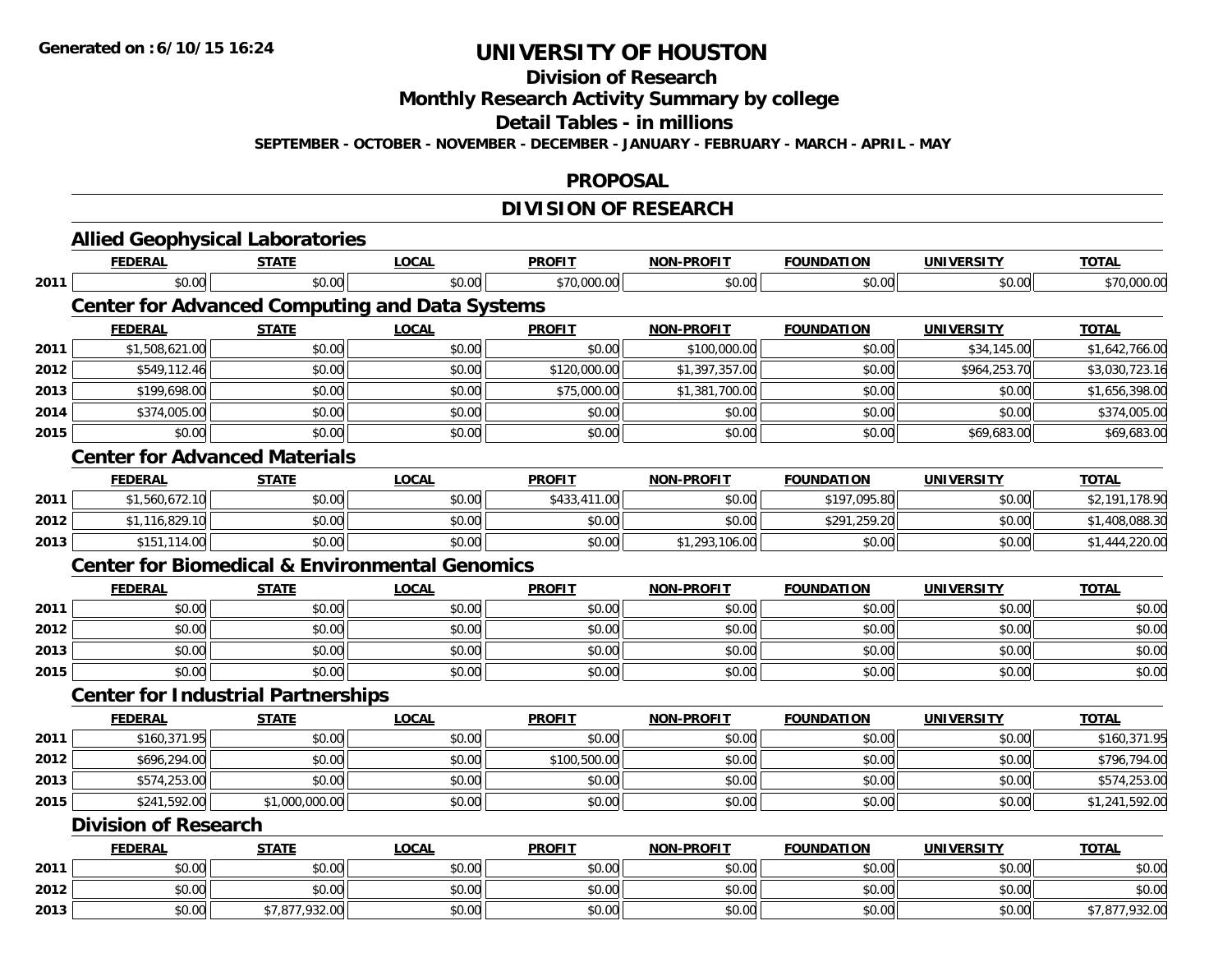Generated on :6/10/15 16:24

# UNIVERSITY OF HOUSTON

## Division of Research

## Monthly Research Activity Summary by college

## Detail Tables - in millions

**SEPTEMBER - OCTOBER - NOVEMBER - DECEMBER - JANUARY - FEBRUARY - MARCH - APRIL - MAY**

## PROPOSAL

## DIVISION OF RESEARCH

### Allied Geophysical Laboratories

| | FEDERAL | STATE | LOCAL | PROFIT | NON-PROFIT | FOUNDATION | UNIVERSITY | TOTAL |
|---|---|---|---|---|---|---|---|---|
| 2011 | $0.00 | $0.00 | $0.00 | $70,000.00 | $0.00 | $0.00 | $0.00 | $70,000.00 |

### Center for Advanced Computing and Data Systems

| | FEDERAL | STATE | LOCAL | PROFIT | NON-PROFIT | FOUNDATION | UNIVERSITY | TOTAL |
|---|---|---|---|---|---|---|---|---|
| 2011 | $1,508,621.00 | $0.00 | $0.00 | $0.00 | $100,000.00 | $0.00 | $34,145.00 | $1,642,766.00 |
| 2012 | $549,112.46 | $0.00 | $0.00 | $120,000.00 | $1,397,357.00 | $0.00 | $964,253.70 | $3,030,723.16 |
| 2013 | $199,698.00 | $0.00 | $0.00 | $75,000.00 | $1,381,700.00 | $0.00 | $0.00 | $1,656,398.00 |
| 2014 | $374,005.00 | $0.00 | $0.00 | $0.00 | $0.00 | $0.00 | $0.00 | $374,005.00 |
| 2015 | $0.00 | $0.00 | $0.00 | $0.00 | $0.00 | $0.00 | $69,683.00 | $69,683.00 |

### Center for Advanced Materials

| | FEDERAL | STATE | LOCAL | PROFIT | NON-PROFIT | FOUNDATION | UNIVERSITY | TOTAL |
|---|---|---|---|---|---|---|---|---|
| 2011 | $1,560,672.10 | $0.00 | $0.00 | $433,411.00 | $0.00 | $197,095.80 | $0.00 | $2,191,178.90 |
| 2012 | $1,116,829.10 | $0.00 | $0.00 | $0.00 | $0.00 | $291,259.20 | $0.00 | $1,408,088.30 |
| 2013 | $151,114.00 | $0.00 | $0.00 | $0.00 | $1,293,106.00 | $0.00 | $0.00 | $1,444,220.00 |

### Center for Biomedical & Environmental Genomics

| | FEDERAL | STATE | LOCAL | PROFIT | NON-PROFIT | FOUNDATION | UNIVERSITY | TOTAL |
|---|---|---|---|---|---|---|---|---|
| 2011 | $0.00 | $0.00 | $0.00 | $0.00 | $0.00 | $0.00 | $0.00 | $0.00 |
| 2012 | $0.00 | $0.00 | $0.00 | $0.00 | $0.00 | $0.00 | $0.00 | $0.00 |
| 2013 | $0.00 | $0.00 | $0.00 | $0.00 | $0.00 | $0.00 | $0.00 | $0.00 |
| 2015 | $0.00 | $0.00 | $0.00 | $0.00 | $0.00 | $0.00 | $0.00 | $0.00 |

### Center for Industrial Partnerships

| | FEDERAL | STATE | LOCAL | PROFIT | NON-PROFIT | FOUNDATION | UNIVERSITY | TOTAL |
|---|---|---|---|---|---|---|---|---|
| 2011 | $160,371.95 | $0.00 | $0.00 | $0.00 | $0.00 | $0.00 | $0.00 | $160,371.95 |
| 2012 | $696,294.00 | $0.00 | $0.00 | $100,500.00 | $0.00 | $0.00 | $0.00 | $796,794.00 |
| 2013 | $574,253.00 | $0.00 | $0.00 | $0.00 | $0.00 | $0.00 | $0.00 | $574,253.00 |
| 2015 | $241,592.00 | $1,000,000.00 | $0.00 | $0.00 | $0.00 | $0.00 | $0.00 | $1,241,592.00 |

### Division of Research

| | FEDERAL | STATE | LOCAL | PROFIT | NON-PROFIT | FOUNDATION | UNIVERSITY | TOTAL |
|---|---|---|---|---|---|---|---|---|
| 2011 | $0.00 | $0.00 | $0.00 | $0.00 | $0.00 | $0.00 | $0.00 | $0.00 |
| 2012 | $0.00 | $0.00 | $0.00 | $0.00 | $0.00 | $0.00 | $0.00 | $0.00 |
| 2013 | $0.00 | $7,877,932.00 | $0.00 | $0.00 | $0.00 | $0.00 | $0.00 | $7,877,932.00 |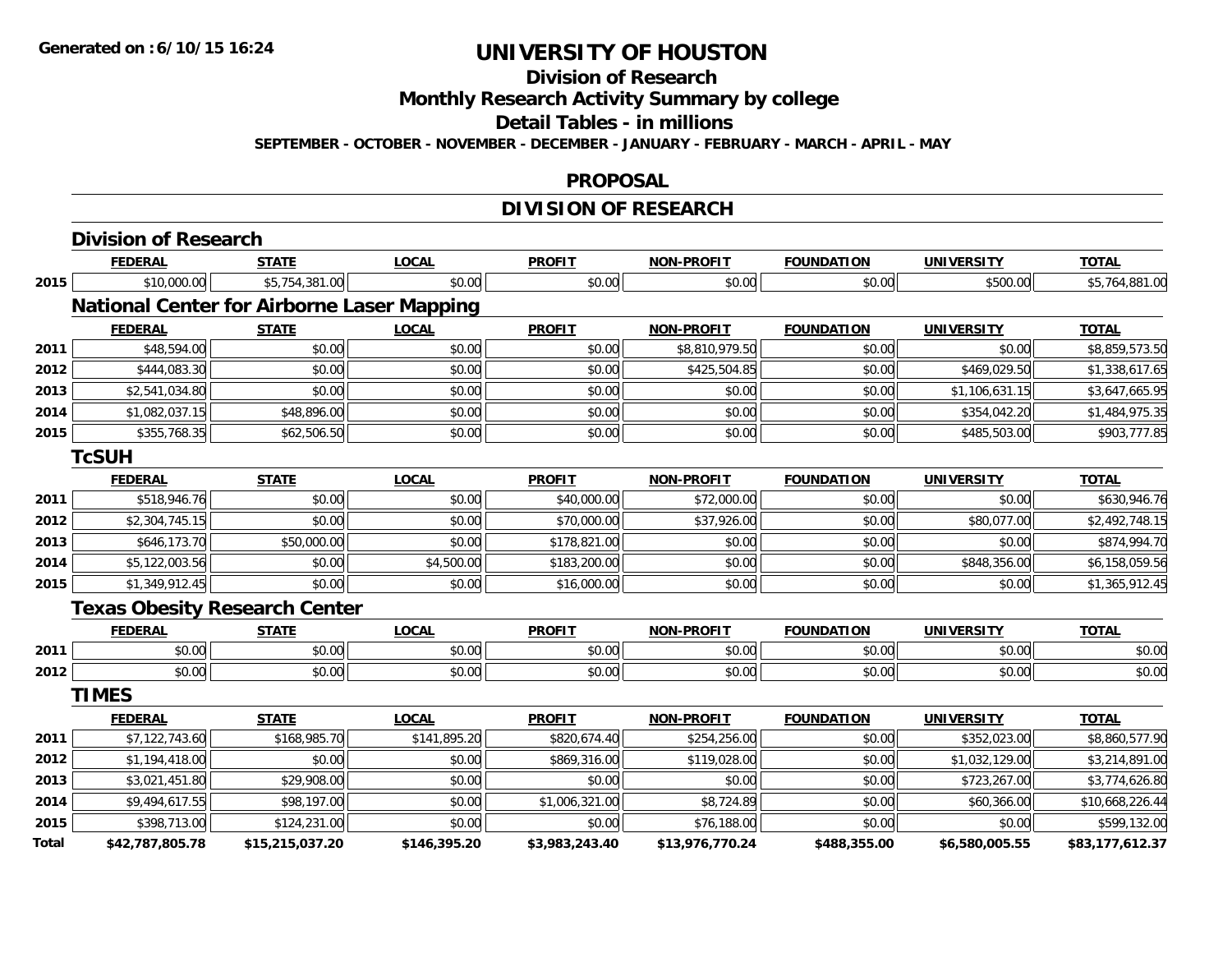# UNIVERSITY OF HOUSTON

## Division of Research

## Monthly Research Activity Summary by college

## Detail Tables - in millions

**SEPTEMBER - OCTOBER - NOVEMBER - DECEMBER - JANUARY - FEBRUARY - MARCH - APRIL - MAY**

## PROPOSAL

## DIVISION OF RESEARCH

### Division of Research

| | FEDERAL | STATE | LOCAL | PROFIT | NON-PROFIT | FOUNDATION | UNIVERSITY | TOTAL |
|---|---|---|---|---|---|---|---|---|
| 2015 | $10,000.00 | $5,754,381.00 | $0.00 | $0.00 | $0.00 | $0.00 | $500.00 | $5,764,881.00 |

### National Center for Airborne Laser Mapping

| | FEDERAL | STATE | LOCAL | PROFIT | NON-PROFIT | FOUNDATION | UNIVERSITY | TOTAL |
|---|---|---|---|---|---|---|---|---|
| 2011 | $48,594.00 | $0.00 | $0.00 | $0.00 | $8,810,979.50 | $0.00 | $0.00 | $8,859,573.50 |
| 2012 | $444,083.30 | $0.00 | $0.00 | $0.00 | $425,504.85 | $0.00 | $469,029.50 | $1,338,617.65 |
| 2013 | $2,541,034.80 | $0.00 | $0.00 | $0.00 | $0.00 | $0.00 | $1,106,631.15 | $3,647,665.95 |
| 2014 | $1,082,037.15 | $48,896.00 | $0.00 | $0.00 | $0.00 | $0.00 | $354,042.20 | $1,484,975.35 |
| 2015 | $355,768.35 | $62,506.50 | $0.00 | $0.00 | $0.00 | $0.00 | $485,503.00 | $903,777.85 |

### TcSUH

| | FEDERAL | STATE | LOCAL | PROFIT | NON-PROFIT | FOUNDATION | UNIVERSITY | TOTAL |
|---|---|---|---|---|---|---|---|---|
| 2011 | $518,946.76 | $0.00 | $0.00 | $40,000.00 | $72,000.00 | $0.00 | $0.00 | $630,946.76 |
| 2012 | $2,304,745.15 | $0.00 | $0.00 | $70,000.00 | $37,926.00 | $0.00 | $80,077.00 | $2,492,748.15 |
| 2013 | $646,173.70 | $50,000.00 | $0.00 | $178,821.00 | $0.00 | $0.00 | $0.00 | $874,994.70 |
| 2014 | $5,122,003.56 | $0.00 | $4,500.00 | $183,200.00 | $0.00 | $0.00 | $848,356.00 | $6,158,059.56 |
| 2015 | $1,349,912.45 | $0.00 | $0.00 | $16,000.00 | $0.00 | $0.00 | $0.00 | $1,365,912.45 |

### Texas Obesity Research Center

| | FEDERAL | STATE | LOCAL | PROFIT | NON-PROFIT | FOUNDATION | UNIVERSITY | TOTAL |
|---|---|---|---|---|---|---|---|---|
| 2011 | $0.00 | $0.00 | $0.00 | $0.00 | $0.00 | $0.00 | $0.00 | $0.00 |
| 2012 | $0.00 | $0.00 | $0.00 | $0.00 | $0.00 | $0.00 | $0.00 | $0.00 |

### TIMES

| | FEDERAL | STATE | LOCAL | PROFIT | NON-PROFIT | FOUNDATION | UNIVERSITY | TOTAL |
|---|---|---|---|---|---|---|---|---|
| 2011 | $7,122,743.60 | $168,985.70 | $141,895.20 | $820,674.40 | $254,256.00 | $0.00 | $352,023.00 | $8,860,577.90 |
| 2012 | $1,194,418.00 | $0.00 | $0.00 | $869,316.00 | $119,028.00 | $0.00 | $1,032,129.00 | $3,214,891.00 |
| 2013 | $3,021,451.80 | $29,908.00 | $0.00 | $0.00 | $0.00 | $0.00 | $723,267.00 | $3,774,626.80 |
| 2014 | $9,494,617.55 | $98,197.00 | $0.00 | $1,006,321.00 | $8,724.89 | $0.00 | $60,366.00 | $10,668,226.44 |
| 2015 | $398,713.00 | $124,231.00 | $0.00 | $0.00 | $76,188.00 | $0.00 | $0.00 | $599,132.00 |
| **Total** | **$42,787,805.78** | **$15,215,037.20** | **$146,395.20** | **$3,983,243.40** | **$13,976,770.24** | **$488,355.00** | **$6,580,005.55** | **$83,177,612.37** |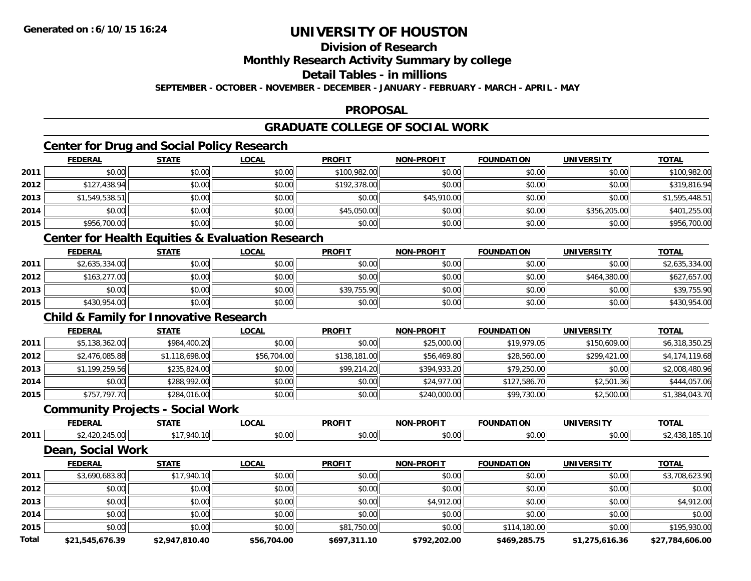# UNIVERSITY OF HOUSTON

## Division of Research

## Monthly Research Activity Summary by college

## Detail Tables - in millions

**SEPTEMBER - OCTOBER - NOVEMBER - DECEMBER - JANUARY - FEBRUARY - MARCH - APRIL - MAY**

Generated on : 6/10/15 16:24

## PROPOSAL

## GRADUATE COLLEGE OF SOCIAL WORK

### Center for Drug and Social Policy Research

| | FEDERAL | STATE | LOCAL | PROFIT | NON-PROFIT | FOUNDATION | UNIVERSITY | TOTAL |
|---|---|---|---|---|---|---|---|---|
| 2011 | $0.00 | $0.00 | $0.00 | $100,982.00 | $0.00 | $0.00 | $0.00 | $100,982.00 |
| 2012 | $127,438.94 | $0.00 | $0.00 | $192,378.00 | $0.00 | $0.00 | $0.00 | $319,816.94 |
| 2013 | $1,549,538.51 | $0.00 | $0.00 | $0.00 | $45,910.00 | $0.00 | $0.00 | $1,595,448.51 |
| 2014 | $0.00 | $0.00 | $0.00 | $45,050.00 | $0.00 | $0.00 | $356,205.00 | $401,255.00 |
| 2015 | $956,700.00 | $0.00 | $0.00 | $0.00 | $0.00 | $0.00 | $0.00 | $956,700.00 |

### Center for Health Equities & Evaluation Research

| | FEDERAL | STATE | LOCAL | PROFIT | NON-PROFIT | FOUNDATION | UNIVERSITY | TOTAL |
|---|---|---|---|---|---|---|---|---|
| 2011 | $2,635,334.00 | $0.00 | $0.00 | $0.00 | $0.00 | $0.00 | $0.00 | $2,635,334.00 |
| 2012 | $163,277.00 | $0.00 | $0.00 | $0.00 | $0.00 | $0.00 | $464,380.00 | $627,657.00 |
| 2013 | $0.00 | $0.00 | $0.00 | $39,755.90 | $0.00 | $0.00 | $0.00 | $39,755.90 |
| 2015 | $430,954.00 | $0.00 | $0.00 | $0.00 | $0.00 | $0.00 | $0.00 | $430,954.00 |

### Child & Family for Innovative Research

| | FEDERAL | STATE | LOCAL | PROFIT | NON-PROFIT | FOUNDATION | UNIVERSITY | TOTAL |
|---|---|---|---|---|---|---|---|---|
| 2011 | $5,138,362.00 | $984,400.20 | $0.00 | $0.00 | $25,000.00 | $19,979.05 | $150,609.00 | $6,318,350.25 |
| 2012 | $2,476,085.88 | $1,118,698.00 | $56,704.00 | $138,181.00 | $56,469.80 | $28,560.00 | $299,421.00 | $4,174,119.68 |
| 2013 | $1,199,259.56 | $235,824.00 | $0.00 | $99,214.20 | $394,933.20 | $79,250.00 | $0.00 | $2,008,480.96 |
| 2014 | $0.00 | $288,992.00 | $0.00 | $0.00 | $24,977.00 | $127,586.70 | $2,501.36 | $444,057.06 |
| 2015 | $757,797.70 | $284,016.00 | $0.00 | $0.00 | $240,000.00 | $99,730.00 | $2,500.00 | $1,384,043.70 |

### Community Projects - Social Work

| | FEDERAL | STATE | LOCAL | PROFIT | NON-PROFIT | FOUNDATION | UNIVERSITY | TOTAL |
|---|---|---|---|---|---|---|---|---|
| 2011 | $2,420,245.00 | $17,940.10 | $0.00 | $0.00 | $0.00 | $0.00 | $0.00 | $2,438,185.10 |

### Dean, Social Work

| | FEDERAL | STATE | LOCAL | PROFIT | NON-PROFIT | FOUNDATION | UNIVERSITY | TOTAL |
|---|---|---|---|---|---|---|---|---|
| 2011 | $3,690,683.80 | $17,940.10 | $0.00 | $0.00 | $0.00 | $0.00 | $0.00 | $3,708,623.90 |
| 2012 | $0.00 | $0.00 | $0.00 | $0.00 | $0.00 | $0.00 | $0.00 | $0.00 |
| 2013 | $0.00 | $0.00 | $0.00 | $0.00 | $4,912.00 | $0.00 | $0.00 | $4,912.00 |
| 2014 | $0.00 | $0.00 | $0.00 | $0.00 | $0.00 | $0.00 | $0.00 | $0.00 |
| 2015 | $0.00 | $0.00 | $0.00 | $81,750.00 | $0.00 | $114,180.00 | $0.00 | $195,930.00 |
| **Total** | **$21,545,676.39** | **$2,947,810.40** | **$56,704.00** | **$697,311.10** | **$792,202.00** | **$469,285.75** | **$1,275,616.36** | **$27,784,606.00** |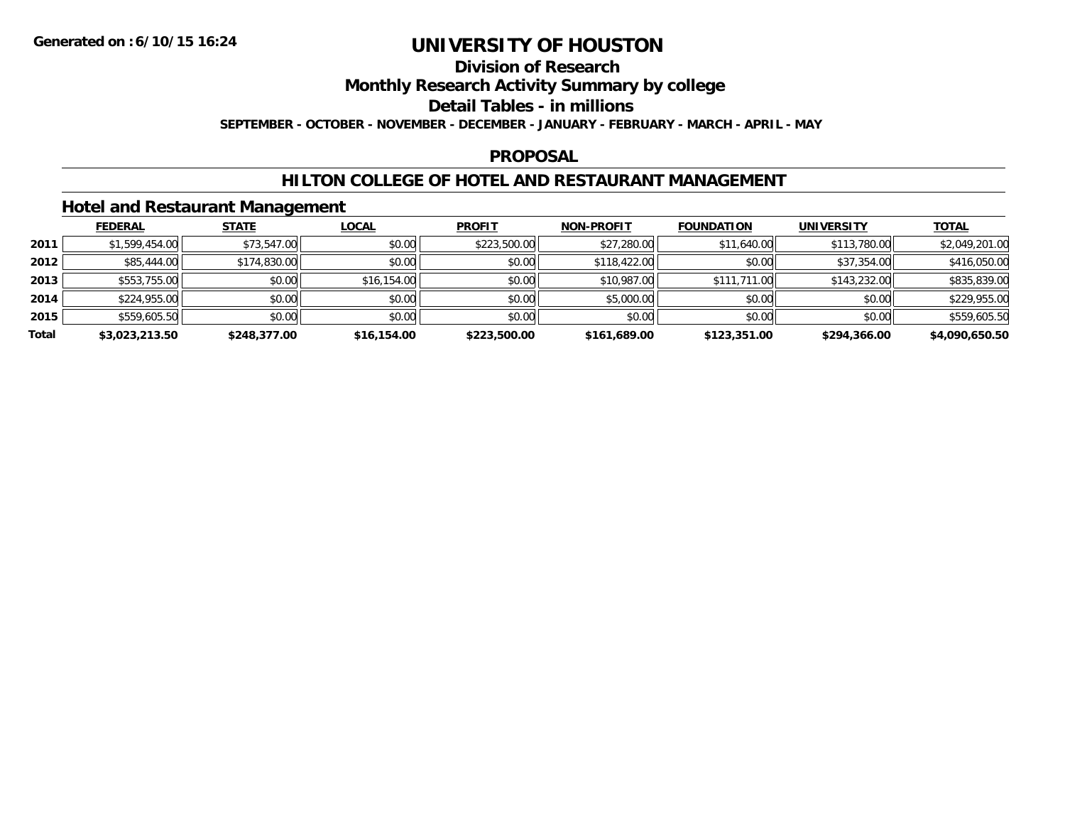# UNIVERSITY OF HOUSTON

## Division of Research

## Monthly Research Activity Summary by college

## Detail Tables - in millions

**SEPTEMBER - OCTOBER - NOVEMBER - DECEMBER - JANUARY - FEBRUARY - MARCH - APRIL - MAY**

## PROPOSAL

## HILTON COLLEGE OF HOTEL AND RESTAURANT MANAGEMENT

### Hotel and Restaurant Management

| | FEDERAL | STATE | LOCAL | PROFIT | NON-PROFIT | FOUNDATION | UNIVERSITY | TOTAL |
|---|---|---|---|---|---|---|---|---|
| 2011 | $1,599,454.00 | $73,547.00 | $0.00 | $223,500.00 | $27,280.00 | $11,640.00 | $113,780.00 | $2,049,201.00 |
| 2012 | $85,444.00 | $174,830.00 | $0.00 | $0.00 | $118,422.00 | $0.00 | $37,354.00 | $416,050.00 |
| 2013 | $553,755.00 | $0.00 | $16,154.00 | $0.00 | $10,987.00 | $111,711.00 | $143,232.00 | $835,839.00 |
| 2014 | $224,955.00 | $0.00 | $0.00 | $0.00 | $5,000.00 | $0.00 | $0.00 | $229,955.00 |
| 2015 | $559,605.50 | $0.00 | $0.00 | $0.00 | $0.00 | $0.00 | $0.00 | $559,605.50 |
| **Total** | **$3,023,213.50** | **$248,377.00** | **$16,154.00** | **$223,500.00** | **$161,689.00** | **$123,351.00** | **$294,366.00** | **$4,090,650.50** |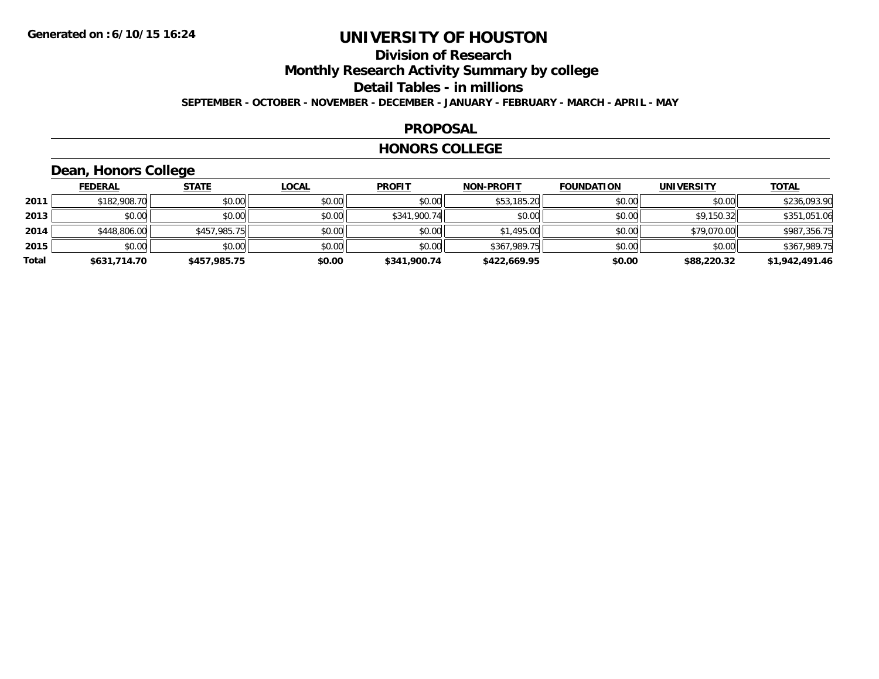**Generated on :6/10/15 16:24**

# UNIVERSITY OF HOUSTON

## Division of Research

## Monthly Research Activity Summary by college

## Detail Tables - in millions

**SEPTEMBER - OCTOBER - NOVEMBER - DECEMBER - JANUARY - FEBRUARY - MARCH - APRIL - MAY**

## PROPOSAL

## HONORS COLLEGE

### Dean, Honors College

| | FEDERAL | STATE | LOCAL | PROFIT | NON-PROFIT | FOUNDATION | UNIVERSITY | TOTAL |
|---|---|---|---|---|---|---|---|---|
| **2011** | $182,908.70 | $0.00 | $0.00 | $0.00 | $53,185.20 | $0.00 | $0.00 | $236,093.90 |
| **2013** | $0.00 | $0.00 | $0.00 | $341,900.74 | $0.00 | $0.00 | $9,150.32 | $351,051.06 |
| **2014** | $448,806.00 | $457,985.75 | $0.00 | $0.00 | $1,495.00 | $0.00 | $79,070.00 | $987,356.75 |
| **2015** | $0.00 | $0.00 | $0.00 | $0.00 | $367,989.75 | $0.00 | $0.00 | $367,989.75 |
| **Total** | **$631,714.70** | **$457,985.75** | **$0.00** | **$341,900.74** | **$422,669.95** | **$0.00** | **$88,220.32** | **$1,942,491.46** |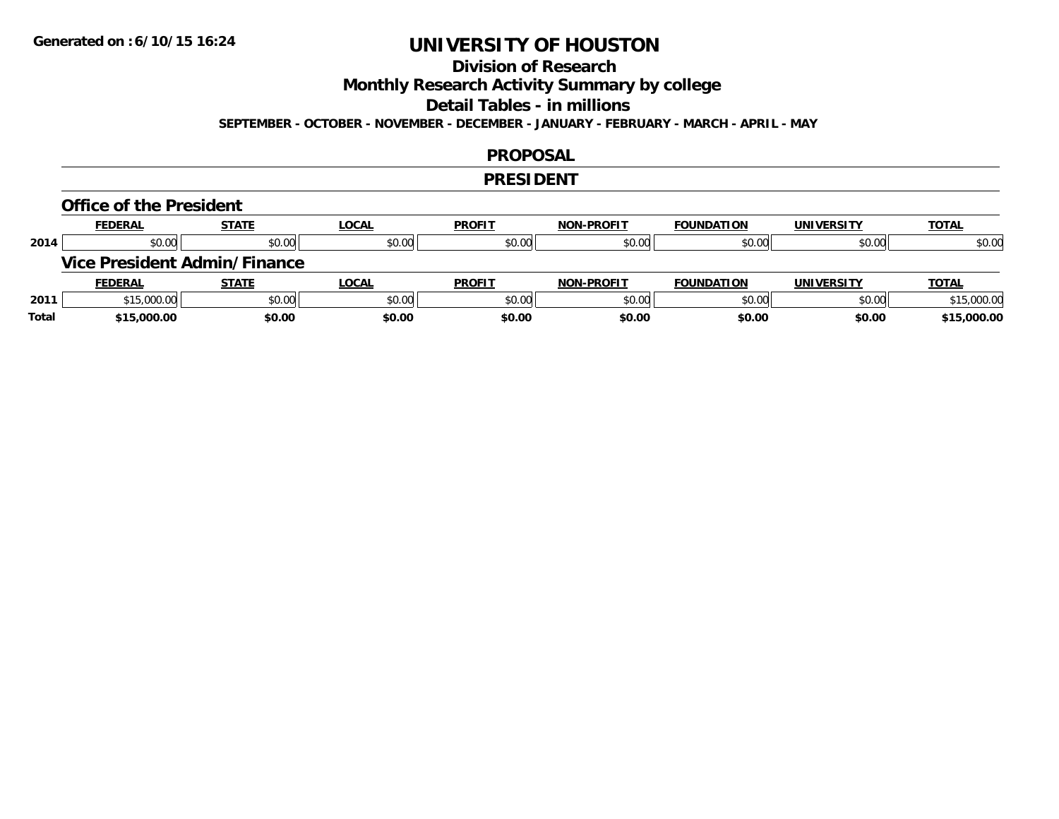**Generated on :6/10/15 16:24**

# UNIVERSITY OF HOUSTON

## Division of Research

## Monthly Research Activity Summary by college

## Detail Tables - in millions

**SEPTEMBER - OCTOBER - NOVEMBER - DECEMBER - JANUARY - FEBRUARY - MARCH - APRIL - MAY**

## PROPOSAL

## PRESIDENT

### Office of the President

| | FEDERAL | STATE | LOCAL | PROFIT | NON-PROFIT | FOUNDATION | UNIVERSITY | TOTAL |
|---|---|---|---|---|---|---|---|---|
| 2014 | $0.00 | $0.00 | $0.00 | $0.00 | $0.00 | $0.00 | $0.00 | $0.00 |

### Vice President Admin/Finance

| | FEDERAL | STATE | LOCAL | PROFIT | NON-PROFIT | FOUNDATION | UNIVERSITY | TOTAL |
|---|---|---|---|---|---|---|---|---|
| 2011 | $15,000.00 | $0.00 | $0.00 | $0.00 | $0.00 | $0.00 | $0.00 | $15,000.00 |
| **Total** | **$15,000.00** | **$0.00** | **$0.00** | **$0.00** | **$0.00** | **$0.00** | **$0.00** | **$15,000.00** |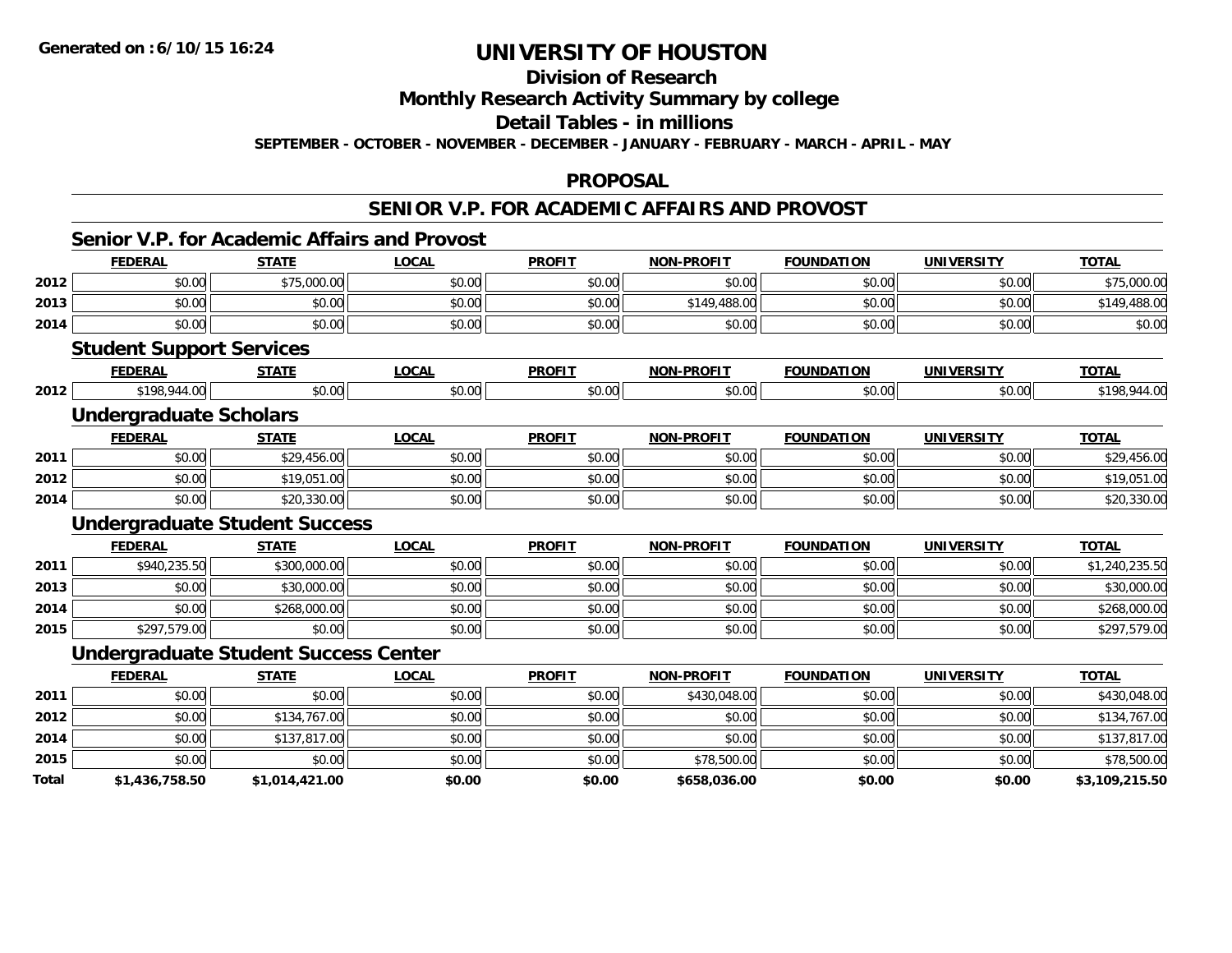**Generated on :6/10/15 16:24**

# UNIVERSITY OF HOUSTON

## Division of Research

## Monthly Research Activity Summary by college

## Detail Tables - in millions

**SEPTEMBER - OCTOBER - NOVEMBER - DECEMBER - JANUARY - FEBRUARY - MARCH - APRIL - MAY**

## PROPOSAL

## SENIOR V.P. FOR ACADEMIC AFFAIRS AND PROVOST

### Senior V.P. for Academic Affairs and Provost

| | FEDERAL | STATE | LOCAL | PROFIT | NON-PROFIT | FOUNDATION | UNIVERSITY | TOTAL |
|---|---|---|---|---|---|---|---|---|
| 2012 | $0.00 | $75,000.00 | $0.00 | $0.00 | $0.00 | $0.00 | $0.00 | $75,000.00 |
| 2013 | $0.00 | $0.00 | $0.00 | $0.00 | $149,488.00 | $0.00 | $0.00 | $149,488.00 |
| 2014 | $0.00 | $0.00 | $0.00 | $0.00 | $0.00 | $0.00 | $0.00 | $0.00 |

### Student Support Services

| | FEDERAL | STATE | LOCAL | PROFIT | NON-PROFIT | FOUNDATION | UNIVERSITY | TOTAL |
|---|---|---|---|---|---|---|---|---|
| 2012 | $198,944.00 | $0.00 | $0.00 | $0.00 | $0.00 | $0.00 | $0.00 | $198,944.00 |

### Undergraduate Scholars

| | FEDERAL | STATE | LOCAL | PROFIT | NON-PROFIT | FOUNDATION | UNIVERSITY | TOTAL |
|---|---|---|---|---|---|---|---|---|
| 2011 | $0.00 | $29,456.00 | $0.00 | $0.00 | $0.00 | $0.00 | $0.00 | $29,456.00 |
| 2012 | $0.00 | $19,051.00 | $0.00 | $0.00 | $0.00 | $0.00 | $0.00 | $19,051.00 |
| 2014 | $0.00 | $20,330.00 | $0.00 | $0.00 | $0.00 | $0.00 | $0.00 | $20,330.00 |

### Undergraduate Student Success

| | FEDERAL | STATE | LOCAL | PROFIT | NON-PROFIT | FOUNDATION | UNIVERSITY | TOTAL |
|---|---|---|---|---|---|---|---|---|
| 2011 | $940,235.50 | $300,000.00 | $0.00 | $0.00 | $0.00 | $0.00 | $0.00 | $1,240,235.50 |
| 2013 | $0.00 | $30,000.00 | $0.00 | $0.00 | $0.00 | $0.00 | $0.00 | $30,000.00 |
| 2014 | $0.00 | $268,000.00 | $0.00 | $0.00 | $0.00 | $0.00 | $0.00 | $268,000.00 |
| 2015 | $297,579.00 | $0.00 | $0.00 | $0.00 | $0.00 | $0.00 | $0.00 | $297,579.00 |

### Undergraduate Student Success Center

| | FEDERAL | STATE | LOCAL | PROFIT | NON-PROFIT | FOUNDATION | UNIVERSITY | TOTAL |
|---|---|---|---|---|---|---|---|---|
| 2011 | $0.00 | $0.00 | $0.00 | $0.00 | $430,048.00 | $0.00 | $0.00 | $430,048.00 |
| 2012 | $0.00 | $134,767.00 | $0.00 | $0.00 | $0.00 | $0.00 | $0.00 | $134,767.00 |
| 2014 | $0.00 | $137,817.00 | $0.00 | $0.00 | $0.00 | $0.00 | $0.00 | $137,817.00 |
| 2015 | $0.00 | $0.00 | $0.00 | $0.00 | $78,500.00 | $0.00 | $0.00 | $78,500.00 |
| **Total** | **$1,436,758.50** | **$1,014,421.00** | **$0.00** | **$0.00** | **$658,036.00** | **$0.00** | **$0.00** | **$3,109,215.50** |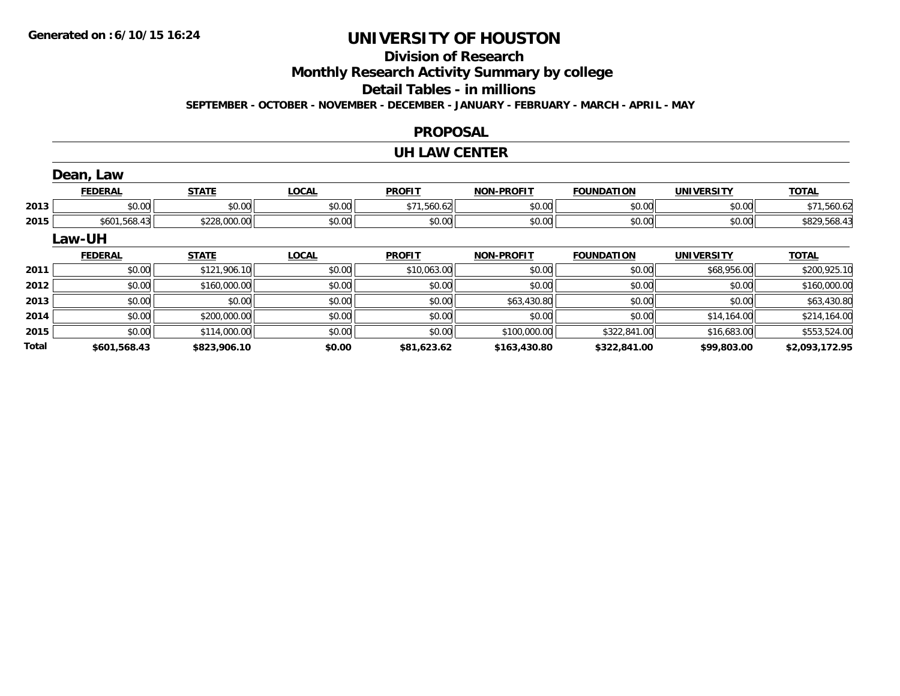Generated on :6/10/15 16:24

# UNIVERSITY OF HOUSTON

## Division of Research

## Monthly Research Activity Summary by college

## Detail Tables - in millions

SEPTEMBER - OCTOBER - NOVEMBER - DECEMBER - JANUARY - FEBRUARY - MARCH - APRIL - MAY

## PROPOSAL

## UH LAW CENTER

### Dean, Law

| | FEDERAL | STATE | LOCAL | PROFIT | NON-PROFIT | FOUNDATION | UNIVERSITY | TOTAL |
|---|---|---|---|---|---|---|---|---|
| 2013 | $0.00 | $0.00 | $0.00 | $71,560.62 | $0.00 | $0.00 | $0.00 | $71,560.62 |
| 2015 | $601,568.43 | $228,000.00 | $0.00 | $0.00 | $0.00 | $0.00 | $0.00 | $829,568.43 |

### Law-UH

| | FEDERAL | STATE | LOCAL | PROFIT | NON-PROFIT | FOUNDATION | UNIVERSITY | TOTAL |
|---|---|---|---|---|---|---|---|---|
| 2011 | $0.00 | $121,906.10 | $0.00 | $10,063.00 | $0.00 | $0.00 | $68,956.00 | $200,925.10 |
| 2012 | $0.00 | $160,000.00 | $0.00 | $0.00 | $0.00 | $0.00 | $0.00 | $160,000.00 |
| 2013 | $0.00 | $0.00 | $0.00 | $0.00 | $63,430.80 | $0.00 | $0.00 | $63,430.80 |
| 2014 | $0.00 | $200,000.00 | $0.00 | $0.00 | $0.00 | $0.00 | $14,164.00 | $214,164.00 |
| 2015 | $0.00 | $114,000.00 | $0.00 | $0.00 | $100,000.00 | $322,841.00 | $16,683.00 | $553,524.00 |
| **Total** | **$601,568.43** | **$823,906.10** | **$0.00** | **$81,623.62** | **$163,430.80** | **$322,841.00** | **$99,803.00** | **$2,093,172.95** |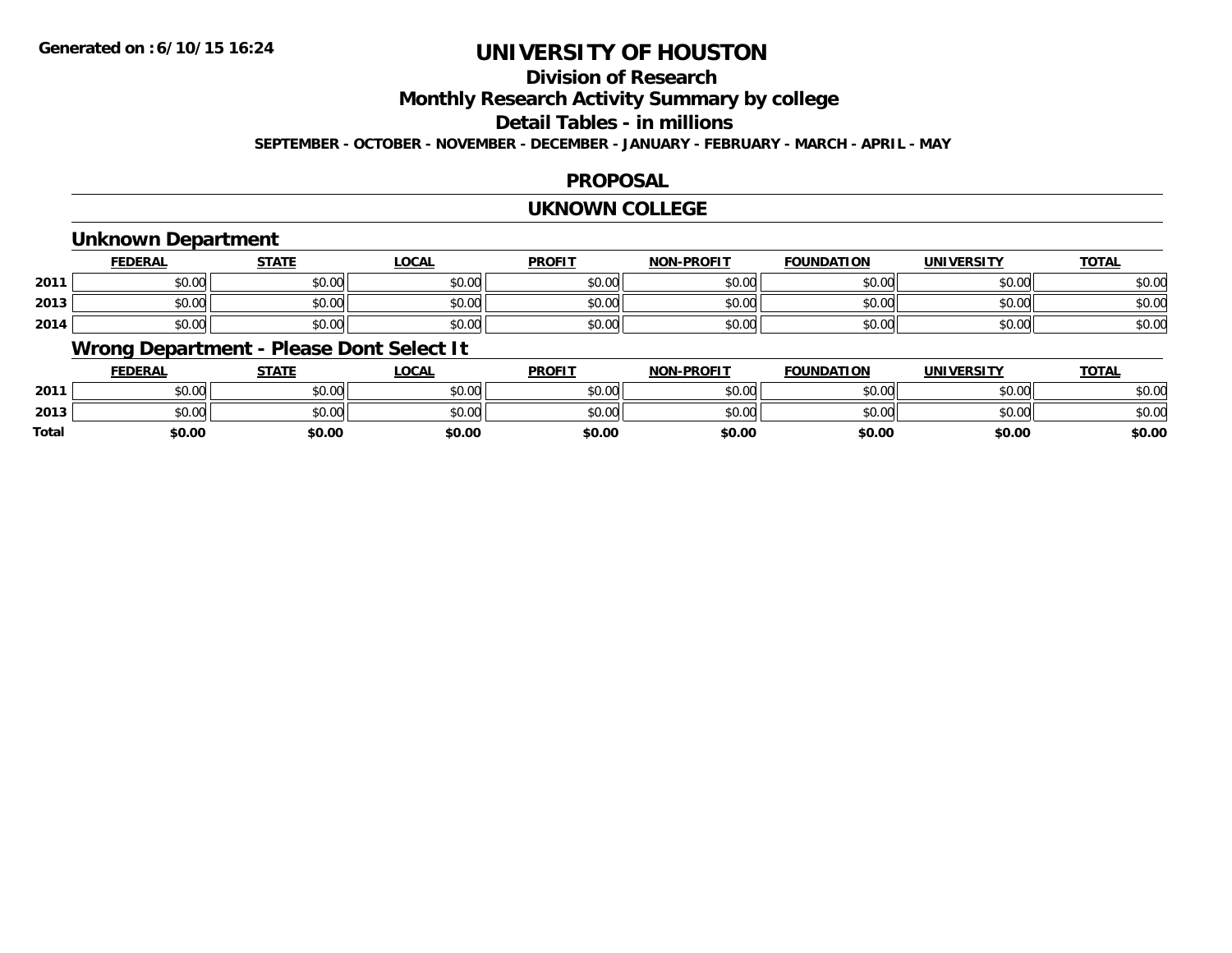Generated on :6/10/15 16:24

# UNIVERSITY OF HOUSTON

## Division of Research

## Monthly Research Activity Summary by college

## Detail Tables - in millions

**SEPTEMBER - OCTOBER - NOVEMBER - DECEMBER - JANUARY - FEBRUARY - MARCH - APRIL - MAY**

## PROPOSAL

## UKNOWN COLLEGE

### Unknown Department

| | FEDERAL | STATE | LOCAL | PROFIT | NON-PROFIT | FOUNDATION | UNIVERSITY | TOTAL |
|---|---|---|---|---|---|---|---|---|
| 2011 | $0.00 | $0.00 | $0.00 | $0.00 | $0.00 | $0.00 | $0.00 | $0.00 |
| 2013 | $0.00 | $0.00 | $0.00 | $0.00 | $0.00 | $0.00 | $0.00 | $0.00 |
| 2014 | $0.00 | $0.00 | $0.00 | $0.00 | $0.00 | $0.00 | $0.00 | $0.00 |

### Wrong Department - Please Dont Select It

| | FEDERAL | STATE | LOCAL | PROFIT | NON-PROFIT | FOUNDATION | UNIVERSITY | TOTAL |
|---|---|---|---|---|---|---|---|---|
| 2011 | $0.00 | $0.00 | $0.00 | $0.00 | $0.00 | $0.00 | $0.00 | $0.00 |
| 2013 | $0.00 | $0.00 | $0.00 | $0.00 | $0.00 | $0.00 | $0.00 | $0.00 |
| **Total** | **$0.00** | **$0.00** | **$0.00** | **$0.00** | **$0.00** | **$0.00** | **$0.00** | **$0.00** |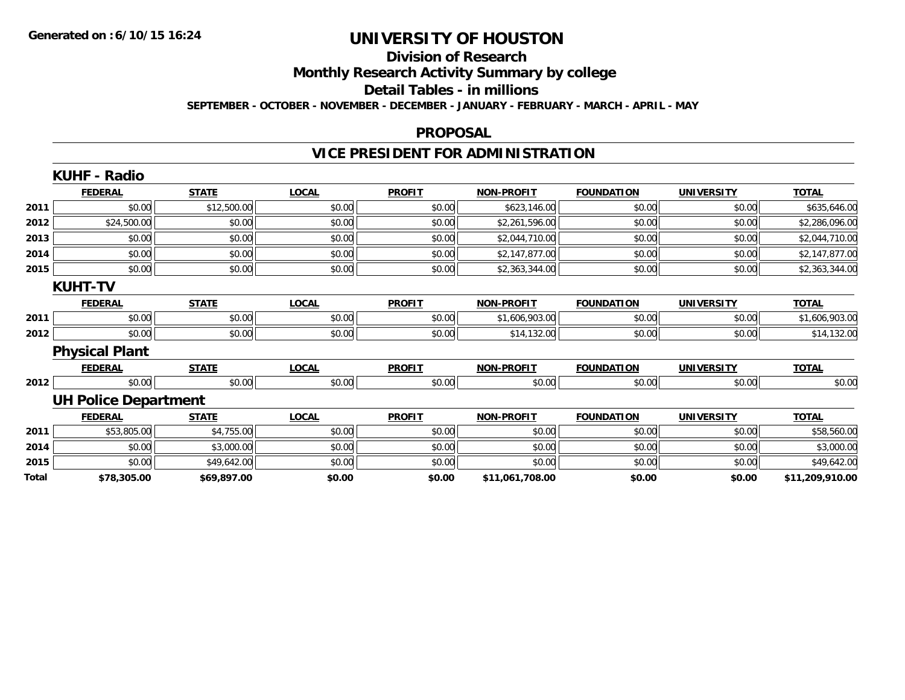# UNIVERSITY OF HOUSTON

## Division of Research

## Monthly Research Activity Summary by college

## Detail Tables - in millions

**SEPTEMBER - OCTOBER - NOVEMBER - DECEMBER - JANUARY - FEBRUARY - MARCH - APRIL - MAY**

## PROPOSAL

## VICE PRESIDENT FOR ADMINISTRATION

### KUHF - Radio

| | FEDERAL | STATE | LOCAL | PROFIT | NON-PROFIT | FOUNDATION | UNIVERSITY | TOTAL |
|---|---|---|---|---|---|---|---|---|
| 2011 | $0.00 | $12,500.00 | $0.00 | $0.00 | $623,146.00 | $0.00 | $0.00 | $635,646.00 |
| 2012 | $24,500.00 | $0.00 | $0.00 | $0.00 | $2,261,596.00 | $0.00 | $0.00 | $2,286,096.00 |
| 2013 | $0.00 | $0.00 | $0.00 | $0.00 | $2,044,710.00 | $0.00 | $0.00 | $2,044,710.00 |
| 2014 | $0.00 | $0.00 | $0.00 | $0.00 | $2,147,877.00 | $0.00 | $0.00 | $2,147,877.00 |
| 2015 | $0.00 | $0.00 | $0.00 | $0.00 | $2,363,344.00 | $0.00 | $0.00 | $2,363,344.00 |

### KUHT-TV

| | FEDERAL | STATE | LOCAL | PROFIT | NON-PROFIT | FOUNDATION | UNIVERSITY | TOTAL |
|---|---|---|---|---|---|---|---|---|
| 2011 | $0.00 | $0.00 | $0.00 | $0.00 | $1,606,903.00 | $0.00 | $0.00 | $1,606,903.00 |
| 2012 | $0.00 | $0.00 | $0.00 | $0.00 | $14,132.00 | $0.00 | $0.00 | $14,132.00 |

### Physical Plant

| | FEDERAL | STATE | LOCAL | PROFIT | NON-PROFIT | FOUNDATION | UNIVERSITY | TOTAL |
|---|---|---|---|---|---|---|---|---|
| 2012 | $0.00 | $0.00 | $0.00 | $0.00 | $0.00 | $0.00 | $0.00 | $0.00 |

### UH Police Department

| | FEDERAL | STATE | LOCAL | PROFIT | NON-PROFIT | FOUNDATION | UNIVERSITY | TOTAL |
|---|---|---|---|---|---|---|---|---|
| 2011 | $53,805.00 | $4,755.00 | $0.00 | $0.00 | $0.00 | $0.00 | $0.00 | $58,560.00 |
| 2014 | $0.00 | $3,000.00 | $0.00 | $0.00 | $0.00 | $0.00 | $0.00 | $3,000.00 |
| 2015 | $0.00 | $49,642.00 | $0.00 | $0.00 | $0.00 | $0.00 | $0.00 | $49,642.00 |
| **Total** | **$78,305.00** | **$69,897.00** | **$0.00** | **$0.00** | **$11,061,708.00** | **$0.00** | **$0.00** | **$11,209,910.00** |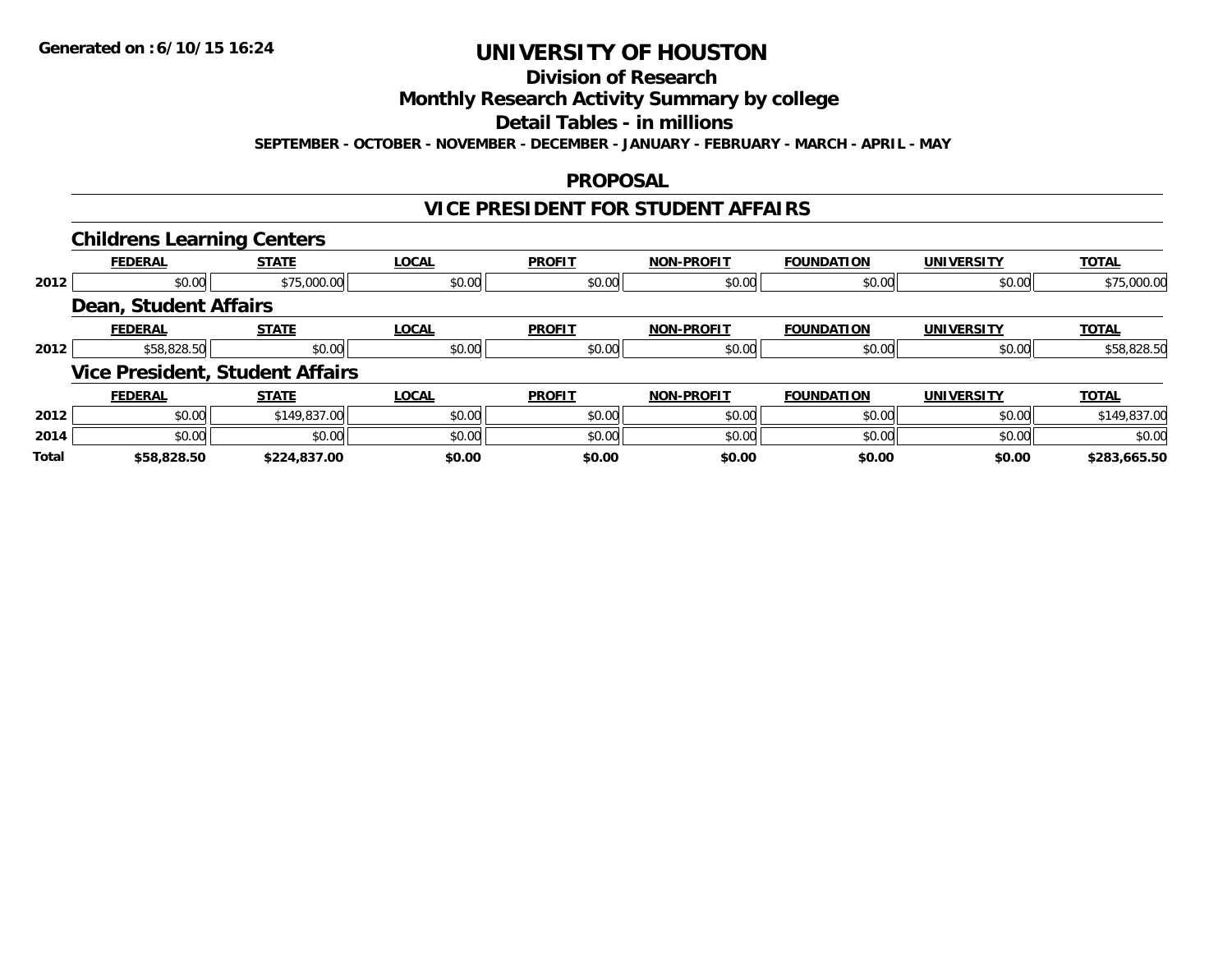# UNIVERSITY OF HOUSTON

## Division of Research

## Monthly Research Activity Summary by college

## Detail Tables - in millions

**SEPTEMBER - OCTOBER - NOVEMBER - DECEMBER - JANUARY - FEBRUARY - MARCH - APRIL - MAY**

## PROPOSAL

## VICE PRESIDENT FOR STUDENT AFFAIRS

### Childrens Learning Centers

| | FEDERAL | STATE | LOCAL | PROFIT | NON-PROFIT | FOUNDATION | UNIVERSITY | TOTAL |
|---|---|---|---|---|---|---|---|---|
| 2012 | $0.00 | $75,000.00 | $0.00 | $0.00 | $0.00 | $0.00 | $0.00 | $75,000.00 |

### Dean, Student Affairs

| | FEDERAL | STATE | LOCAL | PROFIT | NON-PROFIT | FOUNDATION | UNIVERSITY | TOTAL |
|---|---|---|---|---|---|---|---|---|
| 2012 | $58,828.50 | $0.00 | $0.00 | $0.00 | $0.00 | $0.00 | $0.00 | $58,828.50 |

### Vice President, Student Affairs

| | FEDERAL | STATE | LOCAL | PROFIT | NON-PROFIT | FOUNDATION | UNIVERSITY | TOTAL |
|---|---|---|---|---|---|---|---|---|
| 2012 | $0.00 | $149,837.00 | $0.00 | $0.00 | $0.00 | $0.00 | $0.00 | $149,837.00 |
| 2014 | $0.00 | $0.00 | $0.00 | $0.00 | $0.00 | $0.00 | $0.00 | $0.00 |
| **Total** | **$58,828.50** | **$224,837.00** | **$0.00** | **$0.00** | **$0.00** | **$0.00** | **$0.00** | **$283,665.50** |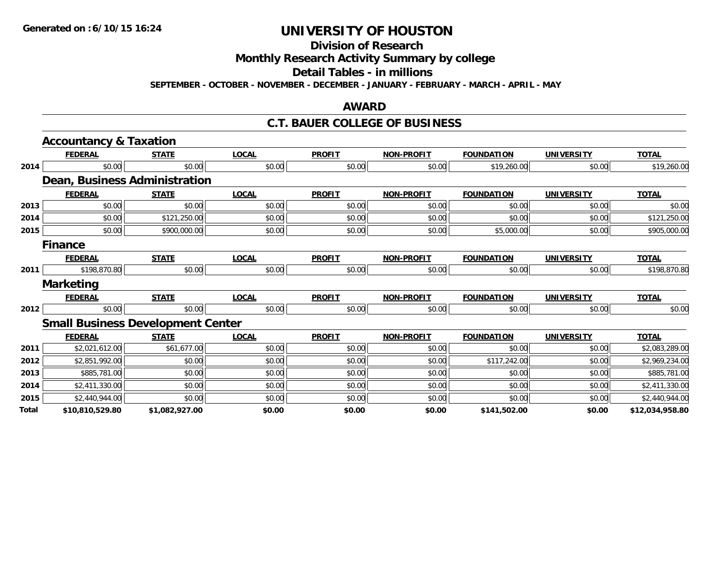# UNIVERSITY OF HOUSTON

## Division of Research

## Monthly Research Activity Summary by college

## Detail Tables - in millions

**SEPTEMBER - OCTOBER - NOVEMBER - DECEMBER - JANUARY - FEBRUARY - MARCH - APRIL - MAY**

## AWARD

## C.T. BAUER COLLEGE OF BUSINESS

### Accountancy & Taxation

| | FEDERAL | STATE | LOCAL | PROFIT | NON-PROFIT | FOUNDATION | UNIVERSITY | TOTAL |
|---|---|---|---|---|---|---|---|---|
| 2014 | $0.00 | $0.00 | $0.00 | $0.00 | $0.00 | $19,260.00 | $0.00 | $19,260.00 |

### Dean, Business Administration

| | FEDERAL | STATE | LOCAL | PROFIT | NON-PROFIT | FOUNDATION | UNIVERSITY | TOTAL |
|---|---|---|---|---|---|---|---|---|
| 2013 | $0.00 | $0.00 | $0.00 | $0.00 | $0.00 | $0.00 | $0.00 | $0.00 |
| 2014 | $0.00 | $121,250.00 | $0.00 | $0.00 | $0.00 | $0.00 | $0.00 | $121,250.00 |
| 2015 | $0.00 | $900,000.00 | $0.00 | $0.00 | $0.00 | $5,000.00 | $0.00 | $905,000.00 |

### Finance

| | FEDERAL | STATE | LOCAL | PROFIT | NON-PROFIT | FOUNDATION | UNIVERSITY | TOTAL |
|---|---|---|---|---|---|---|---|---|
| 2011 | $198,870.80 | $0.00 | $0.00 | $0.00 | $0.00 | $0.00 | $0.00 | $198,870.80 |

### Marketing

| | FEDERAL | STATE | LOCAL | PROFIT | NON-PROFIT | FOUNDATION | UNIVERSITY | TOTAL |
|---|---|---|---|---|---|---|---|---|
| 2012 | $0.00 | $0.00 | $0.00 | $0.00 | $0.00 | $0.00 | $0.00 | $0.00 |

### Small Business Development Center

| | FEDERAL | STATE | LOCAL | PROFIT | NON-PROFIT | FOUNDATION | UNIVERSITY | TOTAL |
|---|---|---|---|---|---|---|---|---|
| 2011 | $2,021,612.00 | $61,677.00 | $0.00 | $0.00 | $0.00 | $0.00 | $0.00 | $2,083,289.00 |
| 2012 | $2,851,992.00 | $0.00 | $0.00 | $0.00 | $0.00 | $117,242.00 | $0.00 | $2,969,234.00 |
| 2013 | $885,781.00 | $0.00 | $0.00 | $0.00 | $0.00 | $0.00 | $0.00 | $885,781.00 |
| 2014 | $2,411,330.00 | $0.00 | $0.00 | $0.00 | $0.00 | $0.00 | $0.00 | $2,411,330.00 |
| 2015 | $2,440,944.00 | $0.00 | $0.00 | $0.00 | $0.00 | $0.00 | $0.00 | $2,440,944.00 |
| **Total** | **$10,810,529.80** | **$1,082,927.00** | **$0.00** | **$0.00** | **$0.00** | **$141,502.00** | **$0.00** | **$12,034,958.80** |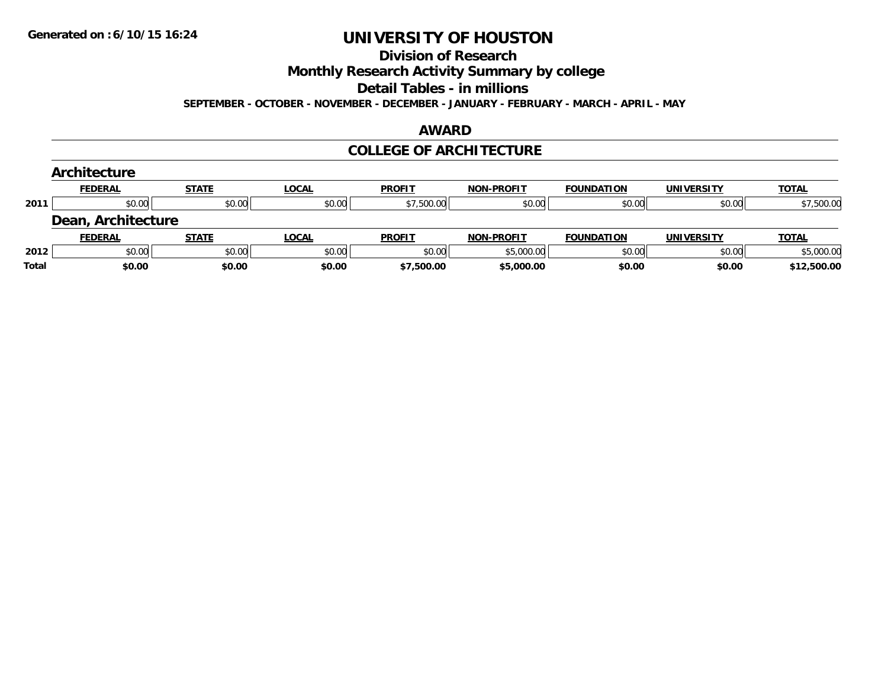# UNIVERSITY OF HOUSTON

## Division of Research

## Monthly Research Activity Summary by college

## Detail Tables - in millions

**SEPTEMBER - OCTOBER - NOVEMBER - DECEMBER - JANUARY - FEBRUARY - MARCH - APRIL - MAY**

## AWARD

## COLLEGE OF ARCHITECTURE

### Architecture

| | FEDERAL | STATE | LOCAL | PROFIT | NON-PROFIT | FOUNDATION | UNIVERSITY | TOTAL |
|---|---|---|---|---|---|---|---|---|
| 2011 | $0.00 | $0.00 | $0.00 | $7,500.00 | $0.00 | $0.00 | $0.00 | $7,500.00 |

### Dean, Architecture

| | FEDERAL | STATE | LOCAL | PROFIT | NON-PROFIT | FOUNDATION | UNIVERSITY | TOTAL |
|---|---|---|---|---|---|---|---|---|
| 2012 | $0.00 | $0.00 | $0.00 | $0.00 | $5,000.00 | $0.00 | $0.00 | $5,000.00 |
| **Total** | **$0.00** | **$0.00** | **$0.00** | **$7,500.00** | **$5,000.00** | **$0.00** | **$0.00** | **$12,500.00** |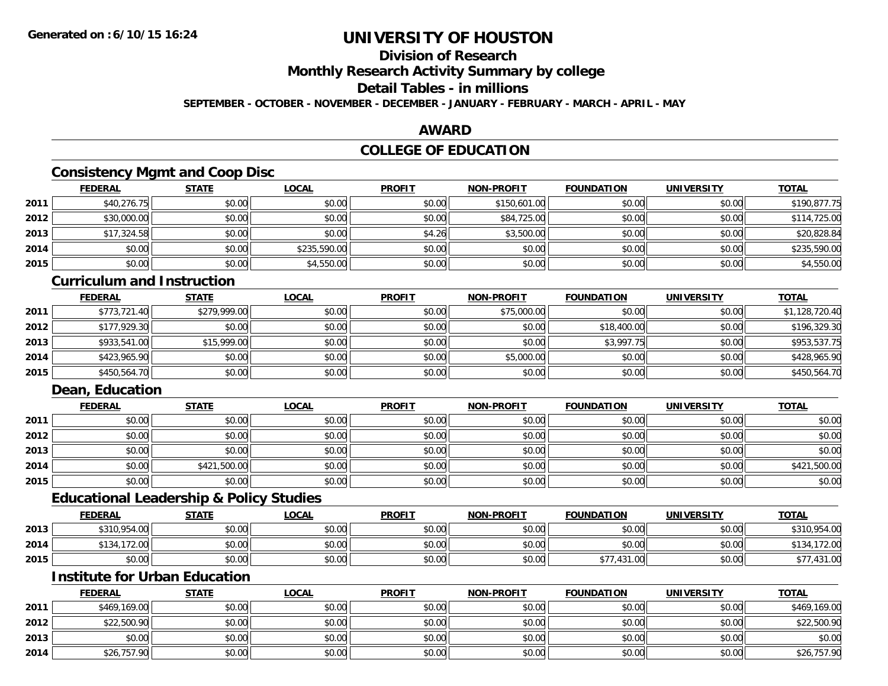# UNIVERSITY OF HOUSTON

## Division of Research

## Monthly Research Activity Summary by college

## Detail Tables - in millions

**SEPTEMBER - OCTOBER - NOVEMBER - DECEMBER - JANUARY - FEBRUARY - MARCH - APRIL - MAY**

## AWARD

## COLLEGE OF EDUCATION

### Consistency Mgmt and Coop Disc

| | FEDERAL | STATE | LOCAL | PROFIT | NON-PROFIT | FOUNDATION | UNIVERSITY | TOTAL |
|---|---|---|---|---|---|---|---|---|
| 2011 | $40,276.75 | $0.00 | $0.00 | $0.00 | $150,601.00 | $0.00 | $0.00 | $190,877.75 |
| 2012 | $30,000.00 | $0.00 | $0.00 | $0.00 | $84,725.00 | $0.00 | $0.00 | $114,725.00 |
| 2013 | $17,324.58 | $0.00 | $0.00 | $4.26 | $3,500.00 | $0.00 | $0.00 | $20,828.84 |
| 2014 | $0.00 | $0.00 | $235,590.00 | $0.00 | $0.00 | $0.00 | $0.00 | $235,590.00 |
| 2015 | $0.00 | $0.00 | $4,550.00 | $0.00 | $0.00 | $0.00 | $0.00 | $4,550.00 |

### Curriculum and Instruction

| | FEDERAL | STATE | LOCAL | PROFIT | NON-PROFIT | FOUNDATION | UNIVERSITY | TOTAL |
|---|---|---|---|---|---|---|---|---|
| 2011 | $773,721.40 | $279,999.00 | $0.00 | $0.00 | $75,000.00 | $0.00 | $0.00 | $1,128,720.40 |
| 2012 | $177,929.30 | $0.00 | $0.00 | $0.00 | $0.00 | $18,400.00 | $0.00 | $196,329.30 |
| 2013 | $933,541.00 | $15,999.00 | $0.00 | $0.00 | $0.00 | $3,997.75 | $0.00 | $953,537.75 |
| 2014 | $423,965.90 | $0.00 | $0.00 | $0.00 | $5,000.00 | $0.00 | $0.00 | $428,965.90 |
| 2015 | $450,564.70 | $0.00 | $0.00 | $0.00 | $0.00 | $0.00 | $0.00 | $450,564.70 |

### Dean, Education

| | FEDERAL | STATE | LOCAL | PROFIT | NON-PROFIT | FOUNDATION | UNIVERSITY | TOTAL |
|---|---|---|---|---|---|---|---|---|
| 2011 | $0.00 | $0.00 | $0.00 | $0.00 | $0.00 | $0.00 | $0.00 | $0.00 |
| 2012 | $0.00 | $0.00 | $0.00 | $0.00 | $0.00 | $0.00 | $0.00 | $0.00 |
| 2013 | $0.00 | $0.00 | $0.00 | $0.00 | $0.00 | $0.00 | $0.00 | $0.00 |
| 2014 | $0.00 | $421,500.00 | $0.00 | $0.00 | $0.00 | $0.00 | $0.00 | $421,500.00 |
| 2015 | $0.00 | $0.00 | $0.00 | $0.00 | $0.00 | $0.00 | $0.00 | $0.00 |

### Educational Leadership & Policy Studies

| | FEDERAL | STATE | LOCAL | PROFIT | NON-PROFIT | FOUNDATION | UNIVERSITY | TOTAL |
|---|---|---|---|---|---|---|---|---|
| 2013 | $310,954.00 | $0.00 | $0.00 | $0.00 | $0.00 | $0.00 | $0.00 | $310,954.00 |
| 2014 | $134,172.00 | $0.00 | $0.00 | $0.00 | $0.00 | $0.00 | $0.00 | $134,172.00 |
| 2015 | $0.00 | $0.00 | $0.00 | $0.00 | $0.00 | $77,431.00 | $0.00 | $77,431.00 |

### Institute for Urban Education

| | FEDERAL | STATE | LOCAL | PROFIT | NON-PROFIT | FOUNDATION | UNIVERSITY | TOTAL |
|---|---|---|---|---|---|---|---|---|
| 2011 | $469,169.00 | $0.00 | $0.00 | $0.00 | $0.00 | $0.00 | $0.00 | $469,169.00 |
| 2012 | $22,500.90 | $0.00 | $0.00 | $0.00 | $0.00 | $0.00 | $0.00 | $22,500.90 |
| 2013 | $0.00 | $0.00 | $0.00 | $0.00 | $0.00 | $0.00 | $0.00 | $0.00 |
| 2014 | $26,757.90 | $0.00 | $0.00 | $0.00 | $0.00 | $0.00 | $0.00 | $26,757.90 |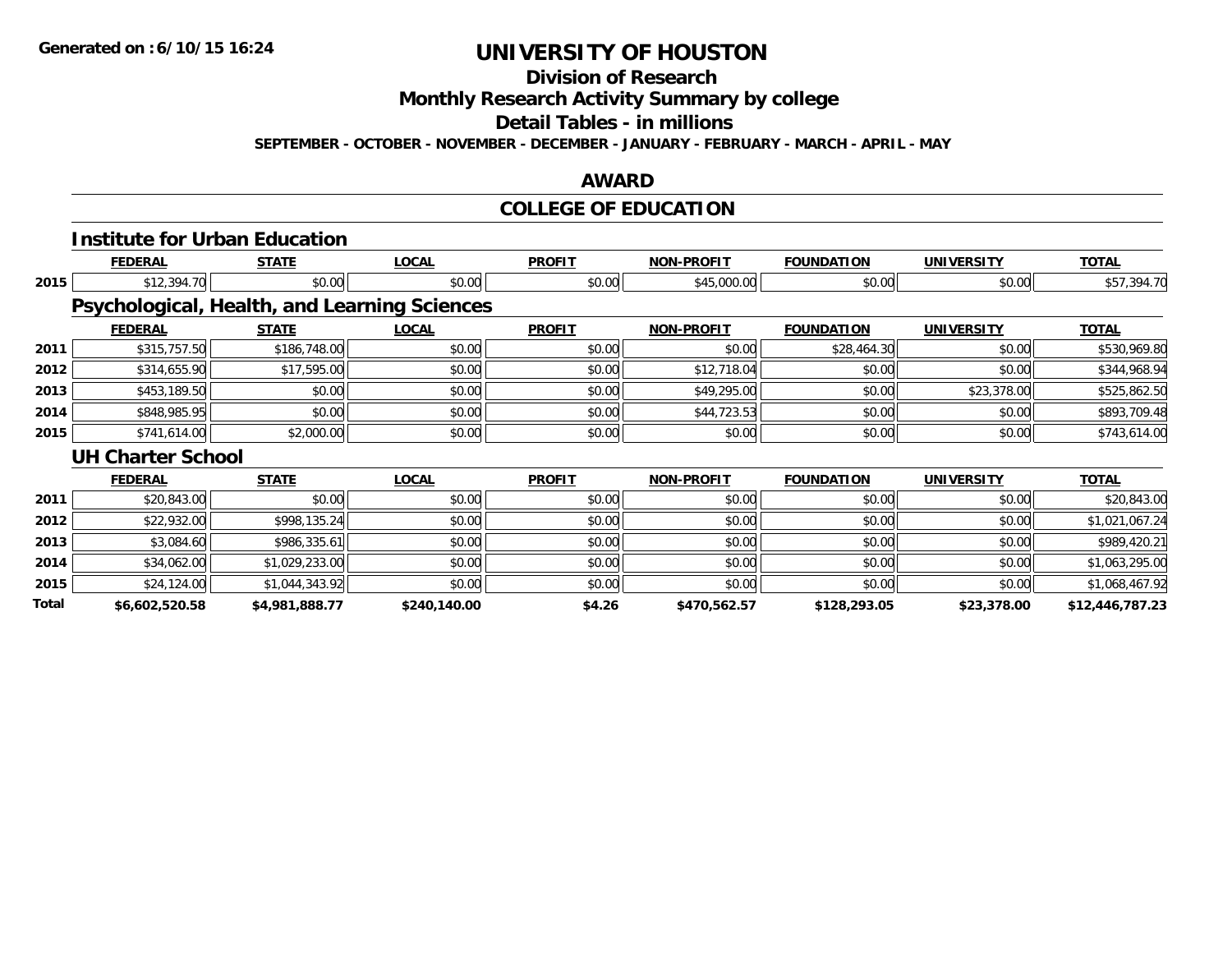Generated on :6/10/15 16:24

# UNIVERSITY OF HOUSTON

## Division of Research

## Monthly Research Activity Summary by college

## Detail Tables - in millions

SEPTEMBER - OCTOBER - NOVEMBER - DECEMBER - JANUARY - FEBRUARY - MARCH - APRIL - MAY

## AWARD

## COLLEGE OF EDUCATION

### Institute for Urban Education

| | FEDERAL | STATE | LOCAL | PROFIT | NON-PROFIT | FOUNDATION | UNIVERSITY | TOTAL |
|---|---|---|---|---|---|---|---|---|
| 2015 | $12,394.70 | $0.00 | $0.00 | $0.00 | $45,000.00 | $0.00 | $0.00 | $57,394.70 |

### Psychological, Health, and Learning Sciences

| | FEDERAL | STATE | LOCAL | PROFIT | NON-PROFIT | FOUNDATION | UNIVERSITY | TOTAL |
|---|---|---|---|---|---|---|---|---|
| 2011 | $315,757.50 | $186,748.00 | $0.00 | $0.00 | $0.00 | $28,464.30 | $0.00 | $530,969.80 |
| 2012 | $314,655.90 | $17,595.00 | $0.00 | $0.00 | $12,718.04 | $0.00 | $0.00 | $344,968.94 |
| 2013 | $453,189.50 | $0.00 | $0.00 | $0.00 | $49,295.00 | $0.00 | $23,378.00 | $525,862.50 |
| 2014 | $848,985.95 | $0.00 | $0.00 | $0.00 | $44,723.53 | $0.00 | $0.00 | $893,709.48 |
| 2015 | $741,614.00 | $2,000.00 | $0.00 | $0.00 | $0.00 | $0.00 | $0.00 | $743,614.00 |

### UH Charter School

| | FEDERAL | STATE | LOCAL | PROFIT | NON-PROFIT | FOUNDATION | UNIVERSITY | TOTAL |
|---|---|---|---|---|---|---|---|---|
| 2011 | $20,843.00 | $0.00 | $0.00 | $0.00 | $0.00 | $0.00 | $0.00 | $20,843.00 |
| 2012 | $22,932.00 | $998,135.24 | $0.00 | $0.00 | $0.00 | $0.00 | $0.00 | $1,021,067.24 |
| 2013 | $3,084.60 | $986,335.61 | $0.00 | $0.00 | $0.00 | $0.00 | $0.00 | $989,420.21 |
| 2014 | $34,062.00 | $1,029,233.00 | $0.00 | $0.00 | $0.00 | $0.00 | $0.00 | $1,063,295.00 |
| 2015 | $24,124.00 | $1,044,343.92 | $0.00 | $0.00 | $0.00 | $0.00 | $0.00 | $1,068,467.92 |
| **Total** | **$6,602,520.58** | **$4,981,888.77** | **$240,140.00** | **$4.26** | **$470,562.57** | **$128,293.05** | **$23,378.00** | **$12,446,787.23** |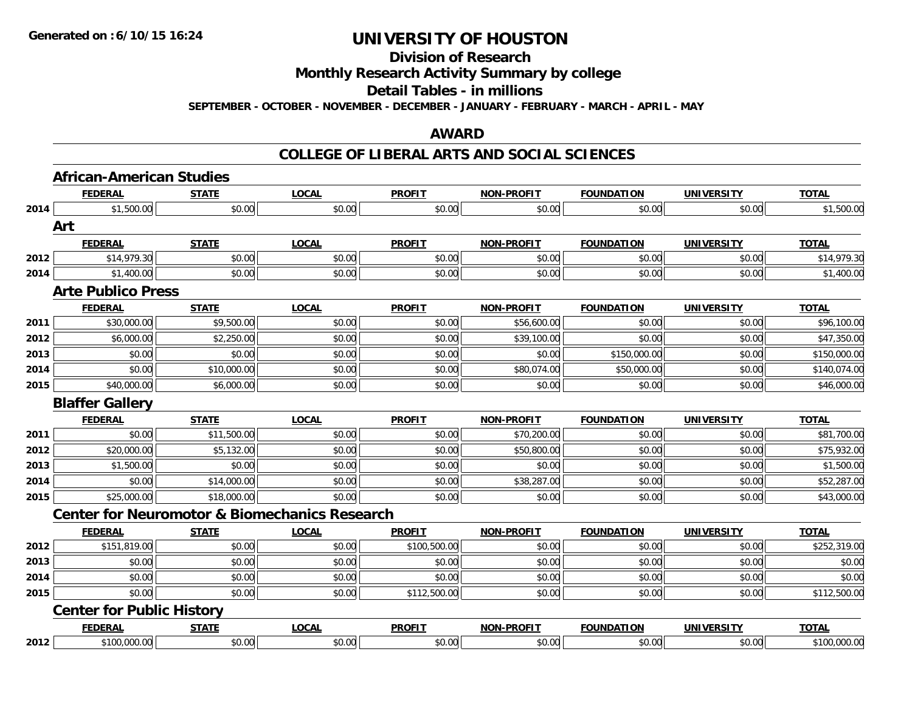**Generated on :6/10/15 16:24**

# UNIVERSITY OF HOUSTON

## Division of Research

## Monthly Research Activity Summary by college

## Detail Tables - in millions

**SEPTEMBER - OCTOBER - NOVEMBER - DECEMBER - JANUARY - FEBRUARY - MARCH - APRIL - MAY**

## AWARD

## COLLEGE OF LIBERAL ARTS AND SOCIAL SCIENCES

### African-American Studies

| | FEDERAL | STATE | LOCAL | PROFIT | NON-PROFIT | FOUNDATION | UNIVERSITY | TOTAL |
|---|---|---|---|---|---|---|---|---|
| 2014 | $1,500.00 | $0.00 | $0.00 | $0.00 | $0.00 | $0.00 | $0.00 | $1,500.00 |

### Art

| | FEDERAL | STATE | LOCAL | PROFIT | NON-PROFIT | FOUNDATION | UNIVERSITY | TOTAL |
|---|---|---|---|---|---|---|---|---|
| 2012 | $14,979.30 | $0.00 | $0.00 | $0.00 | $0.00 | $0.00 | $0.00 | $14,979.30 |
| 2014 | $1,400.00 | $0.00 | $0.00 | $0.00 | $0.00 | $0.00 | $0.00 | $1,400.00 |

### Arte Publico Press

| | FEDERAL | STATE | LOCAL | PROFIT | NON-PROFIT | FOUNDATION | UNIVERSITY | TOTAL |
|---|---|---|---|---|---|---|---|---|
| 2011 | $30,000.00 | $9,500.00 | $0.00 | $0.00 | $56,600.00 | $0.00 | $0.00 | $96,100.00 |
| 2012 | $6,000.00 | $2,250.00 | $0.00 | $0.00 | $39,100.00 | $0.00 | $0.00 | $47,350.00 |
| 2013 | $0.00 | $0.00 | $0.00 | $0.00 | $0.00 | $150,000.00 | $0.00 | $150,000.00 |
| 2014 | $0.00 | $10,000.00 | $0.00 | $0.00 | $80,074.00 | $50,000.00 | $0.00 | $140,074.00 |
| 2015 | $40,000.00 | $6,000.00 | $0.00 | $0.00 | $0.00 | $0.00 | $0.00 | $46,000.00 |

### Blaffer Gallery

| | FEDERAL | STATE | LOCAL | PROFIT | NON-PROFIT | FOUNDATION | UNIVERSITY | TOTAL |
|---|---|---|---|---|---|---|---|---|
| 2011 | $0.00 | $11,500.00 | $0.00 | $0.00 | $70,200.00 | $0.00 | $0.00 | $81,700.00 |
| 2012 | $20,000.00 | $5,132.00 | $0.00 | $0.00 | $50,800.00 | $0.00 | $0.00 | $75,932.00 |
| 2013 | $1,500.00 | $0.00 | $0.00 | $0.00 | $0.00 | $0.00 | $0.00 | $1,500.00 |
| 2014 | $0.00 | $14,000.00 | $0.00 | $0.00 | $38,287.00 | $0.00 | $0.00 | $52,287.00 |
| 2015 | $25,000.00 | $18,000.00 | $0.00 | $0.00 | $0.00 | $0.00 | $0.00 | $43,000.00 |

### Center for Neuromotor & Biomechanics Research

| | FEDERAL | STATE | LOCAL | PROFIT | NON-PROFIT | FOUNDATION | UNIVERSITY | TOTAL |
|---|---|---|---|---|---|---|---|---|
| 2012 | $151,819.00 | $0.00 | $0.00 | $100,500.00 | $0.00 | $0.00 | $0.00 | $252,319.00 |
| 2013 | $0.00 | $0.00 | $0.00 | $0.00 | $0.00 | $0.00 | $0.00 | $0.00 |
| 2014 | $0.00 | $0.00 | $0.00 | $0.00 | $0.00 | $0.00 | $0.00 | $0.00 |
| 2015 | $0.00 | $0.00 | $0.00 | $112,500.00 | $0.00 | $0.00 | $0.00 | $112,500.00 |

### Center for Public History

| | FEDERAL | STATE | LOCAL | PROFIT | NON-PROFIT | FOUNDATION | UNIVERSITY | TOTAL |
|---|---|---|---|---|---|---|---|---|
| 2012 | $100,000.00 | $0.00 | $0.00 | $0.00 | $0.00 | $0.00 | $0.00 | $100,000.00 |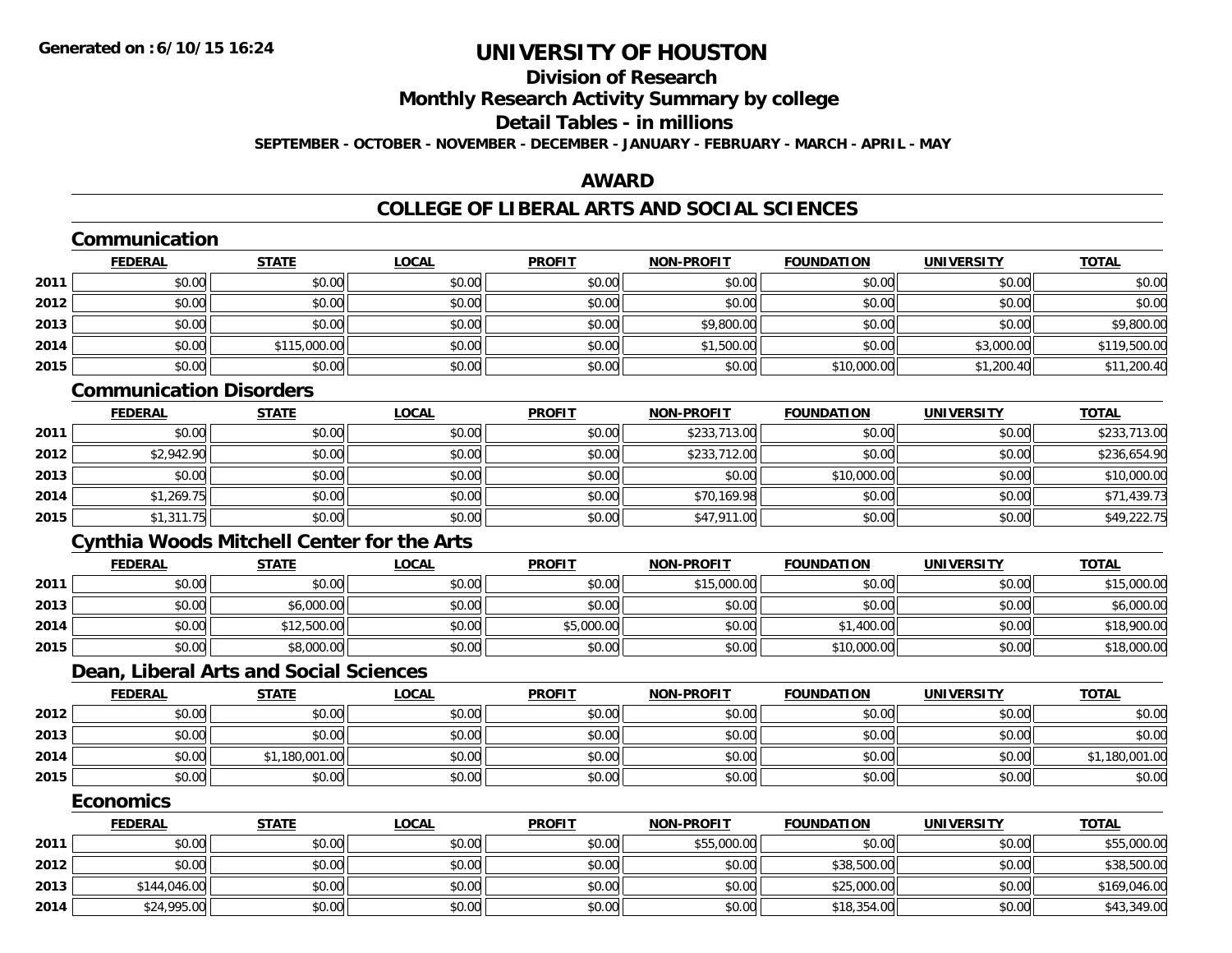# UNIVERSITY OF HOUSTON

## Division of Research

## Monthly Research Activity Summary by college

## Detail Tables - in millions

**SEPTEMBER - OCTOBER - NOVEMBER - DECEMBER - JANUARY - FEBRUARY - MARCH - APRIL - MAY**

## AWARD

## COLLEGE OF LIBERAL ARTS AND SOCIAL SCIENCES

### Communication

| | FEDERAL | STATE | LOCAL | PROFIT | NON-PROFIT | FOUNDATION | UNIVERSITY | TOTAL |
|---|---|---|---|---|---|---|---|---|
| 2011 | $0.00 | $0.00 | $0.00 | $0.00 | $0.00 | $0.00 | $0.00 | $0.00 |
| 2012 | $0.00 | $0.00 | $0.00 | $0.00 | $0.00 | $0.00 | $0.00 | $0.00 |
| 2013 | $0.00 | $0.00 | $0.00 | $0.00 | $9,800.00 | $0.00 | $0.00 | $9,800.00 |
| 2014 | $0.00 | $115,000.00 | $0.00 | $0.00 | $1,500.00 | $0.00 | $3,000.00 | $119,500.00 |
| 2015 | $0.00 | $0.00 | $0.00 | $0.00 | $0.00 | $10,000.00 | $1,200.40 | $11,200.40 |

### Communication Disorders

| | FEDERAL | STATE | LOCAL | PROFIT | NON-PROFIT | FOUNDATION | UNIVERSITY | TOTAL |
|---|---|---|---|---|---|---|---|---|
| 2011 | $0.00 | $0.00 | $0.00 | $0.00 | $233,713.00 | $0.00 | $0.00 | $233,713.00 |
| 2012 | $2,942.90 | $0.00 | $0.00 | $0.00 | $233,712.00 | $0.00 | $0.00 | $236,654.90 |
| 2013 | $0.00 | $0.00 | $0.00 | $0.00 | $0.00 | $10,000.00 | $0.00 | $10,000.00 |
| 2014 | $1,269.75 | $0.00 | $0.00 | $0.00 | $70,169.98 | $0.00 | $0.00 | $71,439.73 |
| 2015 | $1,311.75 | $0.00 | $0.00 | $0.00 | $47,911.00 | $0.00 | $0.00 | $49,222.75 |

### Cynthia Woods Mitchell Center for the Arts

| | FEDERAL | STATE | LOCAL | PROFIT | NON-PROFIT | FOUNDATION | UNIVERSITY | TOTAL |
|---|---|---|---|---|---|---|---|---|
| 2011 | $0.00 | $0.00 | $0.00 | $0.00 | $15,000.00 | $0.00 | $0.00 | $15,000.00 |
| 2013 | $0.00 | $6,000.00 | $0.00 | $0.00 | $0.00 | $0.00 | $0.00 | $6,000.00 |
| 2014 | $0.00 | $12,500.00 | $0.00 | $5,000.00 | $0.00 | $1,400.00 | $0.00 | $18,900.00 |
| 2015 | $0.00 | $8,000.00 | $0.00 | $0.00 | $0.00 | $10,000.00 | $0.00 | $18,000.00 |

### Dean, Liberal Arts and Social Sciences

| | FEDERAL | STATE | LOCAL | PROFIT | NON-PROFIT | FOUNDATION | UNIVERSITY | TOTAL |
|---|---|---|---|---|---|---|---|---|
| 2012 | $0.00 | $0.00 | $0.00 | $0.00 | $0.00 | $0.00 | $0.00 | $0.00 |
| 2013 | $0.00 | $0.00 | $0.00 | $0.00 | $0.00 | $0.00 | $0.00 | $0.00 |
| 2014 | $0.00 | $1,180,001.00 | $0.00 | $0.00 | $0.00 | $0.00 | $0.00 | $1,180,001.00 |
| 2015 | $0.00 | $0.00 | $0.00 | $0.00 | $0.00 | $0.00 | $0.00 | $0.00 |

### Economics

| | FEDERAL | STATE | LOCAL | PROFIT | NON-PROFIT | FOUNDATION | UNIVERSITY | TOTAL |
|---|---|---|---|---|---|---|---|---|
| 2011 | $0.00 | $0.00 | $0.00 | $0.00 | $55,000.00 | $0.00 | $0.00 | $55,000.00 |
| 2012 | $0.00 | $0.00 | $0.00 | $0.00 | $0.00 | $38,500.00 | $0.00 | $38,500.00 |
| 2013 | $144,046.00 | $0.00 | $0.00 | $0.00 | $0.00 | $25,000.00 | $0.00 | $169,046.00 |
| 2014 | $24,995.00 | $0.00 | $0.00 | $0.00 | $0.00 | $18,354.00 | $0.00 | $43,349.00 |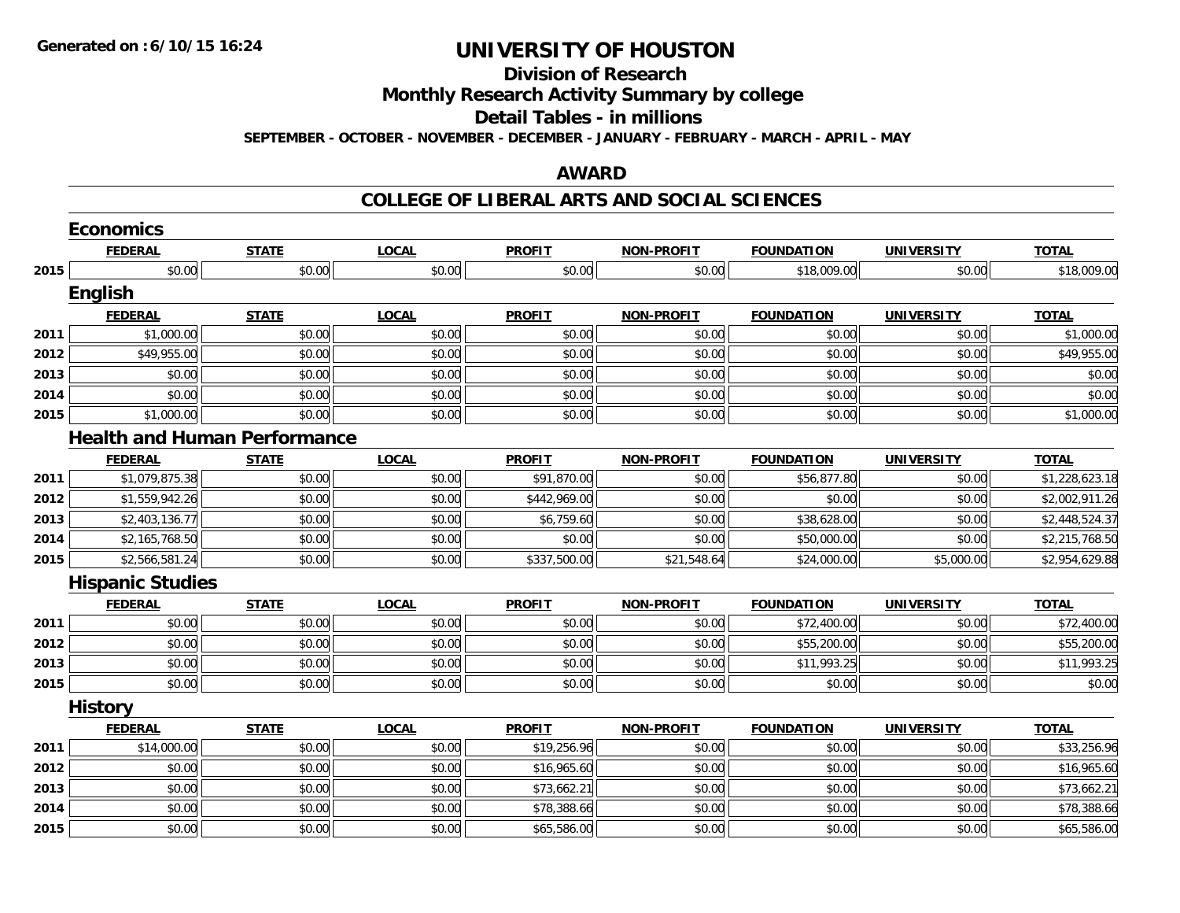**Generated on :6/10/15 16:24**

# UNIVERSITY OF HOUSTON

## Division of Research

## Monthly Research Activity Summary by college

## Detail Tables - in millions

**SEPTEMBER - OCTOBER - NOVEMBER - DECEMBER - JANUARY - FEBRUARY - MARCH - APRIL - MAY**

## AWARD

## COLLEGE OF LIBERAL ARTS AND SOCIAL SCIENCES

### Economics

| | FEDERAL | STATE | LOCAL | PROFIT | NON-PROFIT | FOUNDATION | UNIVERSITY | TOTAL |
|---|---|---|---|---|---|---|---|---|
| 2015 | $0.00 | $0.00 | $0.00 | $0.00 | $0.00 | $18,009.00 | $0.00 | $18,009.00 |

### English

| | FEDERAL | STATE | LOCAL | PROFIT | NON-PROFIT | FOUNDATION | UNIVERSITY | TOTAL |
|---|---|---|---|---|---|---|---|---|
| 2011 | $1,000.00 | $0.00 | $0.00 | $0.00 | $0.00 | $0.00 | $0.00 | $1,000.00 |
| 2012 | $49,955.00 | $0.00 | $0.00 | $0.00 | $0.00 | $0.00 | $0.00 | $49,955.00 |
| 2013 | $0.00 | $0.00 | $0.00 | $0.00 | $0.00 | $0.00 | $0.00 | $0.00 |
| 2014 | $0.00 | $0.00 | $0.00 | $0.00 | $0.00 | $0.00 | $0.00 | $0.00 |
| 2015 | $1,000.00 | $0.00 | $0.00 | $0.00 | $0.00 | $0.00 | $0.00 | $1,000.00 |

### Health and Human Performance

| | FEDERAL | STATE | LOCAL | PROFIT | NON-PROFIT | FOUNDATION | UNIVERSITY | TOTAL |
|---|---|---|---|---|---|---|---|---|
| 2011 | $1,079,875.38 | $0.00 | $0.00 | $91,870.00 | $0.00 | $56,877.80 | $0.00 | $1,228,623.18 |
| 2012 | $1,559,942.26 | $0.00 | $0.00 | $442,969.00 | $0.00 | $0.00 | $0.00 | $2,002,911.26 |
| 2013 | $2,403,136.77 | $0.00 | $0.00 | $6,759.60 | $0.00 | $38,628.00 | $0.00 | $2,448,524.37 |
| 2014 | $2,165,768.50 | $0.00 | $0.00 | $0.00 | $0.00 | $50,000.00 | $0.00 | $2,215,768.50 |
| 2015 | $2,566,581.24 | $0.00 | $0.00 | $337,500.00 | $21,548.64 | $24,000.00 | $5,000.00 | $2,954,629.88 |

### Hispanic Studies

| | FEDERAL | STATE | LOCAL | PROFIT | NON-PROFIT | FOUNDATION | UNIVERSITY | TOTAL |
|---|---|---|---|---|---|---|---|---|
| 2011 | $0.00 | $0.00 | $0.00 | $0.00 | $0.00 | $72,400.00 | $0.00 | $72,400.00 |
| 2012 | $0.00 | $0.00 | $0.00 | $0.00 | $0.00 | $55,200.00 | $0.00 | $55,200.00 |
| 2013 | $0.00 | $0.00 | $0.00 | $0.00 | $0.00 | $11,993.25 | $0.00 | $11,993.25 |
| 2015 | $0.00 | $0.00 | $0.00 | $0.00 | $0.00 | $0.00 | $0.00 | $0.00 |

### History

| | FEDERAL | STATE | LOCAL | PROFIT | NON-PROFIT | FOUNDATION | UNIVERSITY | TOTAL |
|---|---|---|---|---|---|---|---|---|
| 2011 | $14,000.00 | $0.00 | $0.00 | $19,256.96 | $0.00 | $0.00 | $0.00 | $33,256.96 |
| 2012 | $0.00 | $0.00 | $0.00 | $16,965.60 | $0.00 | $0.00 | $0.00 | $16,965.60 |
| 2013 | $0.00 | $0.00 | $0.00 | $73,662.21 | $0.00 | $0.00 | $0.00 | $73,662.21 |
| 2014 | $0.00 | $0.00 | $0.00 | $78,388.66 | $0.00 | $0.00 | $0.00 | $78,388.66 |
| 2015 | $0.00 | $0.00 | $0.00 | $65,586.00 | $0.00 | $0.00 | $0.00 | $65,586.00 |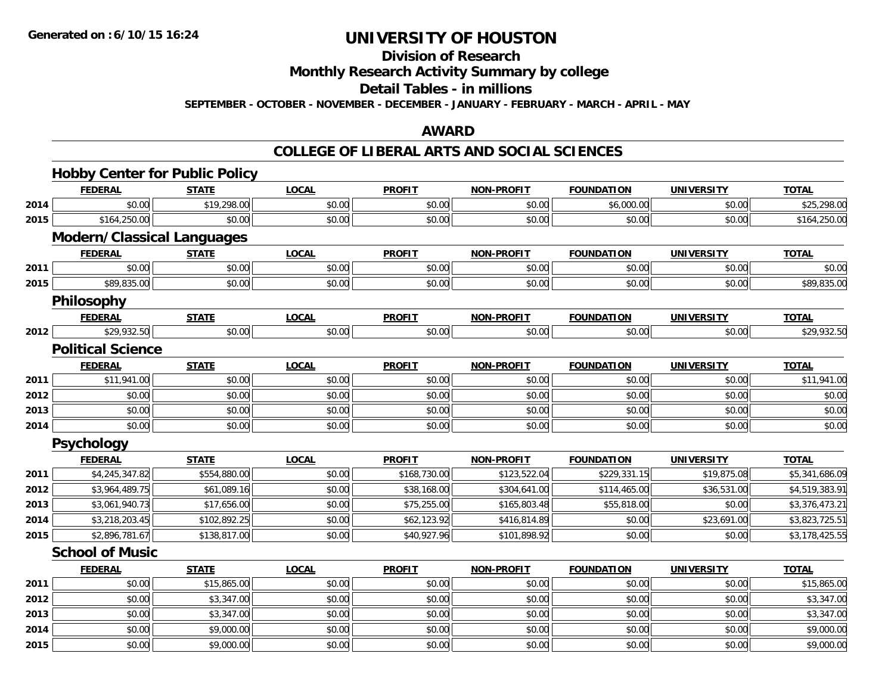# UNIVERSITY OF HOUSTON

## Division of Research

## Monthly Research Activity Summary by college

## Detail Tables - in millions

**SEPTEMBER - OCTOBER - NOVEMBER - DECEMBER - JANUARY - FEBRUARY - MARCH - APRIL - MAY**

## AWARD

## COLLEGE OF LIBERAL ARTS AND SOCIAL SCIENCES

### Hobby Center for Public Policy

| | FEDERAL | STATE | LOCAL | PROFIT | NON-PROFIT | FOUNDATION | UNIVERSITY | TOTAL |
|---|---|---|---|---|---|---|---|---|
| 2014 | $0.00 | $19,298.00 | $0.00 | $0.00 | $0.00 | $6,000.00 | $0.00 | $25,298.00 |
| 2015 | $164,250.00 | $0.00 | $0.00 | $0.00 | $0.00 | $0.00 | $0.00 | $164,250.00 |

### Modern/Classical Languages

| | FEDERAL | STATE | LOCAL | PROFIT | NON-PROFIT | FOUNDATION | UNIVERSITY | TOTAL |
|---|---|---|---|---|---|---|---|---|
| 2011 | $0.00 | $0.00 | $0.00 | $0.00 | $0.00 | $0.00 | $0.00 | $0.00 |
| 2015 | $89,835.00 | $0.00 | $0.00 | $0.00 | $0.00 | $0.00 | $0.00 | $89,835.00 |

### Philosophy

| | FEDERAL | STATE | LOCAL | PROFIT | NON-PROFIT | FOUNDATION | UNIVERSITY | TOTAL |
|---|---|---|---|---|---|---|---|---|
| 2012 | $29,932.50 | $0.00 | $0.00 | $0.00 | $0.00 | $0.00 | $0.00 | $29,932.50 |

### Political Science

| | FEDERAL | STATE | LOCAL | PROFIT | NON-PROFIT | FOUNDATION | UNIVERSITY | TOTAL |
|---|---|---|---|---|---|---|---|---|
| 2011 | $11,941.00 | $0.00 | $0.00 | $0.00 | $0.00 | $0.00 | $0.00 | $11,941.00 |
| 2012 | $0.00 | $0.00 | $0.00 | $0.00 | $0.00 | $0.00 | $0.00 | $0.00 |
| 2013 | $0.00 | $0.00 | $0.00 | $0.00 | $0.00 | $0.00 | $0.00 | $0.00 |
| 2014 | $0.00 | $0.00 | $0.00 | $0.00 | $0.00 | $0.00 | $0.00 | $0.00 |

### Psychology

| | FEDERAL | STATE | LOCAL | PROFIT | NON-PROFIT | FOUNDATION | UNIVERSITY | TOTAL |
|---|---|---|---|---|---|---|---|---|
| 2011 | $4,245,347.82 | $554,880.00 | $0.00 | $168,730.00 | $123,522.04 | $229,331.15 | $19,875.08 | $5,341,686.09 |
| 2012 | $3,964,489.75 | $61,089.16 | $0.00 | $38,168.00 | $304,641.00 | $114,465.00 | $36,531.00 | $4,519,383.91 |
| 2013 | $3,061,940.73 | $17,656.00 | $0.00 | $75,255.00 | $165,803.48 | $55,818.00 | $0.00 | $3,376,473.21 |
| 2014 | $3,218,203.45 | $102,892.25 | $0.00 | $62,123.92 | $416,814.89 | $0.00 | $23,691.00 | $3,823,725.51 |
| 2015 | $2,896,781.67 | $138,817.00 | $0.00 | $40,927.96 | $101,898.92 | $0.00 | $0.00 | $3,178,425.55 |

### School of Music

| | FEDERAL | STATE | LOCAL | PROFIT | NON-PROFIT | FOUNDATION | UNIVERSITY | TOTAL |
|---|---|---|---|---|---|---|---|---|
| 2011 | $0.00 | $15,865.00 | $0.00 | $0.00 | $0.00 | $0.00 | $0.00 | $15,865.00 |
| 2012 | $0.00 | $3,347.00 | $0.00 | $0.00 | $0.00 | $0.00 | $0.00 | $3,347.00 |
| 2013 | $0.00 | $3,347.00 | $0.00 | $0.00 | $0.00 | $0.00 | $0.00 | $3,347.00 |
| 2014 | $0.00 | $9,000.00 | $0.00 | $0.00 | $0.00 | $0.00 | $0.00 | $9,000.00 |
| 2015 | $0.00 | $9,000.00 | $0.00 | $0.00 | $0.00 | $0.00 | $0.00 | $9,000.00 |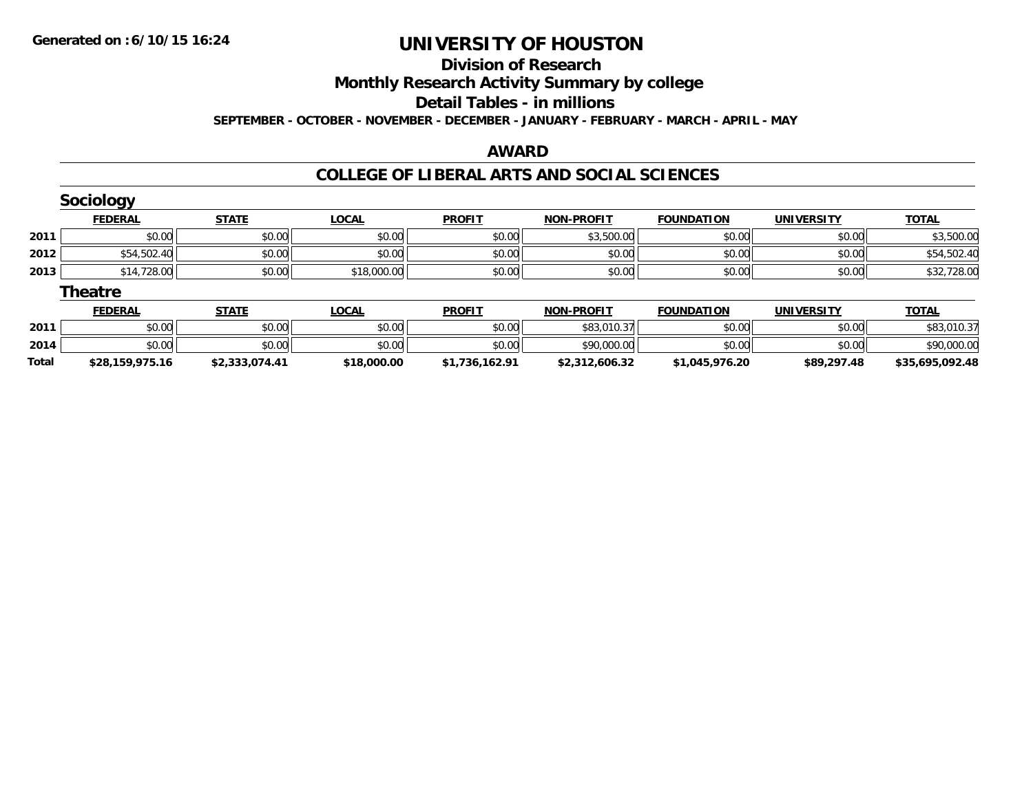# UNIVERSITY OF HOUSTON

## Division of Research

## Monthly Research Activity Summary by college

## Detail Tables - in millions

**SEPTEMBER - OCTOBER - NOVEMBER - DECEMBER - JANUARY - FEBRUARY - MARCH - APRIL - MAY**

## AWARD

## COLLEGE OF LIBERAL ARTS AND SOCIAL SCIENCES

### Sociology

| | FEDERAL | STATE | LOCAL | PROFIT | NON-PROFIT | FOUNDATION | UNIVERSITY | TOTAL |
|---|---|---|---|---|---|---|---|---|
| 2011 | $0.00 | $0.00 | $0.00 | $0.00 | $3,500.00 | $0.00 | $0.00 | $3,500.00 |
| 2012 | $54,502.40 | $0.00 | $0.00 | $0.00 | $0.00 | $0.00 | $0.00 | $54,502.40 |
| 2013 | $14,728.00 | $0.00 | $18,000.00 | $0.00 | $0.00 | $0.00 | $0.00 | $32,728.00 |

### Theatre

| | FEDERAL | STATE | LOCAL | PROFIT | NON-PROFIT | FOUNDATION | UNIVERSITY | TOTAL |
|---|---|---|---|---|---|---|---|---|
| 2011 | $0.00 | $0.00 | $0.00 | $0.00 | $83,010.37 | $0.00 | $0.00 | $83,010.37 |
| 2014 | $0.00 | $0.00 | $0.00 | $0.00 | $90,000.00 | $0.00 | $0.00 | $90,000.00 |
| **Total** | **$28,159,975.16** | **$2,333,074.41** | **$18,000.00** | **$1,736,162.91** | **$2,312,606.32** | **$1,045,976.20** | **$89,297.48** | **$35,695,092.48** |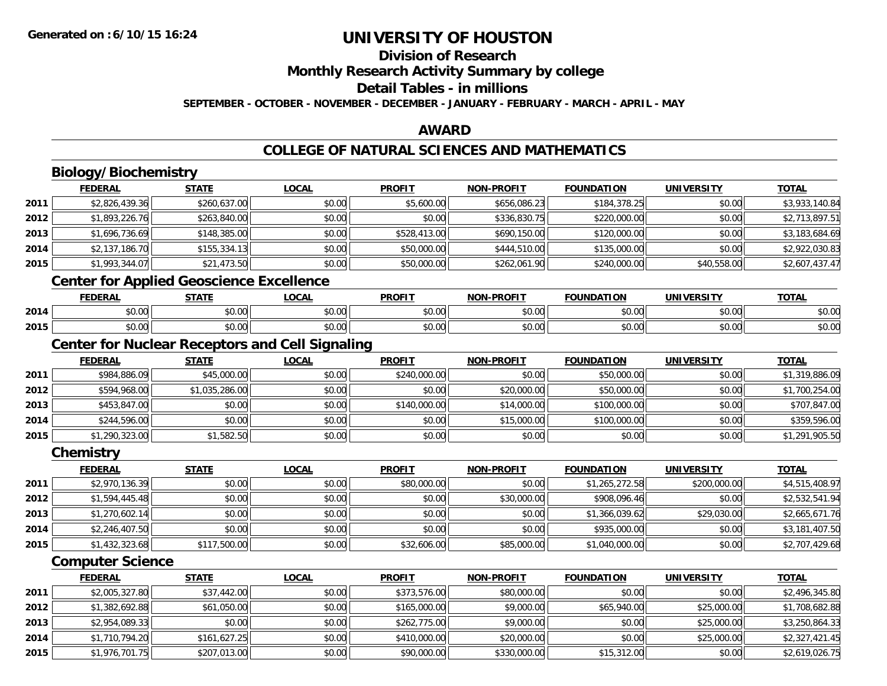# UNIVERSITY OF HOUSTON

## Division of Research

## Monthly Research Activity Summary by college

## Detail Tables - in millions

**SEPTEMBER - OCTOBER - NOVEMBER - DECEMBER - JANUARY - FEBRUARY - MARCH - APRIL - MAY**

## AWARD

## COLLEGE OF NATURAL SCIENCES AND MATHEMATICS

### Biology/Biochemistry

| | FEDERAL | STATE | LOCAL | PROFIT | NON-PROFIT | FOUNDATION | UNIVERSITY | TOTAL |
|---|---|---|---|---|---|---|---|---|
| 2011 | $2,826,439.36 | $260,637.00 | $0.00 | $5,600.00 | $656,086.23 | $184,378.25 | $0.00 | $3,933,140.84 |
| 2012 | $1,893,226.76 | $263,840.00 | $0.00 | $0.00 | $336,830.75 | $220,000.00 | $0.00 | $2,713,897.51 |
| 2013 | $1,696,736.69 | $148,385.00 | $0.00 | $528,413.00 | $690,150.00 | $120,000.00 | $0.00 | $3,183,684.69 |
| 2014 | $2,137,186.70 | $155,334.13 | $0.00 | $50,000.00 | $444,510.00 | $135,000.00 | $0.00 | $2,922,030.83 |
| 2015 | $1,993,344.07 | $21,473.50 | $0.00 | $50,000.00 | $262,061.90 | $240,000.00 | $40,558.00 | $2,607,437.47 |

### Center for Applied Geoscience Excellence

| | FEDERAL | STATE | LOCAL | PROFIT | NON-PROFIT | FOUNDATION | UNIVERSITY | TOTAL |
|---|---|---|---|---|---|---|---|---|
| 2014 | $0.00 | $0.00 | $0.00 | $0.00 | $0.00 | $0.00 | $0.00 | $0.00 |
| 2015 | $0.00 | $0.00 | $0.00 | $0.00 | $0.00 | $0.00 | $0.00 | $0.00 |

### Center for Nuclear Receptors and Cell Signaling

| | FEDERAL | STATE | LOCAL | PROFIT | NON-PROFIT | FOUNDATION | UNIVERSITY | TOTAL |
|---|---|---|---|---|---|---|---|---|
| 2011 | $984,886.09 | $45,000.00 | $0.00 | $240,000.00 | $0.00 | $50,000.00 | $0.00 | $1,319,886.09 |
| 2012 | $594,968.00 | $1,035,286.00 | $0.00 | $0.00 | $20,000.00 | $50,000.00 | $0.00 | $1,700,254.00 |
| 2013 | $453,847.00 | $0.00 | $0.00 | $140,000.00 | $14,000.00 | $100,000.00 | $0.00 | $707,847.00 |
| 2014 | $244,596.00 | $0.00 | $0.00 | $0.00 | $15,000.00 | $100,000.00 | $0.00 | $359,596.00 |
| 2015 | $1,290,323.00 | $1,582.50 | $0.00 | $0.00 | $0.00 | $0.00 | $0.00 | $1,291,905.50 |

### Chemistry

| | FEDERAL | STATE | LOCAL | PROFIT | NON-PROFIT | FOUNDATION | UNIVERSITY | TOTAL |
|---|---|---|---|---|---|---|---|---|
| 2011 | $2,970,136.39 | $0.00 | $0.00 | $80,000.00 | $0.00 | $1,265,272.58 | $200,000.00 | $4,515,408.97 |
| 2012 | $1,594,445.48 | $0.00 | $0.00 | $0.00 | $30,000.00 | $908,096.46 | $0.00 | $2,532,541.94 |
| 2013 | $1,270,602.14 | $0.00 | $0.00 | $0.00 | $0.00 | $1,366,039.62 | $29,030.00 | $2,665,671.76 |
| 2014 | $2,246,407.50 | $0.00 | $0.00 | $0.00 | $0.00 | $935,000.00 | $0.00 | $3,181,407.50 |
| 2015 | $1,432,323.68 | $117,500.00 | $0.00 | $32,606.00 | $85,000.00 | $1,040,000.00 | $0.00 | $2,707,429.68 |

### Computer Science

| | FEDERAL | STATE | LOCAL | PROFIT | NON-PROFIT | FOUNDATION | UNIVERSITY | TOTAL |
|---|---|---|---|---|---|---|---|---|
| 2011 | $2,005,327.80 | $37,442.00 | $0.00 | $373,576.00 | $80,000.00 | $0.00 | $0.00 | $2,496,345.80 |
| 2012 | $1,382,692.88 | $61,050.00 | $0.00 | $165,000.00 | $9,000.00 | $65,940.00 | $25,000.00 | $1,708,682.88 |
| 2013 | $2,954,089.33 | $0.00 | $0.00 | $262,775.00 | $9,000.00 | $0.00 | $25,000.00 | $3,250,864.33 |
| 2014 | $1,710,794.20 | $161,627.25 | $0.00 | $410,000.00 | $20,000.00 | $0.00 | $25,000.00 | $2,327,421.45 |
| 2015 | $1,976,701.75 | $207,013.00 | $0.00 | $90,000.00 | $330,000.00 | $15,312.00 | $0.00 | $2,619,026.75 |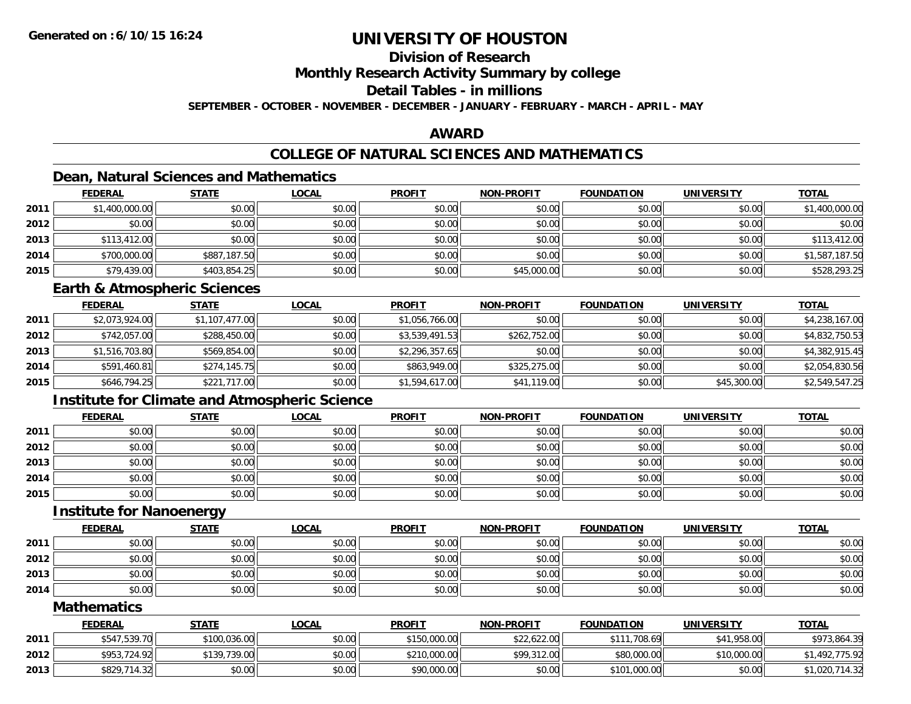# UNIVERSITY OF HOUSTON

## Division of Research

## Monthly Research Activity Summary by college

## Detail Tables - in millions

**SEPTEMBER - OCTOBER - NOVEMBER - DECEMBER - JANUARY - FEBRUARY - MARCH - APRIL - MAY**

## AWARD

## COLLEGE OF NATURAL SCIENCES AND MATHEMATICS

### Dean, Natural Sciences and Mathematics

| | FEDERAL | STATE | LOCAL | PROFIT | NON-PROFIT | FOUNDATION | UNIVERSITY | TOTAL |
|---|---|---|---|---|---|---|---|---|
| 2011 | $1,400,000.00 | $0.00 | $0.00 | $0.00 | $0.00 | $0.00 | $0.00 | $1,400,000.00 |
| 2012 | $0.00 | $0.00 | $0.00 | $0.00 | $0.00 | $0.00 | $0.00 | $0.00 |
| 2013 | $113,412.00 | $0.00 | $0.00 | $0.00 | $0.00 | $0.00 | $0.00 | $113,412.00 |
| 2014 | $700,000.00 | $887,187.50 | $0.00 | $0.00 | $0.00 | $0.00 | $0.00 | $1,587,187.50 |
| 2015 | $79,439.00 | $403,854.25 | $0.00 | $0.00 | $45,000.00 | $0.00 | $0.00 | $528,293.25 |

### Earth & Atmospheric Sciences

| | FEDERAL | STATE | LOCAL | PROFIT | NON-PROFIT | FOUNDATION | UNIVERSITY | TOTAL |
|---|---|---|---|---|---|---|---|---|
| 2011 | $2,073,924.00 | $1,107,477.00 | $0.00 | $1,056,766.00 | $0.00 | $0.00 | $0.00 | $4,238,167.00 |
| 2012 | $742,057.00 | $288,450.00 | $0.00 | $3,539,491.53 | $262,752.00 | $0.00 | $0.00 | $4,832,750.53 |
| 2013 | $1,516,703.80 | $569,854.00 | $0.00 | $2,296,357.65 | $0.00 | $0.00 | $0.00 | $4,382,915.45 |
| 2014 | $591,460.81 | $274,145.75 | $0.00 | $863,949.00 | $325,275.00 | $0.00 | $0.00 | $2,054,830.56 |
| 2015 | $646,794.25 | $221,717.00 | $0.00 | $1,594,617.00 | $41,119.00 | $0.00 | $45,300.00 | $2,549,547.25 |

### Institute for Climate and Atmospheric Science

| | FEDERAL | STATE | LOCAL | PROFIT | NON-PROFIT | FOUNDATION | UNIVERSITY | TOTAL |
|---|---|---|---|---|---|---|---|---|
| 2011 | $0.00 | $0.00 | $0.00 | $0.00 | $0.00 | $0.00 | $0.00 | $0.00 |
| 2012 | $0.00 | $0.00 | $0.00 | $0.00 | $0.00 | $0.00 | $0.00 | $0.00 |
| 2013 | $0.00 | $0.00 | $0.00 | $0.00 | $0.00 | $0.00 | $0.00 | $0.00 |
| 2014 | $0.00 | $0.00 | $0.00 | $0.00 | $0.00 | $0.00 | $0.00 | $0.00 |
| 2015 | $0.00 | $0.00 | $0.00 | $0.00 | $0.00 | $0.00 | $0.00 | $0.00 |

### Institute for Nanoenergy

| | FEDERAL | STATE | LOCAL | PROFIT | NON-PROFIT | FOUNDATION | UNIVERSITY | TOTAL |
|---|---|---|---|---|---|---|---|---|
| 2011 | $0.00 | $0.00 | $0.00 | $0.00 | $0.00 | $0.00 | $0.00 | $0.00 |
| 2012 | $0.00 | $0.00 | $0.00 | $0.00 | $0.00 | $0.00 | $0.00 | $0.00 |
| 2013 | $0.00 | $0.00 | $0.00 | $0.00 | $0.00 | $0.00 | $0.00 | $0.00 |
| 2014 | $0.00 | $0.00 | $0.00 | $0.00 | $0.00 | $0.00 | $0.00 | $0.00 |

### Mathematics

| | FEDERAL | STATE | LOCAL | PROFIT | NON-PROFIT | FOUNDATION | UNIVERSITY | TOTAL |
|---|---|---|---|---|---|---|---|---|
| 2011 | $547,539.70 | $100,036.00 | $0.00 | $150,000.00 | $22,622.00 | $111,708.69 | $41,958.00 | $973,864.39 |
| 2012 | $953,724.92 | $139,739.00 | $0.00 | $210,000.00 | $99,312.00 | $80,000.00 | $10,000.00 | $1,492,775.92 |
| 2013 | $829,714.32 | $0.00 | $0.00 | $90,000.00 | $0.00 | $101,000.00 | $0.00 | $1,020,714.32 |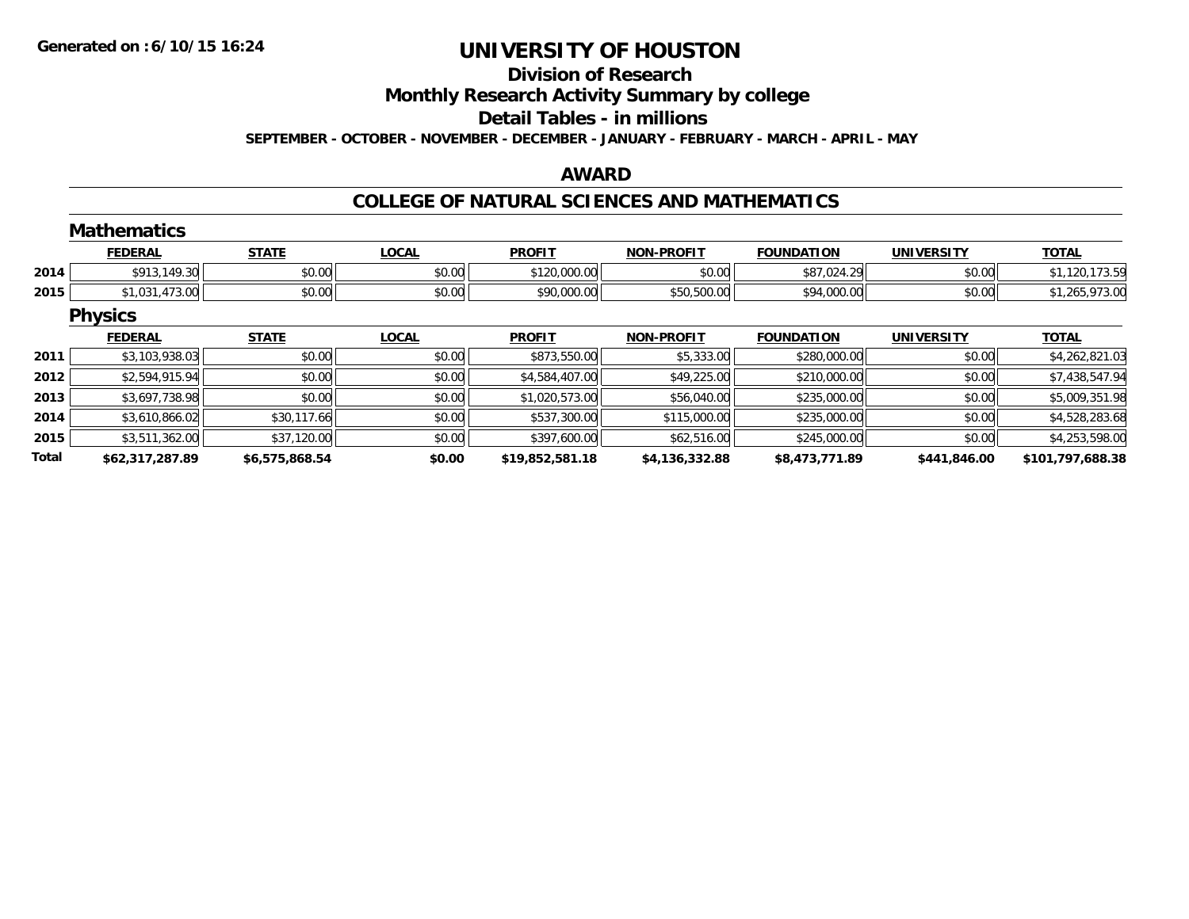# UNIVERSITY OF HOUSTON

## Division of Research

## Monthly Research Activity Summary by college

## Detail Tables - in millions

**SEPTEMBER - OCTOBER - NOVEMBER - DECEMBER - JANUARY - FEBRUARY - MARCH - APRIL - MAY**

Generated on :6/10/15 16:24

## AWARD

## COLLEGE OF NATURAL SCIENCES AND MATHEMATICS

### Mathematics

| | FEDERAL | STATE | LOCAL | PROFIT | NON-PROFIT | FOUNDATION | UNIVERSITY | TOTAL |
|---|---|---|---|---|---|---|---|---|
| 2014 | $913,149.30 | $0.00 | $0.00 | $120,000.00 | $0.00 | $87,024.29 | $0.00 | $1,120,173.59 |
| 2015 | $1,031,473.00 | $0.00 | $0.00 | $90,000.00 | $50,500.00 | $94,000.00 | $0.00 | $1,265,973.00 |

### Physics

| | FEDERAL | STATE | LOCAL | PROFIT | NON-PROFIT | FOUNDATION | UNIVERSITY | TOTAL |
|---|---|---|---|---|---|---|---|---|
| 2011 | $3,103,938.03 | $0.00 | $0.00 | $873,550.00 | $5,333.00 | $280,000.00 | $0.00 | $4,262,821.03 |
| 2012 | $2,594,915.94 | $0.00 | $0.00 | $4,584,407.00 | $49,225.00 | $210,000.00 | $0.00 | $7,438,547.94 |
| 2013 | $3,697,738.98 | $0.00 | $0.00 | $1,020,573.00 | $56,040.00 | $235,000.00 | $0.00 | $5,009,351.98 |
| 2014 | $3,610,866.02 | $30,117.66 | $0.00 | $537,300.00 | $115,000.00 | $235,000.00 | $0.00 | $4,528,283.68 |
| 2015 | $3,511,362.00 | $37,120.00 | $0.00 | $397,600.00 | $62,516.00 | $245,000.00 | $0.00 | $4,253,598.00 |
| **Total** | **$62,317,287.89** | **$6,575,868.54** | **$0.00** | **$19,852,581.18** | **$4,136,332.88** | **$8,473,771.89** | **$441,846.00** | **$101,797,688.38** |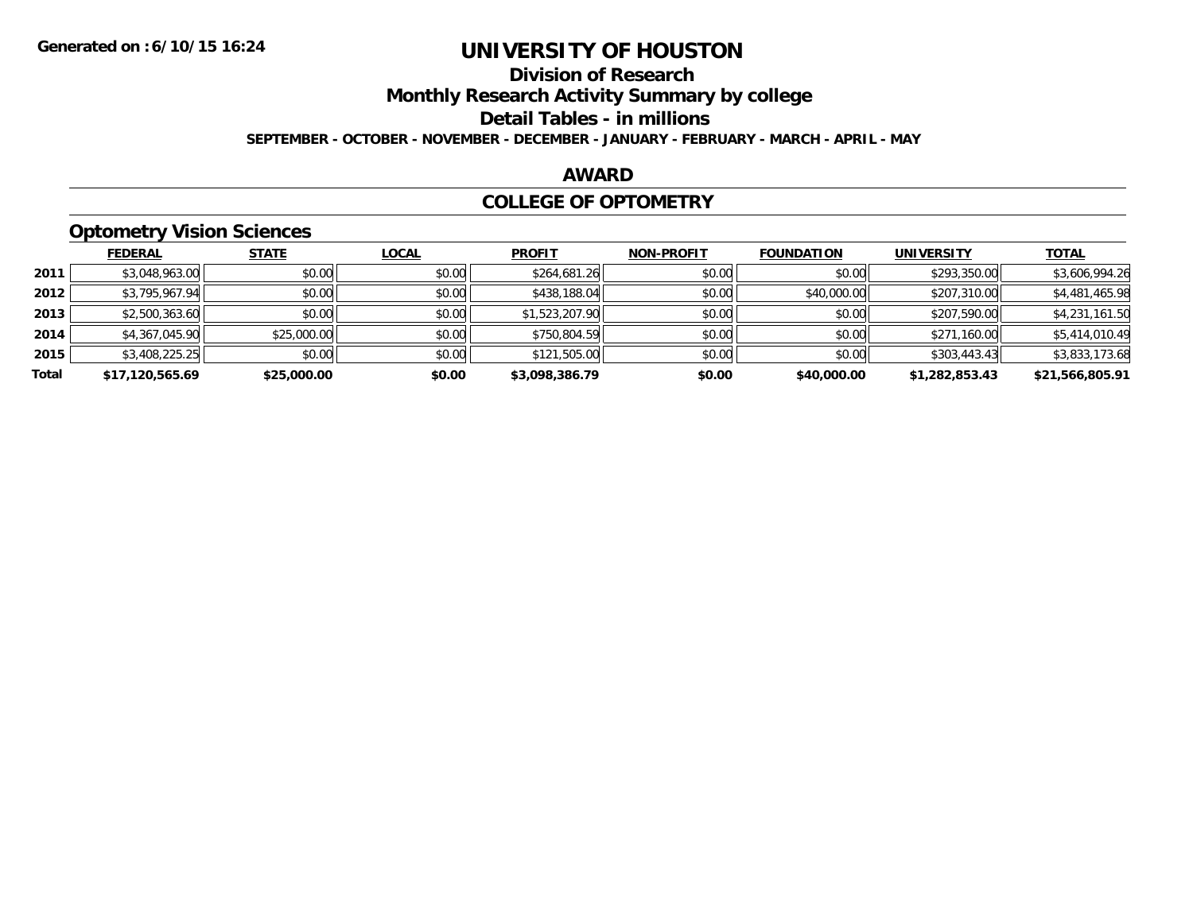**Generated on :6/10/15 16:24**

# UNIVERSITY OF HOUSTON

## Division of Research

## Monthly Research Activity Summary by college

## Detail Tables - in millions

**SEPTEMBER - OCTOBER - NOVEMBER - DECEMBER - JANUARY - FEBRUARY - MARCH - APRIL - MAY**

## AWARD

## COLLEGE OF OPTOMETRY

### Optometry Vision Sciences

| | FEDERAL | STATE | LOCAL | PROFIT | NON-PROFIT | FOUNDATION | UNIVERSITY | TOTAL |
|---|---|---|---|---|---|---|---|---|
| 2011 | $3,048,963.00 | $0.00 | $0.00 | $264,681.26 | $0.00 | $0.00 | $293,350.00 | $3,606,994.26 |
| 2012 | $3,795,967.94 | $0.00 | $0.00 | $438,188.04 | $0.00 | $40,000.00 | $207,310.00 | $4,481,465.98 |
| 2013 | $2,500,363.60 | $0.00 | $0.00 | $1,523,207.90 | $0.00 | $0.00 | $207,590.00 | $4,231,161.50 |
| 2014 | $4,367,045.90 | $25,000.00 | $0.00 | $750,804.59 | $0.00 | $0.00 | $271,160.00 | $5,414,010.49 |
| 2015 | $3,408,225.25 | $0.00 | $0.00 | $121,505.00 | $0.00 | $0.00 | $303,443.43 | $3,833,173.68 |
| **Total** | **$17,120,565.69** | **$25,000.00** | **$0.00** | **$3,098,386.79** | **$0.00** | **$40,000.00** | **$1,282,853.43** | **$21,566,805.91** |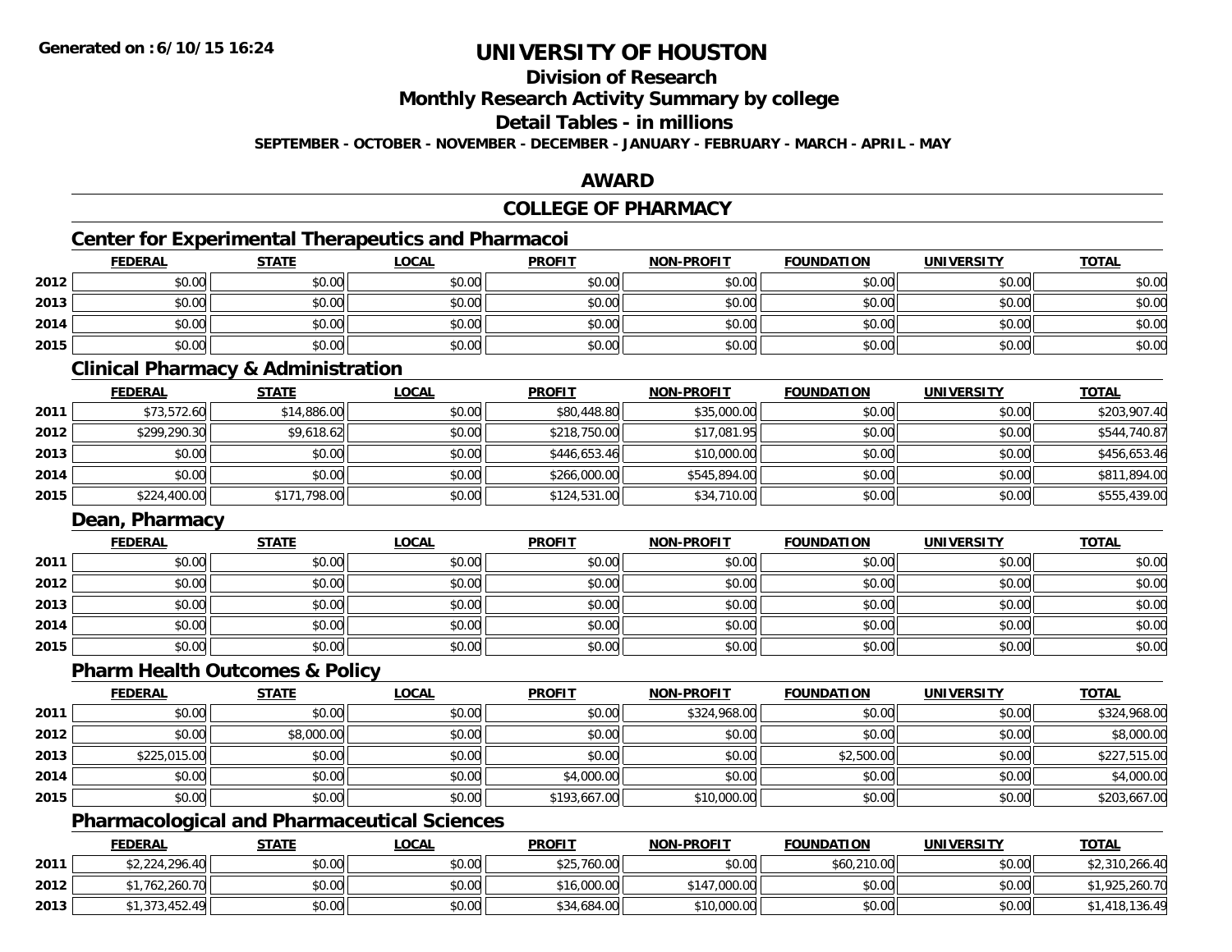# UNIVERSITY OF HOUSTON

## Division of Research

## Monthly Research Activity Summary by college

## Detail Tables - in millions

**SEPTEMBER - OCTOBER - NOVEMBER - DECEMBER - JANUARY - FEBRUARY - MARCH - APRIL - MAY**

## AWARD

## COLLEGE OF PHARMACY

### Center for Experimental Therapeutics and Pharmacoi

| | FEDERAL | STATE | LOCAL | PROFIT | NON-PROFIT | FOUNDATION | UNIVERSITY | TOTAL |
|---|---|---|---|---|---|---|---|---|
| 2012 | $0.00 | $0.00 | $0.00 | $0.00 | $0.00 | $0.00 | $0.00 | $0.00 |
| 2013 | $0.00 | $0.00 | $0.00 | $0.00 | $0.00 | $0.00 | $0.00 | $0.00 |
| 2014 | $0.00 | $0.00 | $0.00 | $0.00 | $0.00 | $0.00 | $0.00 | $0.00 |
| 2015 | $0.00 | $0.00 | $0.00 | $0.00 | $0.00 | $0.00 | $0.00 | $0.00 |

### Clinical Pharmacy & Administration

| | FEDERAL | STATE | LOCAL | PROFIT | NON-PROFIT | FOUNDATION | UNIVERSITY | TOTAL |
|---|---|---|---|---|---|---|---|---|
| 2011 | $73,572.60 | $14,886.00 | $0.00 | $80,448.80 | $35,000.00 | $0.00 | $0.00 | $203,907.40 |
| 2012 | $299,290.30 | $9,618.62 | $0.00 | $218,750.00 | $17,081.95 | $0.00 | $0.00 | $544,740.87 |
| 2013 | $0.00 | $0.00 | $0.00 | $446,653.46 | $10,000.00 | $0.00 | $0.00 | $456,653.46 |
| 2014 | $0.00 | $0.00 | $0.00 | $266,000.00 | $545,894.00 | $0.00 | $0.00 | $811,894.00 |
| 2015 | $224,400.00 | $171,798.00 | $0.00 | $124,531.00 | $34,710.00 | $0.00 | $0.00 | $555,439.00 |

### Dean, Pharmacy

| | FEDERAL | STATE | LOCAL | PROFIT | NON-PROFIT | FOUNDATION | UNIVERSITY | TOTAL |
|---|---|---|---|---|---|---|---|---|
| 2011 | $0.00 | $0.00 | $0.00 | $0.00 | $0.00 | $0.00 | $0.00 | $0.00 |
| 2012 | $0.00 | $0.00 | $0.00 | $0.00 | $0.00 | $0.00 | $0.00 | $0.00 |
| 2013 | $0.00 | $0.00 | $0.00 | $0.00 | $0.00 | $0.00 | $0.00 | $0.00 |
| 2014 | $0.00 | $0.00 | $0.00 | $0.00 | $0.00 | $0.00 | $0.00 | $0.00 |
| 2015 | $0.00 | $0.00 | $0.00 | $0.00 | $0.00 | $0.00 | $0.00 | $0.00 |

### Pharm Health Outcomes & Policy

| | FEDERAL | STATE | LOCAL | PROFIT | NON-PROFIT | FOUNDATION | UNIVERSITY | TOTAL |
|---|---|---|---|---|---|---|---|---|
| 2011 | $0.00 | $0.00 | $0.00 | $0.00 | $324,968.00 | $0.00 | $0.00 | $324,968.00 |
| 2012 | $0.00 | $8,000.00 | $0.00 | $0.00 | $0.00 | $0.00 | $0.00 | $8,000.00 |
| 2013 | $225,015.00 | $0.00 | $0.00 | $0.00 | $0.00 | $2,500.00 | $0.00 | $227,515.00 |
| 2014 | $0.00 | $0.00 | $0.00 | $4,000.00 | $0.00 | $0.00 | $0.00 | $4,000.00 |
| 2015 | $0.00 | $0.00 | $0.00 | $193,667.00 | $10,000.00 | $0.00 | $0.00 | $203,667.00 |

### Pharmacological and Pharmaceutical Sciences

| | FEDERAL | STATE | LOCAL | PROFIT | NON-PROFIT | FOUNDATION | UNIVERSITY | TOTAL |
|---|---|---|---|---|---|---|---|---|
| 2011 | $2,224,296.40 | $0.00 | $0.00 | $25,760.00 | $0.00 | $60,210.00 | $0.00 | $2,310,266.40 |
| 2012 | $1,762,260.70 | $0.00 | $0.00 | $16,000.00 | $147,000.00 | $0.00 | $0.00 | $1,925,260.70 |
| 2013 | $1,373,452.49 | $0.00 | $0.00 | $34,684.00 | $10,000.00 | $0.00 | $0.00 | $1,418,136.49 |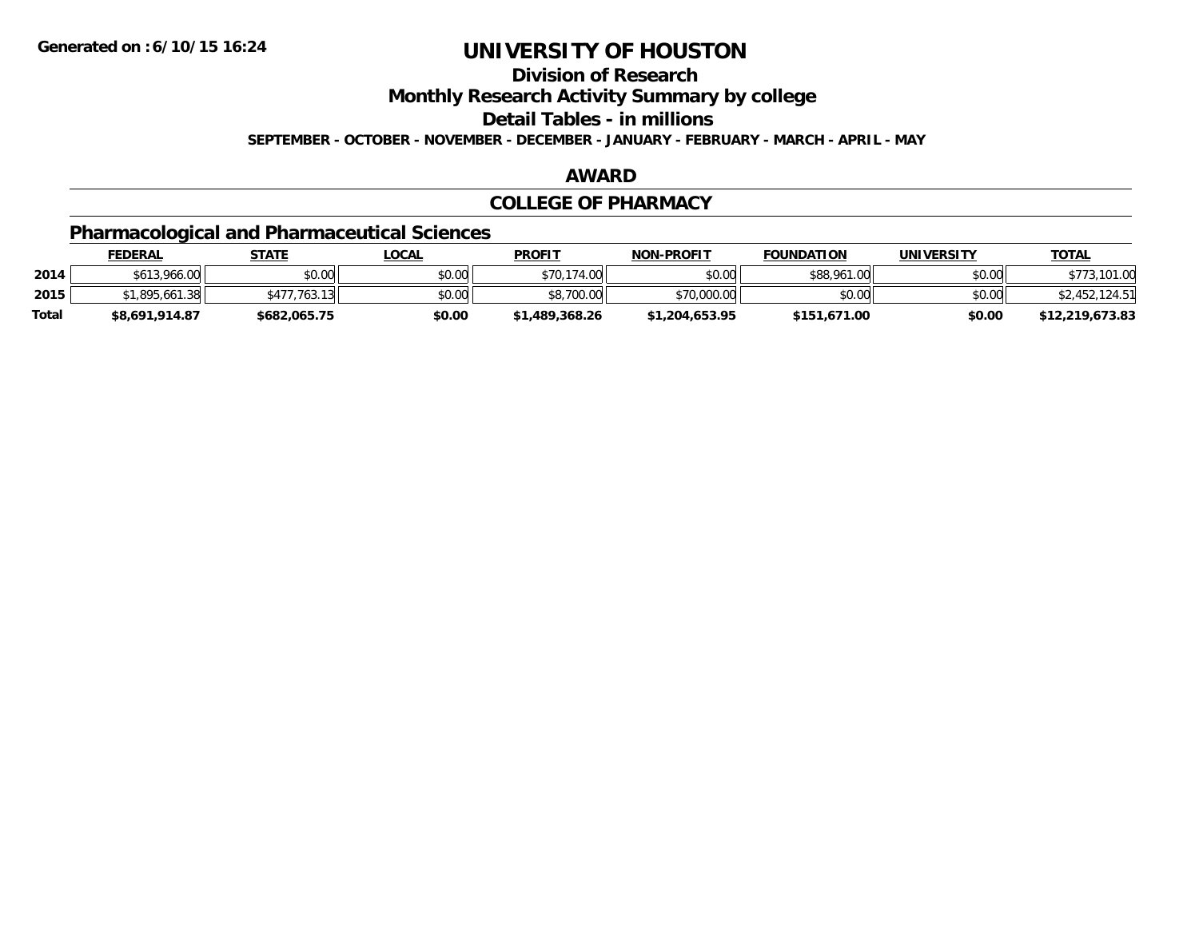# UNIVERSITY OF HOUSTON

## Division of Research

## Monthly Research Activity Summary by college

## Detail Tables - in millions

**SEPTEMBER - OCTOBER - NOVEMBER - DECEMBER - JANUARY - FEBRUARY - MARCH - APRIL - MAY**

## AWARD

## COLLEGE OF PHARMACY

### Pharmacological and Pharmaceutical Sciences

| | FEDERAL | STATE | LOCAL | PROFIT | NON-PROFIT | FOUNDATION | UNIVERSITY | TOTAL |
|---|---|---|---|---|---|---|---|---|
| 2014 | $613,966.00 | $0.00 | $0.00 | $70,174.00 | $0.00 | $88,961.00 | $0.00 | $773,101.00 |
| 2015 | $1,895,661.38 | $477,763.13 | $0.00 | $8,700.00 | $70,000.00 | $0.00 | $0.00 | $2,452,124.51 |
| **Total** | **$8,691,914.87** | **$682,065.75** | **$0.00** | **$1,489,368.26** | **$1,204,653.95** | **$151,671.00** | **$0.00** | **$12,219,673.83** |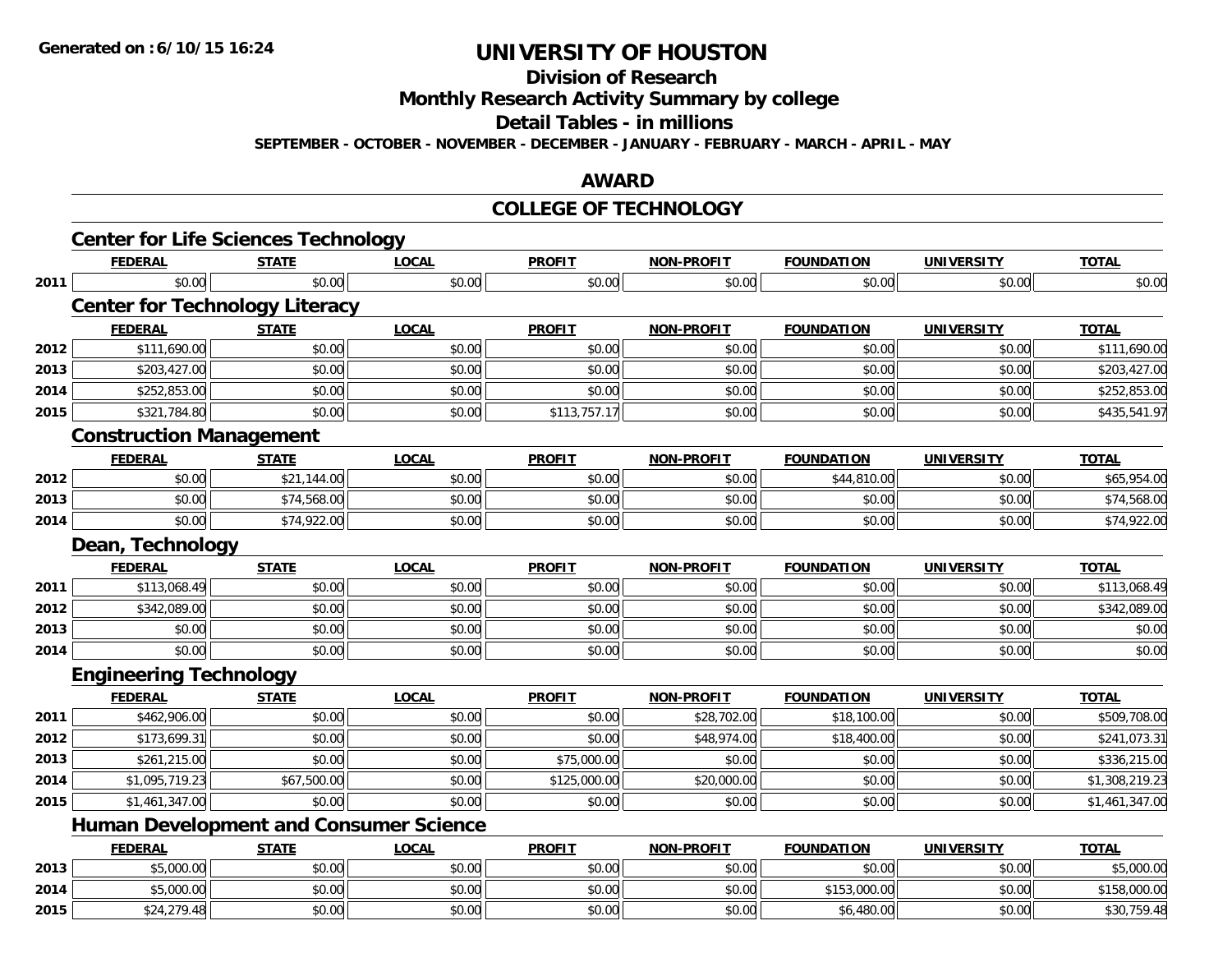**Generated on :6/10/15 16:24**

# UNIVERSITY OF HOUSTON

## Division of Research

## Monthly Research Activity Summary by college

## Detail Tables - in millions

**SEPTEMBER - OCTOBER - NOVEMBER - DECEMBER - JANUARY - FEBRUARY - MARCH - APRIL - MAY**

## AWARD

## COLLEGE OF TECHNOLOGY

### Center for Life Sciences Technology

| | FEDERAL | STATE | LOCAL | PROFIT | NON-PROFIT | FOUNDATION | UNIVERSITY | TOTAL |
|---|---|---|---|---|---|---|---|---|
| 2011 | $0.00 | $0.00 | $0.00 | $0.00 | $0.00 | $0.00 | $0.00 | $0.00 |

### Center for Technology Literacy

| | FEDERAL | STATE | LOCAL | PROFIT | NON-PROFIT | FOUNDATION | UNIVERSITY | TOTAL |
|---|---|---|---|---|---|---|---|---|
| 2012 | $111,690.00 | $0.00 | $0.00 | $0.00 | $0.00 | $0.00 | $0.00 | $111,690.00 |
| 2013 | $203,427.00 | $0.00 | $0.00 | $0.00 | $0.00 | $0.00 | $0.00 | $203,427.00 |
| 2014 | $252,853.00 | $0.00 | $0.00 | $0.00 | $0.00 | $0.00 | $0.00 | $252,853.00 |
| 2015 | $321,784.80 | $0.00 | $0.00 | $113,757.17 | $0.00 | $0.00 | $0.00 | $435,541.97 |

### Construction Management

| | FEDERAL | STATE | LOCAL | PROFIT | NON-PROFIT | FOUNDATION | UNIVERSITY | TOTAL |
|---|---|---|---|---|---|---|---|---|
| 2012 | $0.00 | $21,144.00 | $0.00 | $0.00 | $0.00 | $44,810.00 | $0.00 | $65,954.00 |
| 2013 | $0.00 | $74,568.00 | $0.00 | $0.00 | $0.00 | $0.00 | $0.00 | $74,568.00 |
| 2014 | $0.00 | $74,922.00 | $0.00 | $0.00 | $0.00 | $0.00 | $0.00 | $74,922.00 |

### Dean, Technology

| | FEDERAL | STATE | LOCAL | PROFIT | NON-PROFIT | FOUNDATION | UNIVERSITY | TOTAL |
|---|---|---|---|---|---|---|---|---|
| 2011 | $113,068.49 | $0.00 | $0.00 | $0.00 | $0.00 | $0.00 | $0.00 | $113,068.49 |
| 2012 | $342,089.00 | $0.00 | $0.00 | $0.00 | $0.00 | $0.00 | $0.00 | $342,089.00 |
| 2013 | $0.00 | $0.00 | $0.00 | $0.00 | $0.00 | $0.00 | $0.00 | $0.00 |
| 2014 | $0.00 | $0.00 | $0.00 | $0.00 | $0.00 | $0.00 | $0.00 | $0.00 |

### Engineering Technology

| | FEDERAL | STATE | LOCAL | PROFIT | NON-PROFIT | FOUNDATION | UNIVERSITY | TOTAL |
|---|---|---|---|---|---|---|---|---|
| 2011 | $462,906.00 | $0.00 | $0.00 | $0.00 | $28,702.00 | $18,100.00 | $0.00 | $509,708.00 |
| 2012 | $173,699.31 | $0.00 | $0.00 | $0.00 | $48,974.00 | $18,400.00 | $0.00 | $241,073.31 |
| 2013 | $261,215.00 | $0.00 | $0.00 | $75,000.00 | $0.00 | $0.00 | $0.00 | $336,215.00 |
| 2014 | $1,095,719.23 | $67,500.00 | $0.00 | $125,000.00 | $20,000.00 | $0.00 | $0.00 | $1,308,219.23 |
| 2015 | $1,461,347.00 | $0.00 | $0.00 | $0.00 | $0.00 | $0.00 | $0.00 | $1,461,347.00 |

### Human Development and Consumer Science

| | FEDERAL | STATE | LOCAL | PROFIT | NON-PROFIT | FOUNDATION | UNIVERSITY | TOTAL |
|---|---|---|---|---|---|---|---|---|
| 2013 | $5,000.00 | $0.00 | $0.00 | $0.00 | $0.00 | $0.00 | $0.00 | $5,000.00 |
| 2014 | $5,000.00 | $0.00 | $0.00 | $0.00 | $0.00 | $153,000.00 | $0.00 | $158,000.00 |
| 2015 | $24,279.48 | $0.00 | $0.00 | $0.00 | $0.00 | $6,480.00 | $0.00 | $30,759.48 |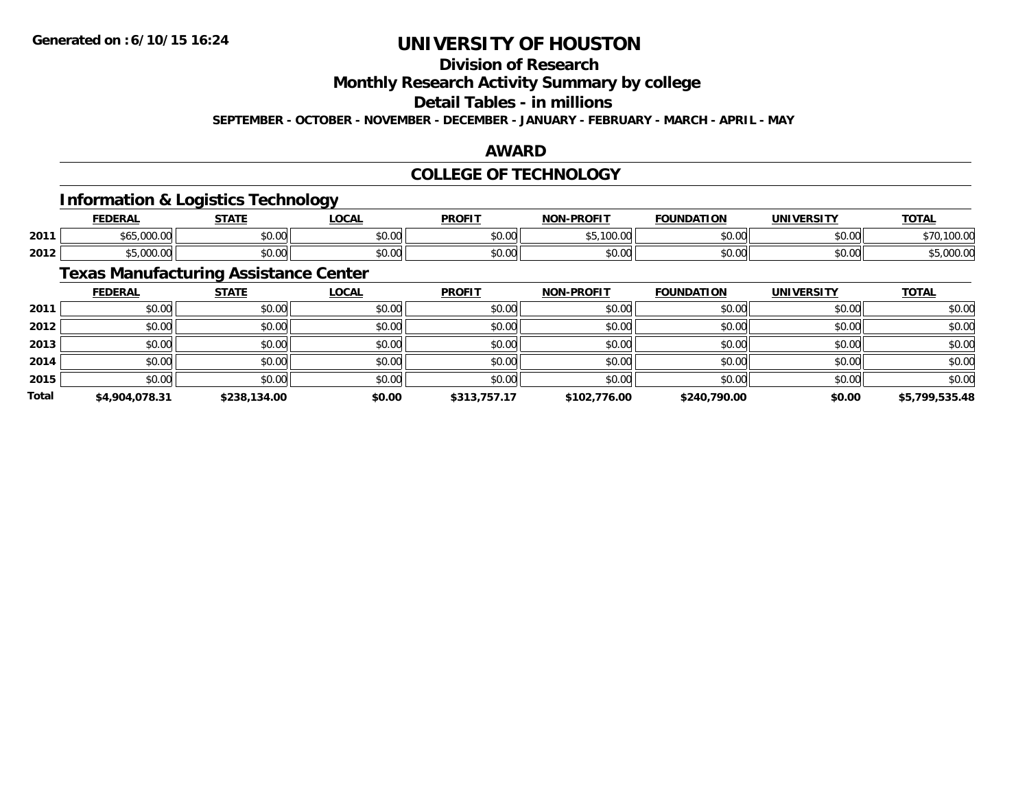# UNIVERSITY OF HOUSTON

## Division of Research

## Monthly Research Activity Summary by college

## Detail Tables - in millions

**SEPTEMBER - OCTOBER - NOVEMBER - DECEMBER - JANUARY - FEBRUARY - MARCH - APRIL - MAY**

## AWARD

## COLLEGE OF TECHNOLOGY

### Information & Logistics Technology

| | FEDERAL | STATE | LOCAL | PROFIT | NON-PROFIT | FOUNDATION | UNIVERSITY | TOTAL |
|---|---|---|---|---|---|---|---|---|
| 2011 | $65,000.00 | $0.00 | $0.00 | $0.00 | $5,100.00 | $0.00 | $0.00 | $70,100.00 |
| 2012 | $5,000.00 | $0.00 | $0.00 | $0.00 | $0.00 | $0.00 | $0.00 | $5,000.00 |

### Texas Manufacturing Assistance Center

| | FEDERAL | STATE | LOCAL | PROFIT | NON-PROFIT | FOUNDATION | UNIVERSITY | TOTAL |
|---|---|---|---|---|---|---|---|---|
| 2011 | $0.00 | $0.00 | $0.00 | $0.00 | $0.00 | $0.00 | $0.00 | $0.00 |
| 2012 | $0.00 | $0.00 | $0.00 | $0.00 | $0.00 | $0.00 | $0.00 | $0.00 |
| 2013 | $0.00 | $0.00 | $0.00 | $0.00 | $0.00 | $0.00 | $0.00 | $0.00 |
| 2014 | $0.00 | $0.00 | $0.00 | $0.00 | $0.00 | $0.00 | $0.00 | $0.00 |
| 2015 | $0.00 | $0.00 | $0.00 | $0.00 | $0.00 | $0.00 | $0.00 | $0.00 |
| **Total** | **$4,904,078.31** | **$238,134.00** | **$0.00** | **$313,757.17** | **$102,776.00** | **$240,790.00** | **$0.00** | **$5,799,535.48** |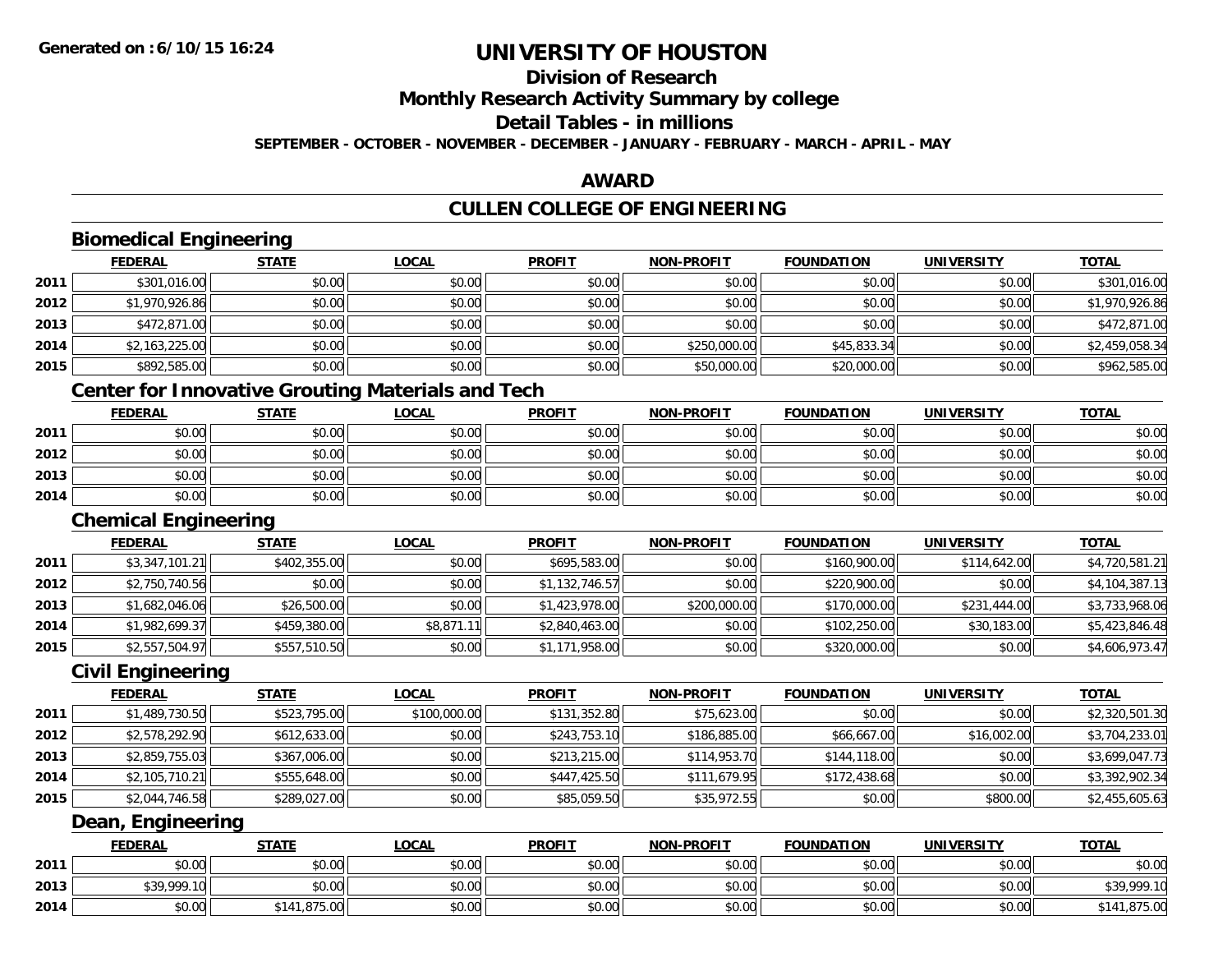# UNIVERSITY OF HOUSTON

## Division of Research

## Monthly Research Activity Summary by college

## Detail Tables - in millions

**SEPTEMBER - OCTOBER - NOVEMBER - DECEMBER - JANUARY - FEBRUARY - MARCH - APRIL - MAY**

## AWARD

## CULLEN COLLEGE OF ENGINEERING

### Biomedical Engineering

| | FEDERAL | STATE | LOCAL | PROFIT | NON-PROFIT | FOUNDATION | UNIVERSITY | TOTAL |
|---|---|---|---|---|---|---|---|---|
| 2011 | $301,016.00 | $0.00 | $0.00 | $0.00 | $0.00 | $0.00 | $0.00 | $301,016.00 |
| 2012 | $1,970,926.86 | $0.00 | $0.00 | $0.00 | $0.00 | $0.00 | $0.00 | $1,970,926.86 |
| 2013 | $472,871.00 | $0.00 | $0.00 | $0.00 | $0.00 | $0.00 | $0.00 | $472,871.00 |
| 2014 | $2,163,225.00 | $0.00 | $0.00 | $0.00 | $250,000.00 | $45,833.34 | $0.00 | $2,459,058.34 |
| 2015 | $892,585.00 | $0.00 | $0.00 | $0.00 | $50,000.00 | $20,000.00 | $0.00 | $962,585.00 |

### Center for Innovative Grouting Materials and Tech

| | FEDERAL | STATE | LOCAL | PROFIT | NON-PROFIT | FOUNDATION | UNIVERSITY | TOTAL |
|---|---|---|---|---|---|---|---|---|
| 2011 | $0.00 | $0.00 | $0.00 | $0.00 | $0.00 | $0.00 | $0.00 | $0.00 |
| 2012 | $0.00 | $0.00 | $0.00 | $0.00 | $0.00 | $0.00 | $0.00 | $0.00 |
| 2013 | $0.00 | $0.00 | $0.00 | $0.00 | $0.00 | $0.00 | $0.00 | $0.00 |
| 2014 | $0.00 | $0.00 | $0.00 | $0.00 | $0.00 | $0.00 | $0.00 | $0.00 |

### Chemical Engineering

| | FEDERAL | STATE | LOCAL | PROFIT | NON-PROFIT | FOUNDATION | UNIVERSITY | TOTAL |
|---|---|---|---|---|---|---|---|---|
| 2011 | $3,347,101.21 | $402,355.00 | $0.00 | $695,583.00 | $0.00 | $160,900.00 | $114,642.00 | $4,720,581.21 |
| 2012 | $2,750,740.56 | $0.00 | $0.00 | $1,132,746.57 | $0.00 | $220,900.00 | $0.00 | $4,104,387.13 |
| 2013 | $1,682,046.06 | $26,500.00 | $0.00 | $1,423,978.00 | $200,000.00 | $170,000.00 | $231,444.00 | $3,733,968.06 |
| 2014 | $1,982,699.37 | $459,380.00 | $8,871.11 | $2,840,463.00 | $0.00 | $102,250.00 | $30,183.00 | $5,423,846.48 |
| 2015 | $2,557,504.97 | $557,510.50 | $0.00 | $1,171,958.00 | $0.00 | $320,000.00 | $0.00 | $4,606,973.47 |

### Civil Engineering

| | FEDERAL | STATE | LOCAL | PROFIT | NON-PROFIT | FOUNDATION | UNIVERSITY | TOTAL |
|---|---|---|---|---|---|---|---|---|
| 2011 | $1,489,730.50 | $523,795.00 | $100,000.00 | $131,352.80 | $75,623.00 | $0.00 | $0.00 | $2,320,501.30 |
| 2012 | $2,578,292.90 | $612,633.00 | $0.00 | $243,753.10 | $186,885.00 | $66,667.00 | $16,002.00 | $3,704,233.01 |
| 2013 | $2,859,755.03 | $367,006.00 | $0.00 | $213,215.00 | $114,953.70 | $144,118.00 | $0.00 | $3,699,047.73 |
| 2014 | $2,105,710.21 | $555,648.00 | $0.00 | $447,425.50 | $111,679.95 | $172,438.68 | $0.00 | $3,392,902.34 |
| 2015 | $2,044,746.58 | $289,027.00 | $0.00 | $85,059.50 | $35,972.55 | $0.00 | $800.00 | $2,455,605.63 |

### Dean, Engineering

| | FEDERAL | STATE | LOCAL | PROFIT | NON-PROFIT | FOUNDATION | UNIVERSITY | TOTAL |
|---|---|---|---|---|---|---|---|---|
| 2011 | $0.00 | $0.00 | $0.00 | $0.00 | $0.00 | $0.00 | $0.00 | $0.00 |
| 2013 | $39,999.10 | $0.00 | $0.00 | $0.00 | $0.00 | $0.00 | $0.00 | $39,999.10 |
| 2014 | $0.00 | $141,875.00 | $0.00 | $0.00 | $0.00 | $0.00 | $0.00 | $141,875.00 |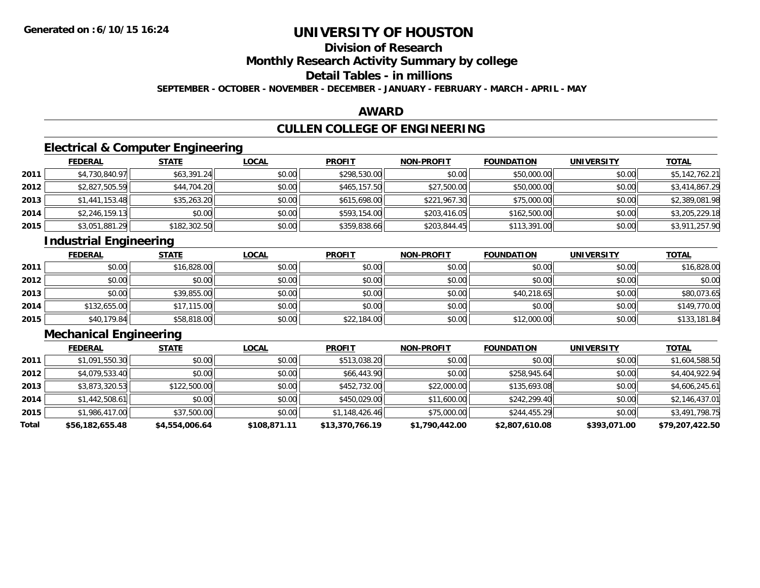# UNIVERSITY OF HOUSTON

## Division of Research

## Monthly Research Activity Summary by college

## Detail Tables - in millions

**SEPTEMBER - OCTOBER - NOVEMBER - DECEMBER - JANUARY - FEBRUARY - MARCH - APRIL - MAY**

## AWARD

## CULLEN COLLEGE OF ENGINEERING

### Electrical & Computer Engineering

| | FEDERAL | STATE | LOCAL | PROFIT | NON-PROFIT | FOUNDATION | UNIVERSITY | TOTAL |
|---|---|---|---|---|---|---|---|---|
| 2011 | $4,730,840.97 | $63,391.24 | $0.00 | $298,530.00 | $0.00 | $50,000.00 | $0.00 | $5,142,762.21 |
| 2012 | $2,827,505.59 | $44,704.20 | $0.00 | $465,157.50 | $27,500.00 | $50,000.00 | $0.00 | $3,414,867.29 |
| 2013 | $1,441,153.48 | $35,263.20 | $0.00 | $615,698.00 | $221,967.30 | $75,000.00 | $0.00 | $2,389,081.98 |
| 2014 | $2,246,159.13 | $0.00 | $0.00 | $593,154.00 | $203,416.05 | $162,500.00 | $0.00 | $3,205,229.18 |
| 2015 | $3,051,881.29 | $182,302.50 | $0.00 | $359,838.66 | $203,844.45 | $113,391.00 | $0.00 | $3,911,257.90 |

### Industrial Engineering

| | FEDERAL | STATE | LOCAL | PROFIT | NON-PROFIT | FOUNDATION | UNIVERSITY | TOTAL |
|---|---|---|---|---|---|---|---|---|
| 2011 | $0.00 | $16,828.00 | $0.00 | $0.00 | $0.00 | $0.00 | $0.00 | $16,828.00 |
| 2012 | $0.00 | $0.00 | $0.00 | $0.00 | $0.00 | $0.00 | $0.00 | $0.00 |
| 2013 | $0.00 | $39,855.00 | $0.00 | $0.00 | $0.00 | $40,218.65 | $0.00 | $80,073.65 |
| 2014 | $132,655.00 | $17,115.00 | $0.00 | $0.00 | $0.00 | $0.00 | $0.00 | $149,770.00 |
| 2015 | $40,179.84 | $58,818.00 | $0.00 | $22,184.00 | $0.00 | $12,000.00 | $0.00 | $133,181.84 |

### Mechanical Engineering

| | FEDERAL | STATE | LOCAL | PROFIT | NON-PROFIT | FOUNDATION | UNIVERSITY | TOTAL |
|---|---|---|---|---|---|---|---|---|
| 2011 | $1,091,550.30 | $0.00 | $0.00 | $513,038.20 | $0.00 | $0.00 | $0.00 | $1,604,588.50 |
| 2012 | $4,079,533.40 | $0.00 | $0.00 | $66,443.90 | $0.00 | $258,945.64 | $0.00 | $4,404,922.94 |
| 2013 | $3,873,320.53 | $122,500.00 | $0.00 | $452,732.00 | $22,000.00 | $135,693.08 | $0.00 | $4,606,245.61 |
| 2014 | $1,442,508.61 | $0.00 | $0.00 | $450,029.00 | $11,600.00 | $242,299.40 | $0.00 | $2,146,437.01 |
| 2015 | $1,986,417.00 | $37,500.00 | $0.00 | $1,148,426.46 | $75,000.00 | $244,455.29 | $0.00 | $3,491,798.75 |
| **Total** | **$56,182,655.48** | **$4,554,006.64** | **$108,871.11** | **$13,370,766.19** | **$1,790,442.00** | **$2,807,610.08** | **$393,071.00** | **$79,207,422.50** |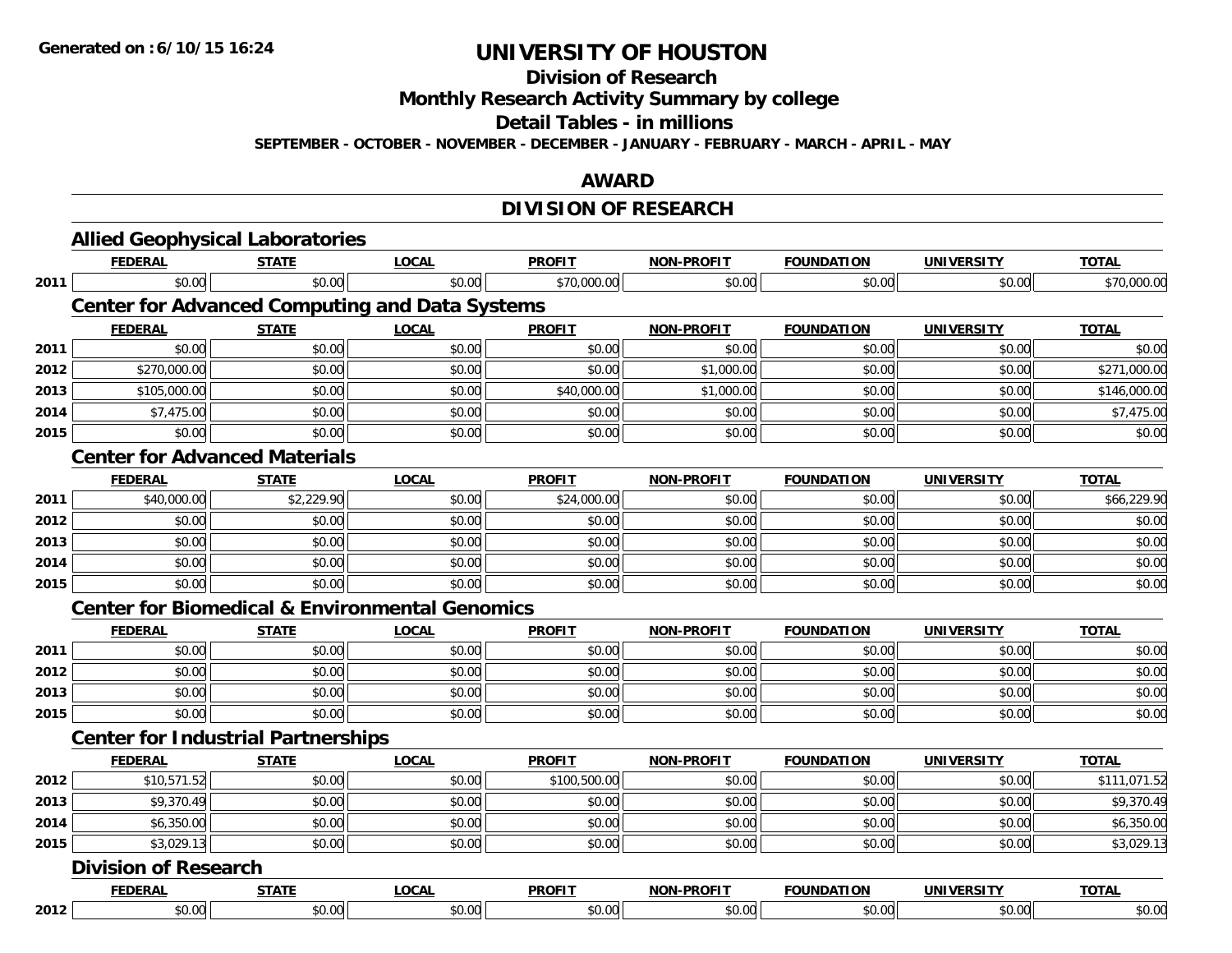**Generated on :6/10/15 16:24**

# UNIVERSITY OF HOUSTON

## Division of Research

## Monthly Research Activity Summary by college

## Detail Tables - in millions

**SEPTEMBER - OCTOBER - NOVEMBER - DECEMBER - JANUARY - FEBRUARY - MARCH - APRIL - MAY**

## AWARD

## DIVISION OF RESEARCH

### Allied Geophysical Laboratories

| | FEDERAL | STATE | LOCAL | PROFIT | NON-PROFIT | FOUNDATION | UNIVERSITY | TOTAL |
|---|---|---|---|---|---|---|---|---|
| 2011 | $0.00 | $0.00 | $0.00 | $70,000.00 | $0.00 | $0.00 | $0.00 | $70,000.00 |

### Center for Advanced Computing and Data Systems

| | FEDERAL | STATE | LOCAL | PROFIT | NON-PROFIT | FOUNDATION | UNIVERSITY | TOTAL |
|---|---|---|---|---|---|---|---|---|
| 2011 | $0.00 | $0.00 | $0.00 | $0.00 | $0.00 | $0.00 | $0.00 | $0.00 |
| 2012 | $270,000.00 | $0.00 | $0.00 | $0.00 | $1,000.00 | $0.00 | $0.00 | $271,000.00 |
| 2013 | $105,000.00 | $0.00 | $0.00 | $40,000.00 | $1,000.00 | $0.00 | $0.00 | $146,000.00 |
| 2014 | $7,475.00 | $0.00 | $0.00 | $0.00 | $0.00 | $0.00 | $0.00 | $7,475.00 |
| 2015 | $0.00 | $0.00 | $0.00 | $0.00 | $0.00 | $0.00 | $0.00 | $0.00 |

### Center for Advanced Materials

| | FEDERAL | STATE | LOCAL | PROFIT | NON-PROFIT | FOUNDATION | UNIVERSITY | TOTAL |
|---|---|---|---|---|---|---|---|---|
| 2011 | $40,000.00 | $2,229.90 | $0.00 | $24,000.00 | $0.00 | $0.00 | $0.00 | $66,229.90 |
| 2012 | $0.00 | $0.00 | $0.00 | $0.00 | $0.00 | $0.00 | $0.00 | $0.00 |
| 2013 | $0.00 | $0.00 | $0.00 | $0.00 | $0.00 | $0.00 | $0.00 | $0.00 |
| 2014 | $0.00 | $0.00 | $0.00 | $0.00 | $0.00 | $0.00 | $0.00 | $0.00 |
| 2015 | $0.00 | $0.00 | $0.00 | $0.00 | $0.00 | $0.00 | $0.00 | $0.00 |

### Center for Biomedical & Environmental Genomics

| | FEDERAL | STATE | LOCAL | PROFIT | NON-PROFIT | FOUNDATION | UNIVERSITY | TOTAL |
|---|---|---|---|---|---|---|---|---|
| 2011 | $0.00 | $0.00 | $0.00 | $0.00 | $0.00 | $0.00 | $0.00 | $0.00 |
| 2012 | $0.00 | $0.00 | $0.00 | $0.00 | $0.00 | $0.00 | $0.00 | $0.00 |
| 2013 | $0.00 | $0.00 | $0.00 | $0.00 | $0.00 | $0.00 | $0.00 | $0.00 |
| 2015 | $0.00 | $0.00 | $0.00 | $0.00 | $0.00 | $0.00 | $0.00 | $0.00 |

### Center for Industrial Partnerships

| | FEDERAL | STATE | LOCAL | PROFIT | NON-PROFIT | FOUNDATION | UNIVERSITY | TOTAL |
|---|---|---|---|---|---|---|---|---|
| 2012 | $10,571.52 | $0.00 | $0.00 | $100,500.00 | $0.00 | $0.00 | $0.00 | $111,071.52 |
| 2013 | $9,370.49 | $0.00 | $0.00 | $0.00 | $0.00 | $0.00 | $0.00 | $9,370.49 |
| 2014 | $6,350.00 | $0.00 | $0.00 | $0.00 | $0.00 | $0.00 | $0.00 | $6,350.00 |
| 2015 | $3,029.13 | $0.00 | $0.00 | $0.00 | $0.00 | $0.00 | $0.00 | $3,029.13 |

### Division of Research

| | FEDERAL | STATE | LOCAL | PROFIT | NON-PROFIT | FOUNDATION | UNIVERSITY | TOTAL |
|---|---|---|---|---|---|---|---|---|
| 2012 | $0.00 | $0.00 | $0.00 | $0.00 | $0.00 | $0.00 | $0.00 | $0.00 |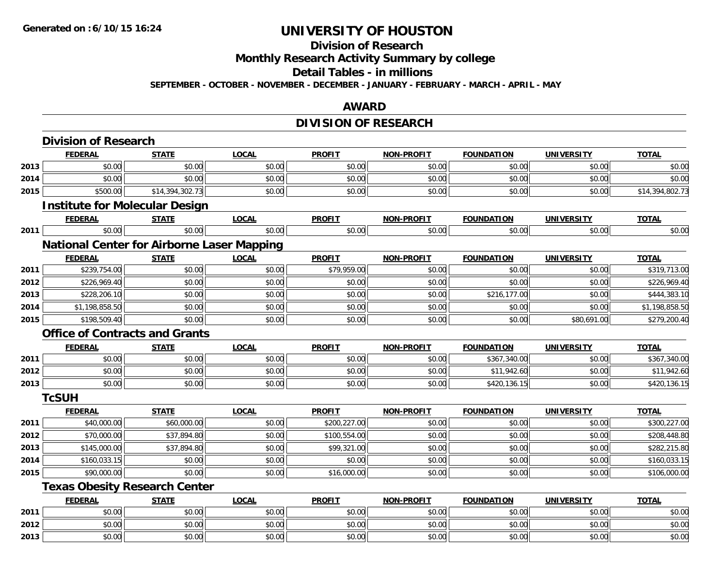# UNIVERSITY OF HOUSTON

## Division of Research

## Monthly Research Activity Summary by college

## Detail Tables - in millions

**SEPTEMBER - OCTOBER - NOVEMBER - DECEMBER - JANUARY - FEBRUARY - MARCH - APRIL - MAY**

## AWARD

## DIVISION OF RESEARCH

### Division of Research

| | FEDERAL | STATE | LOCAL | PROFIT | NON-PROFIT | FOUNDATION | UNIVERSITY | TOTAL |
|---|---|---|---|---|---|---|---|---|
| 2013 | $0.00 | $0.00 | $0.00 | $0.00 | $0.00 | $0.00 | $0.00 | $0.00 |
| 2014 | $0.00 | $0.00 | $0.00 | $0.00 | $0.00 | $0.00 | $0.00 | $0.00 |
| 2015 | $500.00 | $14,394,302.73 | $0.00 | $0.00 | $0.00 | $0.00 | $0.00 | $14,394,802.73 |

### Institute for Molecular Design

| | FEDERAL | STATE | LOCAL | PROFIT | NON-PROFIT | FOUNDATION | UNIVERSITY | TOTAL |
|---|---|---|---|---|---|---|---|---|
| 2011 | $0.00 | $0.00 | $0.00 | $0.00 | $0.00 | $0.00 | $0.00 | $0.00 |

### National Center for Airborne Laser Mapping

| | FEDERAL | STATE | LOCAL | PROFIT | NON-PROFIT | FOUNDATION | UNIVERSITY | TOTAL |
|---|---|---|---|---|---|---|---|---|
| 2011 | $239,754.00 | $0.00 | $0.00 | $79,959.00 | $0.00 | $0.00 | $0.00 | $319,713.00 |
| 2012 | $226,969.40 | $0.00 | $0.00 | $0.00 | $0.00 | $0.00 | $0.00 | $226,969.40 |
| 2013 | $228,206.10 | $0.00 | $0.00 | $0.00 | $0.00 | $216,177.00 | $0.00 | $444,383.10 |
| 2014 | $1,198,858.50 | $0.00 | $0.00 | $0.00 | $0.00 | $0.00 | $0.00 | $1,198,858.50 |
| 2015 | $198,509.40 | $0.00 | $0.00 | $0.00 | $0.00 | $0.00 | $80,691.00 | $279,200.40 |

### Office of Contracts and Grants

| | FEDERAL | STATE | LOCAL | PROFIT | NON-PROFIT | FOUNDATION | UNIVERSITY | TOTAL |
|---|---|---|---|---|---|---|---|---|
| 2011 | $0.00 | $0.00 | $0.00 | $0.00 | $0.00 | $367,340.00 | $0.00 | $367,340.00 |
| 2012 | $0.00 | $0.00 | $0.00 | $0.00 | $0.00 | $11,942.60 | $0.00 | $11,942.60 |
| 2013 | $0.00 | $0.00 | $0.00 | $0.00 | $0.00 | $420,136.15 | $0.00 | $420,136.15 |

### TcSUH

| | FEDERAL | STATE | LOCAL | PROFIT | NON-PROFIT | FOUNDATION | UNIVERSITY | TOTAL |
|---|---|---|---|---|---|---|---|---|
| 2011 | $40,000.00 | $60,000.00 | $0.00 | $200,227.00 | $0.00 | $0.00 | $0.00 | $300,227.00 |
| 2012 | $70,000.00 | $37,894.80 | $0.00 | $100,554.00 | $0.00 | $0.00 | $0.00 | $208,448.80 |
| 2013 | $145,000.00 | $37,894.80 | $0.00 | $99,321.00 | $0.00 | $0.00 | $0.00 | $282,215.80 |
| 2014 | $160,033.15 | $0.00 | $0.00 | $0.00 | $0.00 | $0.00 | $0.00 | $160,033.15 |
| 2015 | $90,000.00 | $0.00 | $0.00 | $16,000.00 | $0.00 | $0.00 | $0.00 | $106,000.00 |

### Texas Obesity Research Center

| | FEDERAL | STATE | LOCAL | PROFIT | NON-PROFIT | FOUNDATION | UNIVERSITY | TOTAL |
|---|---|---|---|---|---|---|---|---|
| 2011 | $0.00 | $0.00 | $0.00 | $0.00 | $0.00 | $0.00 | $0.00 | $0.00 |
| 2012 | $0.00 | $0.00 | $0.00 | $0.00 | $0.00 | $0.00 | $0.00 | $0.00 |
| 2013 | $0.00 | $0.00 | $0.00 | $0.00 | $0.00 | $0.00 | $0.00 | $0.00 |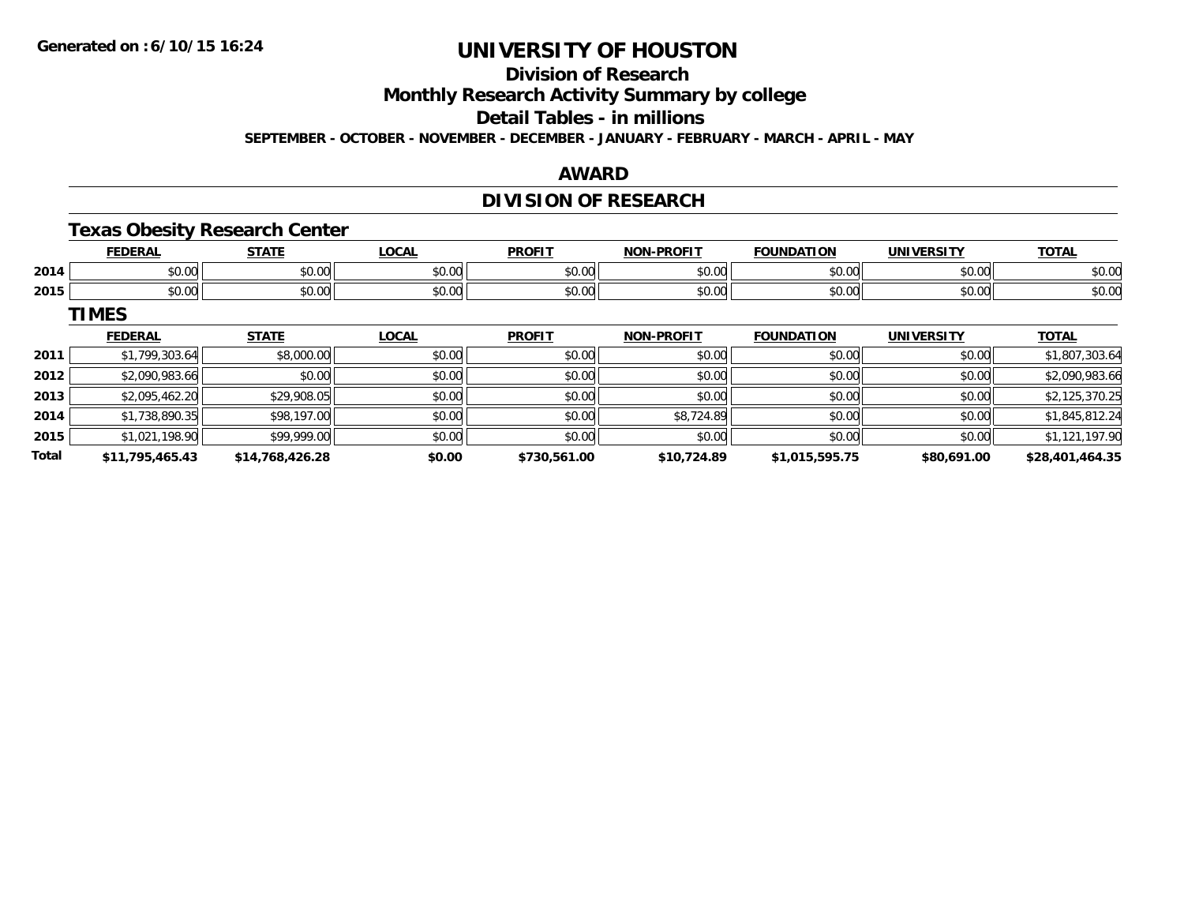# UNIVERSITY OF HOUSTON

## Division of Research

## Monthly Research Activity Summary by college

## Detail Tables - in millions

**SEPTEMBER - OCTOBER - NOVEMBER - DECEMBER - JANUARY - FEBRUARY - MARCH - APRIL - MAY**

## AWARD

## DIVISION OF RESEARCH

### Texas Obesity Research Center

| | FEDERAL | STATE | LOCAL | PROFIT | NON-PROFIT | FOUNDATION | UNIVERSITY | TOTAL |
|---|---|---|---|---|---|---|---|---|
| 2014 | $0.00 | $0.00 | $0.00 | $0.00 | $0.00 | $0.00 | $0.00 | $0.00 |
| 2015 | $0.00 | $0.00 | $0.00 | $0.00 | $0.00 | $0.00 | $0.00 | $0.00 |

### TIMES

| | FEDERAL | STATE | LOCAL | PROFIT | NON-PROFIT | FOUNDATION | UNIVERSITY | TOTAL |
|---|---|---|---|---|---|---|---|---|
| 2011 | $1,799,303.64 | $8,000.00 | $0.00 | $0.00 | $0.00 | $0.00 | $0.00 | $1,807,303.64 |
| 2012 | $2,090,983.66 | $0.00 | $0.00 | $0.00 | $0.00 | $0.00 | $0.00 | $2,090,983.66 |
| 2013 | $2,095,462.20 | $29,908.05 | $0.00 | $0.00 | $0.00 | $0.00 | $0.00 | $2,125,370.25 |
| 2014 | $1,738,890.35 | $98,197.00 | $0.00 | $0.00 | $8,724.89 | $0.00 | $0.00 | $1,845,812.24 |
| 2015 | $1,021,198.90 | $99,999.00 | $0.00 | $0.00 | $0.00 | $0.00 | $0.00 | $1,121,197.90 |
| **Total** | **$11,795,465.43** | **$14,768,426.28** | **$0.00** | **$730,561.00** | **$10,724.89** | **$1,015,595.75** | **$80,691.00** | **$28,401,464.35** |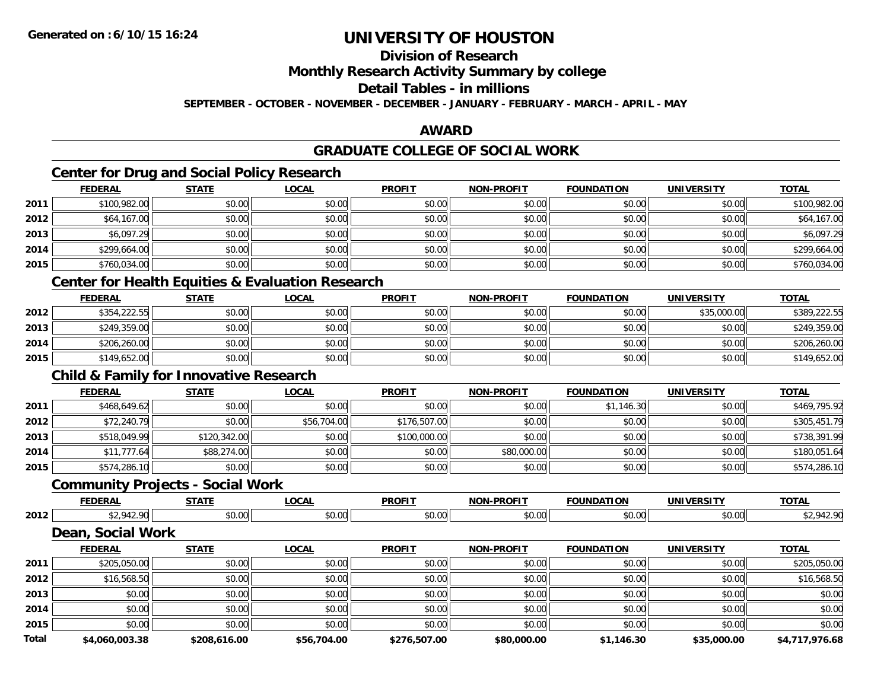Generated on :6/10/15 16:24

# UNIVERSITY OF HOUSTON

## Division of Research

## Monthly Research Activity Summary by college

## Detail Tables - in millions

SEPTEMBER - OCTOBER - NOVEMBER - DECEMBER - JANUARY - FEBRUARY - MARCH - APRIL - MAY

## AWARD

## GRADUATE COLLEGE OF SOCIAL WORK

### Center for Drug and Social Policy Research

| | FEDERAL | STATE | LOCAL | PROFIT | NON-PROFIT | FOUNDATION | UNIVERSITY | TOTAL |
|---|---|---|---|---|---|---|---|---|
| 2011 | $100,982.00 | $0.00 | $0.00 | $0.00 | $0.00 | $0.00 | $0.00 | $100,982.00 |
| 2012 | $64,167.00 | $0.00 | $0.00 | $0.00 | $0.00 | $0.00 | $0.00 | $64,167.00 |
| 2013 | $6,097.29 | $0.00 | $0.00 | $0.00 | $0.00 | $0.00 | $0.00 | $6,097.29 |
| 2014 | $299,664.00 | $0.00 | $0.00 | $0.00 | $0.00 | $0.00 | $0.00 | $299,664.00 |
| 2015 | $760,034.00 | $0.00 | $0.00 | $0.00 | $0.00 | $0.00 | $0.00 | $760,034.00 |

### Center for Health Equities & Evaluation Research

| | FEDERAL | STATE | LOCAL | PROFIT | NON-PROFIT | FOUNDATION | UNIVERSITY | TOTAL |
|---|---|---|---|---|---|---|---|---|
| 2012 | $354,222.55 | $0.00 | $0.00 | $0.00 | $0.00 | $0.00 | $35,000.00 | $389,222.55 |
| 2013 | $249,359.00 | $0.00 | $0.00 | $0.00 | $0.00 | $0.00 | $0.00 | $249,359.00 |
| 2014 | $206,260.00 | $0.00 | $0.00 | $0.00 | $0.00 | $0.00 | $0.00 | $206,260.00 |
| 2015 | $149,652.00 | $0.00 | $0.00 | $0.00 | $0.00 | $0.00 | $0.00 | $149,652.00 |

### Child & Family for Innovative Research

| | FEDERAL | STATE | LOCAL | PROFIT | NON-PROFIT | FOUNDATION | UNIVERSITY | TOTAL |
|---|---|---|---|---|---|---|---|---|
| 2011 | $468,649.62 | $0.00 | $0.00 | $0.00 | $0.00 | $1,146.30 | $0.00 | $469,795.92 |
| 2012 | $72,240.79 | $0.00 | $56,704.00 | $176,507.00 | $0.00 | $0.00 | $0.00 | $305,451.79 |
| 2013 | $518,049.99 | $120,342.00 | $0.00 | $100,000.00 | $0.00 | $0.00 | $0.00 | $738,391.99 |
| 2014 | $11,777.64 | $88,274.00 | $0.00 | $0.00 | $80,000.00 | $0.00 | $0.00 | $180,051.64 |
| 2015 | $574,286.10 | $0.00 | $0.00 | $0.00 | $0.00 | $0.00 | $0.00 | $574,286.10 |

### Community Projects - Social Work

| | FEDERAL | STATE | LOCAL | PROFIT | NON-PROFIT | FOUNDATION | UNIVERSITY | TOTAL |
|---|---|---|---|---|---|---|---|---|
| 2012 | $2,942.90 | $0.00 | $0.00 | $0.00 | $0.00 | $0.00 | $0.00 | $2,942.90 |

### Dean, Social Work

| | FEDERAL | STATE | LOCAL | PROFIT | NON-PROFIT | FOUNDATION | UNIVERSITY | TOTAL |
|---|---|---|---|---|---|---|---|---|
| 2011 | $205,050.00 | $0.00 | $0.00 | $0.00 | $0.00 | $0.00 | $0.00 | $205,050.00 |
| 2012 | $16,568.50 | $0.00 | $0.00 | $0.00 | $0.00 | $0.00 | $0.00 | $16,568.50 |
| 2013 | $0.00 | $0.00 | $0.00 | $0.00 | $0.00 | $0.00 | $0.00 | $0.00 |
| 2014 | $0.00 | $0.00 | $0.00 | $0.00 | $0.00 | $0.00 | $0.00 | $0.00 |
| 2015 | $0.00 | $0.00 | $0.00 | $0.00 | $0.00 | $0.00 | $0.00 | $0.00 |
| **Total** | **$4,060,003.38** | **$208,616.00** | **$56,704.00** | **$276,507.00** | **$80,000.00** | **$1,146.30** | **$35,000.00** | **$4,717,976.68** |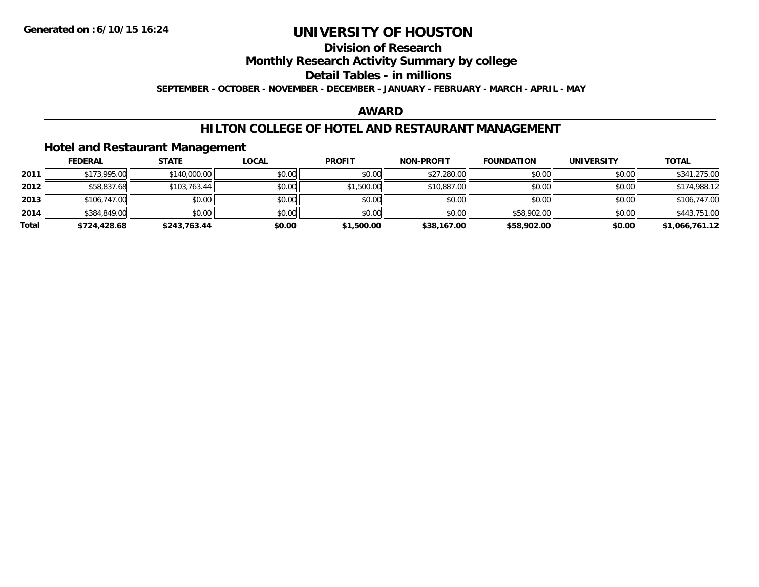# UNIVERSITY OF HOUSTON

## Division of Research

## Monthly Research Activity Summary by college

## Detail Tables - in millions

**SEPTEMBER - OCTOBER - NOVEMBER - DECEMBER - JANUARY - FEBRUARY - MARCH - APRIL - MAY**

## AWARD

## HILTON COLLEGE OF HOTEL AND RESTAURANT MANAGEMENT

### Hotel and Restaurant Management

| | FEDERAL | STATE | LOCAL | PROFIT | NON-PROFIT | FOUNDATION | UNIVERSITY | TOTAL |
|---|---|---|---|---|---|---|---|---|
| **2011** | $173,995.00 | $140,000.00 | $0.00 | $0.00 | $27,280.00 | $0.00 | $0.00 | $341,275.00 |
| **2012** | $58,837.68 | $103,763.44 | $0.00 | $1,500.00 | $10,887.00 | $0.00 | $0.00 | $174,988.12 |
| **2013** | $106,747.00 | $0.00 | $0.00 | $0.00 | $0.00 | $0.00 | $0.00 | $106,747.00 |
| **2014** | $384,849.00 | $0.00 | $0.00 | $0.00 | $0.00 | $58,902.00 | $0.00 | $443,751.00 |
| **Total** | **$724,428.68** | **$243,763.44** | **$0.00** | **$1,500.00** | **$38,167.00** | **$58,902.00** | **$0.00** | **$1,066,761.12** |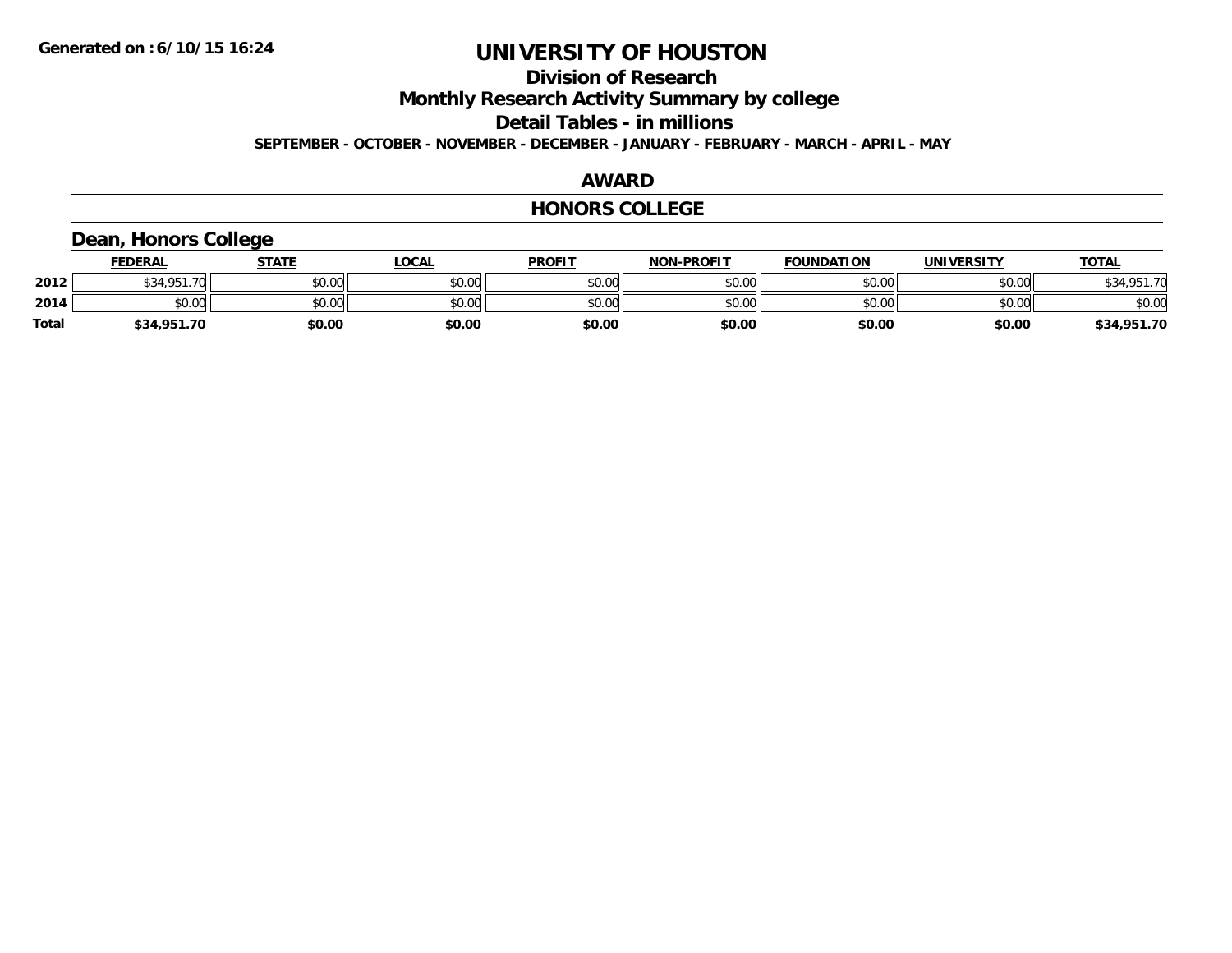# UNIVERSITY OF HOUSTON

## Division of Research

## Monthly Research Activity Summary by college

## Detail Tables - in millions

**SEPTEMBER - OCTOBER - NOVEMBER - DECEMBER - JANUARY - FEBRUARY - MARCH - APRIL - MAY**

### AWARD

### HONORS COLLEGE

### Dean, Honors College

| | FEDERAL | STATE | LOCAL | PROFIT | NON-PROFIT | FOUNDATION | UNIVERSITY | TOTAL |
|---|---|---|---|---|---|---|---|---|
| 2012 | $34,951.70 | $0.00 | $0.00 | $0.00 | $0.00 | $0.00 | $0.00 | $34,951.70 |
| 2014 | $0.00 | $0.00 | $0.00 | $0.00 | $0.00 | $0.00 | $0.00 | $0.00 |
| **Total** | **$34,951.70** | **$0.00** | **$0.00** | **$0.00** | **$0.00** | **$0.00** | **$0.00** | **$34,951.70** |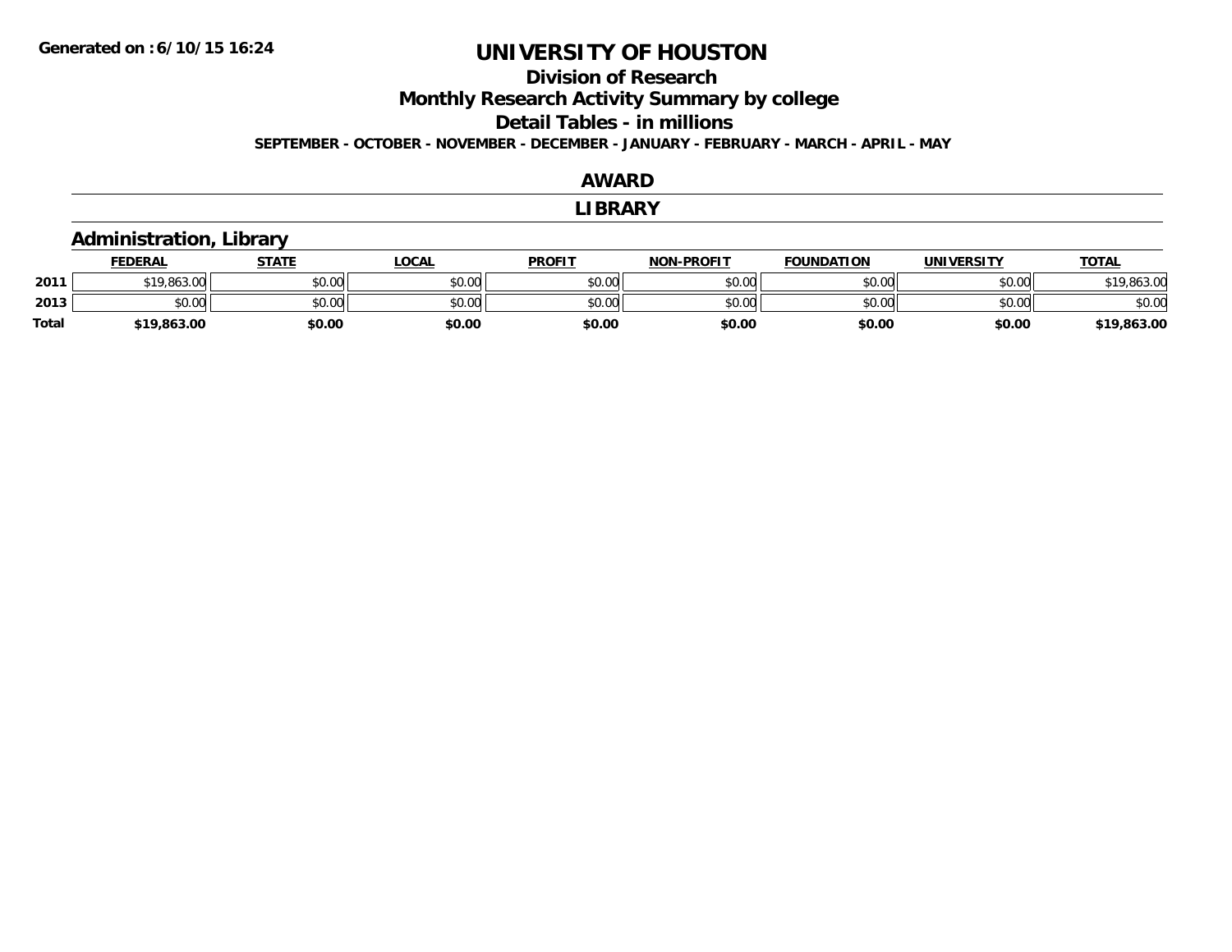# UNIVERSITY OF HOUSTON

## Division of Research

## Monthly Research Activity Summary by college

## Detail Tables - in millions

**SEPTEMBER - OCTOBER - NOVEMBER - DECEMBER - JANUARY - FEBRUARY - MARCH - APRIL - MAY**

## AWARD

## LIBRARY

### Administration, Library

| | FEDERAL | STATE | LOCAL | PROFIT | NON-PROFIT | FOUNDATION | UNIVERSITY | TOTAL |
|---|---|---|---|---|---|---|---|---|
| 2011 | $19,863.00 | $0.00 | $0.00 | $0.00 | $0.00 | $0.00 | $0.00 | $19,863.00 |
| 2013 | $0.00 | $0.00 | $0.00 | $0.00 | $0.00 | $0.00 | $0.00 | $0.00 |
| **Total** | **$19,863.00** | **$0.00** | **$0.00** | **$0.00** | **$0.00** | **$0.00** | **$0.00** | **$19,863.00** |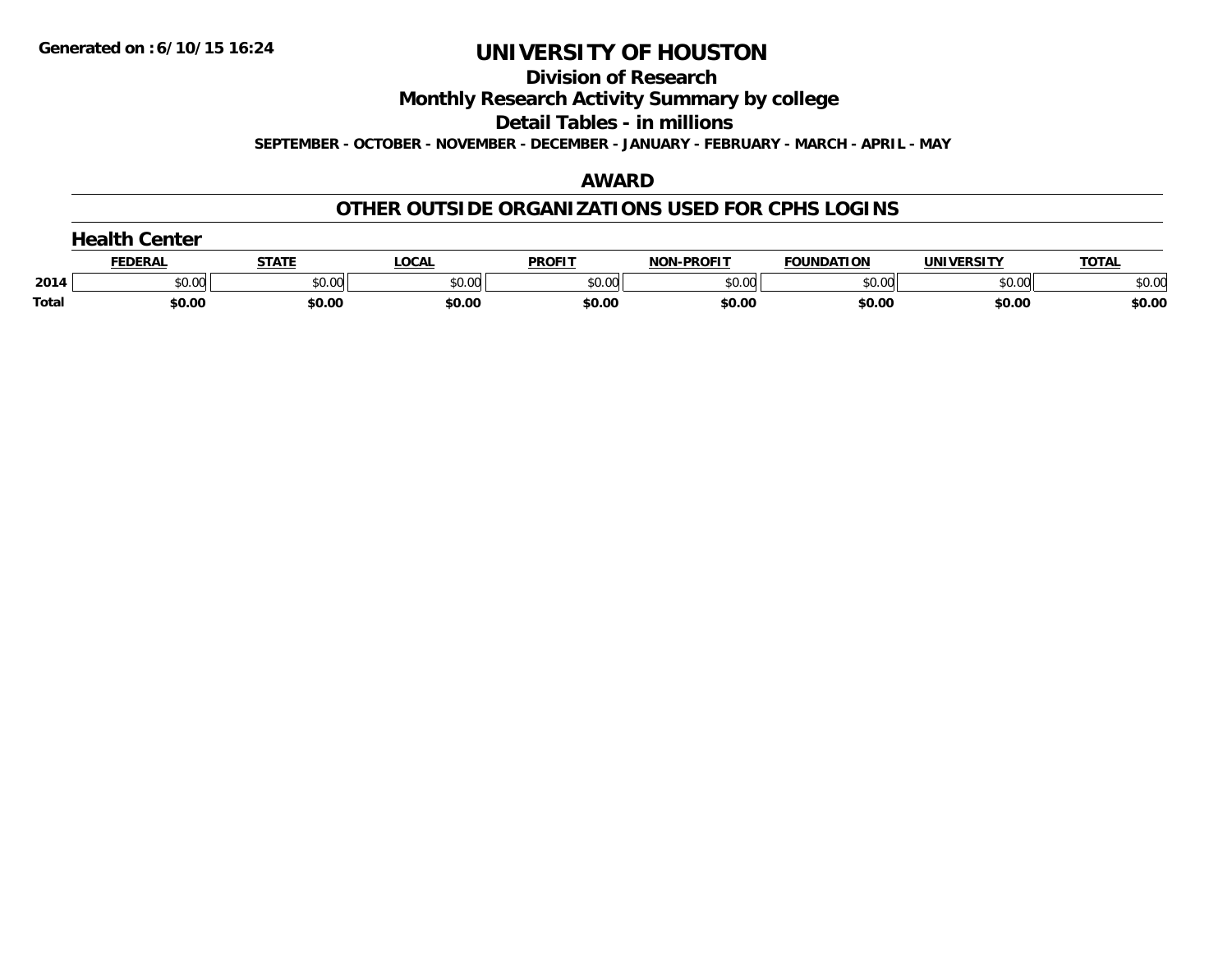**Generated on :6/10/15 16:24**

# UNIVERSITY OF HOUSTON

## Division of Research

## Monthly Research Activity Summary by college

## Detail Tables - in millions

**SEPTEMBER - OCTOBER - NOVEMBER - DECEMBER - JANUARY - FEBRUARY - MARCH - APRIL - MAY**

## AWARD

## OTHER OUTSIDE ORGANIZATIONS USED FOR CPHS LOGINS

### Health Center

| | FEDERAL | STATE | LOCAL | PROFIT | NON-PROFIT | FOUNDATION | UNIVERSITY | TOTAL |
|---|---|---|---|---|---|---|---|---|
| 2014 | $0.00 | $0.00 | $0.00 | $0.00 | $0.00 | $0.00 | $0.00 | $0.00 |
| **Total** | **$0.00** | **$0.00** | **$0.00** | **$0.00** | **$0.00** | **$0.00** | **$0.00** | **$0.00** |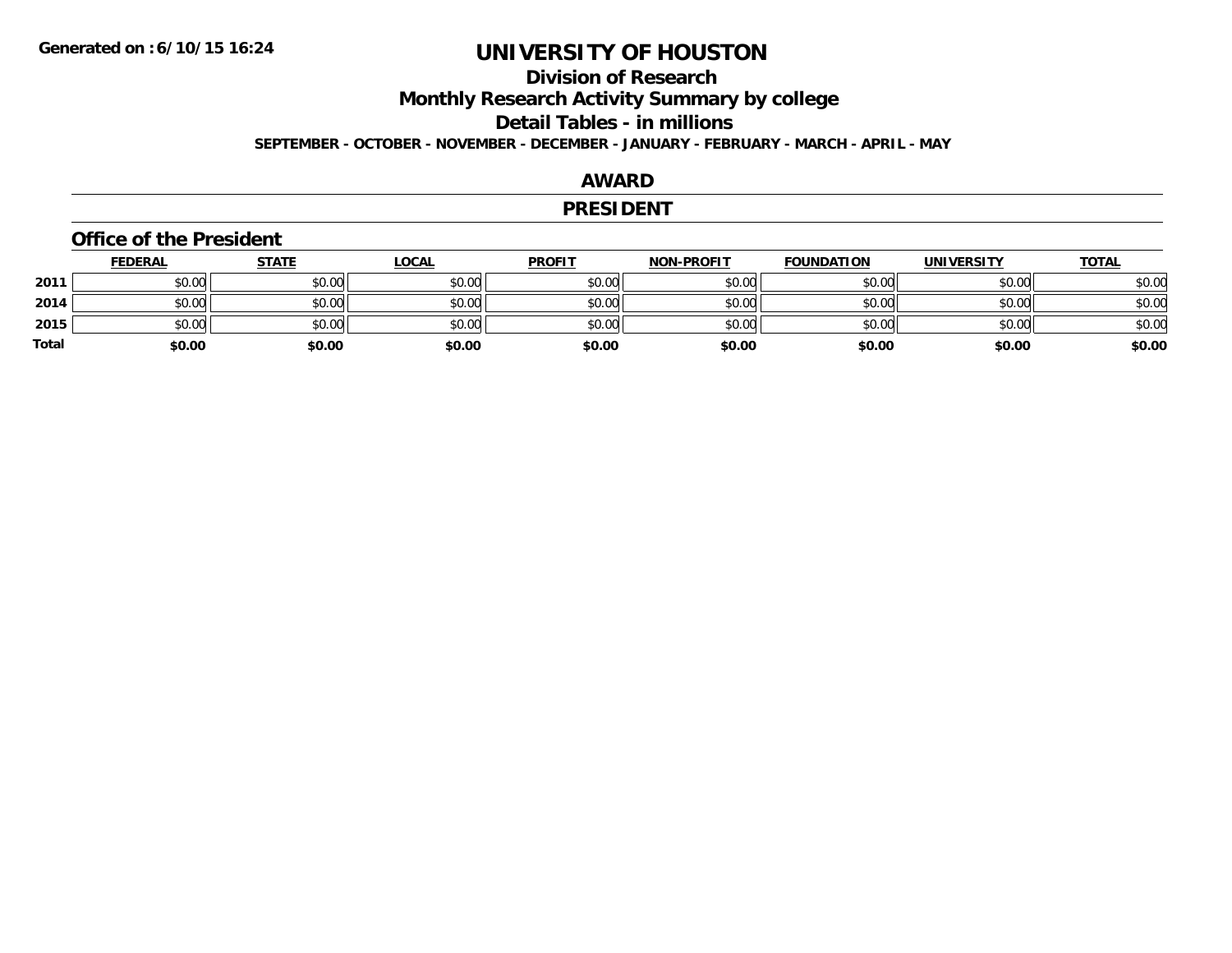**Generated on :6/10/15 16:24**

# UNIVERSITY OF HOUSTON

## Division of Research

## Monthly Research Activity Summary by college

## Detail Tables - in millions

**SEPTEMBER - OCTOBER - NOVEMBER - DECEMBER - JANUARY - FEBRUARY - MARCH - APRIL - MAY**

## AWARD

## PRESIDENT

### Office of the President

| | FEDERAL | STATE | LOCAL | PROFIT | NON-PROFIT | FOUNDATION | UNIVERSITY | TOTAL |
|---|---|---|---|---|---|---|---|---|
| 2011 | $0.00 | $0.00 | $0.00 | $0.00 | $0.00 | $0.00 | $0.00 | $0.00 |
| 2014 | $0.00 | $0.00 | $0.00 | $0.00 | $0.00 | $0.00 | $0.00 | $0.00 |
| 2015 | $0.00 | $0.00 | $0.00 | $0.00 | $0.00 | $0.00 | $0.00 | $0.00 |
| Total | $0.00 | $0.00 | $0.00 | $0.00 | $0.00 | $0.00 | $0.00 | $0.00 |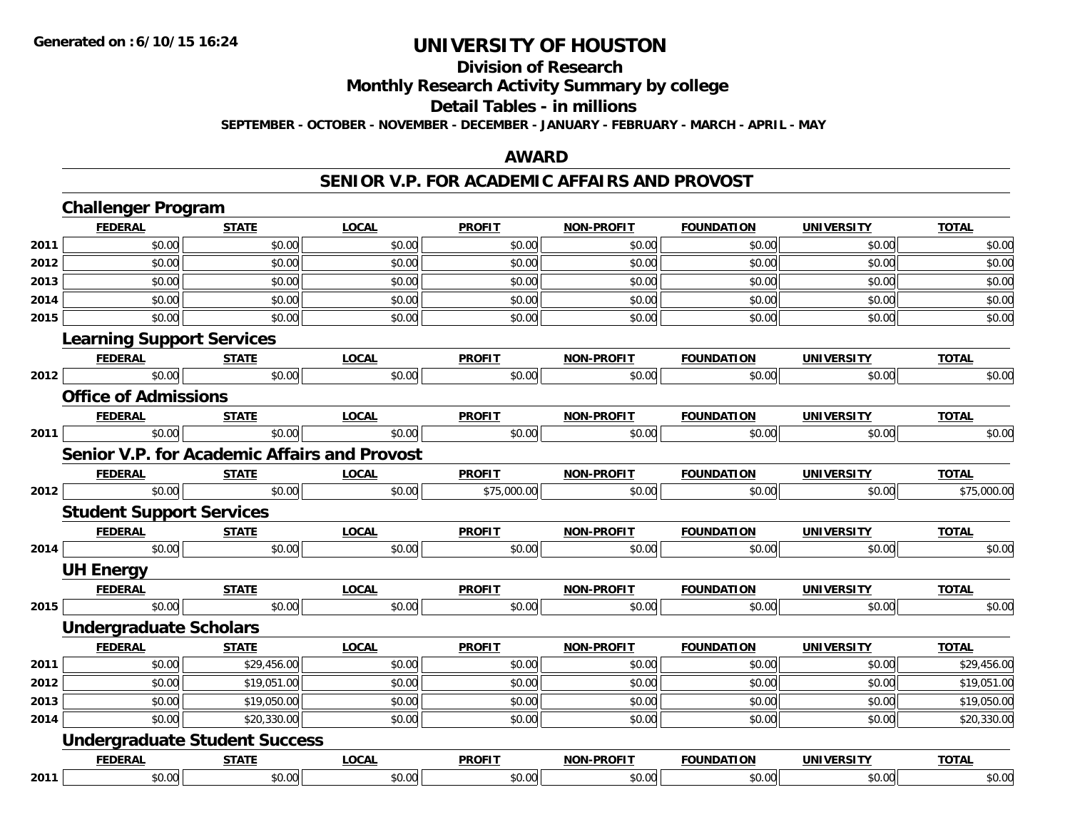**Generated on :6/10/15 16:24**

# UNIVERSITY OF HOUSTON

## Division of Research

## Monthly Research Activity Summary by college

## Detail Tables - in millions

**SEPTEMBER - OCTOBER - NOVEMBER - DECEMBER - JANUARY - FEBRUARY - MARCH - APRIL - MAY**

## AWARD

## SENIOR V.P. FOR ACADEMIC AFFAIRS AND PROVOST

### Challenger Program

| | FEDERAL | STATE | LOCAL | PROFIT | NON-PROFIT | FOUNDATION | UNIVERSITY | TOTAL |
|---|---|---|---|---|---|---|---|---|
| 2011 | $0.00 | $0.00 | $0.00 | $0.00 | $0.00 | $0.00 | $0.00 | $0.00 |
| 2012 | $0.00 | $0.00 | $0.00 | $0.00 | $0.00 | $0.00 | $0.00 | $0.00 |
| 2013 | $0.00 | $0.00 | $0.00 | $0.00 | $0.00 | $0.00 | $0.00 | $0.00 |
| 2014 | $0.00 | $0.00 | $0.00 | $0.00 | $0.00 | $0.00 | $0.00 | $0.00 |
| 2015 | $0.00 | $0.00 | $0.00 | $0.00 | $0.00 | $0.00 | $0.00 | $0.00 |

### Learning Support Services

| | FEDERAL | STATE | LOCAL | PROFIT | NON-PROFIT | FOUNDATION | UNIVERSITY | TOTAL |
|---|---|---|---|---|---|---|---|---|
| 2012 | $0.00 | $0.00 | $0.00 | $0.00 | $0.00 | $0.00 | $0.00 | $0.00 |

### Office of Admissions

| | FEDERAL | STATE | LOCAL | PROFIT | NON-PROFIT | FOUNDATION | UNIVERSITY | TOTAL |
|---|---|---|---|---|---|---|---|---|
| 2011 | $0.00 | $0.00 | $0.00 | $0.00 | $0.00 | $0.00 | $0.00 | $0.00 |

### Senior V.P. for Academic Affairs and Provost

| | FEDERAL | STATE | LOCAL | PROFIT | NON-PROFIT | FOUNDATION | UNIVERSITY | TOTAL |
|---|---|---|---|---|---|---|---|---|
| 2012 | $0.00 | $0.00 | $0.00 | $75,000.00 | $0.00 | $0.00 | $0.00 | $75,000.00 |

### Student Support Services

| | FEDERAL | STATE | LOCAL | PROFIT | NON-PROFIT | FOUNDATION | UNIVERSITY | TOTAL |
|---|---|---|---|---|---|---|---|---|
| 2014 | $0.00 | $0.00 | $0.00 | $0.00 | $0.00 | $0.00 | $0.00 | $0.00 |

### UH Energy

| | FEDERAL | STATE | LOCAL | PROFIT | NON-PROFIT | FOUNDATION | UNIVERSITY | TOTAL |
|---|---|---|---|---|---|---|---|---|
| 2015 | $0.00 | $0.00 | $0.00 | $0.00 | $0.00 | $0.00 | $0.00 | $0.00 |

### Undergraduate Scholars

| | FEDERAL | STATE | LOCAL | PROFIT | NON-PROFIT | FOUNDATION | UNIVERSITY | TOTAL |
|---|---|---|---|---|---|---|---|---|
| 2011 | $0.00 | $29,456.00 | $0.00 | $0.00 | $0.00 | $0.00 | $0.00 | $29,456.00 |
| 2012 | $0.00 | $19,051.00 | $0.00 | $0.00 | $0.00 | $0.00 | $0.00 | $19,051.00 |
| 2013 | $0.00 | $19,050.00 | $0.00 | $0.00 | $0.00 | $0.00 | $0.00 | $19,050.00 |
| 2014 | $0.00 | $20,330.00 | $0.00 | $0.00 | $0.00 | $0.00 | $0.00 | $20,330.00 |

### Undergraduate Student Success

| | FEDERAL | STATE | LOCAL | PROFIT | NON-PROFIT | FOUNDATION | UNIVERSITY | TOTAL |
|---|---|---|---|---|---|---|---|---|
| 2011 | $0.00 | $0.00 | $0.00 | $0.00 | $0.00 | $0.00 | $0.00 | $0.00 |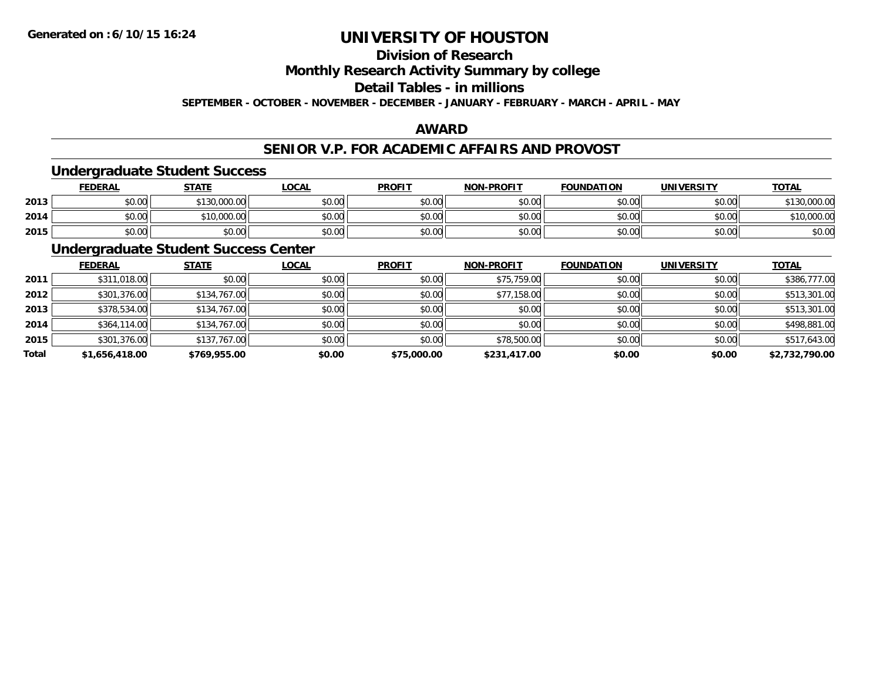**Generated on :6/10/15 16:24**

# UNIVERSITY OF HOUSTON

## Division of Research

## Monthly Research Activity Summary by college

## Detail Tables - in millions

**SEPTEMBER - OCTOBER - NOVEMBER - DECEMBER - JANUARY - FEBRUARY - MARCH - APRIL - MAY**

## AWARD

## SENIOR V.P. FOR ACADEMIC AFFAIRS AND PROVOST

### Undergraduate Student Success

| | FEDERAL | STATE | LOCAL | PROFIT | NON-PROFIT | FOUNDATION | UNIVERSITY | TOTAL |
|---|---|---|---|---|---|---|---|---|
| 2013 | $0.00 | $130,000.00 | $0.00 | $0.00 | $0.00 | $0.00 | $0.00 | $130,000.00 |
| 2014 | $0.00 | $10,000.00 | $0.00 | $0.00 | $0.00 | $0.00 | $0.00 | $10,000.00 |
| 2015 | $0.00 | $0.00 | $0.00 | $0.00 | $0.00 | $0.00 | $0.00 | $0.00 |

### Undergraduate Student Success Center

| | FEDERAL | STATE | LOCAL | PROFIT | NON-PROFIT | FOUNDATION | UNIVERSITY | TOTAL |
|---|---|---|---|---|---|---|---|---|
| 2011 | $311,018.00 | $0.00 | $0.00 | $0.00 | $75,759.00 | $0.00 | $0.00 | $386,777.00 |
| 2012 | $301,376.00 | $134,767.00 | $0.00 | $0.00 | $77,158.00 | $0.00 | $0.00 | $513,301.00 |
| 2013 | $378,534.00 | $134,767.00 | $0.00 | $0.00 | $0.00 | $0.00 | $0.00 | $513,301.00 |
| 2014 | $364,114.00 | $134,767.00 | $0.00 | $0.00 | $0.00 | $0.00 | $0.00 | $498,881.00 |
| 2015 | $301,376.00 | $137,767.00 | $0.00 | $0.00 | $78,500.00 | $0.00 | $0.00 | $517,643.00 |
| **Total** | **$1,656,418.00** | **$769,955.00** | **$0.00** | **$75,000.00** | **$231,417.00** | **$0.00** | **$0.00** | **$2,732,790.00** |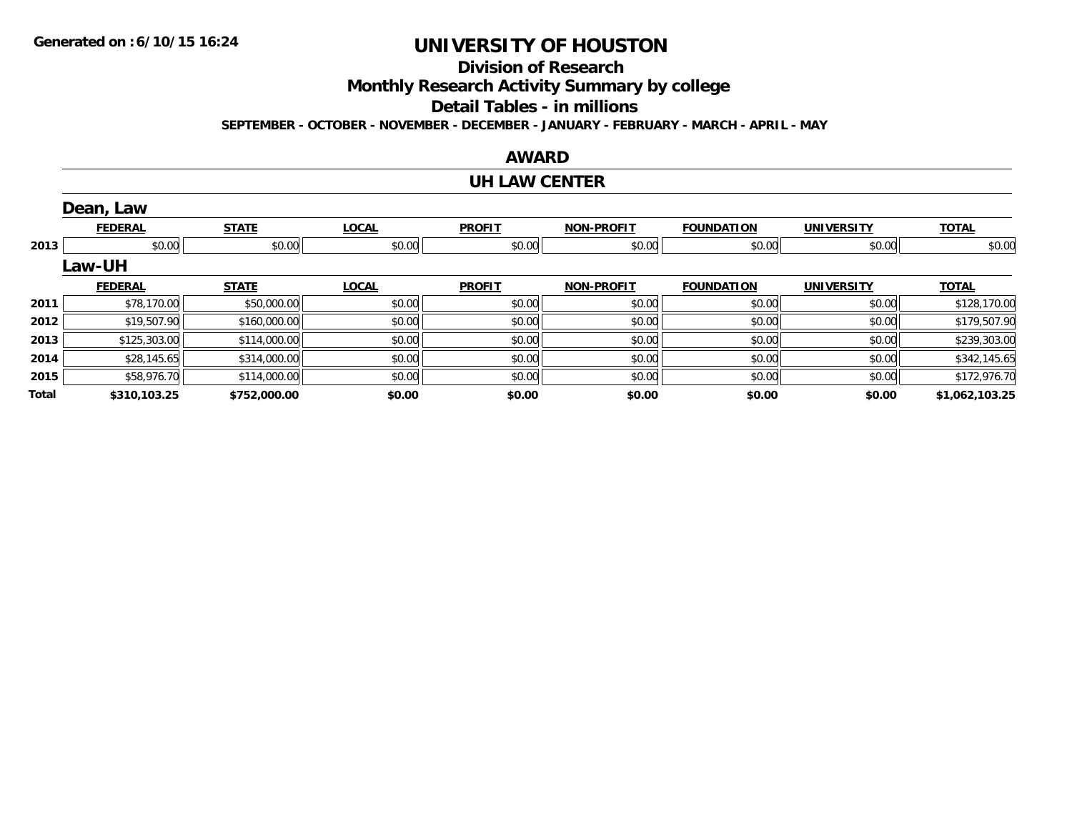# UNIVERSITY OF HOUSTON

## Division of Research

## Monthly Research Activity Summary by college

## Detail Tables - in millions

**SEPTEMBER - OCTOBER - NOVEMBER - DECEMBER - JANUARY - FEBRUARY - MARCH - APRIL - MAY**

## AWARD

## UH LAW CENTER

### Dean, Law

| | FEDERAL | STATE | LOCAL | PROFIT | NON-PROFIT | FOUNDATION | UNIVERSITY | TOTAL |
|---|---|---|---|---|---|---|---|---|
| 2013 | $0.00 | $0.00 | $0.00 | $0.00 | $0.00 | $0.00 | $0.00 | $0.00 |

### Law-UH

| | FEDERAL | STATE | LOCAL | PROFIT | NON-PROFIT | FOUNDATION | UNIVERSITY | TOTAL |
|---|---|---|---|---|---|---|---|---|
| 2011 | $78,170.00 | $50,000.00 | $0.00 | $0.00 | $0.00 | $0.00 | $0.00 | $128,170.00 |
| 2012 | $19,507.90 | $160,000.00 | $0.00 | $0.00 | $0.00 | $0.00 | $0.00 | $179,507.90 |
| 2013 | $125,303.00 | $114,000.00 | $0.00 | $0.00 | $0.00 | $0.00 | $0.00 | $239,303.00 |
| 2014 | $28,145.65 | $314,000.00 | $0.00 | $0.00 | $0.00 | $0.00 | $0.00 | $342,145.65 |
| 2015 | $58,976.70 | $114,000.00 | $0.00 | $0.00 | $0.00 | $0.00 | $0.00 | $172,976.70 |
| **Total** | **$310,103.25** | **$752,000.00** | **$0.00** | **$0.00** | **$0.00** | **$0.00** | **$0.00** | **$1,062,103.25** |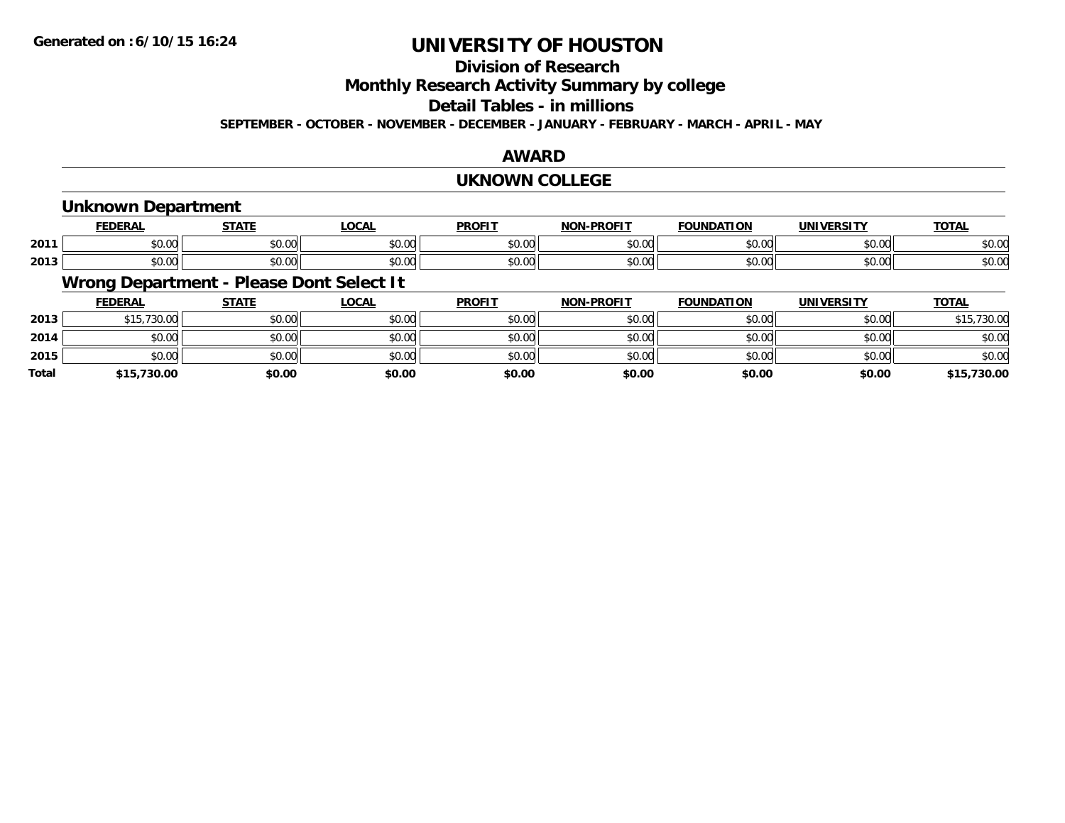Generated on :6/10/15 16:24

# UNIVERSITY OF HOUSTON

## Division of Research

## Monthly Research Activity Summary by college

## Detail Tables - in millions

**SEPTEMBER - OCTOBER - NOVEMBER - DECEMBER - JANUARY - FEBRUARY - MARCH - APRIL - MAY**

## AWARD

## UKNOWN COLLEGE

### Unknown Department

| | FEDERAL | STATE | LOCAL | PROFIT | NON-PROFIT | FOUNDATION | UNIVERSITY | TOTAL |
|---|---|---|---|---|---|---|---|---|
| 2011 | $0.00 | $0.00 | $0.00 | $0.00 | $0.00 | $0.00 | $0.00 | $0.00 |
| 2013 | $0.00 | $0.00 | $0.00 | $0.00 | $0.00 | $0.00 | $0.00 | $0.00 |

### Wrong Department - Please Dont Select It

| | FEDERAL | STATE | LOCAL | PROFIT | NON-PROFIT | FOUNDATION | UNIVERSITY | TOTAL |
|---|---|---|---|---|---|---|---|---|
| 2013 | $15,730.00 | $0.00 | $0.00 | $0.00 | $0.00 | $0.00 | $0.00 | $15,730.00 |
| 2014 | $0.00 | $0.00 | $0.00 | $0.00 | $0.00 | $0.00 | $0.00 | $0.00 |
| 2015 | $0.00 | $0.00 | $0.00 | $0.00 | $0.00 | $0.00 | $0.00 | $0.00 |
| **Total** | **$15,730.00** | **$0.00** | **$0.00** | **$0.00** | **$0.00** | **$0.00** | **$0.00** | **$15,730.00** |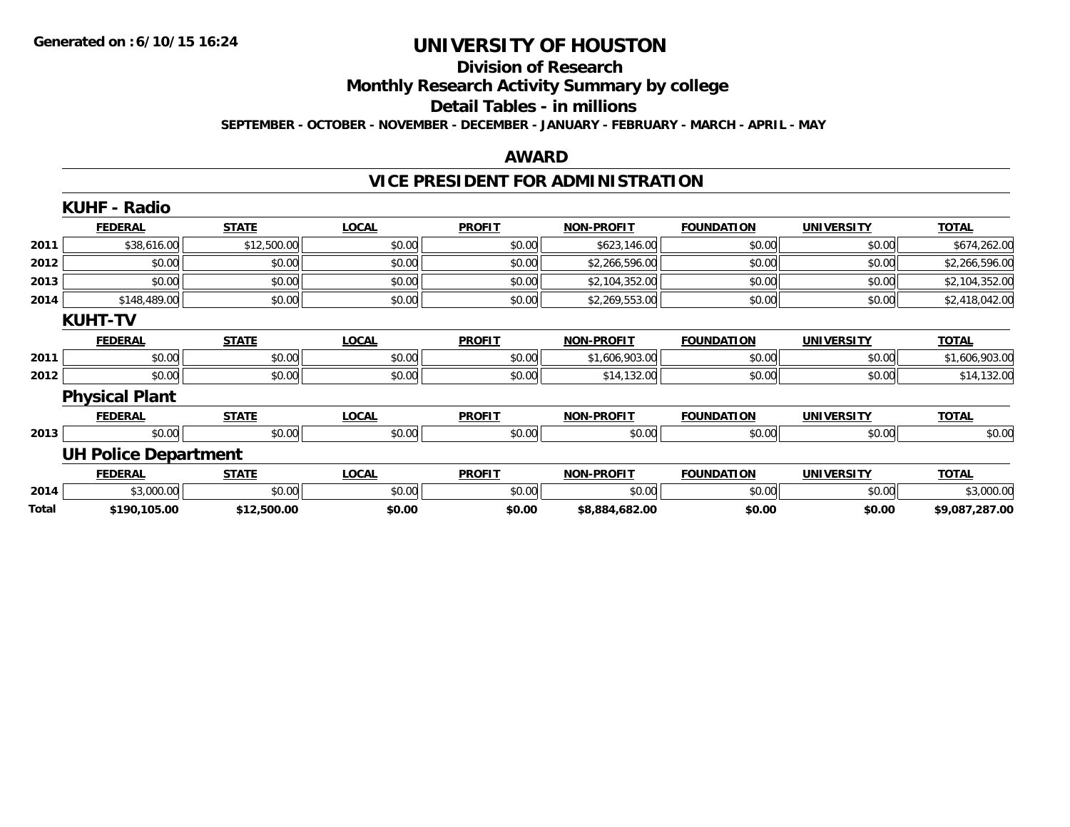# UNIVERSITY OF HOUSTON

## Division of Research

## Monthly Research Activity Summary by college

## Detail Tables - in millions

**SEPTEMBER - OCTOBER - NOVEMBER - DECEMBER - JANUARY - FEBRUARY - MARCH - APRIL - MAY**

## AWARD

## VICE PRESIDENT FOR ADMINISTRATION

### KUHF - Radio

| | FEDERAL | STATE | LOCAL | PROFIT | NON-PROFIT | FOUNDATION | UNIVERSITY | TOTAL |
|---|---|---|---|---|---|---|---|---|
| 2011 | $38,616.00 | $12,500.00 | $0.00 | $0.00 | $623,146.00 | $0.00 | $0.00 | $674,262.00 |
| 2012 | $0.00 | $0.00 | $0.00 | $0.00 | $2,266,596.00 | $0.00 | $0.00 | $2,266,596.00 |
| 2013 | $0.00 | $0.00 | $0.00 | $0.00 | $2,104,352.00 | $0.00 | $0.00 | $2,104,352.00 |
| 2014 | $148,489.00 | $0.00 | $0.00 | $0.00 | $2,269,553.00 | $0.00 | $0.00 | $2,418,042.00 |

### KUHT-TV

| | FEDERAL | STATE | LOCAL | PROFIT | NON-PROFIT | FOUNDATION | UNIVERSITY | TOTAL |
|---|---|---|---|---|---|---|---|---|
| 2011 | $0.00 | $0.00 | $0.00 | $0.00 | $1,606,903.00 | $0.00 | $0.00 | $1,606,903.00 |
| 2012 | $0.00 | $0.00 | $0.00 | $0.00 | $14,132.00 | $0.00 | $0.00 | $14,132.00 |

### Physical Plant

| | FEDERAL | STATE | LOCAL | PROFIT | NON-PROFIT | FOUNDATION | UNIVERSITY | TOTAL |
|---|---|---|---|---|---|---|---|---|
| 2013 | $0.00 | $0.00 | $0.00 | $0.00 | $0.00 | $0.00 | $0.00 | $0.00 |

### UH Police Department

| | FEDERAL | STATE | LOCAL | PROFIT | NON-PROFIT | FOUNDATION | UNIVERSITY | TOTAL |
|---|---|---|---|---|---|---|---|---|
| 2014 | $3,000.00 | $0.00 | $0.00 | $0.00 | $0.00 | $0.00 | $0.00 | $3,000.00 |
| **Total** | **$190,105.00** | **$12,500.00** | **$0.00** | **$0.00** | **$8,884,682.00** | **$0.00** | **$0.00** | **$9,087,287.00** |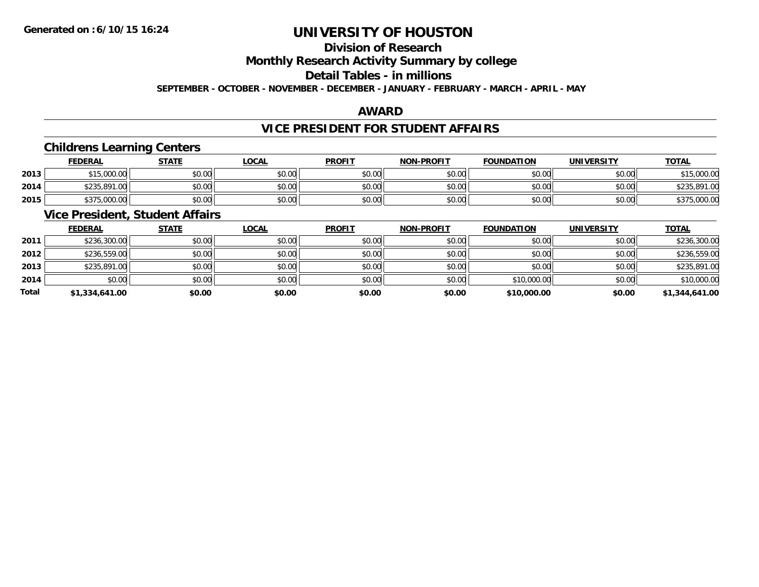# UNIVERSITY OF HOUSTON

## Division of Research

## Monthly Research Activity Summary by college

## Detail Tables - in millions

**SEPTEMBER - OCTOBER - NOVEMBER - DECEMBER - JANUARY - FEBRUARY - MARCH - APRIL - MAY**

## AWARD

## VICE PRESIDENT FOR STUDENT AFFAIRS

### Childrens Learning Centers

| | FEDERAL | STATE | LOCAL | PROFIT | NON-PROFIT | FOUNDATION | UNIVERSITY | TOTAL |
|---|---|---|---|---|---|---|---|---|
| 2013 | $15,000.00 | $0.00 | $0.00 | $0.00 | $0.00 | $0.00 | $0.00 | $15,000.00 |
| 2014 | $235,891.00 | $0.00 | $0.00 | $0.00 | $0.00 | $0.00 | $0.00 | $235,891.00 |
| 2015 | $375,000.00 | $0.00 | $0.00 | $0.00 | $0.00 | $0.00 | $0.00 | $375,000.00 |

### Vice President, Student Affairs

| | FEDERAL | STATE | LOCAL | PROFIT | NON-PROFIT | FOUNDATION | UNIVERSITY | TOTAL |
|---|---|---|---|---|---|---|---|---|
| 2011 | $236,300.00 | $0.00 | $0.00 | $0.00 | $0.00 | $0.00 | $0.00 | $236,300.00 |
| 2012 | $236,559.00 | $0.00 | $0.00 | $0.00 | $0.00 | $0.00 | $0.00 | $236,559.00 |
| 2013 | $235,891.00 | $0.00 | $0.00 | $0.00 | $0.00 | $0.00 | $0.00 | $235,891.00 |
| 2014 | $0.00 | $0.00 | $0.00 | $0.00 | $0.00 | $10,000.00 | $0.00 | $10,000.00 |
| **Total** | **$1,334,641.00** | **$0.00** | **$0.00** | **$0.00** | **$0.00** | **$10,000.00** | **$0.00** | **$1,344,641.00** |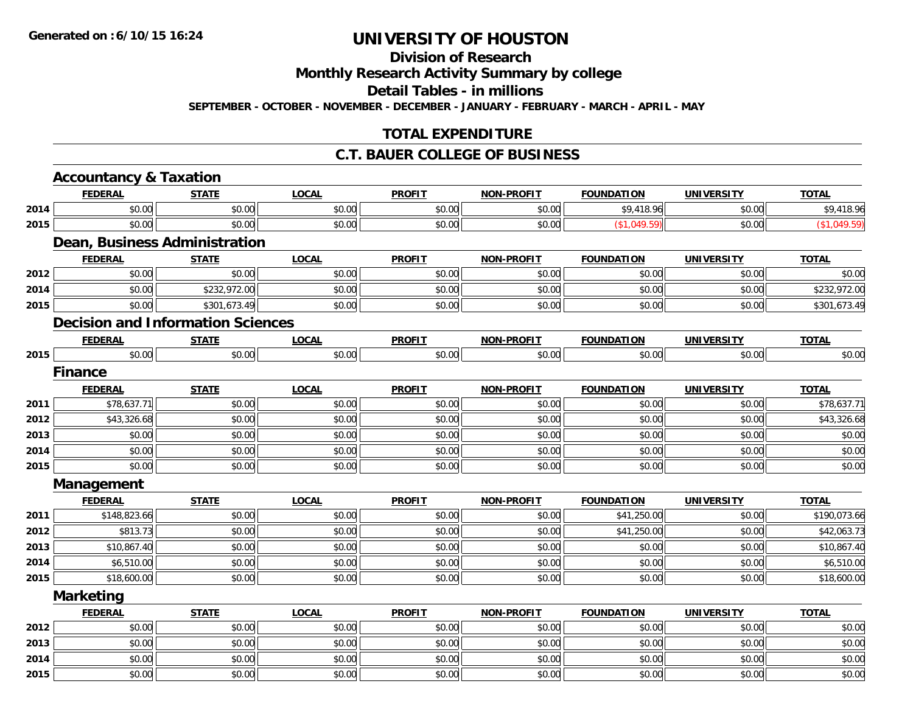# UNIVERSITY OF HOUSTON

## Division of Research

## Monthly Research Activity Summary by college

## Detail Tables - in millions

**SEPTEMBER - OCTOBER - NOVEMBER - DECEMBER - JANUARY - FEBRUARY - MARCH - APRIL - MAY**

## TOTAL EXPENDITURE

## C.T. BAUER COLLEGE OF BUSINESS

### Accountancy & Taxation

| | FEDERAL | STATE | LOCAL | PROFIT | NON-PROFIT | FOUNDATION | UNIVERSITY | TOTAL |
|---|---|---|---|---|---|---|---|---|
| 2014 | $0.00 | $0.00 | $0.00 | $0.00 | $0.00 | $9,418.96 | $0.00 | $9,418.96 |
| 2015 | $0.00 | $0.00 | $0.00 | $0.00 | $0.00 | ($1,049.59) | $0.00 | ($1,049.59) |

### Dean, Business Administration

| | FEDERAL | STATE | LOCAL | PROFIT | NON-PROFIT | FOUNDATION | UNIVERSITY | TOTAL |
|---|---|---|---|---|---|---|---|---|
| 2012 | $0.00 | $0.00 | $0.00 | $0.00 | $0.00 | $0.00 | $0.00 | $0.00 |
| 2014 | $0.00 | $232,972.00 | $0.00 | $0.00 | $0.00 | $0.00 | $0.00 | $232,972.00 |
| 2015 | $0.00 | $301,673.49 | $0.00 | $0.00 | $0.00 | $0.00 | $0.00 | $301,673.49 |

### Decision and Information Sciences

| | FEDERAL | STATE | LOCAL | PROFIT | NON-PROFIT | FOUNDATION | UNIVERSITY | TOTAL |
|---|---|---|---|---|---|---|---|---|
| 2015 | $0.00 | $0.00 | $0.00 | $0.00 | $0.00 | $0.00 | $0.00 | $0.00 |

### Finance

| | FEDERAL | STATE | LOCAL | PROFIT | NON-PROFIT | FOUNDATION | UNIVERSITY | TOTAL |
|---|---|---|---|---|---|---|---|---|
| 2011 | $78,637.71 | $0.00 | $0.00 | $0.00 | $0.00 | $0.00 | $0.00 | $78,637.71 |
| 2012 | $43,326.68 | $0.00 | $0.00 | $0.00 | $0.00 | $0.00 | $0.00 | $43,326.68 |
| 2013 | $0.00 | $0.00 | $0.00 | $0.00 | $0.00 | $0.00 | $0.00 | $0.00 |
| 2014 | $0.00 | $0.00 | $0.00 | $0.00 | $0.00 | $0.00 | $0.00 | $0.00 |
| 2015 | $0.00 | $0.00 | $0.00 | $0.00 | $0.00 | $0.00 | $0.00 | $0.00 |

### Management

| | FEDERAL | STATE | LOCAL | PROFIT | NON-PROFIT | FOUNDATION | UNIVERSITY | TOTAL |
|---|---|---|---|---|---|---|---|---|
| 2011 | $148,823.66 | $0.00 | $0.00 | $0.00 | $0.00 | $41,250.00 | $0.00 | $190,073.66 |
| 2012 | $813.73 | $0.00 | $0.00 | $0.00 | $0.00 | $41,250.00 | $0.00 | $42,063.73 |
| 2013 | $10,867.40 | $0.00 | $0.00 | $0.00 | $0.00 | $0.00 | $0.00 | $10,867.40 |
| 2014 | $6,510.00 | $0.00 | $0.00 | $0.00 | $0.00 | $0.00 | $0.00 | $6,510.00 |
| 2015 | $18,600.00 | $0.00 | $0.00 | $0.00 | $0.00 | $0.00 | $0.00 | $18,600.00 |

### Marketing

| | FEDERAL | STATE | LOCAL | PROFIT | NON-PROFIT | FOUNDATION | UNIVERSITY | TOTAL |
|---|---|---|---|---|---|---|---|---|
| 2012 | $0.00 | $0.00 | $0.00 | $0.00 | $0.00 | $0.00 | $0.00 | $0.00 |
| 2013 | $0.00 | $0.00 | $0.00 | $0.00 | $0.00 | $0.00 | $0.00 | $0.00 |
| 2014 | $0.00 | $0.00 | $0.00 | $0.00 | $0.00 | $0.00 | $0.00 | $0.00 |
| 2015 | $0.00 | $0.00 | $0.00 | $0.00 | $0.00 | $0.00 | $0.00 | $0.00 |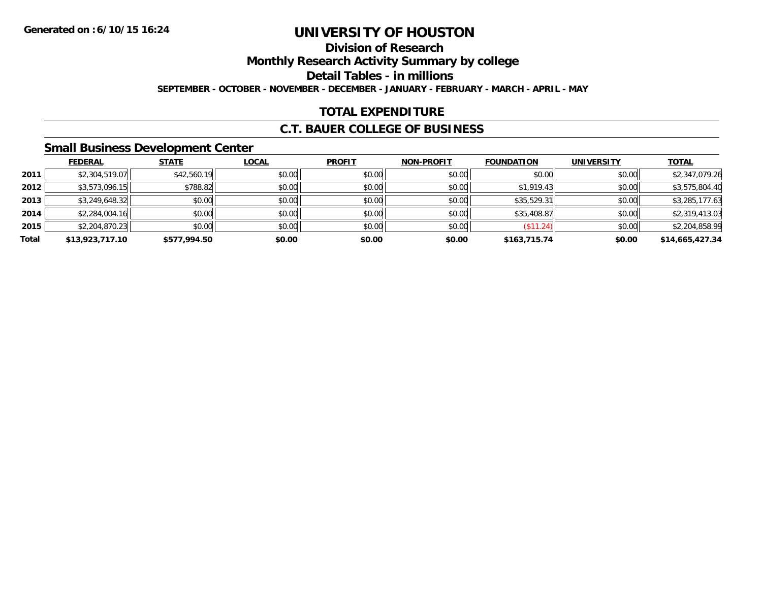Generated on :6/10/15 16:24

# UNIVERSITY OF HOUSTON

## Division of Research

## Monthly Research Activity Summary by college

## Detail Tables - in millions

**SEPTEMBER - OCTOBER - NOVEMBER - DECEMBER - JANUARY - FEBRUARY - MARCH - APRIL - MAY**

## TOTAL EXPENDITURE

## C.T. BAUER COLLEGE OF BUSINESS

### Small Business Development Center

| | FEDERAL | STATE | LOCAL | PROFIT | NON-PROFIT | FOUNDATION | UNIVERSITY | TOTAL |
|---|---|---|---|---|---|---|---|---|
| **2011** | $2,304,519.07 | $42,560.19 | $0.00 | $0.00 | $0.00 | $0.00 | $0.00 | $2,347,079.26 |
| **2012** | $3,573,096.15 | $788.82 | $0.00 | $0.00 | $0.00 | $1,919.43 | $0.00 | $3,575,804.40 |
| **2013** | $3,249,648.32 | $0.00 | $0.00 | $0.00 | $0.00 | $35,529.31 | $0.00 | $3,285,177.63 |
| **2014** | $2,284,004.16 | $0.00 | $0.00 | $0.00 | $0.00 | $35,408.87 | $0.00 | $2,319,413.03 |
| **2015** | $2,204,870.23 | $0.00 | $0.00 | $0.00 | $0.00 | ($11.24) | $0.00 | $2,204,858.99 |
| **Total** | **$13,923,717.10** | **$577,994.50** | **$0.00** | **$0.00** | **$0.00** | **$163,715.74** | **$0.00** | **$14,665,427.34** |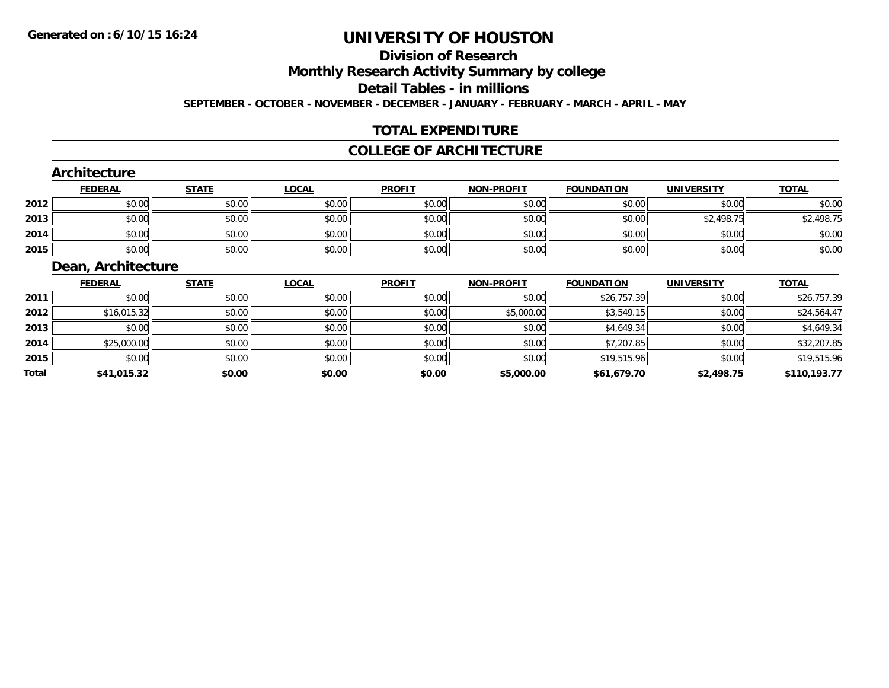**Generated on :6/10/15 16:24**

# UNIVERSITY OF HOUSTON

## Division of Research

## Monthly Research Activity Summary by college

## Detail Tables - in millions

**SEPTEMBER - OCTOBER - NOVEMBER - DECEMBER - JANUARY - FEBRUARY - MARCH - APRIL - MAY**

## TOTAL EXPENDITURE

## COLLEGE OF ARCHITECTURE

### Architecture

| | FEDERAL | STATE | LOCAL | PROFIT | NON-PROFIT | FOUNDATION | UNIVERSITY | TOTAL |
|---|---|---|---|---|---|---|---|---|
| 2012 | $0.00 | $0.00 | $0.00 | $0.00 | $0.00 | $0.00 | $0.00 | $0.00 |
| 2013 | $0.00 | $0.00 | $0.00 | $0.00 | $0.00 | $0.00 | $2,498.75 | $2,498.75 |
| 2014 | $0.00 | $0.00 | $0.00 | $0.00 | $0.00 | $0.00 | $0.00 | $0.00 |
| 2015 | $0.00 | $0.00 | $0.00 | $0.00 | $0.00 | $0.00 | $0.00 | $0.00 |

### Dean, Architecture

| | FEDERAL | STATE | LOCAL | PROFIT | NON-PROFIT | FOUNDATION | UNIVERSITY | TOTAL |
|---|---|---|---|---|---|---|---|---|
| 2011 | $0.00 | $0.00 | $0.00 | $0.00 | $0.00 | $26,757.39 | $0.00 | $26,757.39 |
| 2012 | $16,015.32 | $0.00 | $0.00 | $0.00 | $5,000.00 | $3,549.15 | $0.00 | $24,564.47 |
| 2013 | $0.00 | $0.00 | $0.00 | $0.00 | $0.00 | $4,649.34 | $0.00 | $4,649.34 |
| 2014 | $25,000.00 | $0.00 | $0.00 | $0.00 | $0.00 | $7,207.85 | $0.00 | $32,207.85 |
| 2015 | $0.00 | $0.00 | $0.00 | $0.00 | $0.00 | $19,515.96 | $0.00 | $19,515.96 |
| **Total** | **$41,015.32** | **$0.00** | **$0.00** | **$0.00** | **$5,000.00** | **$61,679.70** | **$2,498.75** | **$110,193.77** |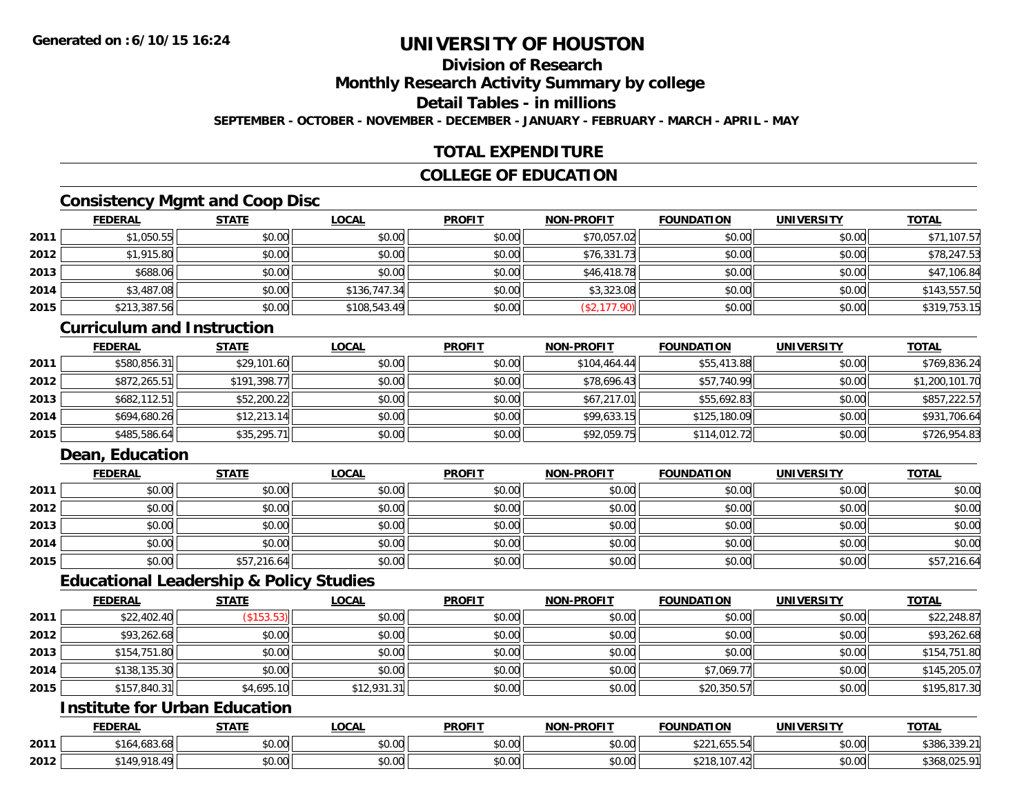# UNIVERSITY OF HOUSTON

## Division of Research

## Monthly Research Activity Summary by college

## Detail Tables - in millions

**SEPTEMBER - OCTOBER - NOVEMBER - DECEMBER - JANUARY - FEBRUARY - MARCH - APRIL - MAY**

## TOTAL EXPENDITURE

## COLLEGE OF EDUCATION

### Consistency Mgmt and Coop Disc

| | FEDERAL | STATE | LOCAL | PROFIT | NON-PROFIT | FOUNDATION | UNIVERSITY | TOTAL |
|---|---|---|---|---|---|---|---|---|
| 2011 | $1,050.55 | $0.00 | $0.00 | $0.00 | $70,057.02 | $0.00 | $0.00 | $71,107.57 |
| 2012 | $1,915.80 | $0.00 | $0.00 | $0.00 | $76,331.73 | $0.00 | $0.00 | $78,247.53 |
| 2013 | $688.06 | $0.00 | $0.00 | $0.00 | $46,418.78 | $0.00 | $0.00 | $47,106.84 |
| 2014 | $3,487.08 | $0.00 | $136,747.34 | $0.00 | $3,323.08 | $0.00 | $0.00 | $143,557.50 |
| 2015 | $213,387.56 | $0.00 | $108,543.49 | $0.00 | ($2,177.90) | $0.00 | $0.00 | $319,753.15 |

### Curriculum and Instruction

| | FEDERAL | STATE | LOCAL | PROFIT | NON-PROFIT | FOUNDATION | UNIVERSITY | TOTAL |
|---|---|---|---|---|---|---|---|---|
| 2011 | $580,856.31 | $29,101.60 | $0.00 | $0.00 | $104,464.44 | $55,413.88 | $0.00 | $769,836.24 |
| 2012 | $872,265.51 | $191,398.77 | $0.00 | $0.00 | $78,696.43 | $57,740.99 | $0.00 | $1,200,101.70 |
| 2013 | $682,112.51 | $52,200.22 | $0.00 | $0.00 | $67,217.01 | $55,692.83 | $0.00 | $857,222.57 |
| 2014 | $694,680.26 | $12,213.14 | $0.00 | $0.00 | $99,633.15 | $125,180.09 | $0.00 | $931,706.64 |
| 2015 | $485,586.64 | $35,295.71 | $0.00 | $0.00 | $92,059.75 | $114,012.72 | $0.00 | $726,954.83 |

### Dean, Education

| | FEDERAL | STATE | LOCAL | PROFIT | NON-PROFIT | FOUNDATION | UNIVERSITY | TOTAL |
|---|---|---|---|---|---|---|---|---|
| 2011 | $0.00 | $0.00 | $0.00 | $0.00 | $0.00 | $0.00 | $0.00 | $0.00 |
| 2012 | $0.00 | $0.00 | $0.00 | $0.00 | $0.00 | $0.00 | $0.00 | $0.00 |
| 2013 | $0.00 | $0.00 | $0.00 | $0.00 | $0.00 | $0.00 | $0.00 | $0.00 |
| 2014 | $0.00 | $0.00 | $0.00 | $0.00 | $0.00 | $0.00 | $0.00 | $0.00 |
| 2015 | $0.00 | $57,216.64 | $0.00 | $0.00 | $0.00 | $0.00 | $0.00 | $57,216.64 |

### Educational Leadership & Policy Studies

| | FEDERAL | STATE | LOCAL | PROFIT | NON-PROFIT | FOUNDATION | UNIVERSITY | TOTAL |
|---|---|---|---|---|---|---|---|---|
| 2011 | $22,402.40 | ($153.53) | $0.00 | $0.00 | $0.00 | $0.00 | $0.00 | $22,248.87 |
| 2012 | $93,262.68 | $0.00 | $0.00 | $0.00 | $0.00 | $0.00 | $0.00 | $93,262.68 |
| 2013 | $154,751.80 | $0.00 | $0.00 | $0.00 | $0.00 | $0.00 | $0.00 | $154,751.80 |
| 2014 | $138,135.30 | $0.00 | $0.00 | $0.00 | $0.00 | $7,069.77 | $0.00 | $145,205.07 |
| 2015 | $157,840.31 | $4,695.10 | $12,931.31 | $0.00 | $0.00 | $20,350.57 | $0.00 | $195,817.30 |

### Institute for Urban Education

| | FEDERAL | STATE | LOCAL | PROFIT | NON-PROFIT | FOUNDATION | UNIVERSITY | TOTAL |
|---|---|---|---|---|---|---|---|---|
| 2011 | $164,683.68 | $0.00 | $0.00 | $0.00 | $0.00 | $221,655.54 | $0.00 | $386,339.21 |
| 2012 | $149,918.49 | $0.00 | $0.00 | $0.00 | $0.00 | $218,107.42 | $0.00 | $368,025.91 |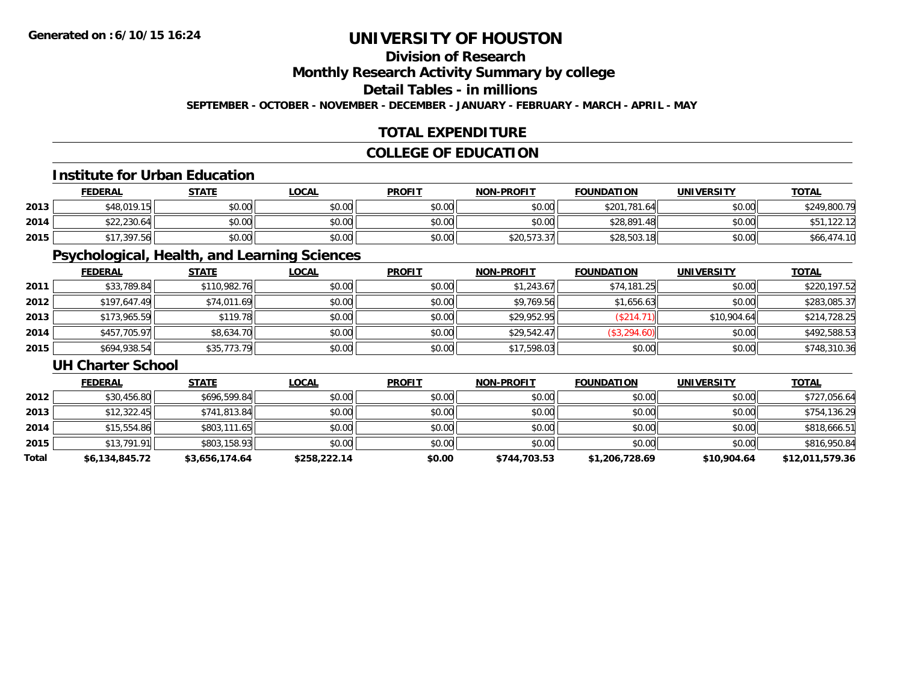**Generated on :6/10/15 16:24**

# UNIVERSITY OF HOUSTON

## Division of Research

## Monthly Research Activity Summary by college

## Detail Tables - in millions

**SEPTEMBER - OCTOBER - NOVEMBER - DECEMBER - JANUARY - FEBRUARY - MARCH - APRIL - MAY**

## TOTAL EXPENDITURE

## COLLEGE OF EDUCATION

### Institute for Urban Education

| | FEDERAL | STATE | LOCAL | PROFIT | NON-PROFIT | FOUNDATION | UNIVERSITY | TOTAL |
|---|---|---|---|---|---|---|---|---|
| 2013 | $48,019.15 | $0.00 | $0.00 | $0.00 | $0.00 | $201,781.64 | $0.00 | $249,800.79 |
| 2014 | $22,230.64 | $0.00 | $0.00 | $0.00 | $0.00 | $28,891.48 | $0.00 | $51,122.12 |
| 2015 | $17,397.56 | $0.00 | $0.00 | $0.00 | $20,573.37 | $28,503.18 | $0.00 | $66,474.10 |

### Psychological, Health, and Learning Sciences

| | FEDERAL | STATE | LOCAL | PROFIT | NON-PROFIT | FOUNDATION | UNIVERSITY | TOTAL |
|---|---|---|---|---|---|---|---|---|
| 2011 | $33,789.84 | $110,982.76 | $0.00 | $0.00 | $1,243.67 | $74,181.25 | $0.00 | $220,197.52 |
| 2012 | $197,647.49 | $74,011.69 | $0.00 | $0.00 | $9,769.56 | $1,656.63 | $0.00 | $283,085.37 |
| 2013 | $173,965.59 | $119.78 | $0.00 | $0.00 | $29,952.95 | ($214.71) | $10,904.64 | $214,728.25 |
| 2014 | $457,705.97 | $8,634.70 | $0.00 | $0.00 | $29,542.47 | ($3,294.60) | $0.00 | $492,588.53 |
| 2015 | $694,938.54 | $35,773.79 | $0.00 | $0.00 | $17,598.03 | $0.00 | $0.00 | $748,310.36 |

### UH Charter School

| | FEDERAL | STATE | LOCAL | PROFIT | NON-PROFIT | FOUNDATION | UNIVERSITY | TOTAL |
|---|---|---|---|---|---|---|---|---|
| 2012 | $30,456.80 | $696,599.84 | $0.00 | $0.00 | $0.00 | $0.00 | $0.00 | $727,056.64 |
| 2013 | $12,322.45 | $741,813.84 | $0.00 | $0.00 | $0.00 | $0.00 | $0.00 | $754,136.29 |
| 2014 | $15,554.86 | $803,111.65 | $0.00 | $0.00 | $0.00 | $0.00 | $0.00 | $818,666.51 |
| 2015 | $13,791.91 | $803,158.93 | $0.00 | $0.00 | $0.00 | $0.00 | $0.00 | $816,950.84 |
| **Total** | **$6,134,845.72** | **$3,656,174.64** | **$258,222.14** | **$0.00** | **$744,703.53** | **$1,206,728.69** | **$10,904.64** | **$12,011,579.36** |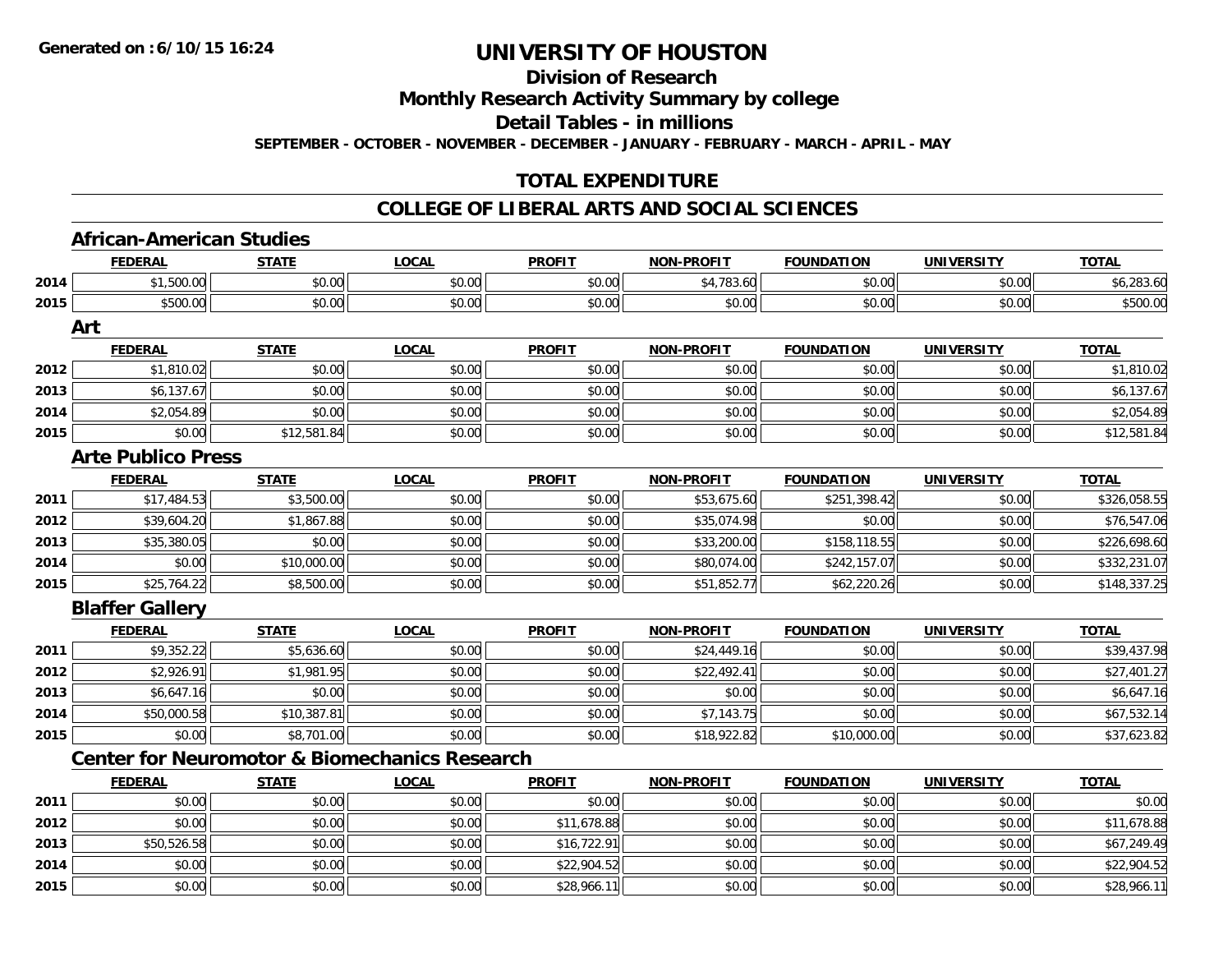**Generated on :6/10/15 16:24**

# UNIVERSITY OF HOUSTON

## Division of Research

## Monthly Research Activity Summary by college

## Detail Tables - in millions

**SEPTEMBER - OCTOBER - NOVEMBER - DECEMBER - JANUARY - FEBRUARY - MARCH - APRIL - MAY**

## TOTAL EXPENDITURE

## COLLEGE OF LIBERAL ARTS AND SOCIAL SCIENCES

### African-American Studies

| | FEDERAL | STATE | LOCAL | PROFIT | NON-PROFIT | FOUNDATION | UNIVERSITY | TOTAL |
|---|---|---|---|---|---|---|---|---|
| 2014 | $1,500.00 | $0.00 | $0.00 | $0.00 | $4,783.60 | $0.00 | $0.00 | $6,283.60 |
| 2015 | $500.00 | $0.00 | $0.00 | $0.00 | $0.00 | $0.00 | $0.00 | $500.00 |

### Art

| | FEDERAL | STATE | LOCAL | PROFIT | NON-PROFIT | FOUNDATION | UNIVERSITY | TOTAL |
|---|---|---|---|---|---|---|---|---|
| 2012 | $1,810.02 | $0.00 | $0.00 | $0.00 | $0.00 | $0.00 | $0.00 | $1,810.02 |
| 2013 | $6,137.67 | $0.00 | $0.00 | $0.00 | $0.00 | $0.00 | $0.00 | $6,137.67 |
| 2014 | $2,054.89 | $0.00 | $0.00 | $0.00 | $0.00 | $0.00 | $0.00 | $2,054.89 |
| 2015 | $0.00 | $12,581.84 | $0.00 | $0.00 | $0.00 | $0.00 | $0.00 | $12,581.84 |

### Arte Publico Press

| | FEDERAL | STATE | LOCAL | PROFIT | NON-PROFIT | FOUNDATION | UNIVERSITY | TOTAL |
|---|---|---|---|---|---|---|---|---|
| 2011 | $17,484.53 | $3,500.00 | $0.00 | $0.00 | $53,675.60 | $251,398.42 | $0.00 | $326,058.55 |
| 2012 | $39,604.20 | $1,867.88 | $0.00 | $0.00 | $35,074.98 | $0.00 | $0.00 | $76,547.06 |
| 2013 | $35,380.05 | $0.00 | $0.00 | $0.00 | $33,200.00 | $158,118.55 | $0.00 | $226,698.60 |
| 2014 | $0.00 | $10,000.00 | $0.00 | $0.00 | $80,074.00 | $242,157.07 | $0.00 | $332,231.07 |
| 2015 | $25,764.22 | $8,500.00 | $0.00 | $0.00 | $51,852.77 | $62,220.26 | $0.00 | $148,337.25 |

### Blaffer Gallery

| | FEDERAL | STATE | LOCAL | PROFIT | NON-PROFIT | FOUNDATION | UNIVERSITY | TOTAL |
|---|---|---|---|---|---|---|---|---|
| 2011 | $9,352.22 | $5,636.60 | $0.00 | $0.00 | $24,449.16 | $0.00 | $0.00 | $39,437.98 |
| 2012 | $2,926.91 | $1,981.95 | $0.00 | $0.00 | $22,492.41 | $0.00 | $0.00 | $27,401.27 |
| 2013 | $6,647.16 | $0.00 | $0.00 | $0.00 | $0.00 | $0.00 | $0.00 | $6,647.16 |
| 2014 | $50,000.58 | $10,387.81 | $0.00 | $0.00 | $7,143.75 | $0.00 | $0.00 | $67,532.14 |
| 2015 | $0.00 | $8,701.00 | $0.00 | $0.00 | $18,922.82 | $10,000.00 | $0.00 | $37,623.82 |

### Center for Neuromotor & Biomechanics Research

| | FEDERAL | STATE | LOCAL | PROFIT | NON-PROFIT | FOUNDATION | UNIVERSITY | TOTAL |
|---|---|---|---|---|---|---|---|---|
| 2011 | $0.00 | $0.00 | $0.00 | $0.00 | $0.00 | $0.00 | $0.00 | $0.00 |
| 2012 | $0.00 | $0.00 | $0.00 | $11,678.88 | $0.00 | $0.00 | $0.00 | $11,678.88 |
| 2013 | $50,526.58 | $0.00 | $0.00 | $16,722.91 | $0.00 | $0.00 | $0.00 | $67,249.49 |
| 2014 | $0.00 | $0.00 | $0.00 | $22,904.52 | $0.00 | $0.00 | $0.00 | $22,904.52 |
| 2015 | $0.00 | $0.00 | $0.00 | $28,966.11 | $0.00 | $0.00 | $0.00 | $28,966.11 |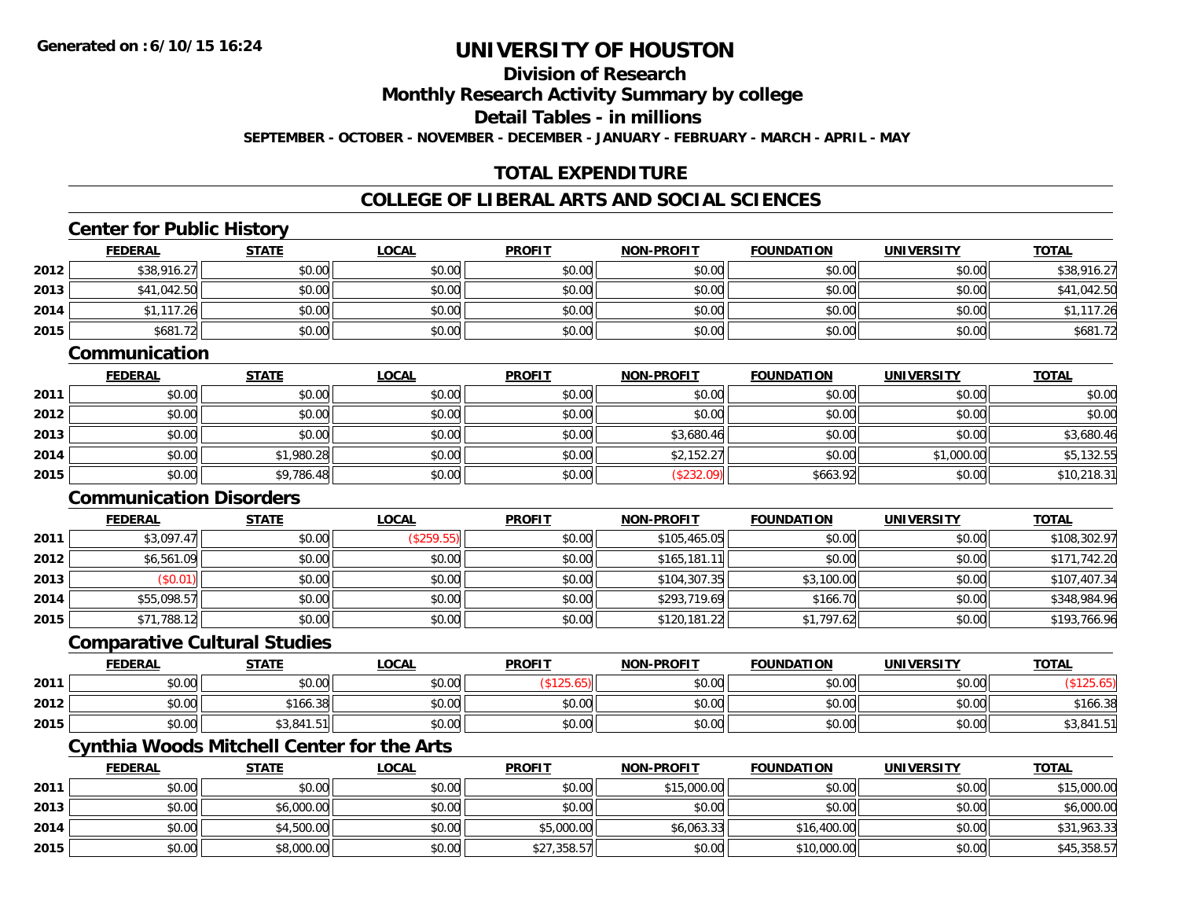Generated on :6/10/15 16:24

# UNIVERSITY OF HOUSTON

## Division of Research

## Monthly Research Activity Summary by college

## Detail Tables - in millions

SEPTEMBER - OCTOBER - NOVEMBER - DECEMBER - JANUARY - FEBRUARY - MARCH - APRIL - MAY

## TOTAL EXPENDITURE

## COLLEGE OF LIBERAL ARTS AND SOCIAL SCIENCES

### Center for Public History

| | FEDERAL | STATE | LOCAL | PROFIT | NON-PROFIT | FOUNDATION | UNIVERSITY | TOTAL |
|---|---|---|---|---|---|---|---|---|
| 2012 | $38,916.27 | $0.00 | $0.00 | $0.00 | $0.00 | $0.00 | $0.00 | $38,916.27 |
| 2013 | $41,042.50 | $0.00 | $0.00 | $0.00 | $0.00 | $0.00 | $0.00 | $41,042.50 |
| 2014 | $1,117.26 | $0.00 | $0.00 | $0.00 | $0.00 | $0.00 | $0.00 | $1,117.26 |
| 2015 | $681.72 | $0.00 | $0.00 | $0.00 | $0.00 | $0.00 | $0.00 | $681.72 |

### Communication

| | FEDERAL | STATE | LOCAL | PROFIT | NON-PROFIT | FOUNDATION | UNIVERSITY | TOTAL |
|---|---|---|---|---|---|---|---|---|
| 2011 | $0.00 | $0.00 | $0.00 | $0.00 | $0.00 | $0.00 | $0.00 | $0.00 |
| 2012 | $0.00 | $0.00 | $0.00 | $0.00 | $0.00 | $0.00 | $0.00 | $0.00 |
| 2013 | $0.00 | $0.00 | $0.00 | $0.00 | $3,680.46 | $0.00 | $0.00 | $3,680.46 |
| 2014 | $0.00 | $1,980.28 | $0.00 | $0.00 | $2,152.27 | $0.00 | $1,000.00 | $5,132.55 |
| 2015 | $0.00 | $9,786.48 | $0.00 | $0.00 | ($232.09) | $663.92 | $0.00 | $10,218.31 |

### Communication Disorders

| | FEDERAL | STATE | LOCAL | PROFIT | NON-PROFIT | FOUNDATION | UNIVERSITY | TOTAL |
|---|---|---|---|---|---|---|---|---|
| 2011 | $3,097.47 | $0.00 | ($259.55) | $0.00 | $105,465.05 | $0.00 | $0.00 | $108,302.97 |
| 2012 | $6,561.09 | $0.00 | $0.00 | $0.00 | $165,181.11 | $0.00 | $0.00 | $171,742.20 |
| 2013 | ($0.01) | $0.00 | $0.00 | $0.00 | $104,307.35 | $3,100.00 | $0.00 | $107,407.34 |
| 2014 | $55,098.57 | $0.00 | $0.00 | $0.00 | $293,719.69 | $166.70 | $0.00 | $348,984.96 |
| 2015 | $71,788.12 | $0.00 | $0.00 | $0.00 | $120,181.22 | $1,797.62 | $0.00 | $193,766.96 |

### Comparative Cultural Studies

| | FEDERAL | STATE | LOCAL | PROFIT | NON-PROFIT | FOUNDATION | UNIVERSITY | TOTAL |
|---|---|---|---|---|---|---|---|---|
| 2011 | $0.00 | $0.00 | $0.00 | ($125.65) | $0.00 | $0.00 | $0.00 | ($125.65) |
| 2012 | $0.00 | $166.38 | $0.00 | $0.00 | $0.00 | $0.00 | $0.00 | $166.38 |
| 2015 | $0.00 | $3,841.51 | $0.00 | $0.00 | $0.00 | $0.00 | $0.00 | $3,841.51 |

### Cynthia Woods Mitchell Center for the Arts

| | FEDERAL | STATE | LOCAL | PROFIT | NON-PROFIT | FOUNDATION | UNIVERSITY | TOTAL |
|---|---|---|---|---|---|---|---|---|
| 2011 | $0.00 | $0.00 | $0.00 | $0.00 | $15,000.00 | $0.00 | $0.00 | $15,000.00 |
| 2013 | $0.00 | $6,000.00 | $0.00 | $0.00 | $0.00 | $0.00 | $0.00 | $6,000.00 |
| 2014 | $0.00 | $4,500.00 | $0.00 | $5,000.00 | $6,063.33 | $16,400.00 | $0.00 | $31,963.33 |
| 2015 | $0.00 | $8,000.00 | $0.00 | $27,358.57 | $0.00 | $10,000.00 | $0.00 | $45,358.57 |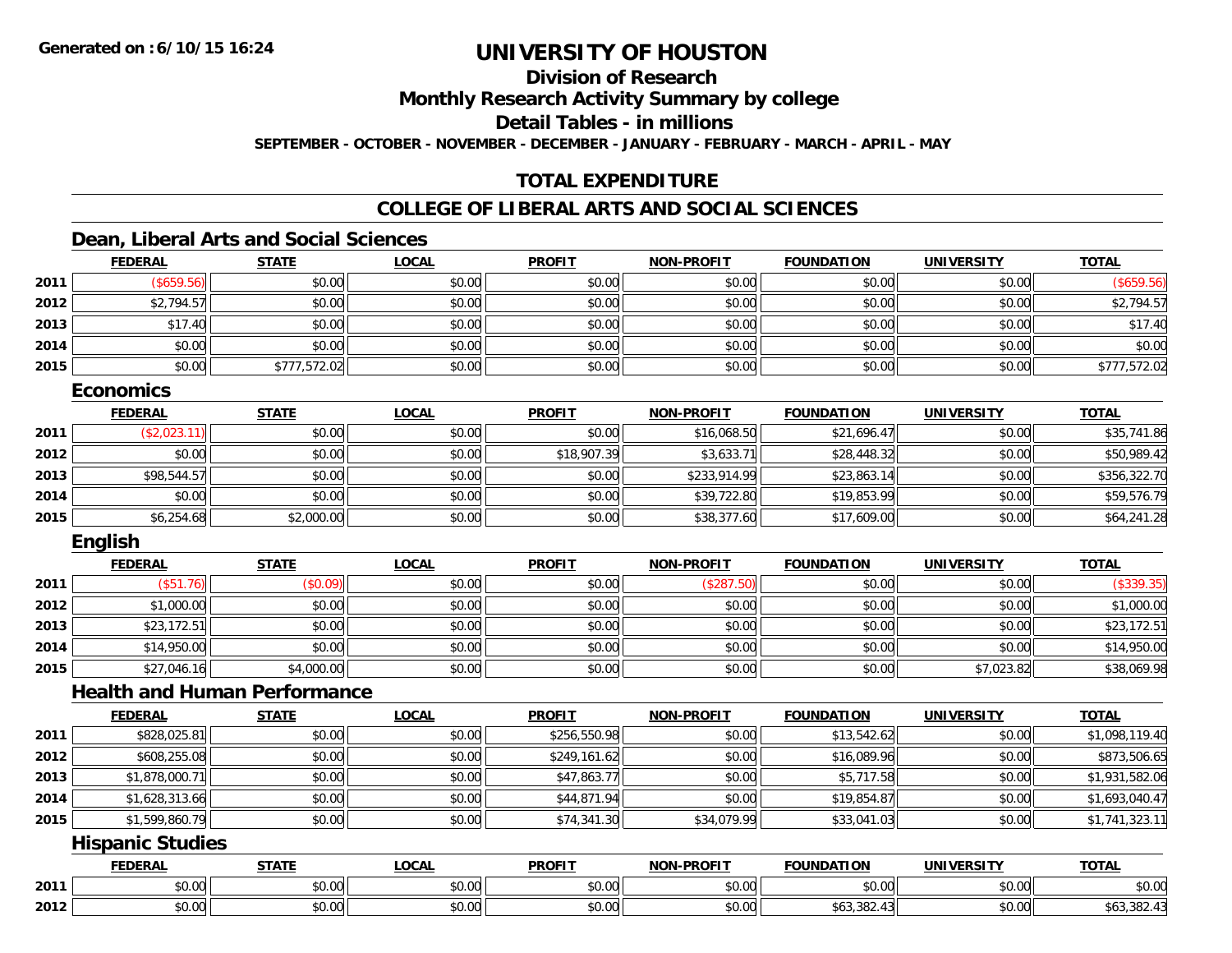**Generated on :6/10/15 16:24**

# UNIVERSITY OF HOUSTON

## Division of Research

## Monthly Research Activity Summary by college

## Detail Tables - in millions

**SEPTEMBER - OCTOBER - NOVEMBER - DECEMBER - JANUARY - FEBRUARY - MARCH - APRIL - MAY**

## TOTAL EXPENDITURE

## COLLEGE OF LIBERAL ARTS AND SOCIAL SCIENCES

### Dean, Liberal Arts and Social Sciences

| | FEDERAL | STATE | LOCAL | PROFIT | NON-PROFIT | FOUNDATION | UNIVERSITY | TOTAL |
|---|---|---|---|---|---|---|---|---|
| 2011 | ($659.56) | $0.00 | $0.00 | $0.00 | $0.00 | $0.00 | $0.00 | ($659.56) |
| 2012 | $2,794.57 | $0.00 | $0.00 | $0.00 | $0.00 | $0.00 | $0.00 | $2,794.57 |
| 2013 | $17.40 | $0.00 | $0.00 | $0.00 | $0.00 | $0.00 | $0.00 | $17.40 |
| 2014 | $0.00 | $0.00 | $0.00 | $0.00 | $0.00 | $0.00 | $0.00 | $0.00 |
| 2015 | $0.00 | $777,572.02 | $0.00 | $0.00 | $0.00 | $0.00 | $0.00 | $777,572.02 |

### Economics

| | FEDERAL | STATE | LOCAL | PROFIT | NON-PROFIT | FOUNDATION | UNIVERSITY | TOTAL |
|---|---|---|---|---|---|---|---|---|
| 2011 | ($2,023.11) | $0.00 | $0.00 | $0.00 | $16,068.50 | $21,696.47 | $0.00 | $35,741.86 |
| 2012 | $0.00 | $0.00 | $0.00 | $18,907.39 | $3,633.71 | $28,448.32 | $0.00 | $50,989.42 |
| 2013 | $98,544.57 | $0.00 | $0.00 | $0.00 | $233,914.99 | $23,863.14 | $0.00 | $356,322.70 |
| 2014 | $0.00 | $0.00 | $0.00 | $0.00 | $39,722.80 | $19,853.99 | $0.00 | $59,576.79 |
| 2015 | $6,254.68 | $2,000.00 | $0.00 | $0.00 | $38,377.60 | $17,609.00 | $0.00 | $64,241.28 |

### English

| | FEDERAL | STATE | LOCAL | PROFIT | NON-PROFIT | FOUNDATION | UNIVERSITY | TOTAL |
|---|---|---|---|---|---|---|---|---|
| 2011 | ($51.76) | ($0.09) | $0.00 | $0.00 | ($287.50) | $0.00 | $0.00 | ($339.35) |
| 2012 | $1,000.00 | $0.00 | $0.00 | $0.00 | $0.00 | $0.00 | $0.00 | $1,000.00 |
| 2013 | $23,172.51 | $0.00 | $0.00 | $0.00 | $0.00 | $0.00 | $0.00 | $23,172.51 |
| 2014 | $14,950.00 | $0.00 | $0.00 | $0.00 | $0.00 | $0.00 | $0.00 | $14,950.00 |
| 2015 | $27,046.16 | $4,000.00 | $0.00 | $0.00 | $0.00 | $0.00 | $7,023.82 | $38,069.98 |

### Health and Human Performance

| | FEDERAL | STATE | LOCAL | PROFIT | NON-PROFIT | FOUNDATION | UNIVERSITY | TOTAL |
|---|---|---|---|---|---|---|---|---|
| 2011 | $828,025.81 | $0.00 | $0.00 | $256,550.98 | $0.00 | $13,542.62 | $0.00 | $1,098,119.40 |
| 2012 | $608,255.08 | $0.00 | $0.00 | $249,161.62 | $0.00 | $16,089.96 | $0.00 | $873,506.65 |
| 2013 | $1,878,000.71 | $0.00 | $0.00 | $47,863.77 | $0.00 | $5,717.58 | $0.00 | $1,931,582.06 |
| 2014 | $1,628,313.66 | $0.00 | $0.00 | $44,871.94 | $0.00 | $19,854.87 | $0.00 | $1,693,040.47 |
| 2015 | $1,599,860.79 | $0.00 | $0.00 | $74,341.30 | $34,079.99 | $33,041.03 | $0.00 | $1,741,323.11 |

### Hispanic Studies

| | FEDERAL | STATE | LOCAL | PROFIT | NON-PROFIT | FOUNDATION | UNIVERSITY | TOTAL |
|---|---|---|---|---|---|---|---|---|
| 2011 | $0.00 | $0.00 | $0.00 | $0.00 | $0.00 | $0.00 | $0.00 | $0.00 |
| 2012 | $0.00 | $0.00 | $0.00 | $0.00 | $0.00 | $63,382.43 | $0.00 | $63,382.43 |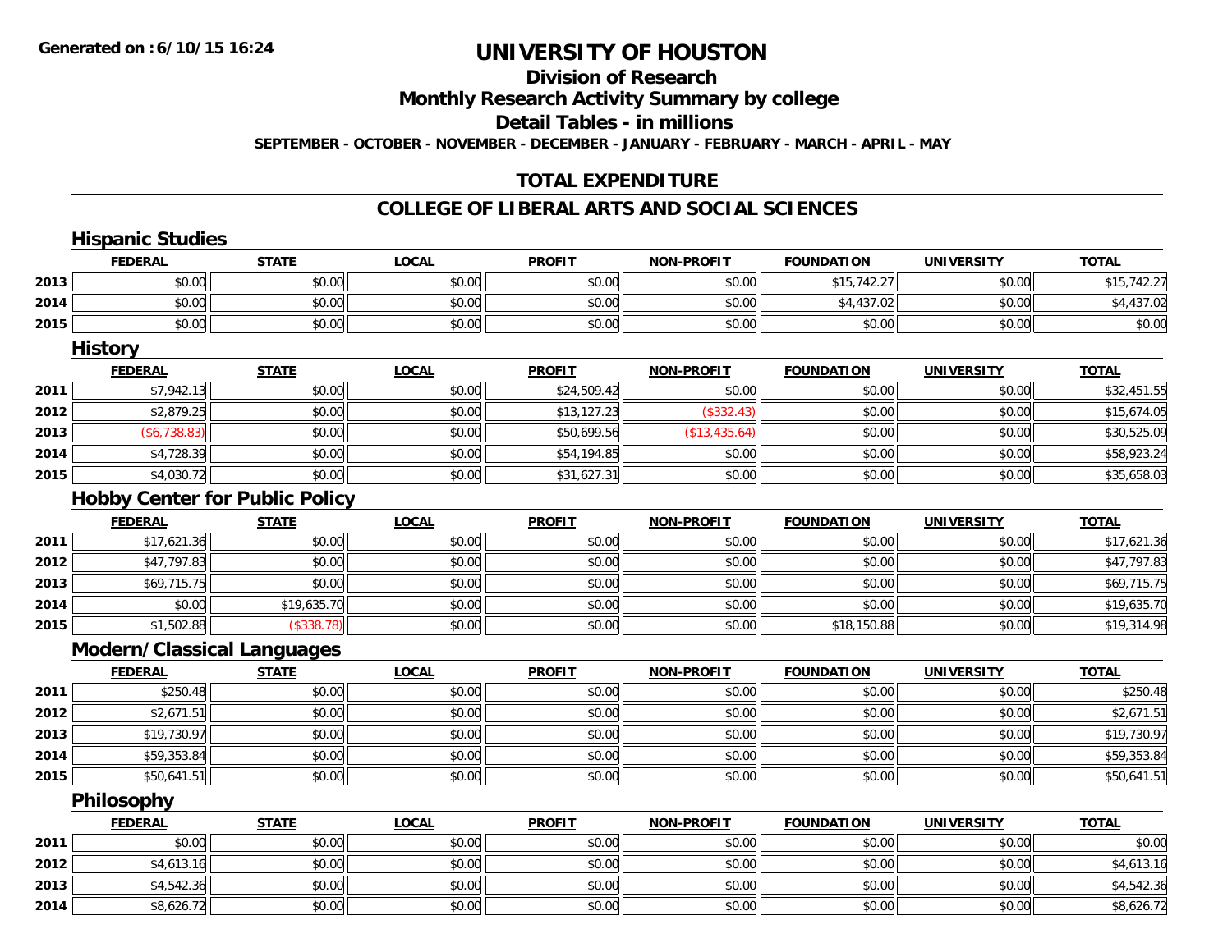# UNIVERSITY OF HOUSTON

## Division of Research

## Monthly Research Activity Summary by college

## Detail Tables - in millions

**SEPTEMBER - OCTOBER - NOVEMBER - DECEMBER - JANUARY - FEBRUARY - MARCH - APRIL - MAY**

## TOTAL EXPENDITURE

## COLLEGE OF LIBERAL ARTS AND SOCIAL SCIENCES

### Hispanic Studies

| | FEDERAL | STATE | LOCAL | PROFIT | NON-PROFIT | FOUNDATION | UNIVERSITY | TOTAL |
|---|---|---|---|---|---|---|---|---|
| 2013 | $0.00 | $0.00 | $0.00 | $0.00 | $0.00 | $15,742.27 | $0.00 | $15,742.27 |
| 2014 | $0.00 | $0.00 | $0.00 | $0.00 | $0.00 | $4,437.02 | $0.00 | $4,437.02 |
| 2015 | $0.00 | $0.00 | $0.00 | $0.00 | $0.00 | $0.00 | $0.00 | $0.00 |

### History

| | FEDERAL | STATE | LOCAL | PROFIT | NON-PROFIT | FOUNDATION | UNIVERSITY | TOTAL |
|---|---|---|---|---|---|---|---|---|
| 2011 | $7,942.13 | $0.00 | $0.00 | $24,509.42 | $0.00 | $0.00 | $0.00 | $32,451.55 |
| 2012 | $2,879.25 | $0.00 | $0.00 | $13,127.23 | ($332.43) | $0.00 | $0.00 | $15,674.05 |
| 2013 | ($6,738.83) | $0.00 | $0.00 | $50,699.56 | ($13,435.64) | $0.00 | $0.00 | $30,525.09 |
| 2014 | $4,728.39 | $0.00 | $0.00 | $54,194.85 | $0.00 | $0.00 | $0.00 | $58,923.24 |
| 2015 | $4,030.72 | $0.00 | $0.00 | $31,627.31 | $0.00 | $0.00 | $0.00 | $35,658.03 |

### Hobby Center for Public Policy

| | FEDERAL | STATE | LOCAL | PROFIT | NON-PROFIT | FOUNDATION | UNIVERSITY | TOTAL |
|---|---|---|---|---|---|---|---|---|
| 2011 | $17,621.36 | $0.00 | $0.00 | $0.00 | $0.00 | $0.00 | $0.00 | $17,621.36 |
| 2012 | $47,797.83 | $0.00 | $0.00 | $0.00 | $0.00 | $0.00 | $0.00 | $47,797.83 |
| 2013 | $69,715.75 | $0.00 | $0.00 | $0.00 | $0.00 | $0.00 | $0.00 | $69,715.75 |
| 2014 | $0.00 | $19,635.70 | $0.00 | $0.00 | $0.00 | $0.00 | $0.00 | $19,635.70 |
| 2015 | $1,502.88 | ($338.78) | $0.00 | $0.00 | $0.00 | $18,150.88 | $0.00 | $19,314.98 |

### Modern/Classical Languages

| | FEDERAL | STATE | LOCAL | PROFIT | NON-PROFIT | FOUNDATION | UNIVERSITY | TOTAL |
|---|---|---|---|---|---|---|---|---|
| 2011 | $250.48 | $0.00 | $0.00 | $0.00 | $0.00 | $0.00 | $0.00 | $250.48 |
| 2012 | $2,671.51 | $0.00 | $0.00 | $0.00 | $0.00 | $0.00 | $0.00 | $2,671.51 |
| 2013 | $19,730.97 | $0.00 | $0.00 | $0.00 | $0.00 | $0.00 | $0.00 | $19,730.97 |
| 2014 | $59,353.84 | $0.00 | $0.00 | $0.00 | $0.00 | $0.00 | $0.00 | $59,353.84 |
| 2015 | $50,641.51 | $0.00 | $0.00 | $0.00 | $0.00 | $0.00 | $0.00 | $50,641.51 |

### Philosophy

| | FEDERAL | STATE | LOCAL | PROFIT | NON-PROFIT | FOUNDATION | UNIVERSITY | TOTAL |
|---|---|---|---|---|---|---|---|---|
| 2011 | $0.00 | $0.00 | $0.00 | $0.00 | $0.00 | $0.00 | $0.00 | $0.00 |
| 2012 | $4,613.16 | $0.00 | $0.00 | $0.00 | $0.00 | $0.00 | $0.00 | $4,613.16 |
| 2013 | $4,542.36 | $0.00 | $0.00 | $0.00 | $0.00 | $0.00 | $0.00 | $4,542.36 |
| 2014 | $8,626.72 | $0.00 | $0.00 | $0.00 | $0.00 | $0.00 | $0.00 | $8,626.72 |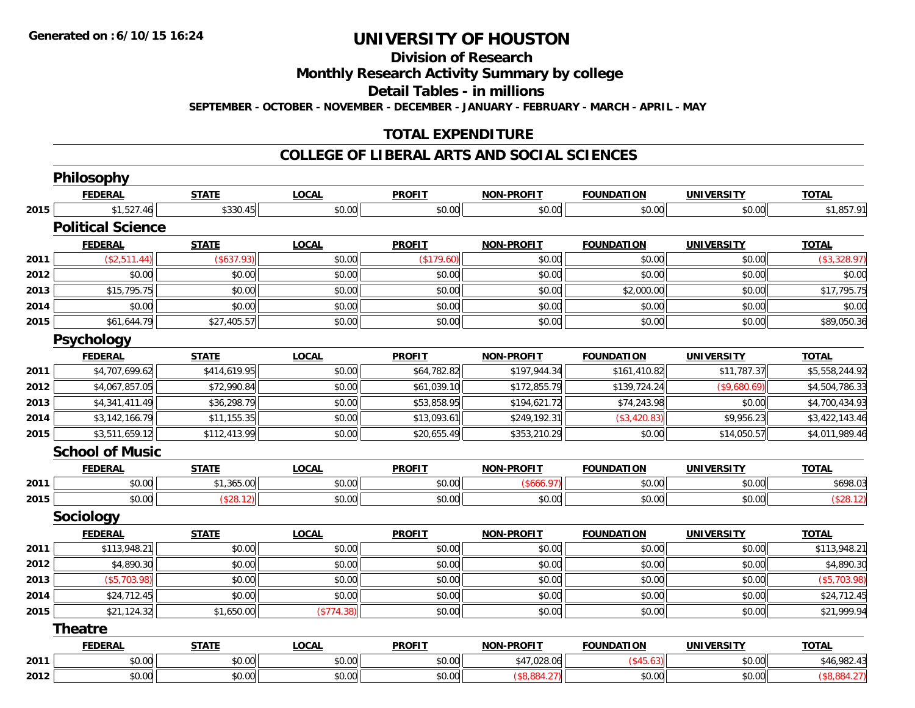# UNIVERSITY OF HOUSTON

## Division of Research

## Monthly Research Activity Summary by college

## Detail Tables - in millions

**SEPTEMBER - OCTOBER - NOVEMBER - DECEMBER - JANUARY - FEBRUARY - MARCH - APRIL - MAY**

**Generated on :6/10/15 16:24**

## TOTAL EXPENDITURE

## COLLEGE OF LIBERAL ARTS AND SOCIAL SCIENCES

### Philosophy

| | FEDERAL | STATE | LOCAL | PROFIT | NON-PROFIT | FOUNDATION | UNIVERSITY | TOTAL |
|---|---|---|---|---|---|---|---|---|
| 2015 | $1,527.46 | $330.45 | $0.00 | $0.00 | $0.00 | $0.00 | $0.00 | $1,857.91 |

### Political Science

| | FEDERAL | STATE | LOCAL | PROFIT | NON-PROFIT | FOUNDATION | UNIVERSITY | TOTAL |
|---|---|---|---|---|---|---|---|---|
| 2011 | ($2,511.44) | ($637.93) | $0.00 | ($179.60) | $0.00 | $0.00 | $0.00 | ($3,328.97) |
| 2012 | $0.00 | $0.00 | $0.00 | $0.00 | $0.00 | $0.00 | $0.00 | $0.00 |
| 2013 | $15,795.75 | $0.00 | $0.00 | $0.00 | $0.00 | $2,000.00 | $0.00 | $17,795.75 |
| 2014 | $0.00 | $0.00 | $0.00 | $0.00 | $0.00 | $0.00 | $0.00 | $0.00 |
| 2015 | $61,644.79 | $27,405.57 | $0.00 | $0.00 | $0.00 | $0.00 | $0.00 | $89,050.36 |

### Psychology

| | FEDERAL | STATE | LOCAL | PROFIT | NON-PROFIT | FOUNDATION | UNIVERSITY | TOTAL |
|---|---|---|---|---|---|---|---|---|
| 2011 | $4,707,699.62 | $414,619.95 | $0.00 | $64,782.82 | $197,944.34 | $161,410.82 | $11,787.37 | $5,558,244.92 |
| 2012 | $4,067,857.05 | $72,990.84 | $0.00 | $61,039.10 | $172,855.79 | $139,724.24 | ($9,680.69) | $4,504,786.33 |
| 2013 | $4,341,411.49 | $36,298.79 | $0.00 | $53,858.95 | $194,621.72 | $74,243.98 | $0.00 | $4,700,434.93 |
| 2014 | $3,142,166.79 | $11,155.35 | $0.00 | $13,093.61 | $249,192.31 | ($3,420.83) | $9,956.23 | $3,422,143.46 |
| 2015 | $3,511,659.12 | $112,413.99 | $0.00 | $20,655.49 | $353,210.29 | $0.00 | $14,050.57 | $4,011,989.46 |

### School of Music

| | FEDERAL | STATE | LOCAL | PROFIT | NON-PROFIT | FOUNDATION | UNIVERSITY | TOTAL |
|---|---|---|---|---|---|---|---|---|
| 2011 | $0.00 | $1,365.00 | $0.00 | $0.00 | ($666.97) | $0.00 | $0.00 | $698.03 |
| 2015 | $0.00 | ($28.12) | $0.00 | $0.00 | $0.00 | $0.00 | $0.00 | ($28.12) |

### Sociology

| | FEDERAL | STATE | LOCAL | PROFIT | NON-PROFIT | FOUNDATION | UNIVERSITY | TOTAL |
|---|---|---|---|---|---|---|---|---|
| 2011 | $113,948.21 | $0.00 | $0.00 | $0.00 | $0.00 | $0.00 | $0.00 | $113,948.21 |
| 2012 | $4,890.30 | $0.00 | $0.00 | $0.00 | $0.00 | $0.00 | $0.00 | $4,890.30 |
| 2013 | ($5,703.98) | $0.00 | $0.00 | $0.00 | $0.00 | $0.00 | $0.00 | ($5,703.98) |
| 2014 | $24,712.45 | $0.00 | $0.00 | $0.00 | $0.00 | $0.00 | $0.00 | $24,712.45 |
| 2015 | $21,124.32 | $1,650.00 | ($774.38) | $0.00 | $0.00 | $0.00 | $0.00 | $21,999.94 |

### Theatre

| | FEDERAL | STATE | LOCAL | PROFIT | NON-PROFIT | FOUNDATION | UNIVERSITY | TOTAL |
|---|---|---|---|---|---|---|---|---|
| 2011 | $0.00 | $0.00 | $0.00 | $0.00 | $47,028.06 | ($45.63) | $0.00 | $46,982.43 |
| 2012 | $0.00 | $0.00 | $0.00 | $0.00 | ($8,884.27) | $0.00 | $0.00 | ($8,884.27) |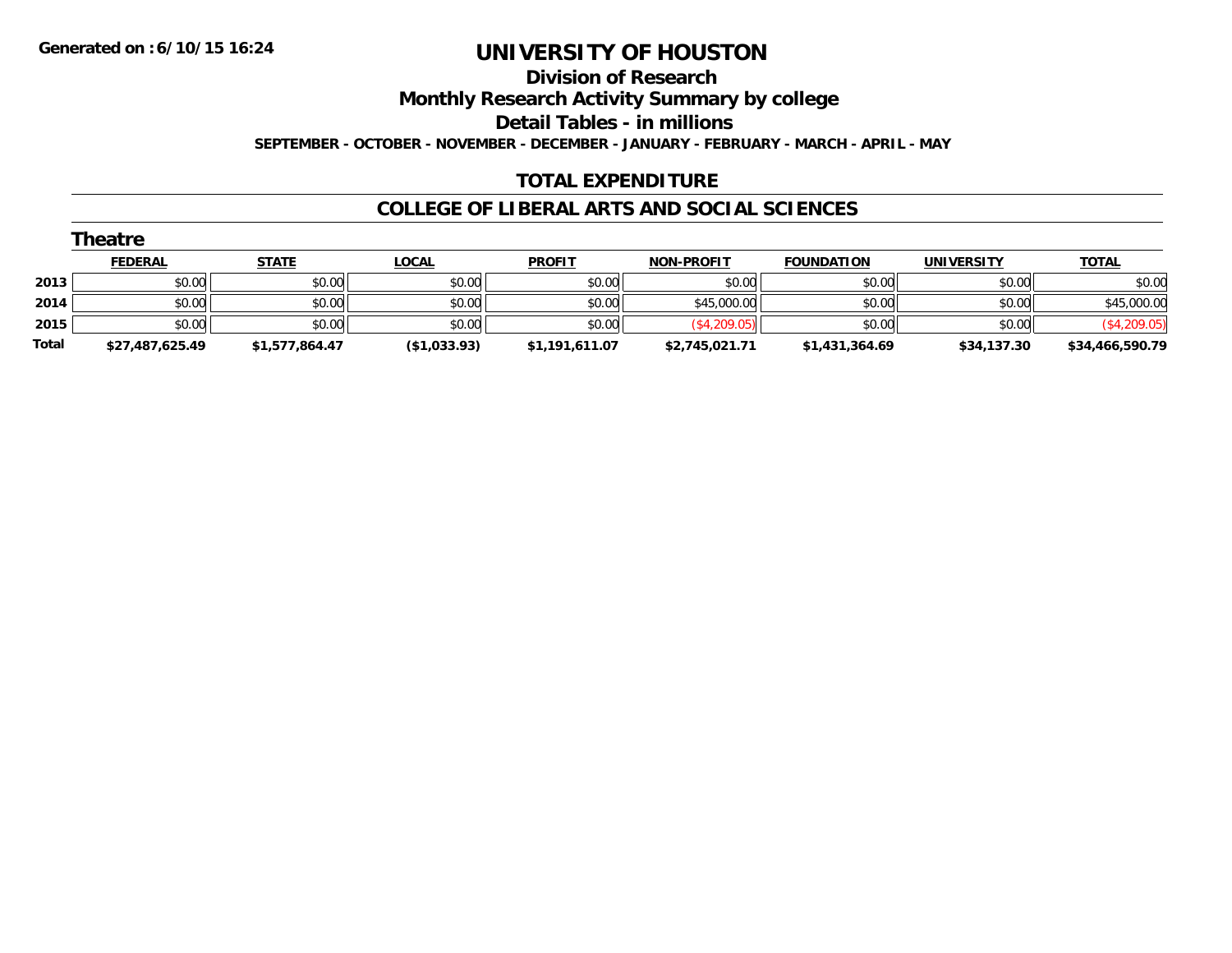Generated on :6/10/15 16:24

# UNIVERSITY OF HOUSTON

## Division of Research

## Monthly Research Activity Summary by college

## Detail Tables - in millions

SEPTEMBER - OCTOBER - NOVEMBER - DECEMBER - JANUARY - FEBRUARY - MARCH - APRIL - MAY

## TOTAL EXPENDITURE

## COLLEGE OF LIBERAL ARTS AND SOCIAL SCIENCES

### Theatre

| | FEDERAL | STATE | LOCAL | PROFIT | NON-PROFIT | FOUNDATION | UNIVERSITY | TOTAL |
|---|---|---|---|---|---|---|---|---|
| 2013 | $0.00 | $0.00 | $0.00 | $0.00 | $0.00 | $0.00 | $0.00 | $0.00 |
| 2014 | $0.00 | $0.00 | $0.00 | $0.00 | $45,000.00 | $0.00 | $0.00 | $45,000.00 |
| 2015 | $0.00 | $0.00 | $0.00 | $0.00 | ($4,209.05) | $0.00 | $0.00 | ($4,209.05) |
| **Total** | **$27,487,625.49** | **$1,577,864.47** | **($1,033.93)** | **$1,191,611.07** | **$2,745,021.71** | **$1,431,364.69** | **$34,137.30** | **$34,466,590.79** |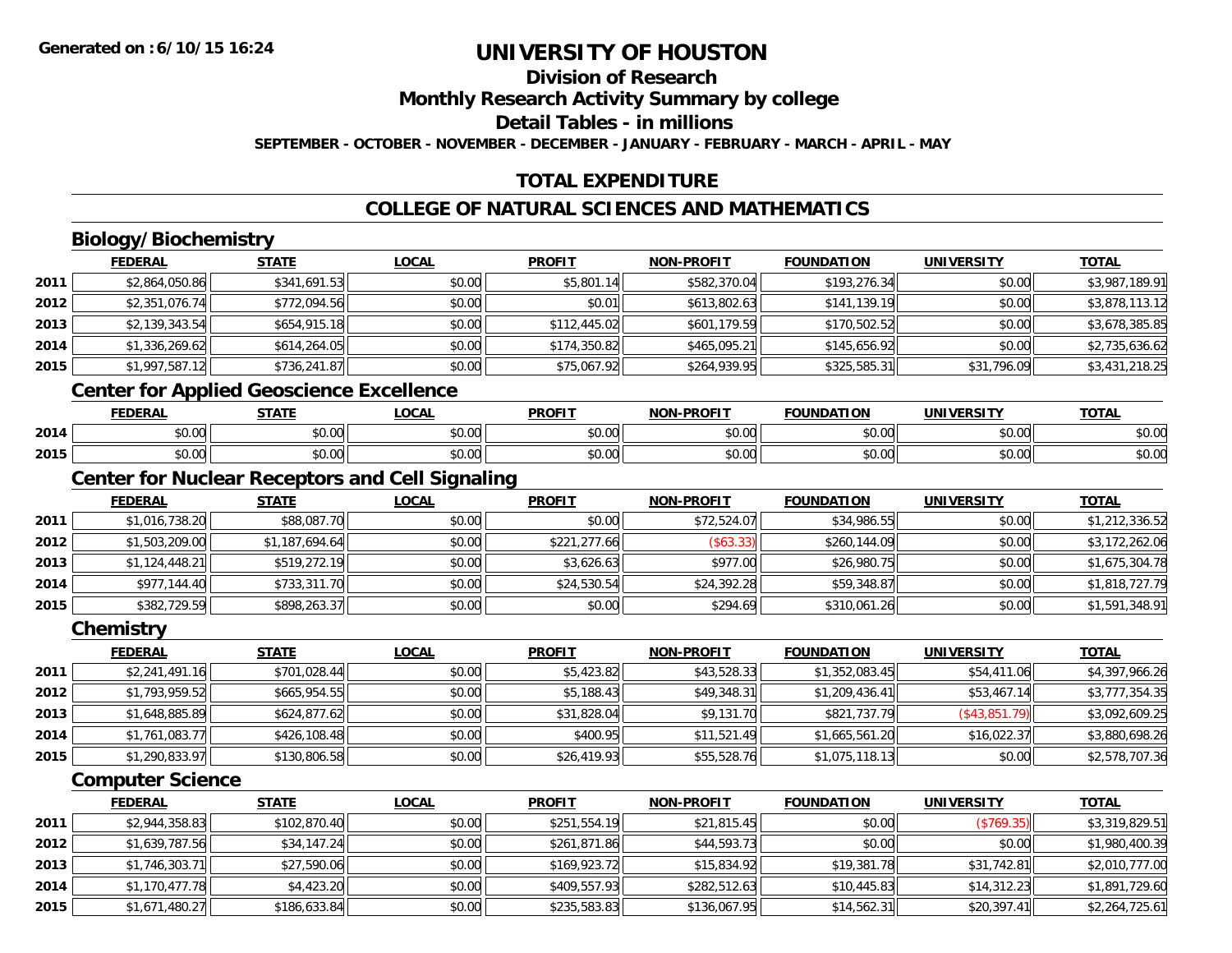# UNIVERSITY OF HOUSTON

## Division of Research

## Monthly Research Activity Summary by college

## Detail Tables - in millions

**SEPTEMBER - OCTOBER - NOVEMBER - DECEMBER - JANUARY - FEBRUARY - MARCH - APRIL - MAY**

## TOTAL EXPENDITURE

## COLLEGE OF NATURAL SCIENCES AND MATHEMATICS

### Biology/Biochemistry

| | FEDERAL | STATE | LOCAL | PROFIT | NON-PROFIT | FOUNDATION | UNIVERSITY | TOTAL |
|---|---|---|---|---|---|---|---|---|
| 2011 | $2,864,050.86 | $341,691.53 | $0.00 | $5,801.14 | $582,370.04 | $193,276.34 | $0.00 | $3,987,189.91 |
| 2012 | $2,351,076.74 | $772,094.56 | $0.00 | $0.01 | $613,802.63 | $141,139.19 | $0.00 | $3,878,113.12 |
| 2013 | $2,139,343.54 | $654,915.18 | $0.00 | $112,445.02 | $601,179.59 | $170,502.52 | $0.00 | $3,678,385.85 |
| 2014 | $1,336,269.62 | $614,264.05 | $0.00 | $174,350.82 | $465,095.21 | $145,656.92 | $0.00 | $2,735,636.62 |
| 2015 | $1,997,587.12 | $736,241.87 | $0.00 | $75,067.92 | $264,939.95 | $325,585.31 | $31,796.09 | $3,431,218.25 |

### Center for Applied Geoscience Excellence

| | FEDERAL | STATE | LOCAL | PROFIT | NON-PROFIT | FOUNDATION | UNIVERSITY | TOTAL |
|---|---|---|---|---|---|---|---|---|
| 2014 | $0.00 | $0.00 | $0.00 | $0.00 | $0.00 | $0.00 | $0.00 | $0.00 |
| 2015 | $0.00 | $0.00 | $0.00 | $0.00 | $0.00 | $0.00 | $0.00 | $0.00 |

### Center for Nuclear Receptors and Cell Signaling

| | FEDERAL | STATE | LOCAL | PROFIT | NON-PROFIT | FOUNDATION | UNIVERSITY | TOTAL |
|---|---|---|---|---|---|---|---|---|
| 2011 | $1,016,738.20 | $88,087.70 | $0.00 | $0.00 | $72,524.07 | $34,986.55 | $0.00 | $1,212,336.52 |
| 2012 | $1,503,209.00 | $1,187,694.64 | $0.00 | $221,277.66 | ($63.33) | $260,144.09 | $0.00 | $3,172,262.06 |
| 2013 | $1,124,448.21 | $519,272.19 | $0.00 | $3,626.63 | $977.00 | $26,980.75 | $0.00 | $1,675,304.78 |
| 2014 | $977,144.40 | $733,311.70 | $0.00 | $24,530.54 | $24,392.28 | $59,348.87 | $0.00 | $1,818,727.79 |
| 2015 | $382,729.59 | $898,263.37 | $0.00 | $0.00 | $294.69 | $310,061.26 | $0.00 | $1,591,348.91 |

### Chemistry

| | FEDERAL | STATE | LOCAL | PROFIT | NON-PROFIT | FOUNDATION | UNIVERSITY | TOTAL |
|---|---|---|---|---|---|---|---|---|
| 2011 | $2,241,491.16 | $701,028.44 | $0.00 | $5,423.82 | $43,528.33 | $1,352,083.45 | $54,411.06 | $4,397,966.26 |
| 2012 | $1,793,959.52 | $665,954.55 | $0.00 | $5,188.43 | $49,348.31 | $1,209,436.41 | $53,467.14 | $3,777,354.35 |
| 2013 | $1,648,885.89 | $624,877.62 | $0.00 | $31,828.04 | $9,131.70 | $821,737.79 | ($43,851.79) | $3,092,609.25 |
| 2014 | $1,761,083.77 | $426,108.48 | $0.00 | $400.95 | $11,521.49 | $1,665,561.20 | $16,022.37 | $3,880,698.26 |
| 2015 | $1,290,833.97 | $130,806.58 | $0.00 | $26,419.93 | $55,528.76 | $1,075,118.13 | $0.00 | $2,578,707.36 |

### Computer Science

| | FEDERAL | STATE | LOCAL | PROFIT | NON-PROFIT | FOUNDATION | UNIVERSITY | TOTAL |
|---|---|---|---|---|---|---|---|---|
| 2011 | $2,944,358.83 | $102,870.40 | $0.00 | $251,554.19 | $21,815.45 | $0.00 | ($769.35) | $3,319,829.51 |
| 2012 | $1,639,787.56 | $34,147.24 | $0.00 | $261,871.86 | $44,593.73 | $0.00 | $0.00 | $1,980,400.39 |
| 2013 | $1,746,303.71 | $27,590.06 | $0.00 | $169,923.72 | $15,834.92 | $19,381.78 | $31,742.81 | $2,010,777.00 |
| 2014 | $1,170,477.78 | $4,423.20 | $0.00 | $409,557.93 | $282,512.63 | $10,445.83 | $14,312.23 | $1,891,729.60 |
| 2015 | $1,671,480.27 | $186,633.84 | $0.00 | $235,583.83 | $136,067.95 | $14,562.31 | $20,397.41 | $2,264,725.61 |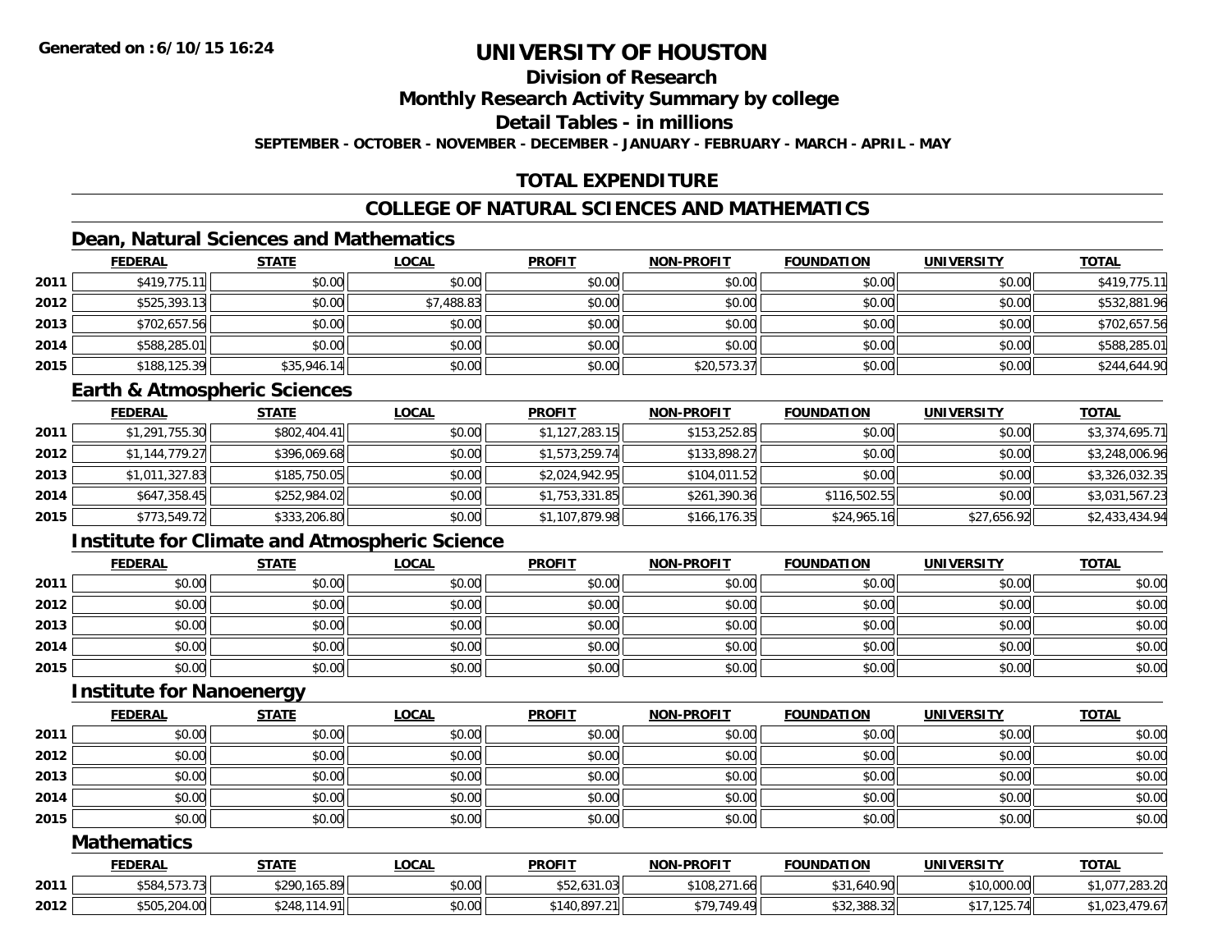# UNIVERSITY OF HOUSTON

## Division of Research

## Monthly Research Activity Summary by college

## Detail Tables - in millions

**SEPTEMBER - OCTOBER - NOVEMBER - DECEMBER - JANUARY - FEBRUARY - MARCH - APRIL - MAY**

## TOTAL EXPENDITURE

## COLLEGE OF NATURAL SCIENCES AND MATHEMATICS

### Dean, Natural Sciences and Mathematics

| | FEDERAL | STATE | LOCAL | PROFIT | NON-PROFIT | FOUNDATION | UNIVERSITY | TOTAL |
|---|---|---|---|---|---|---|---|---|
| 2011 | $419,775.11 | $0.00 | $0.00 | $0.00 | $0.00 | $0.00 | $0.00 | $419,775.11 |
| 2012 | $525,393.13 | $0.00 | $7,488.83 | $0.00 | $0.00 | $0.00 | $0.00 | $532,881.96 |
| 2013 | $702,657.56 | $0.00 | $0.00 | $0.00 | $0.00 | $0.00 | $0.00 | $702,657.56 |
| 2014 | $588,285.01 | $0.00 | $0.00 | $0.00 | $0.00 | $0.00 | $0.00 | $588,285.01 |
| 2015 | $188,125.39 | $35,946.14 | $0.00 | $0.00 | $20,573.37 | $0.00 | $0.00 | $244,644.90 |

### Earth & Atmospheric Sciences

| | FEDERAL | STATE | LOCAL | PROFIT | NON-PROFIT | FOUNDATION | UNIVERSITY | TOTAL |
|---|---|---|---|---|---|---|---|---|
| 2011 | $1,291,755.30 | $802,404.41 | $0.00 | $1,127,283.15 | $153,252.85 | $0.00 | $0.00 | $3,374,695.71 |
| 2012 | $1,144,779.27 | $396,069.68 | $0.00 | $1,573,259.74 | $133,898.27 | $0.00 | $0.00 | $3,248,006.96 |
| 2013 | $1,011,327.83 | $185,750.05 | $0.00 | $2,024,942.95 | $104,011.52 | $0.00 | $0.00 | $3,326,032.35 |
| 2014 | $647,358.45 | $252,984.02 | $0.00 | $1,753,331.85 | $261,390.36 | $116,502.55 | $0.00 | $3,031,567.23 |
| 2015 | $773,549.72 | $333,206.80 | $0.00 | $1,107,879.98 | $166,176.35 | $24,965.16 | $27,656.92 | $2,433,434.94 |

### Institute for Climate and Atmospheric Science

| | FEDERAL | STATE | LOCAL | PROFIT | NON-PROFIT | FOUNDATION | UNIVERSITY | TOTAL |
|---|---|---|---|---|---|---|---|---|
| 2011 | $0.00 | $0.00 | $0.00 | $0.00 | $0.00 | $0.00 | $0.00 | $0.00 |
| 2012 | $0.00 | $0.00 | $0.00 | $0.00 | $0.00 | $0.00 | $0.00 | $0.00 |
| 2013 | $0.00 | $0.00 | $0.00 | $0.00 | $0.00 | $0.00 | $0.00 | $0.00 |
| 2014 | $0.00 | $0.00 | $0.00 | $0.00 | $0.00 | $0.00 | $0.00 | $0.00 |
| 2015 | $0.00 | $0.00 | $0.00 | $0.00 | $0.00 | $0.00 | $0.00 | $0.00 |

### Institute for Nanoenergy

| | FEDERAL | STATE | LOCAL | PROFIT | NON-PROFIT | FOUNDATION | UNIVERSITY | TOTAL |
|---|---|---|---|---|---|---|---|---|
| 2011 | $0.00 | $0.00 | $0.00 | $0.00 | $0.00 | $0.00 | $0.00 | $0.00 |
| 2012 | $0.00 | $0.00 | $0.00 | $0.00 | $0.00 | $0.00 | $0.00 | $0.00 |
| 2013 | $0.00 | $0.00 | $0.00 | $0.00 | $0.00 | $0.00 | $0.00 | $0.00 |
| 2014 | $0.00 | $0.00 | $0.00 | $0.00 | $0.00 | $0.00 | $0.00 | $0.00 |
| 2015 | $0.00 | $0.00 | $0.00 | $0.00 | $0.00 | $0.00 | $0.00 | $0.00 |

### Mathematics

| | FEDERAL | STATE | LOCAL | PROFIT | NON-PROFIT | FOUNDATION | UNIVERSITY | TOTAL |
|---|---|---|---|---|---|---|---|---|
| 2011 | $584,573.73 | $290,165.89 | $0.00 | $52,631.03 | $108,271.66 | $31,640.90 | $10,000.00 | $1,077,283.20 |
| 2012 | $505,204.00 | $248,114.91 | $0.00 | $140,897.21 | $79,749.49 | $32,388.32 | $17,125.74 | $1,023,479.67 |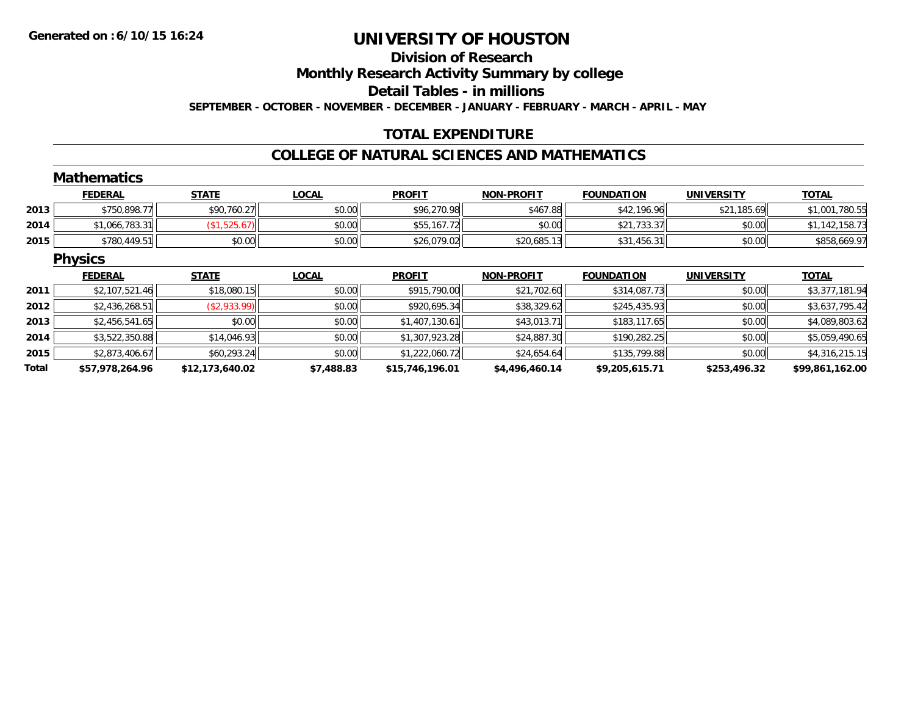Generated on :6/10/15 16:24

# UNIVERSITY OF HOUSTON

## Division of Research

## Monthly Research Activity Summary by college

## Detail Tables - in millions

**SEPTEMBER - OCTOBER - NOVEMBER - DECEMBER - JANUARY - FEBRUARY - MARCH - APRIL - MAY**

## TOTAL EXPENDITURE

## COLLEGE OF NATURAL SCIENCES AND MATHEMATICS

### Mathematics

| | FEDERAL | STATE | LOCAL | PROFIT | NON-PROFIT | FOUNDATION | UNIVERSITY | TOTAL |
|---|---|---|---|---|---|---|---|---|
| 2013 | $750,898.77 | $90,760.27 | $0.00 | $96,270.98 | $467.88 | $42,196.96 | $21,185.69 | $1,001,780.55 |
| 2014 | $1,066,783.31 | ($1,525.67) | $0.00 | $55,167.72 | $0.00 | $21,733.37 | $0.00 | $1,142,158.73 |
| 2015 | $780,449.51 | $0.00 | $0.00 | $26,079.02 | $20,685.13 | $31,456.31 | $0.00 | $858,669.97 |

### Physics

| | FEDERAL | STATE | LOCAL | PROFIT | NON-PROFIT | FOUNDATION | UNIVERSITY | TOTAL |
|---|---|---|---|---|---|---|---|---|
| 2011 | $2,107,521.46 | $18,080.15 | $0.00 | $915,790.00 | $21,702.60 | $314,087.73 | $0.00 | $3,377,181.94 |
| 2012 | $2,436,268.51 | ($2,933.99) | $0.00 | $920,695.34 | $38,329.62 | $245,435.93 | $0.00 | $3,637,795.42 |
| 2013 | $2,456,541.65 | $0.00 | $0.00 | $1,407,130.61 | $43,013.71 | $183,117.65 | $0.00 | $4,089,803.62 |
| 2014 | $3,522,350.88 | $14,046.93 | $0.00 | $1,307,923.28 | $24,887.30 | $190,282.25 | $0.00 | $5,059,490.65 |
| 2015 | $2,873,406.67 | $60,293.24 | $0.00 | $1,222,060.72 | $24,654.64 | $135,799.88 | $0.00 | $4,316,215.15 |
| **Total** | **$57,978,264.96** | **$12,173,640.02** | **$7,488.83** | **$15,746,196.01** | **$4,496,460.14** | **$9,205,615.71** | **$253,496.32** | **$99,861,162.00** |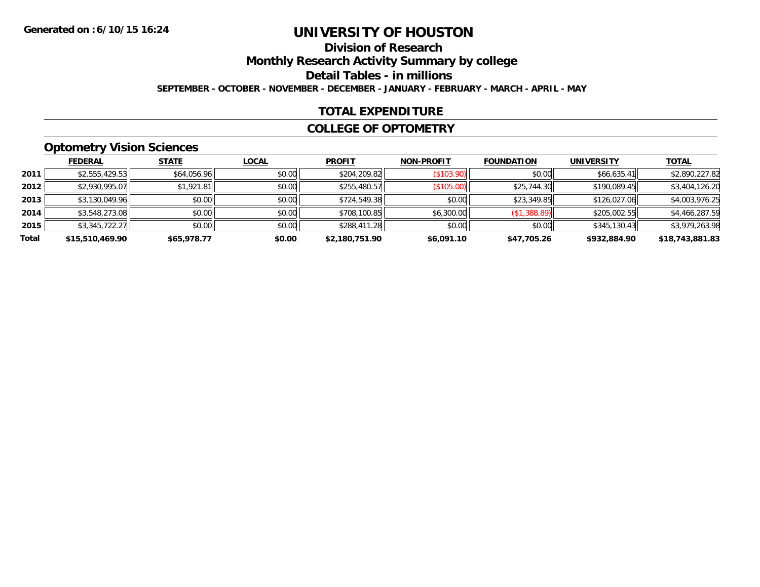Generated on :6/10/15 16:24

# UNIVERSITY OF HOUSTON

## Division of Research

## Monthly Research Activity Summary by college

## Detail Tables - in millions

**SEPTEMBER - OCTOBER - NOVEMBER - DECEMBER - JANUARY - FEBRUARY - MARCH - APRIL - MAY**

## TOTAL EXPENDITURE

## COLLEGE OF OPTOMETRY

### Optometry Vision Sciences

| | FEDERAL | STATE | LOCAL | PROFIT | NON-PROFIT | FOUNDATION | UNIVERSITY | TOTAL |
|---|---|---|---|---|---|---|---|---|
| 2011 | $2,555,429.53 | $64,056.96 | $0.00 | $204,209.82 | ($103.90) | $0.00 | $66,635.41 | $2,890,227.82 |
| 2012 | $2,930,995.07 | $1,921.81 | $0.00 | $255,480.57 | ($105.00) | $25,744.30 | $190,089.45 | $3,404,126.20 |
| 2013 | $3,130,049.96 | $0.00 | $0.00 | $724,549.38 | $0.00 | $23,349.85 | $126,027.06 | $4,003,976.25 |
| 2014 | $3,548,273.08 | $0.00 | $0.00 | $708,100.85 | $6,300.00 | ($1,388.89) | $205,002.55 | $4,466,287.59 |
| 2015 | $3,345,722.27 | $0.00 | $0.00 | $288,411.28 | $0.00 | $0.00 | $345,130.43 | $3,979,263.98 |
| **Total** | **$15,510,469.90** | **$65,978.77** | **$0.00** | **$2,180,751.90** | **$6,091.10** | **$47,705.26** | **$932,884.90** | **$18,743,881.83** |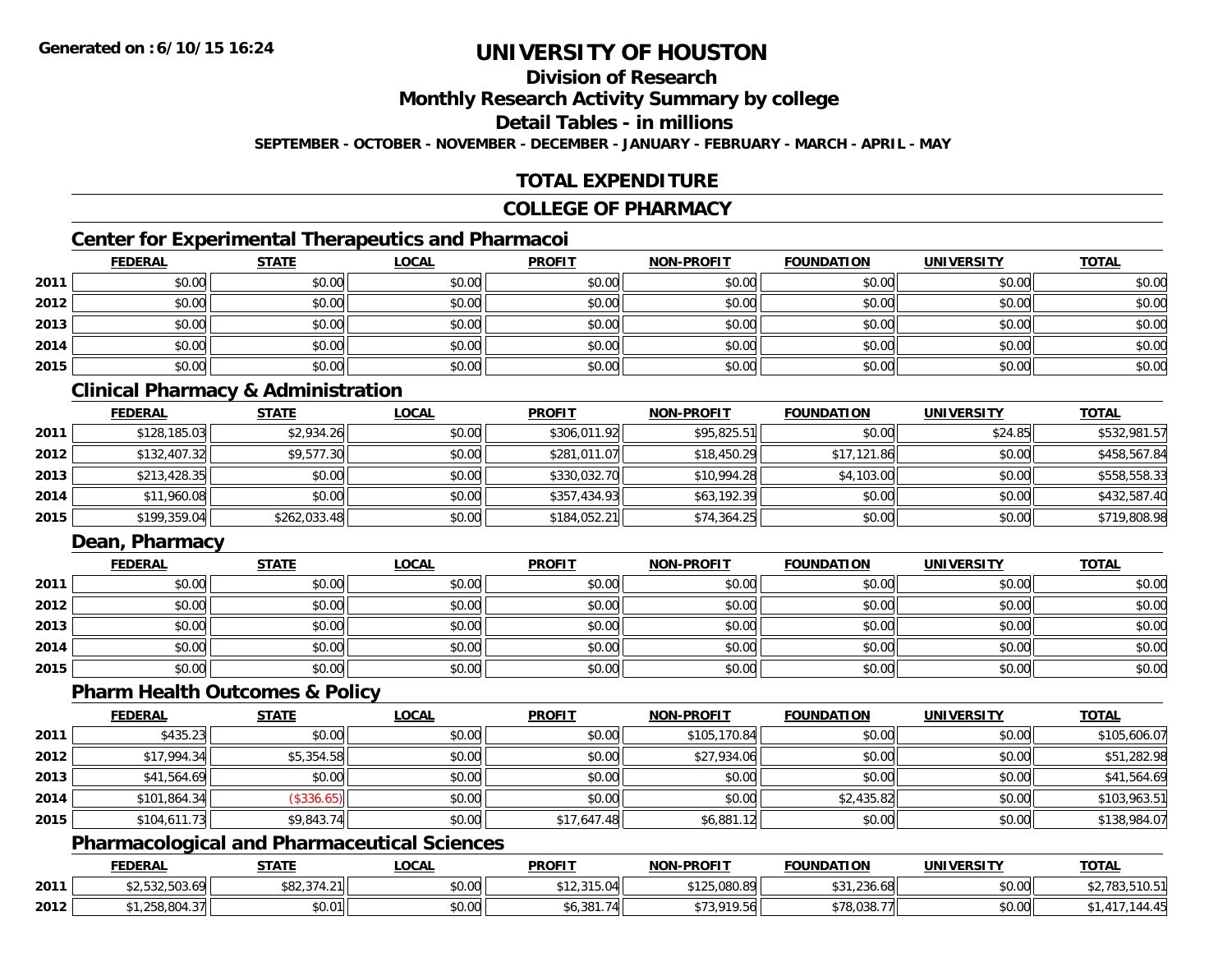**Generated on :6/10/15 16:24**

# UNIVERSITY OF HOUSTON

## Division of Research

## Monthly Research Activity Summary by college

## Detail Tables - in millions

**SEPTEMBER - OCTOBER - NOVEMBER - DECEMBER - JANUARY - FEBRUARY - MARCH - APRIL - MAY**

## TOTAL EXPENDITURE

## COLLEGE OF PHARMACY

### Center for Experimental Therapeutics and Pharmacoi

| | FEDERAL | STATE | LOCAL | PROFIT | NON-PROFIT | FOUNDATION | UNIVERSITY | TOTAL |
|---|---|---|---|---|---|---|---|---|
| 2011 | $0.00 | $0.00 | $0.00 | $0.00 | $0.00 | $0.00 | $0.00 | $0.00 |
| 2012 | $0.00 | $0.00 | $0.00 | $0.00 | $0.00 | $0.00 | $0.00 | $0.00 |
| 2013 | $0.00 | $0.00 | $0.00 | $0.00 | $0.00 | $0.00 | $0.00 | $0.00 |
| 2014 | $0.00 | $0.00 | $0.00 | $0.00 | $0.00 | $0.00 | $0.00 | $0.00 |
| 2015 | $0.00 | $0.00 | $0.00 | $0.00 | $0.00 | $0.00 | $0.00 | $0.00 |

### Clinical Pharmacy & Administration

| | FEDERAL | STATE | LOCAL | PROFIT | NON-PROFIT | FOUNDATION | UNIVERSITY | TOTAL |
|---|---|---|---|---|---|---|---|---|
| 2011 | $128,185.03 | $2,934.26 | $0.00 | $306,011.92 | $95,825.51 | $0.00 | $24.85 | $532,981.57 |
| 2012 | $132,407.32 | $9,577.30 | $0.00 | $281,011.07 | $18,450.29 | $17,121.86 | $0.00 | $458,567.84 |
| 2013 | $213,428.35 | $0.00 | $0.00 | $330,032.70 | $10,994.28 | $4,103.00 | $0.00 | $558,558.33 |
| 2014 | $11,960.08 | $0.00 | $0.00 | $357,434.93 | $63,192.39 | $0.00 | $0.00 | $432,587.40 |
| 2015 | $199,359.04 | $262,033.48 | $0.00 | $184,052.21 | $74,364.25 | $0.00 | $0.00 | $719,808.98 |

### Dean, Pharmacy

| | FEDERAL | STATE | LOCAL | PROFIT | NON-PROFIT | FOUNDATION | UNIVERSITY | TOTAL |
|---|---|---|---|---|---|---|---|---|
| 2011 | $0.00 | $0.00 | $0.00 | $0.00 | $0.00 | $0.00 | $0.00 | $0.00 |
| 2012 | $0.00 | $0.00 | $0.00 | $0.00 | $0.00 | $0.00 | $0.00 | $0.00 |
| 2013 | $0.00 | $0.00 | $0.00 | $0.00 | $0.00 | $0.00 | $0.00 | $0.00 |
| 2014 | $0.00 | $0.00 | $0.00 | $0.00 | $0.00 | $0.00 | $0.00 | $0.00 |
| 2015 | $0.00 | $0.00 | $0.00 | $0.00 | $0.00 | $0.00 | $0.00 | $0.00 |

### Pharm Health Outcomes & Policy

| | FEDERAL | STATE | LOCAL | PROFIT | NON-PROFIT | FOUNDATION | UNIVERSITY | TOTAL |
|---|---|---|---|---|---|---|---|---|
| 2011 | $435.23 | $0.00 | $0.00 | $0.00 | $105,170.84 | $0.00 | $0.00 | $105,606.07 |
| 2012 | $17,994.34 | $5,354.58 | $0.00 | $0.00 | $27,934.06 | $0.00 | $0.00 | $51,282.98 |
| 2013 | $41,564.69 | $0.00 | $0.00 | $0.00 | $0.00 | $0.00 | $0.00 | $41,564.69 |
| 2014 | $101,864.34 | ($336.65) | $0.00 | $0.00 | $0.00 | $2,435.82 | $0.00 | $103,963.51 |
| 2015 | $104,611.73 | $9,843.74 | $0.00 | $17,647.48 | $6,881.12 | $0.00 | $0.00 | $138,984.07 |

### Pharmacological and Pharmaceutical Sciences

| | FEDERAL | STATE | LOCAL | PROFIT | NON-PROFIT | FOUNDATION | UNIVERSITY | TOTAL |
|---|---|---|---|---|---|---|---|---|
| 2011 | $2,532,503.69 | $82,374.21 | $0.00 | $12,315.04 | $125,080.89 | $31,236.68 | $0.00 | $2,783,510.51 |
| 2012 | $1,258,804.37 | $0.01 | $0.00 | $6,381.74 | $73,919.56 | $78,038.77 | $0.00 | $1,417,144.45 |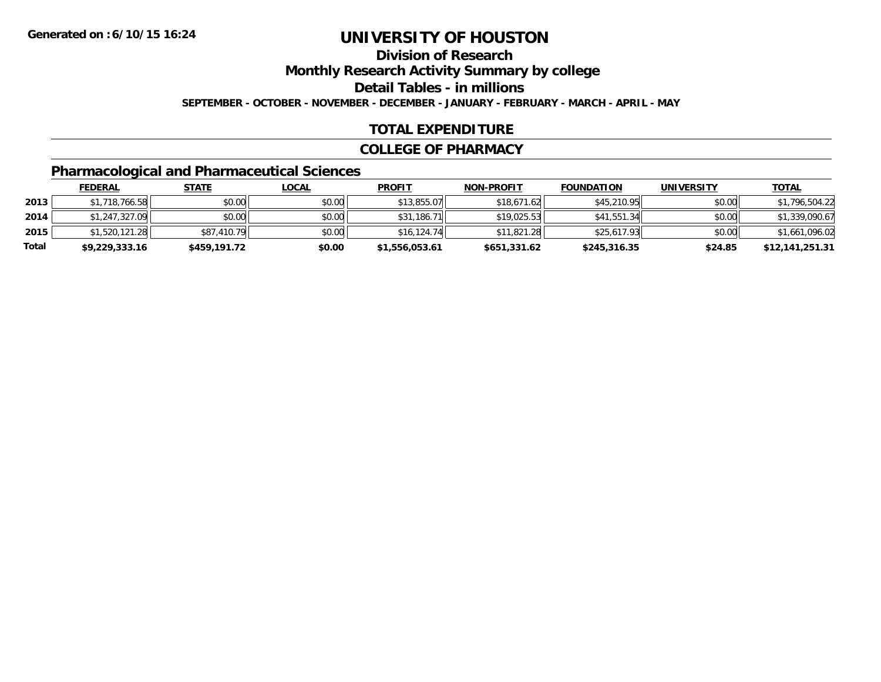**Generated on :6/10/15 16:24**

# UNIVERSITY OF HOUSTON

## Division of Research

## Monthly Research Activity Summary by college

## Detail Tables - in millions

**SEPTEMBER - OCTOBER - NOVEMBER - DECEMBER - JANUARY - FEBRUARY - MARCH - APRIL - MAY**

## TOTAL EXPENDITURE

## COLLEGE OF PHARMACY

### Pharmacological and Pharmaceutical Sciences

| | FEDERAL | STATE | LOCAL | PROFIT | NON-PROFIT | FOUNDATION | UNIVERSITY | TOTAL |
|---|---|---|---|---|---|---|---|---|
| 2013 | $1,718,766.58 | $0.00 | $0.00 | $13,855.07 | $18,671.62 | $45,210.95 | $0.00 | $1,796,504.22 |
| 2014 | $1,247,327.09 | $0.00 | $0.00 | $31,186.71 | $19,025.53 | $41,551.34 | $0.00 | $1,339,090.67 |
| 2015 | $1,520,121.28 | $87,410.79 | $0.00 | $16,124.74 | $11,821.28 | $25,617.93 | $0.00 | $1,661,096.02 |
| **Total** | **$9,229,333.16** | **$459,191.72** | **$0.00** | **$1,556,053.61** | **$651,331.62** | **$245,316.35** | **$24.85** | **$12,141,251.31** |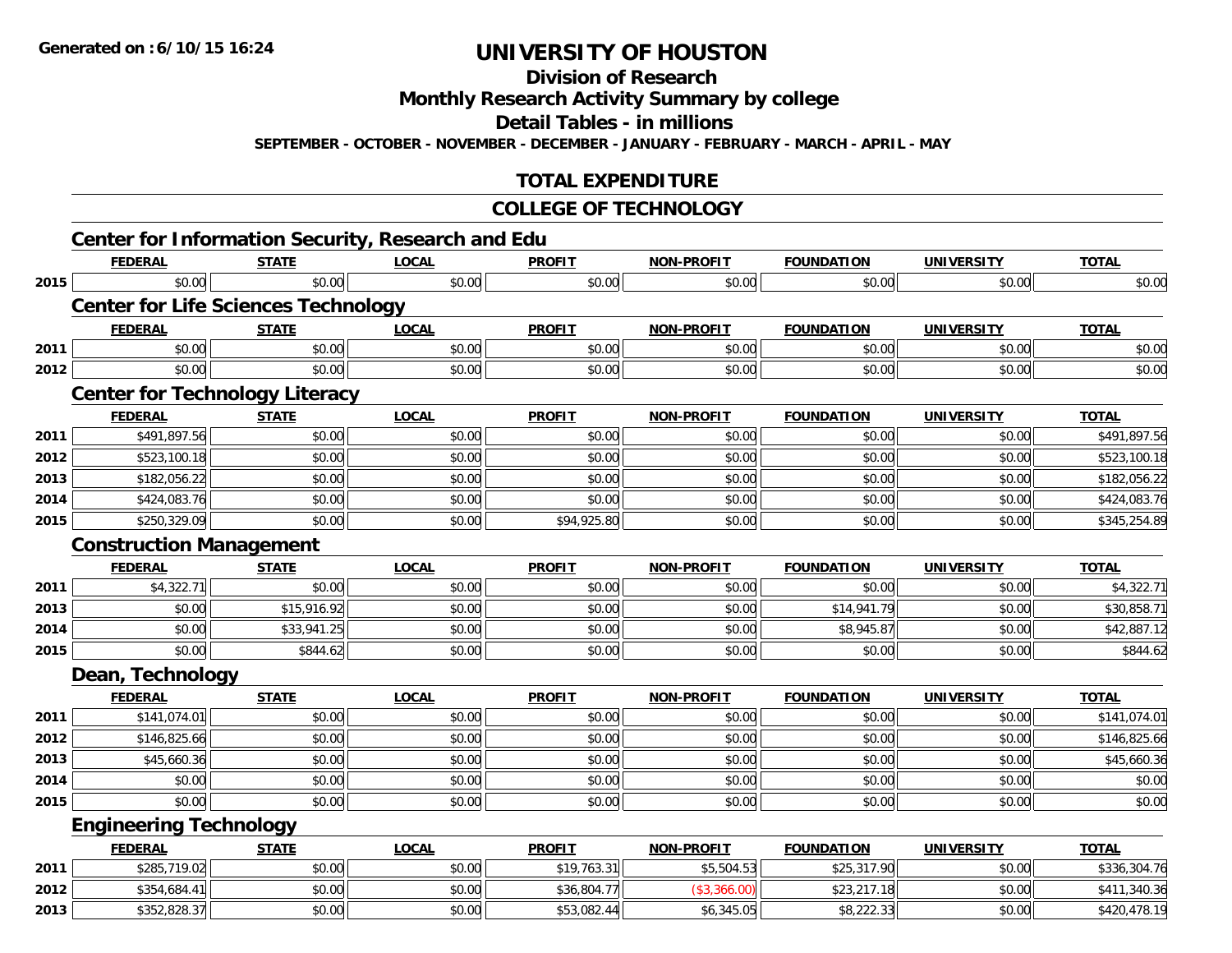# UNIVERSITY OF HOUSTON

## Division of Research

## Monthly Research Activity Summary by college

## Detail Tables - in millions

**SEPTEMBER - OCTOBER - NOVEMBER - DECEMBER - JANUARY - FEBRUARY - MARCH - APRIL - MAY**

## TOTAL EXPENDITURE

## COLLEGE OF TECHNOLOGY

### Center for Information Security, Research and Edu

| | FEDERAL | STATE | LOCAL | PROFIT | NON-PROFIT | FOUNDATION | UNIVERSITY | TOTAL |
|---|---|---|---|---|---|---|---|---|
| 2015 | $0.00 | $0.00 | $0.00 | $0.00 | $0.00 | $0.00 | $0.00 | $0.00 |

### Center for Life Sciences Technology

| | FEDERAL | STATE | LOCAL | PROFIT | NON-PROFIT | FOUNDATION | UNIVERSITY | TOTAL |
|---|---|---|---|---|---|---|---|---|
| 2011 | $0.00 | $0.00 | $0.00 | $0.00 | $0.00 | $0.00 | $0.00 | $0.00 |
| 2012 | $0.00 | $0.00 | $0.00 | $0.00 | $0.00 | $0.00 | $0.00 | $0.00 |

### Center for Technology Literacy

| | FEDERAL | STATE | LOCAL | PROFIT | NON-PROFIT | FOUNDATION | UNIVERSITY | TOTAL |
|---|---|---|---|---|---|---|---|---|
| 2011 | $491,897.56 | $0.00 | $0.00 | $0.00 | $0.00 | $0.00 | $0.00 | $491,897.56 |
| 2012 | $523,100.18 | $0.00 | $0.00 | $0.00 | $0.00 | $0.00 | $0.00 | $523,100.18 |
| 2013 | $182,056.22 | $0.00 | $0.00 | $0.00 | $0.00 | $0.00 | $0.00 | $182,056.22 |
| 2014 | $424,083.76 | $0.00 | $0.00 | $0.00 | $0.00 | $0.00 | $0.00 | $424,083.76 |
| 2015 | $250,329.09 | $0.00 | $0.00 | $94,925.80 | $0.00 | $0.00 | $0.00 | $345,254.89 |

### Construction Management

| | FEDERAL | STATE | LOCAL | PROFIT | NON-PROFIT | FOUNDATION | UNIVERSITY | TOTAL |
|---|---|---|---|---|---|---|---|---|
| 2011 | $4,322.71 | $0.00 | $0.00 | $0.00 | $0.00 | $0.00 | $0.00 | $4,322.71 |
| 2013 | $0.00 | $15,916.92 | $0.00 | $0.00 | $0.00 | $14,941.79 | $0.00 | $30,858.71 |
| 2014 | $0.00 | $33,941.25 | $0.00 | $0.00 | $0.00 | $8,945.87 | $0.00 | $42,887.12 |
| 2015 | $0.00 | $844.62 | $0.00 | $0.00 | $0.00 | $0.00 | $0.00 | $844.62 |

### Dean, Technology

| | FEDERAL | STATE | LOCAL | PROFIT | NON-PROFIT | FOUNDATION | UNIVERSITY | TOTAL |
|---|---|---|---|---|---|---|---|---|
| 2011 | $141,074.01 | $0.00 | $0.00 | $0.00 | $0.00 | $0.00 | $0.00 | $141,074.01 |
| 2012 | $146,825.66 | $0.00 | $0.00 | $0.00 | $0.00 | $0.00 | $0.00 | $146,825.66 |
| 2013 | $45,660.36 | $0.00 | $0.00 | $0.00 | $0.00 | $0.00 | $0.00 | $45,660.36 |
| 2014 | $0.00 | $0.00 | $0.00 | $0.00 | $0.00 | $0.00 | $0.00 | $0.00 |
| 2015 | $0.00 | $0.00 | $0.00 | $0.00 | $0.00 | $0.00 | $0.00 | $0.00 |

### Engineering Technology

| | FEDERAL | STATE | LOCAL | PROFIT | NON-PROFIT | FOUNDATION | UNIVERSITY | TOTAL |
|---|---|---|---|---|---|---|---|---|
| 2011 | $285,719.02 | $0.00 | $0.00 | $19,763.31 | $5,504.53 | $25,317.90 | $0.00 | $336,304.76 |
| 2012 | $354,684.41 | $0.00 | $0.00 | $36,804.77 | ($3,366.00) | $23,217.18 | $0.00 | $411,340.36 |
| 2013 | $352,828.37 | $0.00 | $0.00 | $53,082.44 | $6,345.05 | $8,222.33 | $0.00 | $420,478.19 |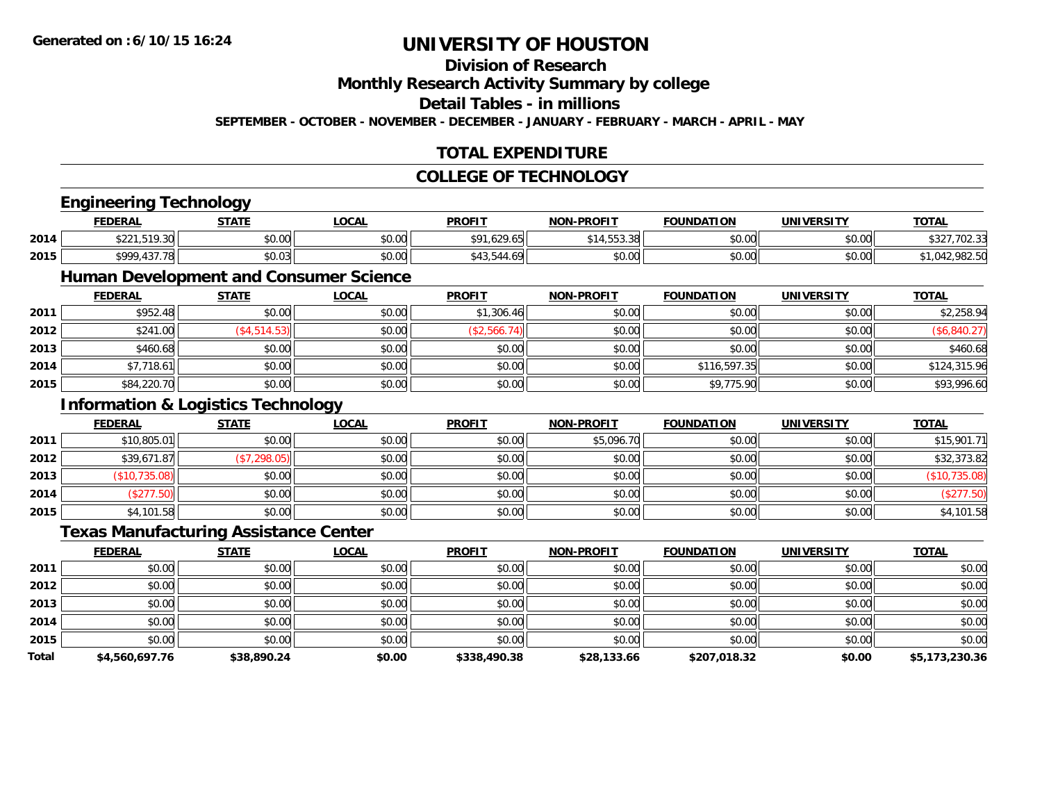**Generated on :6/10/15 16:24**

# UNIVERSITY OF HOUSTON

## Division of Research

## Monthly Research Activity Summary by college

## Detail Tables - in millions

**SEPTEMBER - OCTOBER - NOVEMBER - DECEMBER - JANUARY - FEBRUARY - MARCH - APRIL - MAY**

## TOTAL EXPENDITURE

## COLLEGE OF TECHNOLOGY

### Engineering Technology

| | FEDERAL | STATE | LOCAL | PROFIT | NON-PROFIT | FOUNDATION | UNIVERSITY | TOTAL |
|---|---|---|---|---|---|---|---|---|
| 2014 | $221,519.30 | $0.00 | $0.00 | $91,629.65 | $14,553.38 | $0.00 | $0.00 | $327,702.33 |
| 2015 | $999,437.78 | $0.03 | $0.00 | $43,544.69 | $0.00 | $0.00 | $0.00 | $1,042,982.50 |

### Human Development and Consumer Science

| | FEDERAL | STATE | LOCAL | PROFIT | NON-PROFIT | FOUNDATION | UNIVERSITY | TOTAL |
|---|---|---|---|---|---|---|---|---|
| 2011 | $952.48 | $0.00 | $0.00 | $1,306.46 | $0.00 | $0.00 | $0.00 | $2,258.94 |
| 2012 | $241.00 | ($4,514.53) | $0.00 | ($2,566.74) | $0.00 | $0.00 | $0.00 | ($6,840.27) |
| 2013 | $460.68 | $0.00 | $0.00 | $0.00 | $0.00 | $0.00 | $0.00 | $460.68 |
| 2014 | $7,718.61 | $0.00 | $0.00 | $0.00 | $0.00 | $116,597.35 | $0.00 | $124,315.96 |
| 2015 | $84,220.70 | $0.00 | $0.00 | $0.00 | $0.00 | $9,775.90 | $0.00 | $93,996.60 |

### Information & Logistics Technology

| | FEDERAL | STATE | LOCAL | PROFIT | NON-PROFIT | FOUNDATION | UNIVERSITY | TOTAL |
|---|---|---|---|---|---|---|---|---|
| 2011 | $10,805.01 | $0.00 | $0.00 | $0.00 | $5,096.70 | $0.00 | $0.00 | $15,901.71 |
| 2012 | $39,671.87 | ($7,298.05) | $0.00 | $0.00 | $0.00 | $0.00 | $0.00 | $32,373.82 |
| 2013 | ($10,735.08) | $0.00 | $0.00 | $0.00 | $0.00 | $0.00 | $0.00 | ($10,735.08) |
| 2014 | ($277.50) | $0.00 | $0.00 | $0.00 | $0.00 | $0.00 | $0.00 | ($277.50) |
| 2015 | $4,101.58 | $0.00 | $0.00 | $0.00 | $0.00 | $0.00 | $0.00 | $4,101.58 |

### Texas Manufacturing Assistance Center

| | FEDERAL | STATE | LOCAL | PROFIT | NON-PROFIT | FOUNDATION | UNIVERSITY | TOTAL |
|---|---|---|---|---|---|---|---|---|
| 2011 | $0.00 | $0.00 | $0.00 | $0.00 | $0.00 | $0.00 | $0.00 | $0.00 |
| 2012 | $0.00 | $0.00 | $0.00 | $0.00 | $0.00 | $0.00 | $0.00 | $0.00 |
| 2013 | $0.00 | $0.00 | $0.00 | $0.00 | $0.00 | $0.00 | $0.00 | $0.00 |
| 2014 | $0.00 | $0.00 | $0.00 | $0.00 | $0.00 | $0.00 | $0.00 | $0.00 |
| 2015 | $0.00 | $0.00 | $0.00 | $0.00 | $0.00 | $0.00 | $0.00 | $0.00 |
| **Total** | **$4,560,697.76** | **$38,890.24** | **$0.00** | **$338,490.38** | **$28,133.66** | **$207,018.32** | **$0.00** | **$5,173,230.36** |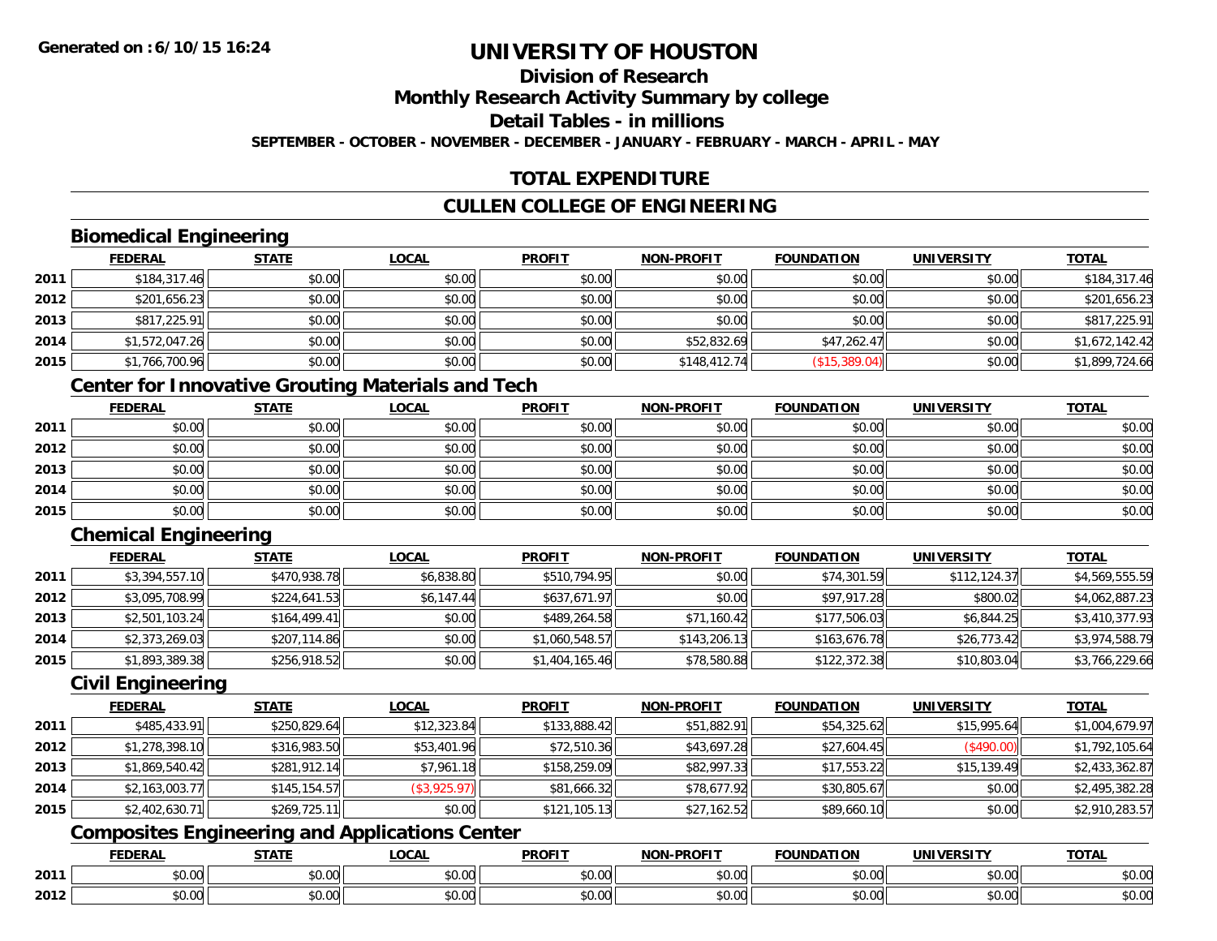# UNIVERSITY OF HOUSTON

## Division of Research

## Monthly Research Activity Summary by college

## Detail Tables - in millions

**SEPTEMBER - OCTOBER - NOVEMBER - DECEMBER - JANUARY - FEBRUARY - MARCH - APRIL - MAY**

## TOTAL EXPENDITURE

## CULLEN COLLEGE OF ENGINEERING

### Biomedical Engineering

| | FEDERAL | STATE | LOCAL | PROFIT | NON-PROFIT | FOUNDATION | UNIVERSITY | TOTAL |
|---|---|---|---|---|---|---|---|---|
| 2011 | $184,317.46 | $0.00 | $0.00 | $0.00 | $0.00 | $0.00 | $0.00 | $184,317.46 |
| 2012 | $201,656.23 | $0.00 | $0.00 | $0.00 | $0.00 | $0.00 | $0.00 | $201,656.23 |
| 2013 | $817,225.91 | $0.00 | $0.00 | $0.00 | $0.00 | $0.00 | $0.00 | $817,225.91 |
| 2014 | $1,572,047.26 | $0.00 | $0.00 | $0.00 | $52,832.69 | $47,262.47 | $0.00 | $1,672,142.42 |
| 2015 | $1,766,700.96 | $0.00 | $0.00 | $0.00 | $148,412.74 | ($15,389.04) | $0.00 | $1,899,724.66 |

### Center for Innovative Grouting Materials and Tech

| | FEDERAL | STATE | LOCAL | PROFIT | NON-PROFIT | FOUNDATION | UNIVERSITY | TOTAL |
|---|---|---|---|---|---|---|---|---|
| 2011 | $0.00 | $0.00 | $0.00 | $0.00 | $0.00 | $0.00 | $0.00 | $0.00 |
| 2012 | $0.00 | $0.00 | $0.00 | $0.00 | $0.00 | $0.00 | $0.00 | $0.00 |
| 2013 | $0.00 | $0.00 | $0.00 | $0.00 | $0.00 | $0.00 | $0.00 | $0.00 |
| 2014 | $0.00 | $0.00 | $0.00 | $0.00 | $0.00 | $0.00 | $0.00 | $0.00 |
| 2015 | $0.00 | $0.00 | $0.00 | $0.00 | $0.00 | $0.00 | $0.00 | $0.00 |

### Chemical Engineering

| | FEDERAL | STATE | LOCAL | PROFIT | NON-PROFIT | FOUNDATION | UNIVERSITY | TOTAL |
|---|---|---|---|---|---|---|---|---|
| 2011 | $3,394,557.10 | $470,938.78 | $6,838.80 | $510,794.95 | $0.00 | $74,301.59 | $112,124.37 | $4,569,555.59 |
| 2012 | $3,095,708.99 | $224,641.53 | $6,147.44 | $637,671.97 | $0.00 | $97,917.28 | $800.02 | $4,062,887.23 |
| 2013 | $2,501,103.24 | $164,499.41 | $0.00 | $489,264.58 | $71,160.42 | $177,506.03 | $6,844.25 | $3,410,377.93 |
| 2014 | $2,373,269.03 | $207,114.86 | $0.00 | $1,060,548.57 | $143,206.13 | $163,676.78 | $26,773.42 | $3,974,588.79 |
| 2015 | $1,893,389.38 | $256,918.52 | $0.00 | $1,404,165.46 | $78,580.88 | $122,372.38 | $10,803.04 | $3,766,229.66 |

### Civil Engineering

| | FEDERAL | STATE | LOCAL | PROFIT | NON-PROFIT | FOUNDATION | UNIVERSITY | TOTAL |
|---|---|---|---|---|---|---|---|---|
| 2011 | $485,433.91 | $250,829.64 | $12,323.84 | $133,888.42 | $51,882.91 | $54,325.62 | $15,995.64 | $1,004,679.97 |
| 2012 | $1,278,398.10 | $316,983.50 | $53,401.96 | $72,510.36 | $43,697.28 | $27,604.45 | ($490.00) | $1,792,105.64 |
| 2013 | $1,869,540.42 | $281,912.14 | $7,961.18 | $158,259.09 | $82,997.33 | $17,553.22 | $15,139.49 | $2,433,362.87 |
| 2014 | $2,163,003.77 | $145,154.57 | ($3,925.97) | $81,666.32 | $78,677.92 | $30,805.67 | $0.00 | $2,495,382.28 |
| 2015 | $2,402,630.71 | $269,725.11 | $0.00 | $121,105.13 | $27,162.52 | $89,660.10 | $0.00 | $2,910,283.57 |

### Composites Engineering and Applications Center

| | FEDERAL | STATE | LOCAL | PROFIT | NON-PROFIT | FOUNDATION | UNIVERSITY | TOTAL |
|---|---|---|---|---|---|---|---|---|
| 2011 | $0.00 | $0.00 | $0.00 | $0.00 | $0.00 | $0.00 | $0.00 | $0.00 |
| 2012 | $0.00 | $0.00 | $0.00 | $0.00 | $0.00 | $0.00 | $0.00 | $0.00 |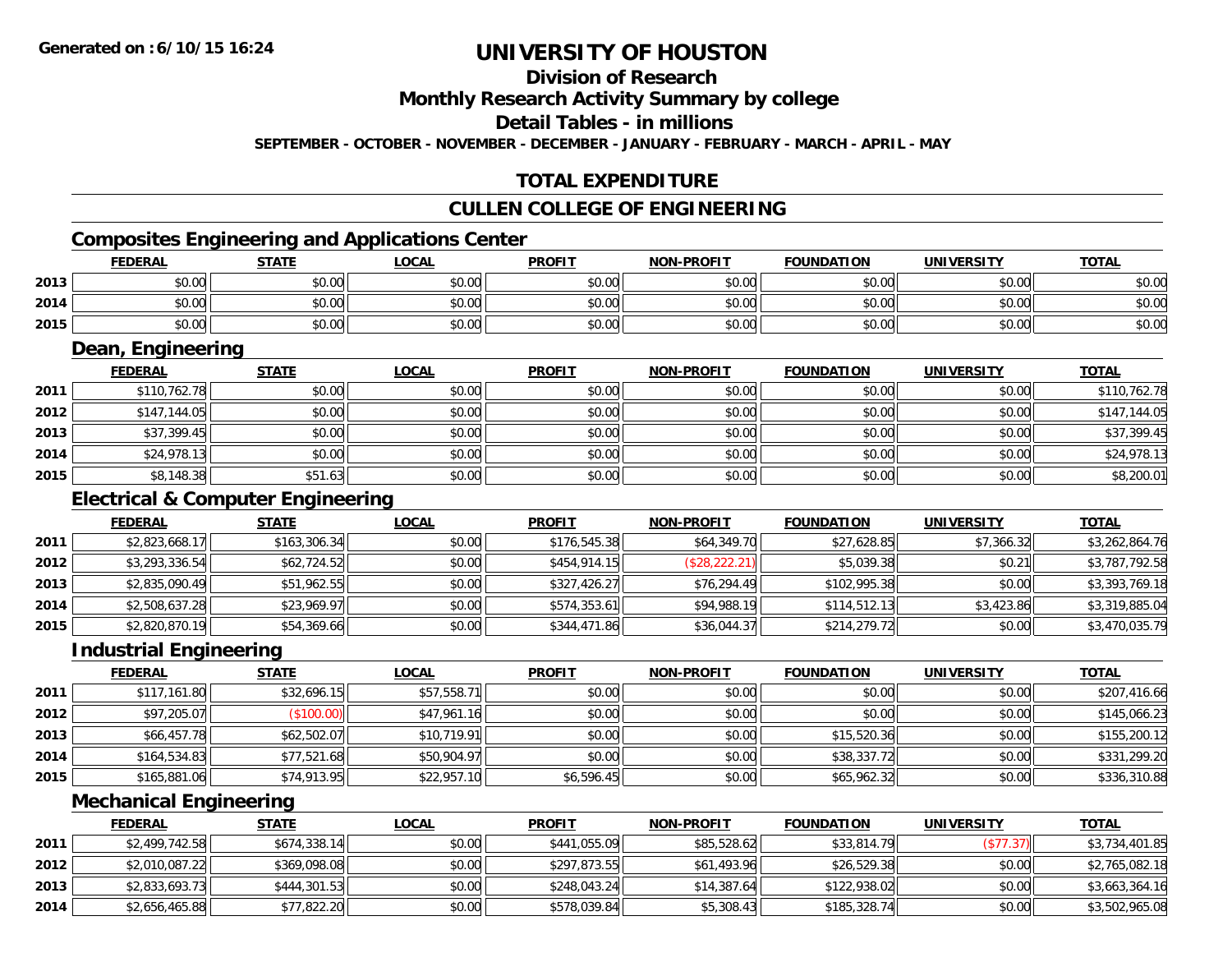**Generated on :6/10/15 16:24**

# UNIVERSITY OF HOUSTON

## Division of Research

## Monthly Research Activity Summary by college

## Detail Tables - in millions

**SEPTEMBER - OCTOBER - NOVEMBER - DECEMBER - JANUARY - FEBRUARY - MARCH - APRIL - MAY**

## TOTAL EXPENDITURE

## CULLEN COLLEGE OF ENGINEERING

### Composites Engineering and Applications Center

| | FEDERAL | STATE | LOCAL | PROFIT | NON-PROFIT | FOUNDATION | UNIVERSITY | TOTAL |
|---|---|---|---|---|---|---|---|---|
| 2013 | $0.00 | $0.00 | $0.00 | $0.00 | $0.00 | $0.00 | $0.00 | $0.00 |
| 2014 | $0.00 | $0.00 | $0.00 | $0.00 | $0.00 | $0.00 | $0.00 | $0.00 |
| 2015 | $0.00 | $0.00 | $0.00 | $0.00 | $0.00 | $0.00 | $0.00 | $0.00 |

### Dean, Engineering

| | FEDERAL | STATE | LOCAL | PROFIT | NON-PROFIT | FOUNDATION | UNIVERSITY | TOTAL |
|---|---|---|---|---|---|---|---|---|
| 2011 | $110,762.78 | $0.00 | $0.00 | $0.00 | $0.00 | $0.00 | $0.00 | $110,762.78 |
| 2012 | $147,144.05 | $0.00 | $0.00 | $0.00 | $0.00 | $0.00 | $0.00 | $147,144.05 |
| 2013 | $37,399.45 | $0.00 | $0.00 | $0.00 | $0.00 | $0.00 | $0.00 | $37,399.45 |
| 2014 | $24,978.13 | $0.00 | $0.00 | $0.00 | $0.00 | $0.00 | $0.00 | $24,978.13 |
| 2015 | $8,148.38 | $51.63 | $0.00 | $0.00 | $0.00 | $0.00 | $0.00 | $8,200.01 |

### Electrical & Computer Engineering

| | FEDERAL | STATE | LOCAL | PROFIT | NON-PROFIT | FOUNDATION | UNIVERSITY | TOTAL |
|---|---|---|---|---|---|---|---|---|
| 2011 | $2,823,668.17 | $163,306.34 | $0.00 | $176,545.38 | $64,349.70 | $27,628.85 | $7,366.32 | $3,262,864.76 |
| 2012 | $3,293,336.54 | $62,724.52 | $0.00 | $454,914.15 | ($28,222.21) | $5,039.38 | $0.21 | $3,787,792.58 |
| 2013 | $2,835,090.49 | $51,962.55 | $0.00 | $327,426.27 | $76,294.49 | $102,995.38 | $0.00 | $3,393,769.18 |
| 2014 | $2,508,637.28 | $23,969.97 | $0.00 | $574,353.61 | $94,988.19 | $114,512.13 | $3,423.86 | $3,319,885.04 |
| 2015 | $2,820,870.19 | $54,369.66 | $0.00 | $344,471.86 | $36,044.37 | $214,279.72 | $0.00 | $3,470,035.79 |

### Industrial Engineering

| | FEDERAL | STATE | LOCAL | PROFIT | NON-PROFIT | FOUNDATION | UNIVERSITY | TOTAL |
|---|---|---|---|---|---|---|---|---|
| 2011 | $117,161.80 | $32,696.15 | $57,558.71 | $0.00 | $0.00 | $0.00 | $0.00 | $207,416.66 |
| 2012 | $97,205.07 | ($100.00) | $47,961.16 | $0.00 | $0.00 | $0.00 | $0.00 | $145,066.23 |
| 2013 | $66,457.78 | $62,502.07 | $10,719.91 | $0.00 | $0.00 | $15,520.36 | $0.00 | $155,200.12 |
| 2014 | $164,534.83 | $77,521.68 | $50,904.97 | $0.00 | $0.00 | $38,337.72 | $0.00 | $331,299.20 |
| 2015 | $165,881.06 | $74,913.95 | $22,957.10 | $6,596.45 | $0.00 | $65,962.32 | $0.00 | $336,310.88 |

### Mechanical Engineering

| | FEDERAL | STATE | LOCAL | PROFIT | NON-PROFIT | FOUNDATION | UNIVERSITY | TOTAL |
|---|---|---|---|---|---|---|---|---|
| 2011 | $2,499,742.58 | $674,338.14 | $0.00 | $441,055.09 | $85,528.62 | $33,814.79 | ($77.37) | $3,734,401.85 |
| 2012 | $2,010,087.22 | $369,098.08 | $0.00 | $297,873.55 | $61,493.96 | $26,529.38 | $0.00 | $2,765,082.18 |
| 2013 | $2,833,693.73 | $444,301.53 | $0.00 | $248,043.24 | $14,387.64 | $122,938.02 | $0.00 | $3,663,364.16 |
| 2014 | $2,656,465.88 | $77,822.20 | $0.00 | $578,039.84 | $5,308.43 | $185,328.74 | $0.00 | $3,502,965.08 |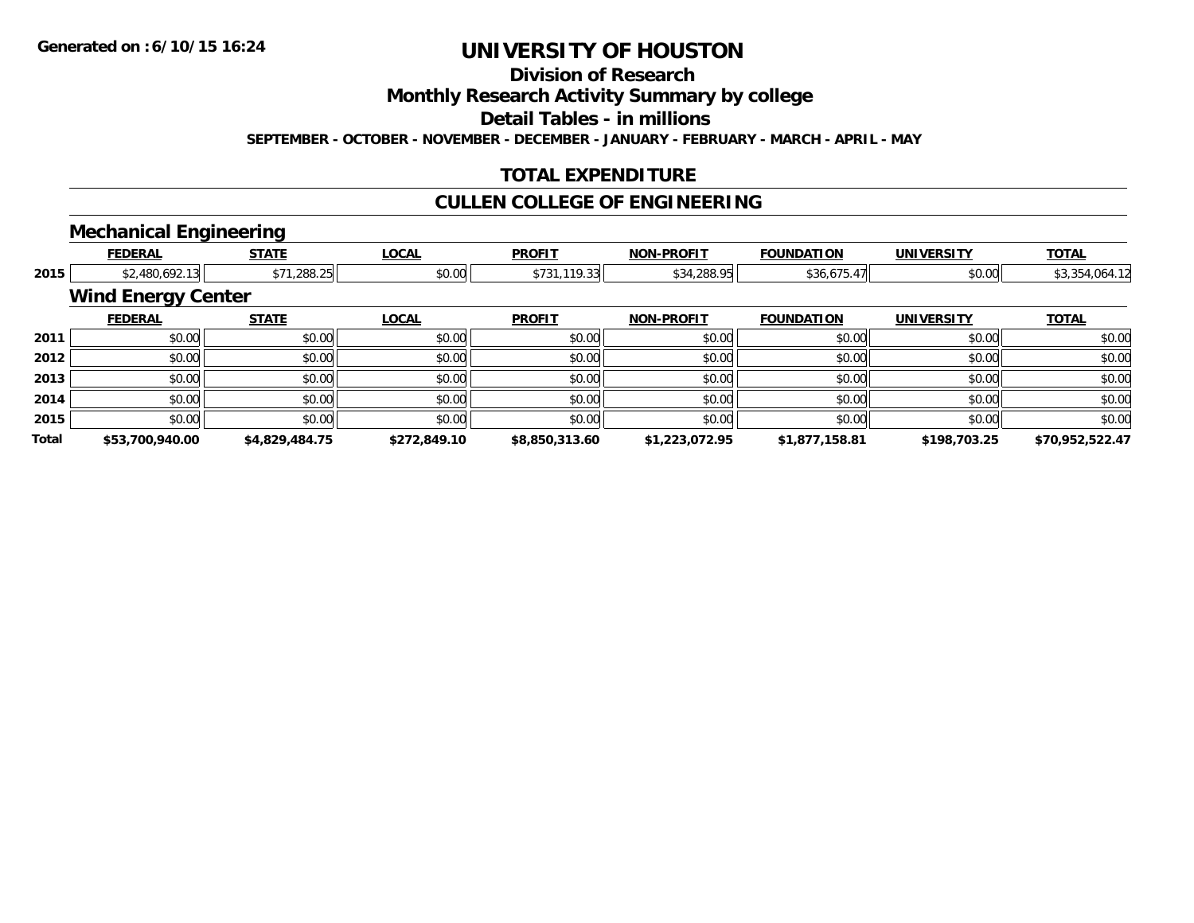# UNIVERSITY OF HOUSTON

## Division of Research

## Monthly Research Activity Summary by college

## Detail Tables - in millions

**SEPTEMBER - OCTOBER - NOVEMBER - DECEMBER - JANUARY - FEBRUARY - MARCH - APRIL - MAY**

## TOTAL EXPENDITURE

## CULLEN COLLEGE OF ENGINEERING

### Mechanical Engineering

| | FEDERAL | STATE | LOCAL | PROFIT | NON-PROFIT | FOUNDATION | UNIVERSITY | TOTAL |
|---|---|---|---|---|---|---|---|---|
| 2015 | $2,480,692.13 | $71,288.25 | $0.00 | $731,119.33 | $34,288.95 | $36,675.47 | $0.00 | $3,354,064.12 |

### Wind Energy Center

| | FEDERAL | STATE | LOCAL | PROFIT | NON-PROFIT | FOUNDATION | UNIVERSITY | TOTAL |
|---|---|---|---|---|---|---|---|---|
| 2011 | $0.00 | $0.00 | $0.00 | $0.00 | $0.00 | $0.00 | $0.00 | $0.00 |
| 2012 | $0.00 | $0.00 | $0.00 | $0.00 | $0.00 | $0.00 | $0.00 | $0.00 |
| 2013 | $0.00 | $0.00 | $0.00 | $0.00 | $0.00 | $0.00 | $0.00 | $0.00 |
| 2014 | $0.00 | $0.00 | $0.00 | $0.00 | $0.00 | $0.00 | $0.00 | $0.00 |
| 2015 | $0.00 | $0.00 | $0.00 | $0.00 | $0.00 | $0.00 | $0.00 | $0.00 |
| **Total** | **$53,700,940.00** | **$4,829,484.75** | **$272,849.10** | **$8,850,313.60** | **$1,223,072.95** | **$1,877,158.81** | **$198,703.25** | **$70,952,522.47** |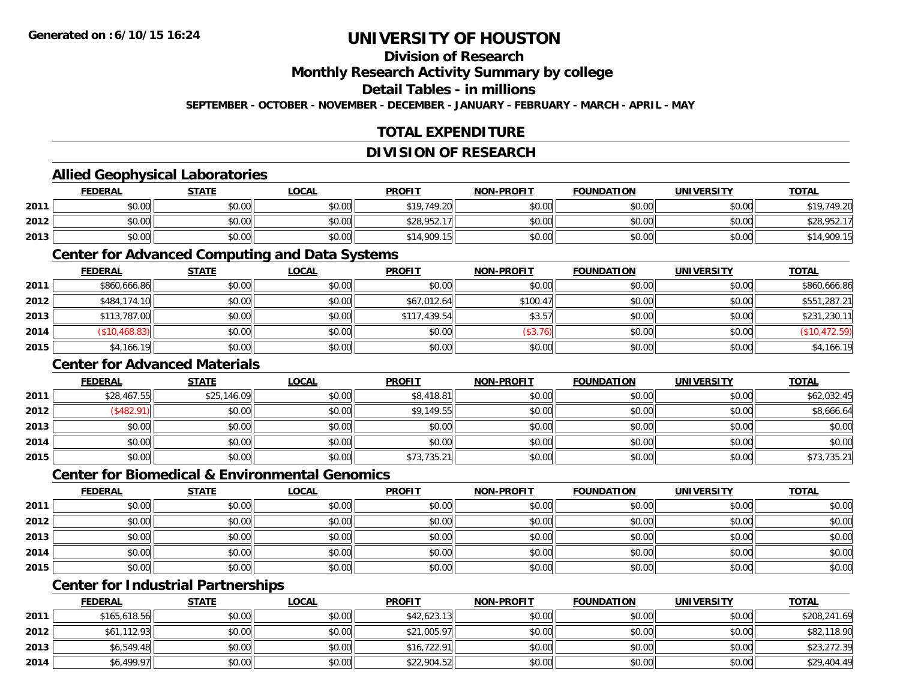# UNIVERSITY OF HOUSTON

## Division of Research

## Monthly Research Activity Summary by college

## Detail Tables - in millions

**SEPTEMBER - OCTOBER - NOVEMBER - DECEMBER - JANUARY - FEBRUARY - MARCH - APRIL - MAY**

## TOTAL EXPENDITURE

## DIVISION OF RESEARCH

### Allied Geophysical Laboratories

| | FEDERAL | STATE | LOCAL | PROFIT | NON-PROFIT | FOUNDATION | UNIVERSITY | TOTAL |
|---|---|---|---|---|---|---|---|---|
| 2011 | $0.00 | $0.00 | $0.00 | $19,749.20 | $0.00 | $0.00 | $0.00 | $19,749.20 |
| 2012 | $0.00 | $0.00 | $0.00 | $28,952.17 | $0.00 | $0.00 | $0.00 | $28,952.17 |
| 2013 | $0.00 | $0.00 | $0.00 | $14,909.15 | $0.00 | $0.00 | $0.00 | $14,909.15 |

### Center for Advanced Computing and Data Systems

| | FEDERAL | STATE | LOCAL | PROFIT | NON-PROFIT | FOUNDATION | UNIVERSITY | TOTAL |
|---|---|---|---|---|---|---|---|---|
| 2011 | $860,666.86 | $0.00 | $0.00 | $0.00 | $0.00 | $0.00 | $0.00 | $860,666.86 |
| 2012 | $484,174.10 | $0.00 | $0.00 | $67,012.64 | $100.47 | $0.00 | $0.00 | $551,287.21 |
| 2013 | $113,787.00 | $0.00 | $0.00 | $117,439.54 | $3.57 | $0.00 | $0.00 | $231,230.11 |
| 2014 | ($10,468.83) | $0.00 | $0.00 | $0.00 | ($3.76) | $0.00 | $0.00 | ($10,472.59) |
| 2015 | $4,166.19 | $0.00 | $0.00 | $0.00 | $0.00 | $0.00 | $0.00 | $4,166.19 |

### Center for Advanced Materials

| | FEDERAL | STATE | LOCAL | PROFIT | NON-PROFIT | FOUNDATION | UNIVERSITY | TOTAL |
|---|---|---|---|---|---|---|---|---|
| 2011 | $28,467.55 | $25,146.09 | $0.00 | $8,418.81 | $0.00 | $0.00 | $0.00 | $62,032.45 |
| 2012 | ($482.91) | $0.00 | $0.00 | $9,149.55 | $0.00 | $0.00 | $0.00 | $8,666.64 |
| 2013 | $0.00 | $0.00 | $0.00 | $0.00 | $0.00 | $0.00 | $0.00 | $0.00 |
| 2014 | $0.00 | $0.00 | $0.00 | $0.00 | $0.00 | $0.00 | $0.00 | $0.00 |
| 2015 | $0.00 | $0.00 | $0.00 | $73,735.21 | $0.00 | $0.00 | $0.00 | $73,735.21 |

### Center for Biomedical & Environmental Genomics

| | FEDERAL | STATE | LOCAL | PROFIT | NON-PROFIT | FOUNDATION | UNIVERSITY | TOTAL |
|---|---|---|---|---|---|---|---|---|
| 2011 | $0.00 | $0.00 | $0.00 | $0.00 | $0.00 | $0.00 | $0.00 | $0.00 |
| 2012 | $0.00 | $0.00 | $0.00 | $0.00 | $0.00 | $0.00 | $0.00 | $0.00 |
| 2013 | $0.00 | $0.00 | $0.00 | $0.00 | $0.00 | $0.00 | $0.00 | $0.00 |
| 2014 | $0.00 | $0.00 | $0.00 | $0.00 | $0.00 | $0.00 | $0.00 | $0.00 |
| 2015 | $0.00 | $0.00 | $0.00 | $0.00 | $0.00 | $0.00 | $0.00 | $0.00 |

### Center for Industrial Partnerships

| | FEDERAL | STATE | LOCAL | PROFIT | NON-PROFIT | FOUNDATION | UNIVERSITY | TOTAL |
|---|---|---|---|---|---|---|---|---|
| 2011 | $165,618.56 | $0.00 | $0.00 | $42,623.13 | $0.00 | $0.00 | $0.00 | $208,241.69 |
| 2012 | $61,112.93 | $0.00 | $0.00 | $21,005.97 | $0.00 | $0.00 | $0.00 | $82,118.90 |
| 2013 | $6,549.48 | $0.00 | $0.00 | $16,722.91 | $0.00 | $0.00 | $0.00 | $23,272.39 |
| 2014 | $6,499.97 | $0.00 | $0.00 | $22,904.52 | $0.00 | $0.00 | $0.00 | $29,404.49 |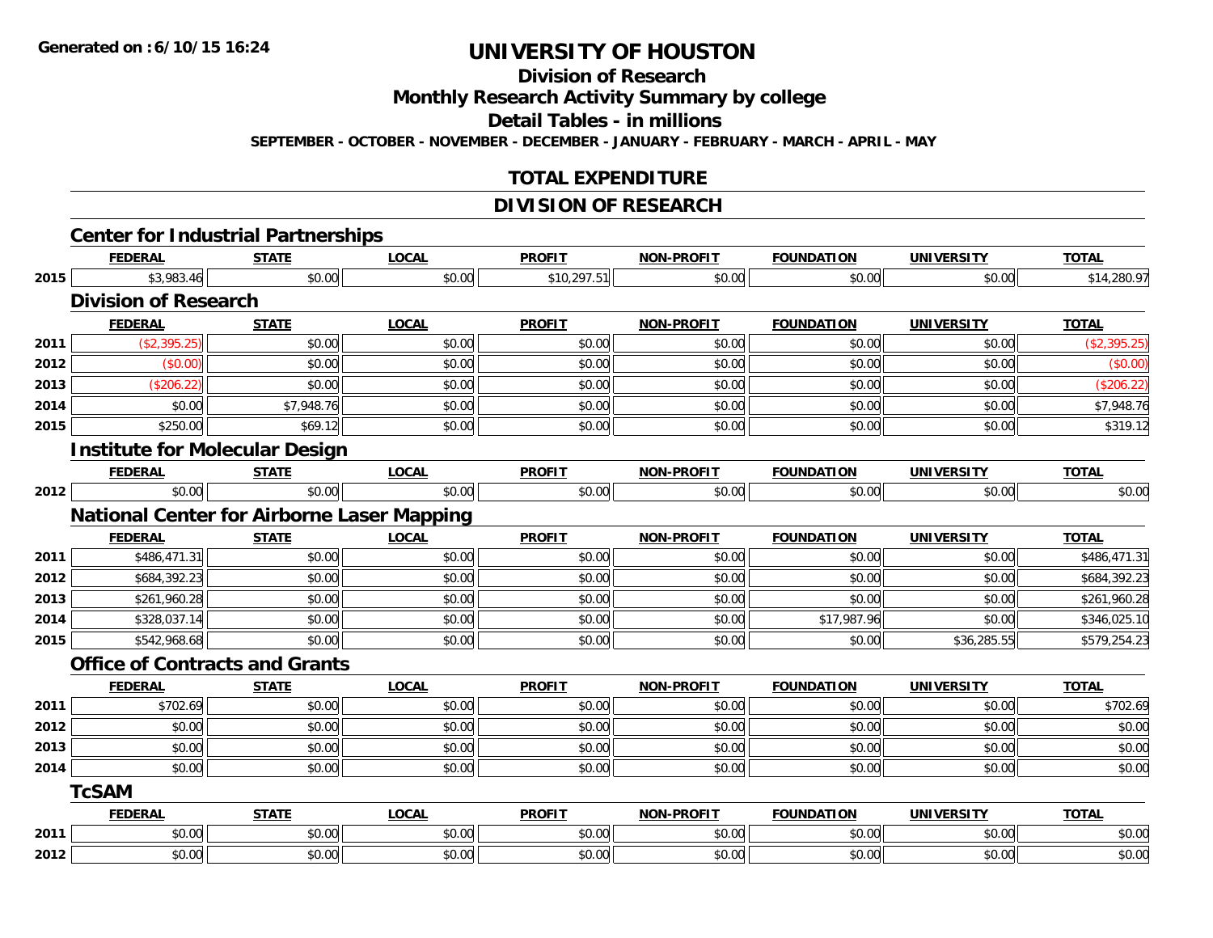# UNIVERSITY OF HOUSTON

## Division of Research

## Monthly Research Activity Summary by college

## Detail Tables - in millions

**SEPTEMBER - OCTOBER - NOVEMBER - DECEMBER - JANUARY - FEBRUARY - MARCH - APRIL - MAY**

## TOTAL EXPENDITURE

## DIVISION OF RESEARCH

### Center for Industrial Partnerships

| | FEDERAL | STATE | LOCAL | PROFIT | NON-PROFIT | FOUNDATION | UNIVERSITY | TOTAL |
|---|---|---|---|---|---|---|---|---|
| 2015 | $3,983.46 | $0.00 | $0.00 | $10,297.51 | $0.00 | $0.00 | $0.00 | $14,280.97 |

### Division of Research

| | FEDERAL | STATE | LOCAL | PROFIT | NON-PROFIT | FOUNDATION | UNIVERSITY | TOTAL |
|---|---|---|---|---|---|---|---|---|
| 2011 | ($2,395.25) | $0.00 | $0.00 | $0.00 | $0.00 | $0.00 | $0.00 | ($2,395.25) |
| 2012 | ($0.00) | $0.00 | $0.00 | $0.00 | $0.00 | $0.00 | $0.00 | ($0.00) |
| 2013 | ($206.22) | $0.00 | $0.00 | $0.00 | $0.00 | $0.00 | $0.00 | ($206.22) |
| 2014 | $0.00 | $7,948.76 | $0.00 | $0.00 | $0.00 | $0.00 | $0.00 | $7,948.76 |
| 2015 | $250.00 | $69.12 | $0.00 | $0.00 | $0.00 | $0.00 | $0.00 | $319.12 |

### Institute for Molecular Design

| | FEDERAL | STATE | LOCAL | PROFIT | NON-PROFIT | FOUNDATION | UNIVERSITY | TOTAL |
|---|---|---|---|---|---|---|---|---|
| 2012 | $0.00 | $0.00 | $0.00 | $0.00 | $0.00 | $0.00 | $0.00 | $0.00 |

### National Center for Airborne Laser Mapping

| | FEDERAL | STATE | LOCAL | PROFIT | NON-PROFIT | FOUNDATION | UNIVERSITY | TOTAL |
|---|---|---|---|---|---|---|---|---|
| 2011 | $486,471.31 | $0.00 | $0.00 | $0.00 | $0.00 | $0.00 | $0.00 | $486,471.31 |
| 2012 | $684,392.23 | $0.00 | $0.00 | $0.00 | $0.00 | $0.00 | $0.00 | $684,392.23 |
| 2013 | $261,960.28 | $0.00 | $0.00 | $0.00 | $0.00 | $0.00 | $0.00 | $261,960.28 |
| 2014 | $328,037.14 | $0.00 | $0.00 | $0.00 | $0.00 | $17,987.96 | $0.00 | $346,025.10 |
| 2015 | $542,968.68 | $0.00 | $0.00 | $0.00 | $0.00 | $0.00 | $36,285.55 | $579,254.23 |

### Office of Contracts and Grants

| | FEDERAL | STATE | LOCAL | PROFIT | NON-PROFIT | FOUNDATION | UNIVERSITY | TOTAL |
|---|---|---|---|---|---|---|---|---|
| 2011 | $702.69 | $0.00 | $0.00 | $0.00 | $0.00 | $0.00 | $0.00 | $702.69 |
| 2012 | $0.00 | $0.00 | $0.00 | $0.00 | $0.00 | $0.00 | $0.00 | $0.00 |
| 2013 | $0.00 | $0.00 | $0.00 | $0.00 | $0.00 | $0.00 | $0.00 | $0.00 |
| 2014 | $0.00 | $0.00 | $0.00 | $0.00 | $0.00 | $0.00 | $0.00 | $0.00 |

### TcSAM

| | FEDERAL | STATE | LOCAL | PROFIT | NON-PROFIT | FOUNDATION | UNIVERSITY | TOTAL |
|---|---|---|---|---|---|---|---|---|
| 2011 | $0.00 | $0.00 | $0.00 | $0.00 | $0.00 | $0.00 | $0.00 | $0.00 |
| 2012 | $0.00 | $0.00 | $0.00 | $0.00 | $0.00 | $0.00 | $0.00 | $0.00 |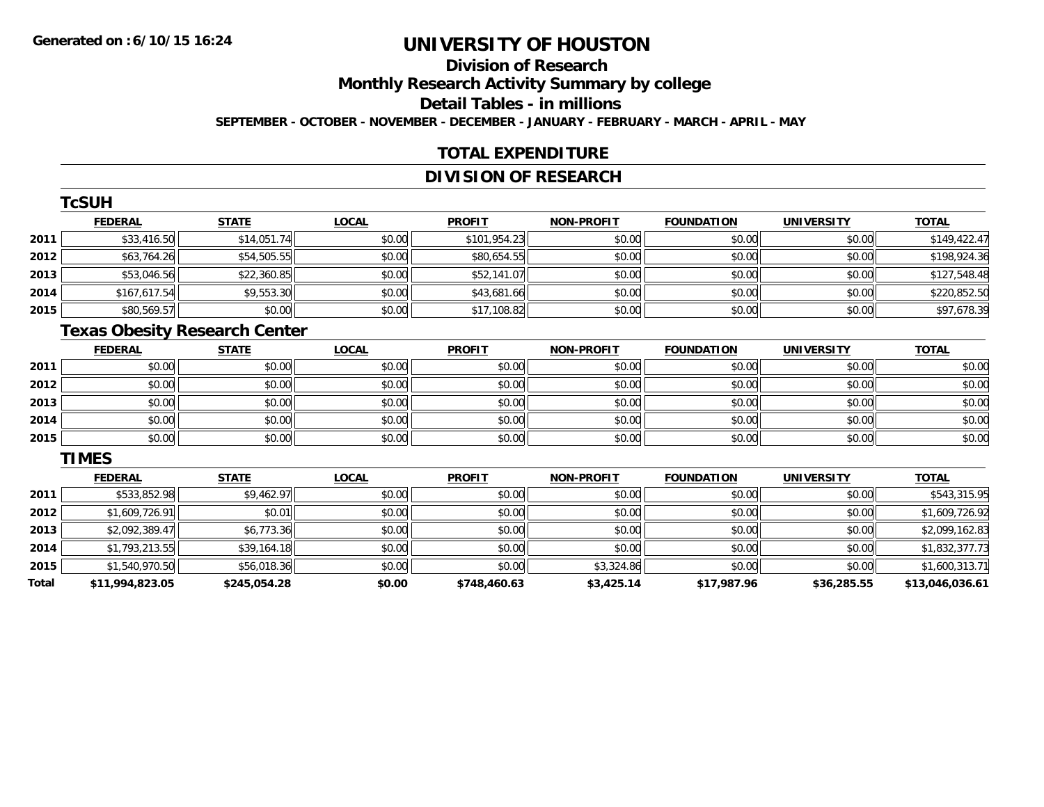**Generated on :6/10/15 16:24**

# UNIVERSITY OF HOUSTON

## Division of Research

## Monthly Research Activity Summary by college

## Detail Tables - in millions

**SEPTEMBER - OCTOBER - NOVEMBER - DECEMBER - JANUARY - FEBRUARY - MARCH - APRIL - MAY**

## TOTAL EXPENDITURE

## DIVISION OF RESEARCH

### TcSUH

| | FEDERAL | STATE | LOCAL | PROFIT | NON-PROFIT | FOUNDATION | UNIVERSITY | TOTAL |
|---|---|---|---|---|---|---|---|---|
| 2011 | $33,416.50 | $14,051.74 | $0.00 | $101,954.23 | $0.00 | $0.00 | $0.00 | $149,422.47 |
| 2012 | $63,764.26 | $54,505.55 | $0.00 | $80,654.55 | $0.00 | $0.00 | $0.00 | $198,924.36 |
| 2013 | $53,046.56 | $22,360.85 | $0.00 | $52,141.07 | $0.00 | $0.00 | $0.00 | $127,548.48 |
| 2014 | $167,617.54 | $9,553.30 | $0.00 | $43,681.66 | $0.00 | $0.00 | $0.00 | $220,852.50 |
| 2015 | $80,569.57 | $0.00 | $0.00 | $17,108.82 | $0.00 | $0.00 | $0.00 | $97,678.39 |

### Texas Obesity Research Center

| | FEDERAL | STATE | LOCAL | PROFIT | NON-PROFIT | FOUNDATION | UNIVERSITY | TOTAL |
|---|---|---|---|---|---|---|---|---|
| 2011 | $0.00 | $0.00 | $0.00 | $0.00 | $0.00 | $0.00 | $0.00 | $0.00 |
| 2012 | $0.00 | $0.00 | $0.00 | $0.00 | $0.00 | $0.00 | $0.00 | $0.00 |
| 2013 | $0.00 | $0.00 | $0.00 | $0.00 | $0.00 | $0.00 | $0.00 | $0.00 |
| 2014 | $0.00 | $0.00 | $0.00 | $0.00 | $0.00 | $0.00 | $0.00 | $0.00 |
| 2015 | $0.00 | $0.00 | $0.00 | $0.00 | $0.00 | $0.00 | $0.00 | $0.00 |

### TIMES

| | FEDERAL | STATE | LOCAL | PROFIT | NON-PROFIT | FOUNDATION | UNIVERSITY | TOTAL |
|---|---|---|---|---|---|---|---|---|
| 2011 | $533,852.98 | $9,462.97 | $0.00 | $0.00 | $0.00 | $0.00 | $0.00 | $543,315.95 |
| 2012 | $1,609,726.91 | $0.01 | $0.00 | $0.00 | $0.00 | $0.00 | $0.00 | $1,609,726.92 |
| 2013 | $2,092,389.47 | $6,773.36 | $0.00 | $0.00 | $0.00 | $0.00 | $0.00 | $2,099,162.83 |
| 2014 | $1,793,213.55 | $39,164.18 | $0.00 | $0.00 | $0.00 | $0.00 | $0.00 | $1,832,377.73 |
| 2015 | $1,540,970.50 | $56,018.36 | $0.00 | $0.00 | $3,324.86 | $0.00 | $0.00 | $1,600,313.71 |
| **Total** | **$11,994,823.05** | **$245,054.28** | **$0.00** | **$748,460.63** | **$3,425.14** | **$17,987.96** | **$36,285.55** | **$13,046,036.61** |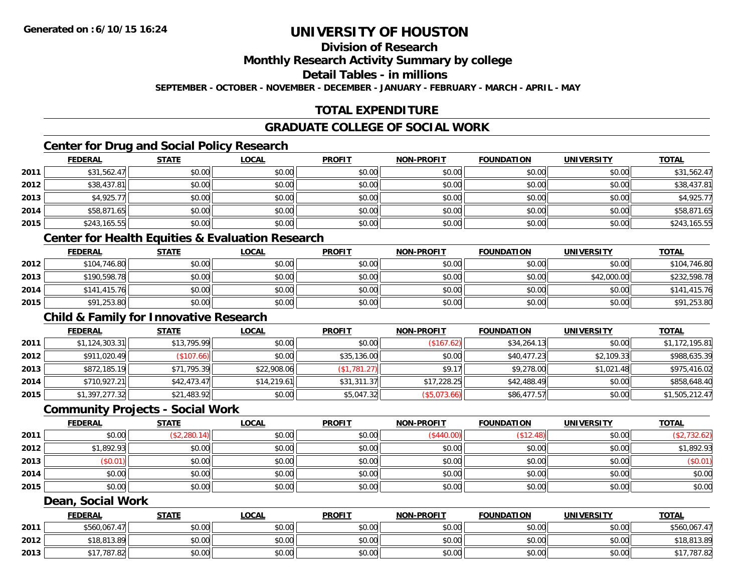# UNIVERSITY OF HOUSTON

## Division of Research

## Monthly Research Activity Summary by college

## Detail Tables - in millions

SEPTEMBER - OCTOBER - NOVEMBER - DECEMBER - JANUARY - FEBRUARY - MARCH - APRIL - MAY

## TOTAL EXPENDITURE

## GRADUATE COLLEGE OF SOCIAL WORK

### Center for Drug and Social Policy Research

| | FEDERAL | STATE | LOCAL | PROFIT | NON-PROFIT | FOUNDATION | UNIVERSITY | TOTAL |
|---|---|---|---|---|---|---|---|---|
| 2011 | $31,562.47 | $0.00 | $0.00 | $0.00 | $0.00 | $0.00 | $0.00 | $31,562.47 |
| 2012 | $38,437.81 | $0.00 | $0.00 | $0.00 | $0.00 | $0.00 | $0.00 | $38,437.81 |
| 2013 | $4,925.77 | $0.00 | $0.00 | $0.00 | $0.00 | $0.00 | $0.00 | $4,925.77 |
| 2014 | $58,871.65 | $0.00 | $0.00 | $0.00 | $0.00 | $0.00 | $0.00 | $58,871.65 |
| 2015 | $243,165.55 | $0.00 | $0.00 | $0.00 | $0.00 | $0.00 | $0.00 | $243,165.55 |

### Center for Health Equities & Evaluation Research

| | FEDERAL | STATE | LOCAL | PROFIT | NON-PROFIT | FOUNDATION | UNIVERSITY | TOTAL |
|---|---|---|---|---|---|---|---|---|
| 2012 | $104,746.80 | $0.00 | $0.00 | $0.00 | $0.00 | $0.00 | $0.00 | $104,746.80 |
| 2013 | $190,598.78 | $0.00 | $0.00 | $0.00 | $0.00 | $0.00 | $42,000.00 | $232,598.78 |
| 2014 | $141,415.76 | $0.00 | $0.00 | $0.00 | $0.00 | $0.00 | $0.00 | $141,415.76 |
| 2015 | $91,253.80 | $0.00 | $0.00 | $0.00 | $0.00 | $0.00 | $0.00 | $91,253.80 |

### Child & Family for Innovative Research

| | FEDERAL | STATE | LOCAL | PROFIT | NON-PROFIT | FOUNDATION | UNIVERSITY | TOTAL |
|---|---|---|---|---|---|---|---|---|
| 2011 | $1,124,303.31 | $13,795.99 | $0.00 | $0.00 | ($167.62) | $34,264.13 | $0.00 | $1,172,195.81 |
| 2012 | $911,020.49 | ($107.66) | $0.00 | $35,136.00 | $0.00 | $40,477.23 | $2,109.33 | $988,635.39 |
| 2013 | $872,185.19 | $71,795.39 | $22,908.06 | ($1,781.27) | $9.17 | $9,278.00 | $1,021.48 | $975,416.02 |
| 2014 | $710,927.21 | $42,473.47 | $14,219.61 | $31,311.37 | $17,228.25 | $42,488.49 | $0.00 | $858,648.40 |
| 2015 | $1,397,277.32 | $21,483.92 | $0.00 | $5,047.32 | ($5,073.66) | $86,477.57 | $0.00 | $1,505,212.47 |

### Community Projects - Social Work

| | FEDERAL | STATE | LOCAL | PROFIT | NON-PROFIT | FOUNDATION | UNIVERSITY | TOTAL |
|---|---|---|---|---|---|---|---|---|
| 2011 | $0.00 | ($2,280.14) | $0.00 | $0.00 | ($440.00) | ($12.48) | $0.00 | ($2,732.62) |
| 2012 | $1,892.93 | $0.00 | $0.00 | $0.00 | $0.00 | $0.00 | $0.00 | $1,892.93 |
| 2013 | ($0.01) | $0.00 | $0.00 | $0.00 | $0.00 | $0.00 | $0.00 | ($0.01) |
| 2014 | $0.00 | $0.00 | $0.00 | $0.00 | $0.00 | $0.00 | $0.00 | $0.00 |
| 2015 | $0.00 | $0.00 | $0.00 | $0.00 | $0.00 | $0.00 | $0.00 | $0.00 |

### Dean, Social Work

| | FEDERAL | STATE | LOCAL | PROFIT | NON-PROFIT | FOUNDATION | UNIVERSITY | TOTAL |
|---|---|---|---|---|---|---|---|---|
| 2011 | $560,067.47 | $0.00 | $0.00 | $0.00 | $0.00 | $0.00 | $0.00 | $560,067.47 |
| 2012 | $18,813.89 | $0.00 | $0.00 | $0.00 | $0.00 | $0.00 | $0.00 | $18,813.89 |
| 2013 | $17,787.82 | $0.00 | $0.00 | $0.00 | $0.00 | $0.00 | $0.00 | $17,787.82 |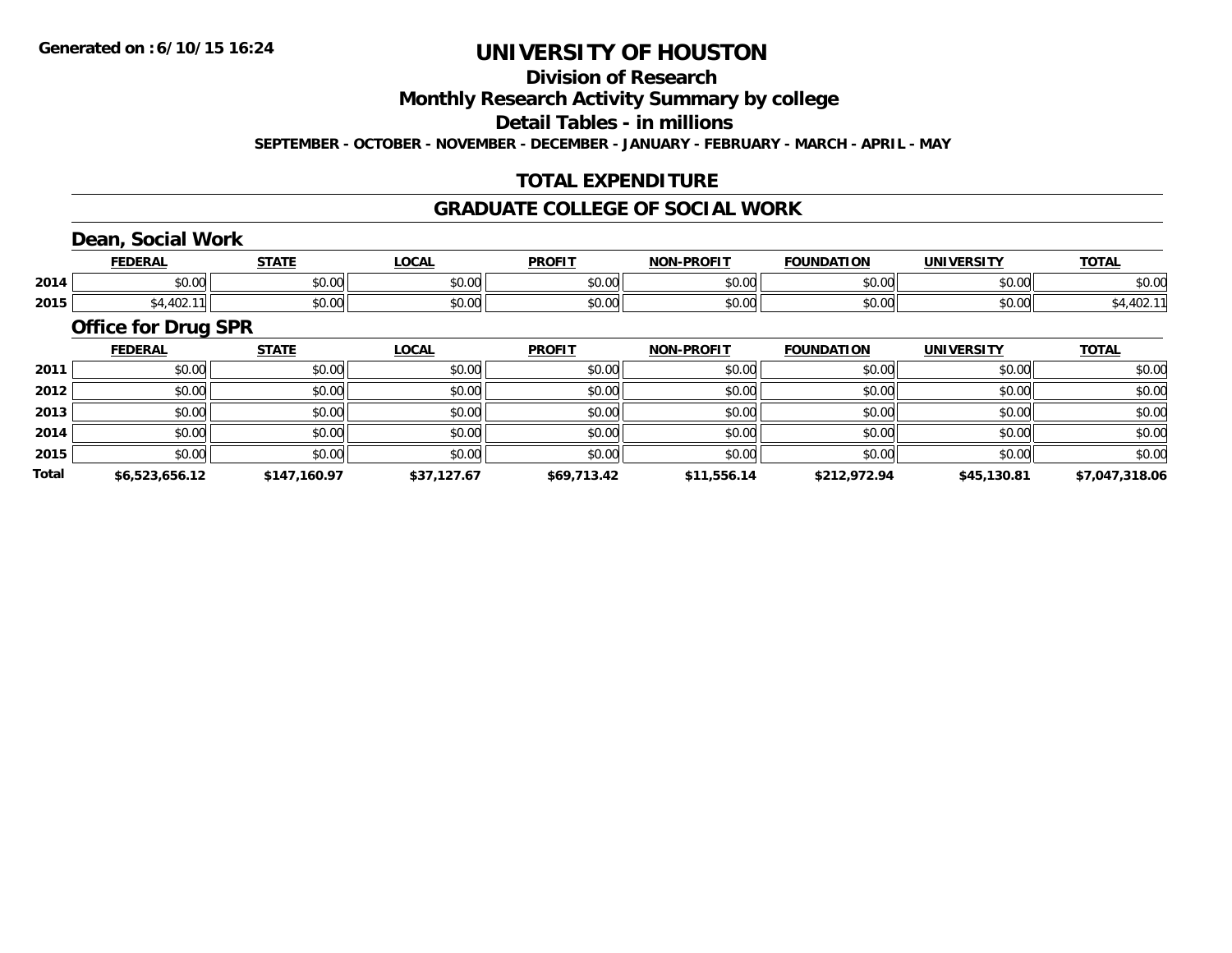# UNIVERSITY OF HOUSTON

## Division of Research

## Monthly Research Activity Summary by college

## Detail Tables - in millions

**SEPTEMBER - OCTOBER - NOVEMBER - DECEMBER - JANUARY - FEBRUARY - MARCH - APRIL - MAY**

## TOTAL EXPENDITURE

## GRADUATE COLLEGE OF SOCIAL WORK

### Dean, Social Work

| | FEDERAL | STATE | LOCAL | PROFIT | NON-PROFIT | FOUNDATION | UNIVERSITY | TOTAL |
|---|---|---|---|---|---|---|---|---|
| 2014 | $0.00 | $0.00 | $0.00 | $0.00 | $0.00 | $0.00 | $0.00 | $0.00 |
| 2015 | $4,402.11 | $0.00 | $0.00 | $0.00 | $0.00 | $0.00 | $0.00 | $4,402.11 |

### Office for Drug SPR

| | FEDERAL | STATE | LOCAL | PROFIT | NON-PROFIT | FOUNDATION | UNIVERSITY | TOTAL |
|---|---|---|---|---|---|---|---|---|
| 2011 | $0.00 | $0.00 | $0.00 | $0.00 | $0.00 | $0.00 | $0.00 | $0.00 |
| 2012 | $0.00 | $0.00 | $0.00 | $0.00 | $0.00 | $0.00 | $0.00 | $0.00 |
| 2013 | $0.00 | $0.00 | $0.00 | $0.00 | $0.00 | $0.00 | $0.00 | $0.00 |
| 2014 | $0.00 | $0.00 | $0.00 | $0.00 | $0.00 | $0.00 | $0.00 | $0.00 |
| 2015 | $0.00 | $0.00 | $0.00 | $0.00 | $0.00 | $0.00 | $0.00 | $0.00 |
| **Total** | **$6,523,656.12** | **$147,160.97** | **$37,127.67** | **$69,713.42** | **$11,556.14** | **$212,972.94** | **$45,130.81** | **$7,047,318.06** |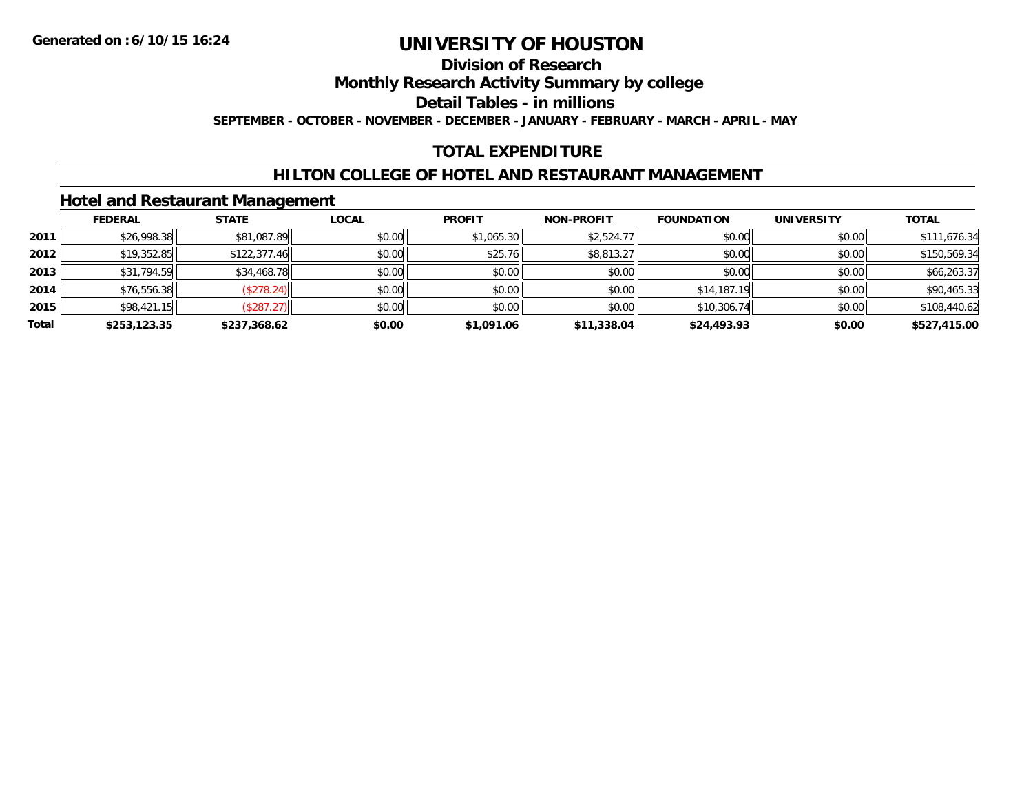**Generated on :6/10/15 16:24**

# UNIVERSITY OF HOUSTON

## Division of Research

## Monthly Research Activity Summary by college

## Detail Tables - in millions

**SEPTEMBER - OCTOBER - NOVEMBER - DECEMBER - JANUARY - FEBRUARY - MARCH - APRIL - MAY**

## TOTAL EXPENDITURE

## HILTON COLLEGE OF HOTEL AND RESTAURANT MANAGEMENT

### Hotel and Restaurant Management

| | FEDERAL | STATE | LOCAL | PROFIT | NON-PROFIT | FOUNDATION | UNIVERSITY | TOTAL |
|---|---|---|---|---|---|---|---|---|
| **2011** | $26,998.38 | $81,087.89 | $0.00 | $1,065.30 | $2,524.77 | $0.00 | $0.00 | $111,676.34 |
| **2012** | $19,352.85 | $122,377.46 | $0.00 | $25.76 | $8,813.27 | $0.00 | $0.00 | $150,569.34 |
| **2013** | $31,794.59 | $34,468.78 | $0.00 | $0.00 | $0.00 | $0.00 | $0.00 | $66,263.37 |
| **2014** | $76,556.38 | ($278.24) | $0.00 | $0.00 | $0.00 | $14,187.19 | $0.00 | $90,465.33 |
| **2015** | $98,421.15 | ($287.27) | $0.00 | $0.00 | $0.00 | $10,306.74 | $0.00 | $108,440.62 |
| **Total** | **$253,123.35** | **$237,368.62** | **$0.00** | **$1,091.06** | **$11,338.04** | **$24,493.93** | **$0.00** | **$527,415.00** |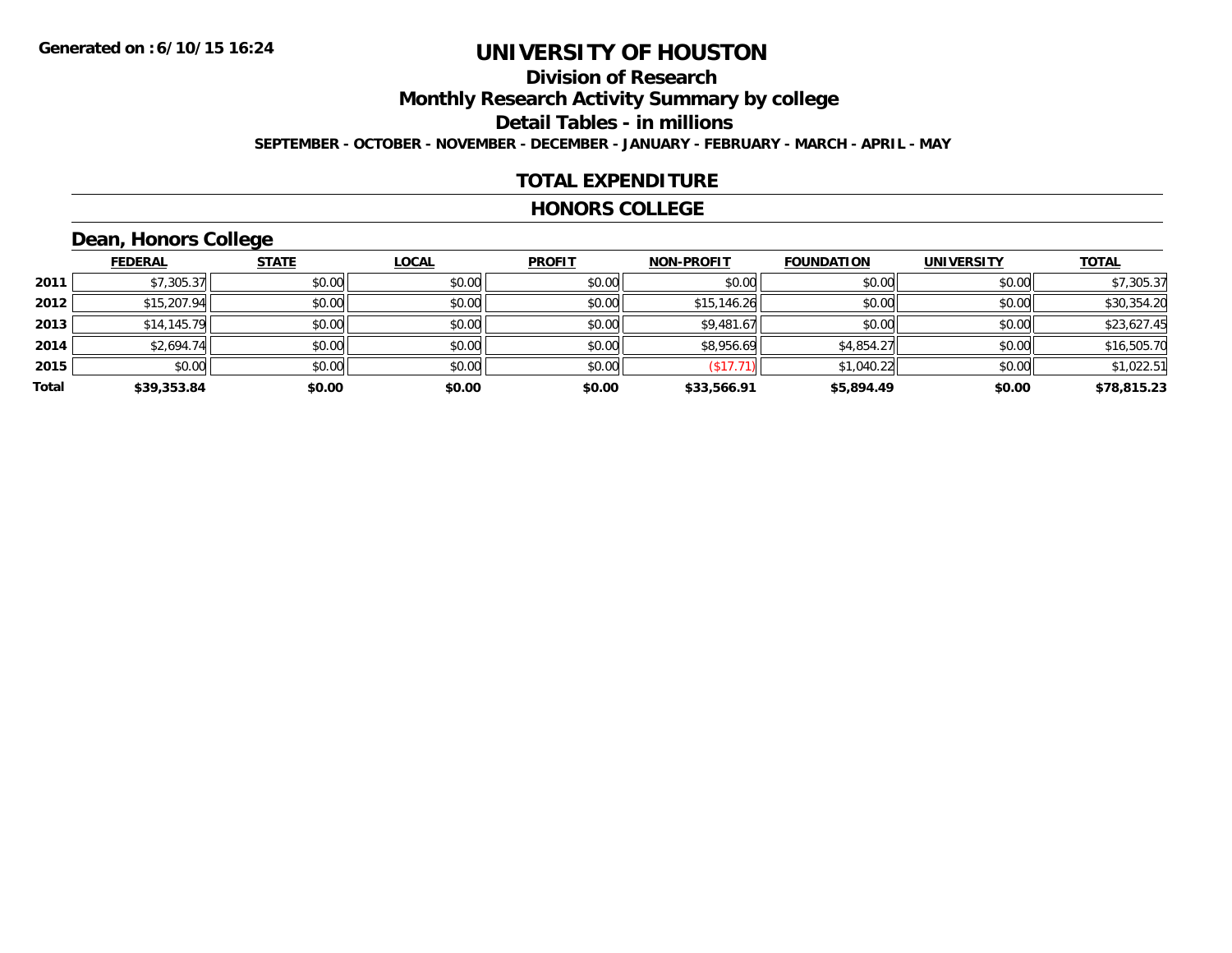Generated on :6/10/15 16:24

# UNIVERSITY OF HOUSTON

## Division of Research

## Monthly Research Activity Summary by college

## Detail Tables - in millions

**SEPTEMBER - OCTOBER - NOVEMBER - DECEMBER - JANUARY - FEBRUARY - MARCH - APRIL - MAY**

## TOTAL EXPENDITURE

## HONORS COLLEGE

### Dean, Honors College

| | FEDERAL | STATE | LOCAL | PROFIT | NON-PROFIT | FOUNDATION | UNIVERSITY | TOTAL |
|---|---|---|---|---|---|---|---|---|
| 2011 | $7,305.37 | $0.00 | $0.00 | $0.00 | $0.00 | $0.00 | $0.00 | $7,305.37 |
| 2012 | $15,207.94 | $0.00 | $0.00 | $0.00 | $15,146.26 | $0.00 | $0.00 | $30,354.20 |
| 2013 | $14,145.79 | $0.00 | $0.00 | $0.00 | $9,481.67 | $0.00 | $0.00 | $23,627.45 |
| 2014 | $2,694.74 | $0.00 | $0.00 | $0.00 | $8,956.69 | $4,854.27 | $0.00 | $16,505.70 |
| 2015 | $0.00 | $0.00 | $0.00 | $0.00 | ($17.71) | $1,040.22 | $0.00 | $1,022.51 |
| **Total** | **$39,353.84** | **$0.00** | **$0.00** | **$0.00** | **$33,566.91** | **$5,894.49** | **$0.00** | **$78,815.23** |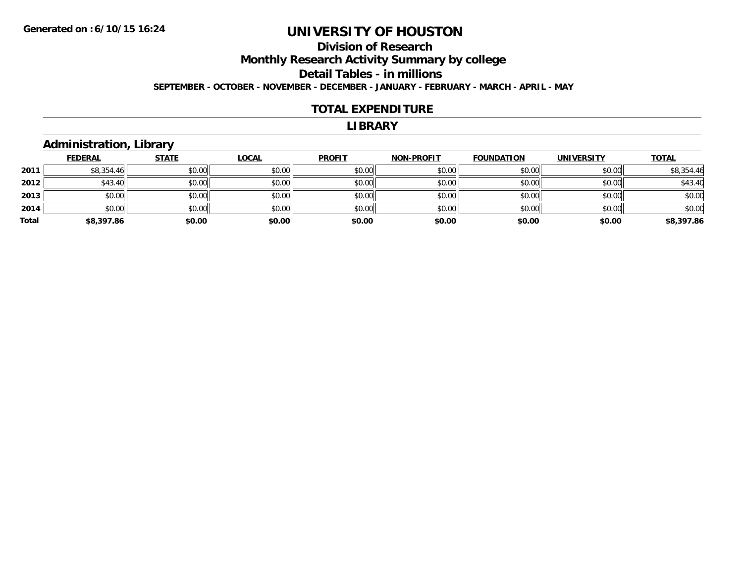# UNIVERSITY OF HOUSTON

## Division of Research

## Monthly Research Activity Summary by college

## Detail Tables - in millions

**SEPTEMBER - OCTOBER - NOVEMBER - DECEMBER - JANUARY - FEBRUARY - MARCH - APRIL - MAY**

### TOTAL EXPENDITURE

### LIBRARY

### Administration, Library

| | FEDERAL | STATE | LOCAL | PROFIT | NON-PROFIT | FOUNDATION | UNIVERSITY | TOTAL |
|---|---|---|---|---|---|---|---|---|
| 2011 | $8,354.46 | $0.00 | $0.00 | $0.00 | $0.00 | $0.00 | $0.00 | $8,354.46 |
| 2012 | $43.40 | $0.00 | $0.00 | $0.00 | $0.00 | $0.00 | $0.00 | $43.40 |
| 2013 | $0.00 | $0.00 | $0.00 | $0.00 | $0.00 | $0.00 | $0.00 | $0.00 |
| 2014 | $0.00 | $0.00 | $0.00 | $0.00 | $0.00 | $0.00 | $0.00 | $0.00 |
| **Total** | **$8,397.86** | **$0.00** | **$0.00** | **$0.00** | **$0.00** | **$0.00** | **$0.00** | **$8,397.86** |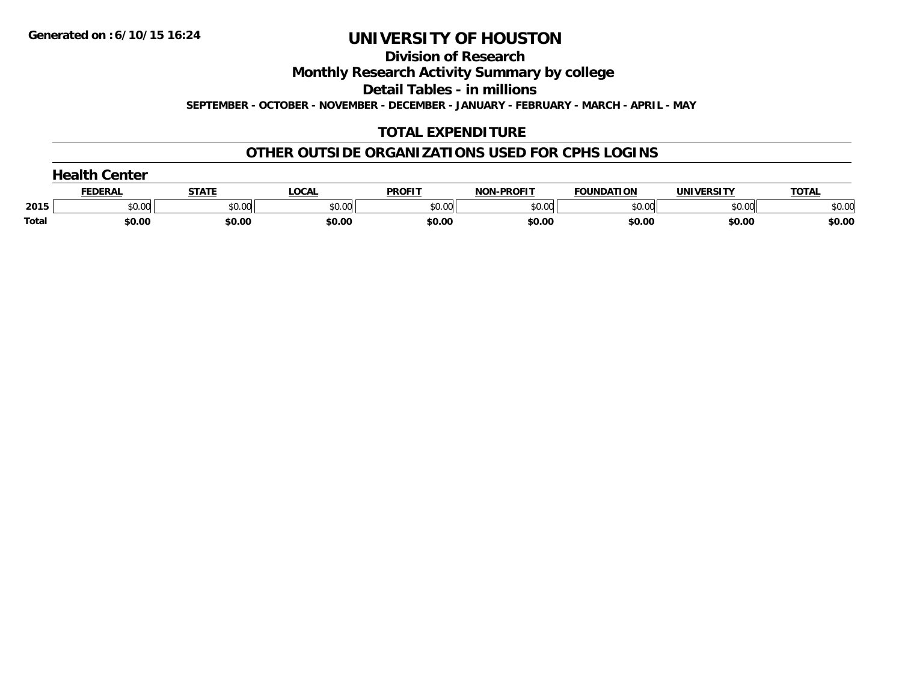**Generated on :6/10/15 16:24**

# UNIVERSITY OF HOUSTON

## Division of Research

## Monthly Research Activity Summary by college

## Detail Tables - in millions

**SEPTEMBER - OCTOBER - NOVEMBER - DECEMBER - JANUARY - FEBRUARY - MARCH - APRIL - MAY**

## TOTAL EXPENDITURE

## OTHER OUTSIDE ORGANIZATIONS USED FOR CPHS LOGINS

### Health Center

| | FEDERAL | STATE | LOCAL | PROFIT | NON-PROFIT | FOUNDATION | UNIVERSITY | TOTAL |
|---|---|---|---|---|---|---|---|---|
| 2015 | $0.00 | $0.00 | $0.00 | $0.00 | $0.00 | $0.00 | $0.00 | $0.00 |
| **Total** | **$0.00** | **$0.00** | **$0.00** | **$0.00** | **$0.00** | **$0.00** | **$0.00** | **$0.00** |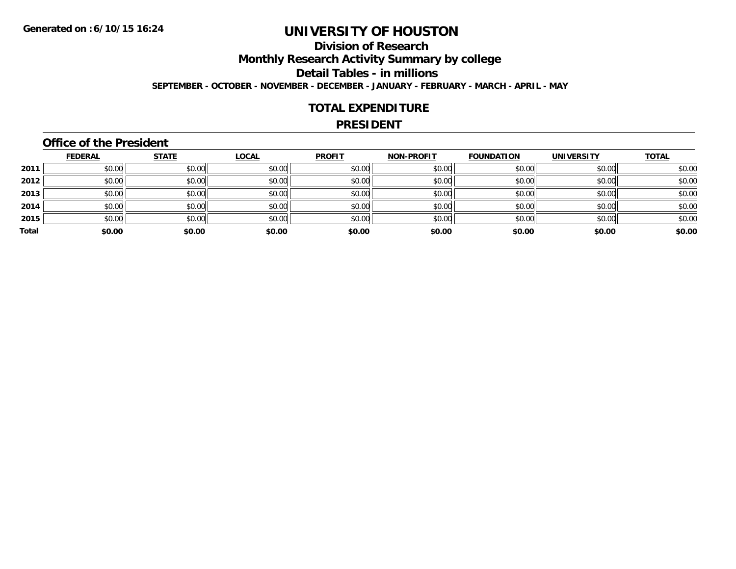Generated on :6/10/15 16:24

# UNIVERSITY OF HOUSTON

## Division of Research

## Monthly Research Activity Summary by college

## Detail Tables - in millions

**SEPTEMBER - OCTOBER - NOVEMBER - DECEMBER - JANUARY - FEBRUARY - MARCH - APRIL - MAY**

## TOTAL EXPENDITURE

## PRESIDENT

### Office of the President

| | FEDERAL | STATE | LOCAL | PROFIT | NON-PROFIT | FOUNDATION | UNIVERSITY | TOTAL |
|---|---|---|---|---|---|---|---|---|
| 2011 | $0.00 | $0.00 | $0.00 | $0.00 | $0.00 | $0.00 | $0.00 | $0.00 |
| 2012 | $0.00 | $0.00 | $0.00 | $0.00 | $0.00 | $0.00 | $0.00 | $0.00 |
| 2013 | $0.00 | $0.00 | $0.00 | $0.00 | $0.00 | $0.00 | $0.00 | $0.00 |
| 2014 | $0.00 | $0.00 | $0.00 | $0.00 | $0.00 | $0.00 | $0.00 | $0.00 |
| 2015 | $0.00 | $0.00 | $0.00 | $0.00 | $0.00 | $0.00 | $0.00 | $0.00 |
| **Total** | **$0.00** | **$0.00** | **$0.00** | **$0.00** | **$0.00** | **$0.00** | **$0.00** | **$0.00** |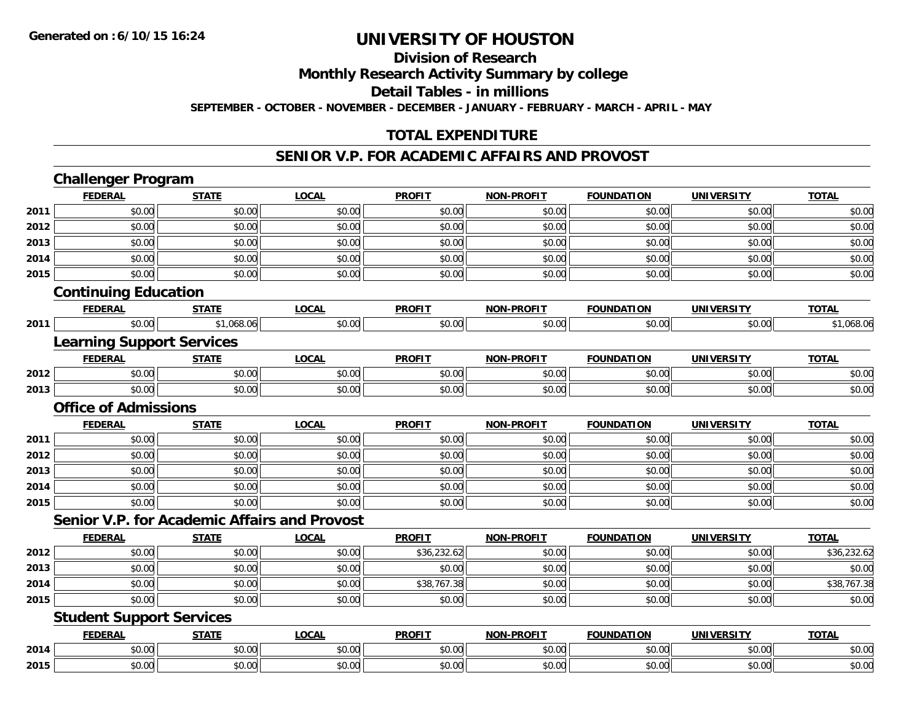**Generated on :6/10/15 16:24**

# UNIVERSITY OF HOUSTON

## Division of Research

## Monthly Research Activity Summary by college

## Detail Tables - in millions

**SEPTEMBER - OCTOBER - NOVEMBER - DECEMBER - JANUARY - FEBRUARY - MARCH - APRIL - MAY**

## TOTAL EXPENDITURE

## SENIOR V.P. FOR ACADEMIC AFFAIRS AND PROVOST

### Challenger Program

| | FEDERAL | STATE | LOCAL | PROFIT | NON-PROFIT | FOUNDATION | UNIVERSITY | TOTAL |
|---|---|---|---|---|---|---|---|---|
| 2011 | $0.00 | $0.00 | $0.00 | $0.00 | $0.00 | $0.00 | $0.00 | $0.00 |
| 2012 | $0.00 | $0.00 | $0.00 | $0.00 | $0.00 | $0.00 | $0.00 | $0.00 |
| 2013 | $0.00 | $0.00 | $0.00 | $0.00 | $0.00 | $0.00 | $0.00 | $0.00 |
| 2014 | $0.00 | $0.00 | $0.00 | $0.00 | $0.00 | $0.00 | $0.00 | $0.00 |
| 2015 | $0.00 | $0.00 | $0.00 | $0.00 | $0.00 | $0.00 | $0.00 | $0.00 |

### Continuing Education

| | FEDERAL | STATE | LOCAL | PROFIT | NON-PROFIT | FOUNDATION | UNIVERSITY | TOTAL |
|---|---|---|---|---|---|---|---|---|
| 2011 | $0.00 | $1,068.06 | $0.00 | $0.00 | $0.00 | $0.00 | $0.00 | $1,068.06 |

### Learning Support Services

| | FEDERAL | STATE | LOCAL | PROFIT | NON-PROFIT | FOUNDATION | UNIVERSITY | TOTAL |
|---|---|---|---|---|---|---|---|---|
| 2012 | $0.00 | $0.00 | $0.00 | $0.00 | $0.00 | $0.00 | $0.00 | $0.00 |
| 2013 | $0.00 | $0.00 | $0.00 | $0.00 | $0.00 | $0.00 | $0.00 | $0.00 |

### Office of Admissions

| | FEDERAL | STATE | LOCAL | PROFIT | NON-PROFIT | FOUNDATION | UNIVERSITY | TOTAL |
|---|---|---|---|---|---|---|---|---|
| 2011 | $0.00 | $0.00 | $0.00 | $0.00 | $0.00 | $0.00 | $0.00 | $0.00 |
| 2012 | $0.00 | $0.00 | $0.00 | $0.00 | $0.00 | $0.00 | $0.00 | $0.00 |
| 2013 | $0.00 | $0.00 | $0.00 | $0.00 | $0.00 | $0.00 | $0.00 | $0.00 |
| 2014 | $0.00 | $0.00 | $0.00 | $0.00 | $0.00 | $0.00 | $0.00 | $0.00 |
| 2015 | $0.00 | $0.00 | $0.00 | $0.00 | $0.00 | $0.00 | $0.00 | $0.00 |

### Senior V.P. for Academic Affairs and Provost

| | FEDERAL | STATE | LOCAL | PROFIT | NON-PROFIT | FOUNDATION | UNIVERSITY | TOTAL |
|---|---|---|---|---|---|---|---|---|
| 2012 | $0.00 | $0.00 | $0.00 | $36,232.62 | $0.00 | $0.00 | $0.00 | $36,232.62 |
| 2013 | $0.00 | $0.00 | $0.00 | $0.00 | $0.00 | $0.00 | $0.00 | $0.00 |
| 2014 | $0.00 | $0.00 | $0.00 | $38,767.38 | $0.00 | $0.00 | $0.00 | $38,767.38 |
| 2015 | $0.00 | $0.00 | $0.00 | $0.00 | $0.00 | $0.00 | $0.00 | $0.00 |

### Student Support Services

| | FEDERAL | STATE | LOCAL | PROFIT | NON-PROFIT | FOUNDATION | UNIVERSITY | TOTAL |
|---|---|---|---|---|---|---|---|---|
| 2014 | $0.00 | $0.00 | $0.00 | $0.00 | $0.00 | $0.00 | $0.00 | $0.00 |
| 2015 | $0.00 | $0.00 | $0.00 | $0.00 | $0.00 | $0.00 | $0.00 | $0.00 |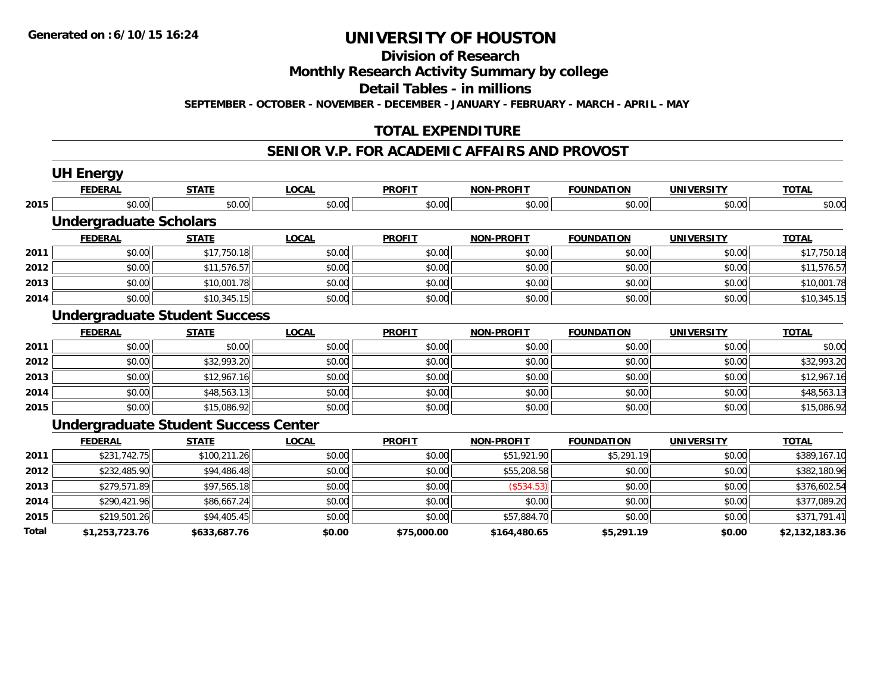**Generated on :6/10/15 16:24**

# UNIVERSITY OF HOUSTON

## Division of Research

## Monthly Research Activity Summary by college

## Detail Tables - in millions

**SEPTEMBER - OCTOBER - NOVEMBER - DECEMBER - JANUARY - FEBRUARY - MARCH - APRIL - MAY**

## TOTAL EXPENDITURE

## SENIOR V.P. FOR ACADEMIC AFFAIRS AND PROVOST

### UH Energy

| | FEDERAL | STATE | LOCAL | PROFIT | NON-PROFIT | FOUNDATION | UNIVERSITY | TOTAL |
|---|---|---|---|---|---|---|---|---|
| 2015 | $0.00 | $0.00 | $0.00 | $0.00 | $0.00 | $0.00 | $0.00 | $0.00 |

### Undergraduate Scholars

| | FEDERAL | STATE | LOCAL | PROFIT | NON-PROFIT | FOUNDATION | UNIVERSITY | TOTAL |
|---|---|---|---|---|---|---|---|---|
| 2011 | $0.00 | $17,750.18 | $0.00 | $0.00 | $0.00 | $0.00 | $0.00 | $17,750.18 |
| 2012 | $0.00 | $11,576.57 | $0.00 | $0.00 | $0.00 | $0.00 | $0.00 | $11,576.57 |
| 2013 | $0.00 | $10,001.78 | $0.00 | $0.00 | $0.00 | $0.00 | $0.00 | $10,001.78 |
| 2014 | $0.00 | $10,345.15 | $0.00 | $0.00 | $0.00 | $0.00 | $0.00 | $10,345.15 |

### Undergraduate Student Success

| | FEDERAL | STATE | LOCAL | PROFIT | NON-PROFIT | FOUNDATION | UNIVERSITY | TOTAL |
|---|---|---|---|---|---|---|---|---|
| 2011 | $0.00 | $0.00 | $0.00 | $0.00 | $0.00 | $0.00 | $0.00 | $0.00 |
| 2012 | $0.00 | $32,993.20 | $0.00 | $0.00 | $0.00 | $0.00 | $0.00 | $32,993.20 |
| 2013 | $0.00 | $12,967.16 | $0.00 | $0.00 | $0.00 | $0.00 | $0.00 | $12,967.16 |
| 2014 | $0.00 | $48,563.13 | $0.00 | $0.00 | $0.00 | $0.00 | $0.00 | $48,563.13 |
| 2015 | $0.00 | $15,086.92 | $0.00 | $0.00 | $0.00 | $0.00 | $0.00 | $15,086.92 |

### Undergraduate Student Success Center

| | FEDERAL | STATE | LOCAL | PROFIT | NON-PROFIT | FOUNDATION | UNIVERSITY | TOTAL |
|---|---|---|---|---|---|---|---|---|
| 2011 | $231,742.75 | $100,211.26 | $0.00 | $0.00 | $51,921.90 | $5,291.19 | $0.00 | $389,167.10 |
| 2012 | $232,485.90 | $94,486.48 | $0.00 | $0.00 | $55,208.58 | $0.00 | $0.00 | $382,180.96 |
| 2013 | $279,571.89 | $97,565.18 | $0.00 | $0.00 | ($534.53) | $0.00 | $0.00 | $376,602.54 |
| 2014 | $290,421.96 | $86,667.24 | $0.00 | $0.00 | $0.00 | $0.00 | $0.00 | $377,089.20 |
| 2015 | $219,501.26 | $94,405.45 | $0.00 | $0.00 | $57,884.70 | $0.00 | $0.00 | $371,791.41 |
| **Total** | **$1,253,723.76** | **$633,687.76** | **$0.00** | **$75,000.00** | **$164,480.65** | **$5,291.19** | **$0.00** | **$2,132,183.36** |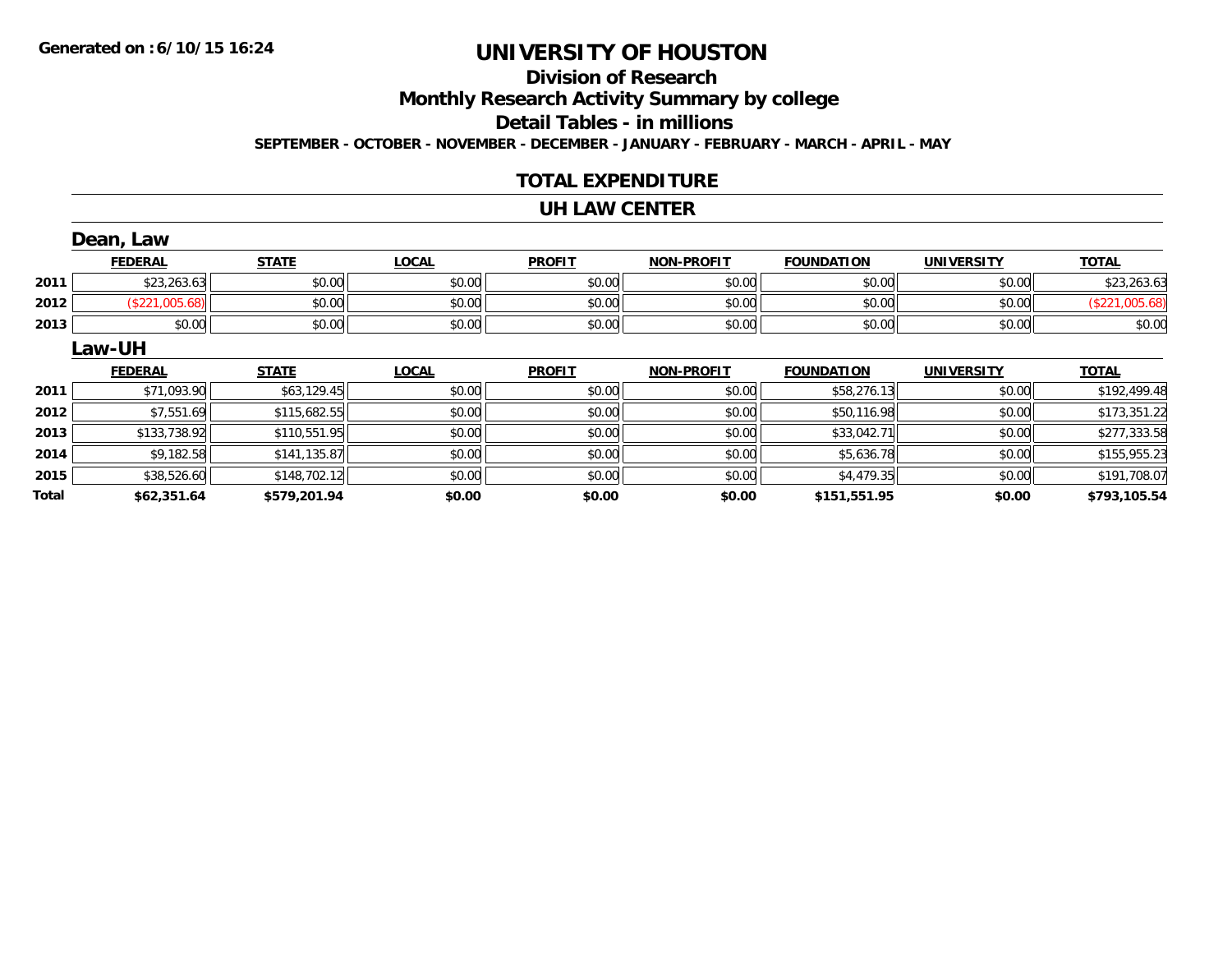**Generated on :6/10/15 16:24**

# UNIVERSITY OF HOUSTON

## Division of Research

## Monthly Research Activity Summary by college

## Detail Tables - in millions

**SEPTEMBER - OCTOBER - NOVEMBER - DECEMBER - JANUARY - FEBRUARY - MARCH - APRIL - MAY**

## TOTAL EXPENDITURE

## UH LAW CENTER

### Dean, Law

| | FEDERAL | STATE | LOCAL | PROFIT | NON-PROFIT | FOUNDATION | UNIVERSITY | TOTAL |
|---|---|---|---|---|---|---|---|---|
| 2011 | $23,263.63 | $0.00 | $0.00 | $0.00 | $0.00 | $0.00 | $0.00 | $23,263.63 |
| 2012 | ($221,005.68) | $0.00 | $0.00 | $0.00 | $0.00 | $0.00 | $0.00 | ($221,005.68) |
| 2013 | $0.00 | $0.00 | $0.00 | $0.00 | $0.00 | $0.00 | $0.00 | $0.00 |

### Law-UH

| | FEDERAL | STATE | LOCAL | PROFIT | NON-PROFIT | FOUNDATION | UNIVERSITY | TOTAL |
|---|---|---|---|---|---|---|---|---|
| 2011 | $71,093.90 | $63,129.45 | $0.00 | $0.00 | $0.00 | $58,276.13 | $0.00 | $192,499.48 |
| 2012 | $7,551.69 | $115,682.55 | $0.00 | $0.00 | $0.00 | $50,116.98 | $0.00 | $173,351.22 |
| 2013 | $133,738.92 | $110,551.95 | $0.00 | $0.00 | $0.00 | $33,042.71 | $0.00 | $277,333.58 |
| 2014 | $9,182.58 | $141,135.87 | $0.00 | $0.00 | $0.00 | $5,636.78 | $0.00 | $155,955.23 |
| 2015 | $38,526.60 | $148,702.12 | $0.00 | $0.00 | $0.00 | $4,479.35 | $0.00 | $191,708.07 |
| **Total** | **$62,351.64** | **$579,201.94** | **$0.00** | **$0.00** | **$0.00** | **$151,551.95** | **$0.00** | **$793,105.54** |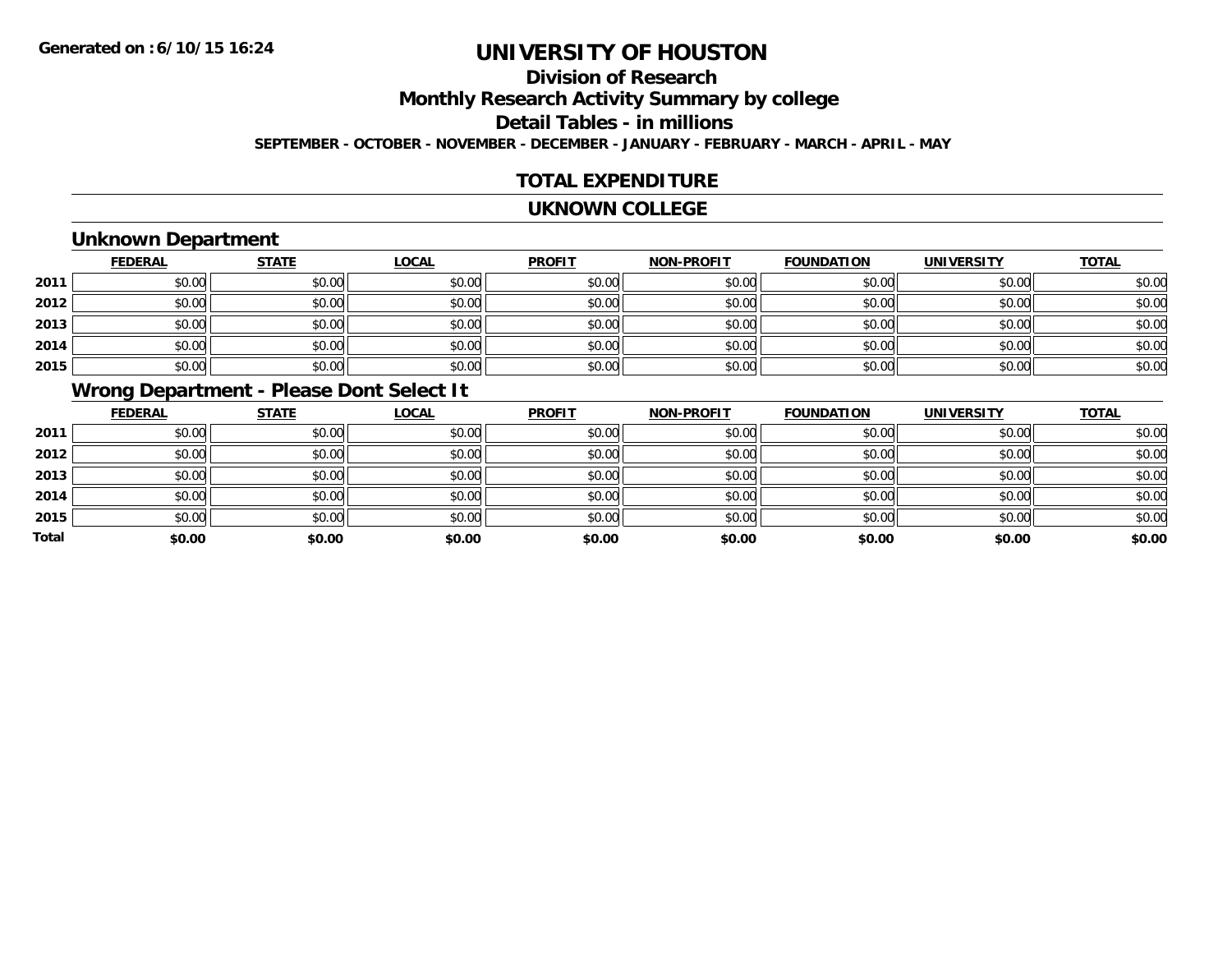**Generated on :6/10/15 16:24**

# UNIVERSITY OF HOUSTON

## Division of Research

## Monthly Research Activity Summary by college

## Detail Tables - in millions

**SEPTEMBER - OCTOBER - NOVEMBER - DECEMBER - JANUARY - FEBRUARY - MARCH - APRIL - MAY**

## TOTAL EXPENDITURE

## UKNOWN COLLEGE

### Unknown Department

| | FEDERAL | STATE | LOCAL | PROFIT | NON-PROFIT | FOUNDATION | UNIVERSITY | TOTAL |
|---|---|---|---|---|---|---|---|---|
| 2011 | $0.00 | $0.00 | $0.00 | $0.00 | $0.00 | $0.00 | $0.00 | $0.00 |
| 2012 | $0.00 | $0.00 | $0.00 | $0.00 | $0.00 | $0.00 | $0.00 | $0.00 |
| 2013 | $0.00 | $0.00 | $0.00 | $0.00 | $0.00 | $0.00 | $0.00 | $0.00 |
| 2014 | $0.00 | $0.00 | $0.00 | $0.00 | $0.00 | $0.00 | $0.00 | $0.00 |
| 2015 | $0.00 | $0.00 | $0.00 | $0.00 | $0.00 | $0.00 | $0.00 | $0.00 |

### Wrong Department - Please Dont Select It

| | FEDERAL | STATE | LOCAL | PROFIT | NON-PROFIT | FOUNDATION | UNIVERSITY | TOTAL |
|---|---|---|---|---|---|---|---|---|
| 2011 | $0.00 | $0.00 | $0.00 | $0.00 | $0.00 | $0.00 | $0.00 | $0.00 |
| 2012 | $0.00 | $0.00 | $0.00 | $0.00 | $0.00 | $0.00 | $0.00 | $0.00 |
| 2013 | $0.00 | $0.00 | $0.00 | $0.00 | $0.00 | $0.00 | $0.00 | $0.00 |
| 2014 | $0.00 | $0.00 | $0.00 | $0.00 | $0.00 | $0.00 | $0.00 | $0.00 |
| 2015 | $0.00 | $0.00 | $0.00 | $0.00 | $0.00 | $0.00 | $0.00 | $0.00 |
| **Total** | **$0.00** | **$0.00** | **$0.00** | **$0.00** | **$0.00** | **$0.00** | **$0.00** | **$0.00** |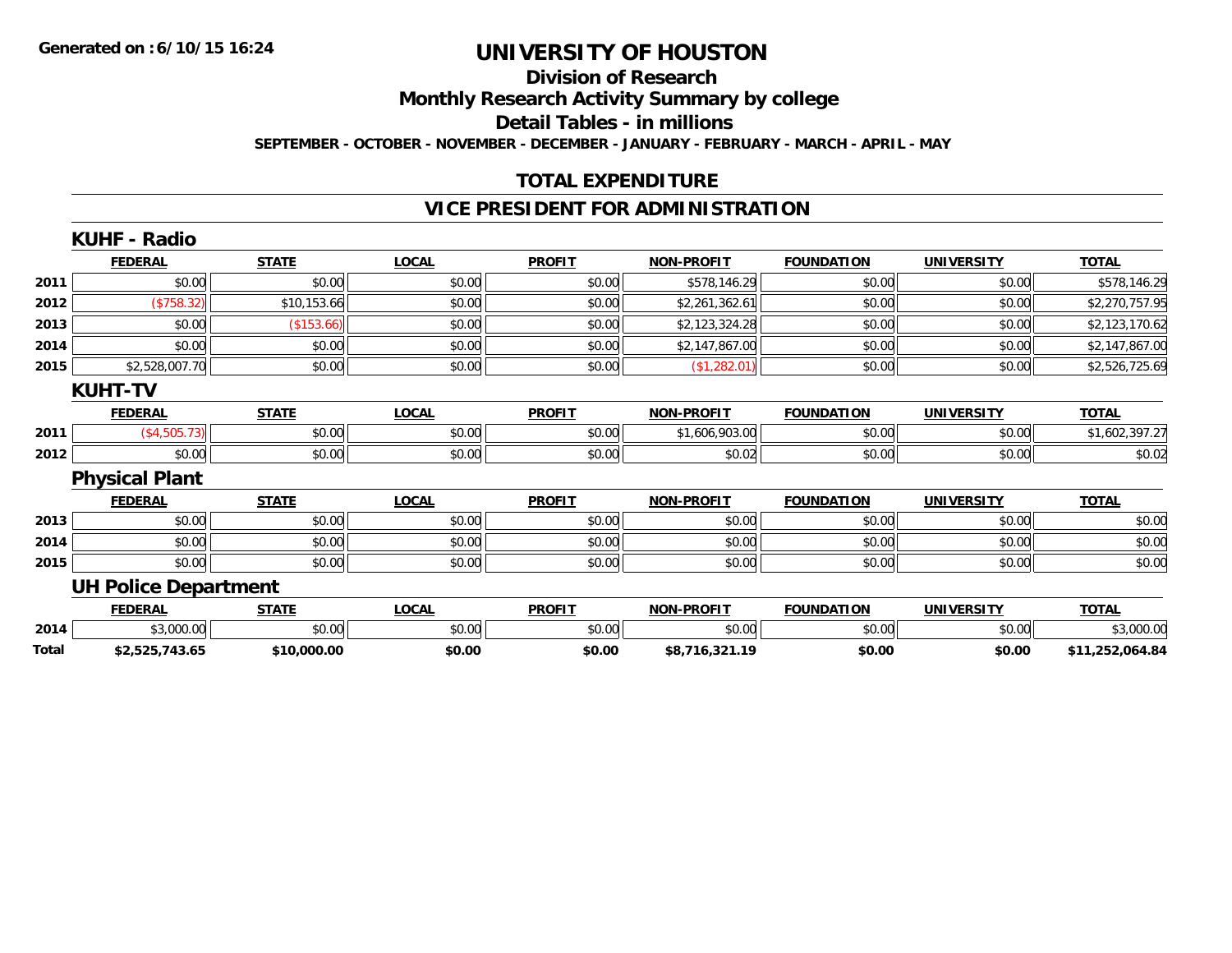# UNIVERSITY OF HOUSTON

## Division of Research

## Monthly Research Activity Summary by college

## Detail Tables - in millions

**SEPTEMBER - OCTOBER - NOVEMBER - DECEMBER - JANUARY - FEBRUARY - MARCH - APRIL - MAY**

**Generated on :6/10/15 16:24**

## TOTAL EXPENDITURE

## VICE PRESIDENT FOR ADMINISTRATION

### KUHF - Radio

| | FEDERAL | STATE | LOCAL | PROFIT | NON-PROFIT | FOUNDATION | UNIVERSITY | TOTAL |
|---|---|---|---|---|---|---|---|---|
| 2011 | $0.00 | $0.00 | $0.00 | $0.00 | $578,146.29 | $0.00 | $0.00 | $578,146.29 |
| 2012 | ($758.32) | $10,153.66 | $0.00 | $0.00 | $2,261,362.61 | $0.00 | $0.00 | $2,270,757.95 |
| 2013 | $0.00 | ($153.66) | $0.00 | $0.00 | $2,123,324.28 | $0.00 | $0.00 | $2,123,170.62 |
| 2014 | $0.00 | $0.00 | $0.00 | $0.00 | $2,147,867.00 | $0.00 | $0.00 | $2,147,867.00 |
| 2015 | $2,528,007.70 | $0.00 | $0.00 | $0.00 | ($1,282.01) | $0.00 | $0.00 | $2,526,725.69 |

### KUHT-TV

| | FEDERAL | STATE | LOCAL | PROFIT | NON-PROFIT | FOUNDATION | UNIVERSITY | TOTAL |
|---|---|---|---|---|---|---|---|---|
| 2011 | ($4,505.73) | $0.00 | $0.00 | $0.00 | $1,606,903.00 | $0.00 | $0.00 | $1,602,397.27 |
| 2012 | $0.00 | $0.00 | $0.00 | $0.00 | $0.02 | $0.00 | $0.00 | $0.02 |

### Physical Plant

| | FEDERAL | STATE | LOCAL | PROFIT | NON-PROFIT | FOUNDATION | UNIVERSITY | TOTAL |
|---|---|---|---|---|---|---|---|---|
| 2013 | $0.00 | $0.00 | $0.00 | $0.00 | $0.00 | $0.00 | $0.00 | $0.00 |
| 2014 | $0.00 | $0.00 | $0.00 | $0.00 | $0.00 | $0.00 | $0.00 | $0.00 |
| 2015 | $0.00 | $0.00 | $0.00 | $0.00 | $0.00 | $0.00 | $0.00 | $0.00 |

### UH Police Department

| | FEDERAL | STATE | LOCAL | PROFIT | NON-PROFIT | FOUNDATION | UNIVERSITY | TOTAL |
|---|---|---|---|---|---|---|---|---|
| 2014 | $3,000.00 | $0.00 | $0.00 | $0.00 | $0.00 | $0.00 | $0.00 | $3,000.00 |
| **Total** | **$2,525,743.65** | **$10,000.00** | **$0.00** | **$0.00** | **$8,716,321.19** | **$0.00** | **$0.00** | **$11,252,064.84** |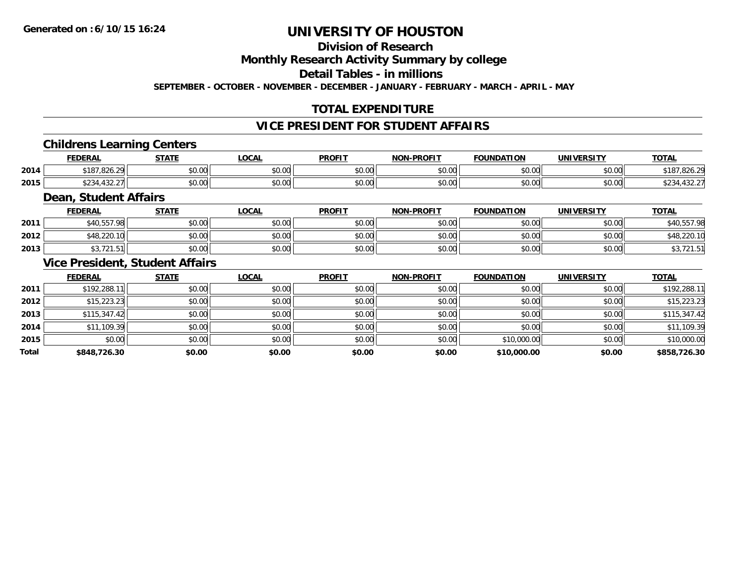# UNIVERSITY OF HOUSTON

## Division of Research

## Monthly Research Activity Summary by college

## Detail Tables - in millions

**SEPTEMBER - OCTOBER - NOVEMBER - DECEMBER - JANUARY - FEBRUARY - MARCH - APRIL - MAY**

## TOTAL EXPENDITURE

## VICE PRESIDENT FOR STUDENT AFFAIRS

### Childrens Learning Centers

| | FEDERAL | STATE | LOCAL | PROFIT | NON-PROFIT | FOUNDATION | UNIVERSITY | TOTAL |
|---|---|---|---|---|---|---|---|---|
| 2014 | $187,826.29 | $0.00 | $0.00 | $0.00 | $0.00 | $0.00 | $0.00 | $187,826.29 |
| 2015 | $234,432.27 | $0.00 | $0.00 | $0.00 | $0.00 | $0.00 | $0.00 | $234,432.27 |

### Dean, Student Affairs

| | FEDERAL | STATE | LOCAL | PROFIT | NON-PROFIT | FOUNDATION | UNIVERSITY | TOTAL |
|---|---|---|---|---|---|---|---|---|
| 2011 | $40,557.98 | $0.00 | $0.00 | $0.00 | $0.00 | $0.00 | $0.00 | $40,557.98 |
| 2012 | $48,220.10 | $0.00 | $0.00 | $0.00 | $0.00 | $0.00 | $0.00 | $48,220.10 |
| 2013 | $3,721.51 | $0.00 | $0.00 | $0.00 | $0.00 | $0.00 | $0.00 | $3,721.51 |

### Vice President, Student Affairs

| | FEDERAL | STATE | LOCAL | PROFIT | NON-PROFIT | FOUNDATION | UNIVERSITY | TOTAL |
|---|---|---|---|---|---|---|---|---|
| 2011 | $192,288.11 | $0.00 | $0.00 | $0.00 | $0.00 | $0.00 | $0.00 | $192,288.11 |
| 2012 | $15,223.23 | $0.00 | $0.00 | $0.00 | $0.00 | $0.00 | $0.00 | $15,223.23 |
| 2013 | $115,347.42 | $0.00 | $0.00 | $0.00 | $0.00 | $0.00 | $0.00 | $115,347.42 |
| 2014 | $11,109.39 | $0.00 | $0.00 | $0.00 | $0.00 | $0.00 | $0.00 | $11,109.39 |
| 2015 | $0.00 | $0.00 | $0.00 | $0.00 | $0.00 | $10,000.00 | $0.00 | $10,000.00 |
| **Total** | **$848,726.30** | **$0.00** | **$0.00** | **$0.00** | **$0.00** | **$10,000.00** | **$0.00** | **$858,726.30** |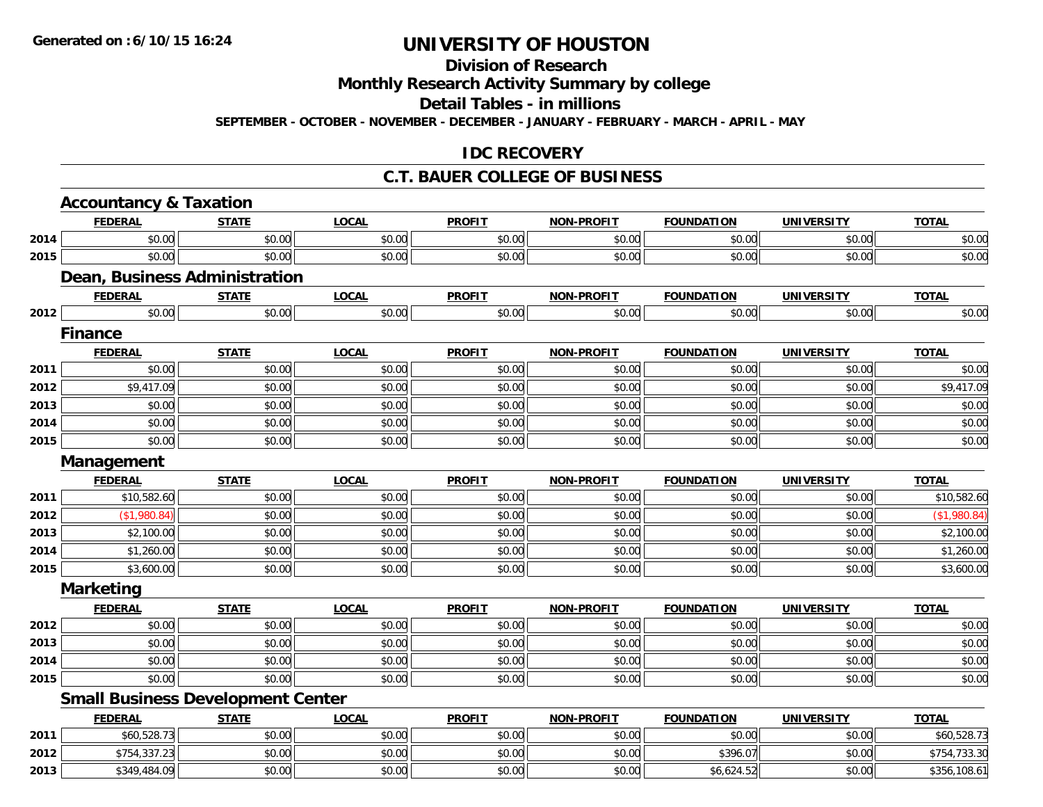# UNIVERSITY OF HOUSTON

## Division of Research

## Monthly Research Activity Summary by college

## Detail Tables - in millions

**SEPTEMBER - OCTOBER - NOVEMBER - DECEMBER - JANUARY - FEBRUARY - MARCH - APRIL - MAY**

## IDC RECOVERY

## C.T. BAUER COLLEGE OF BUSINESS

### Accountancy & Taxation

| | FEDERAL | STATE | LOCAL | PROFIT | NON-PROFIT | FOUNDATION | UNIVERSITY | TOTAL |
|---|---|---|---|---|---|---|---|---|
| 2014 | $0.00 | $0.00 | $0.00 | $0.00 | $0.00 | $0.00 | $0.00 | $0.00 |
| 2015 | $0.00 | $0.00 | $0.00 | $0.00 | $0.00 | $0.00 | $0.00 | $0.00 |

### Dean, Business Administration

| | FEDERAL | STATE | LOCAL | PROFIT | NON-PROFIT | FOUNDATION | UNIVERSITY | TOTAL |
|---|---|---|---|---|---|---|---|---|
| 2012 | $0.00 | $0.00 | $0.00 | $0.00 | $0.00 | $0.00 | $0.00 | $0.00 |

### Finance

| | FEDERAL | STATE | LOCAL | PROFIT | NON-PROFIT | FOUNDATION | UNIVERSITY | TOTAL |
|---|---|---|---|---|---|---|---|---|
| 2011 | $0.00 | $0.00 | $0.00 | $0.00 | $0.00 | $0.00 | $0.00 | $0.00 |
| 2012 | $9,417.09 | $0.00 | $0.00 | $0.00 | $0.00 | $0.00 | $0.00 | $9,417.09 |
| 2013 | $0.00 | $0.00 | $0.00 | $0.00 | $0.00 | $0.00 | $0.00 | $0.00 |
| 2014 | $0.00 | $0.00 | $0.00 | $0.00 | $0.00 | $0.00 | $0.00 | $0.00 |
| 2015 | $0.00 | $0.00 | $0.00 | $0.00 | $0.00 | $0.00 | $0.00 | $0.00 |

### Management

| | FEDERAL | STATE | LOCAL | PROFIT | NON-PROFIT | FOUNDATION | UNIVERSITY | TOTAL |
|---|---|---|---|---|---|---|---|---|
| 2011 | $10,582.60 | $0.00 | $0.00 | $0.00 | $0.00 | $0.00 | $0.00 | $10,582.60 |
| 2012 | ($1,980.84) | $0.00 | $0.00 | $0.00 | $0.00 | $0.00 | $0.00 | ($1,980.84) |
| 2013 | $2,100.00 | $0.00 | $0.00 | $0.00 | $0.00 | $0.00 | $0.00 | $2,100.00 |
| 2014 | $1,260.00 | $0.00 | $0.00 | $0.00 | $0.00 | $0.00 | $0.00 | $1,260.00 |
| 2015 | $3,600.00 | $0.00 | $0.00 | $0.00 | $0.00 | $0.00 | $0.00 | $3,600.00 |

### Marketing

| | FEDERAL | STATE | LOCAL | PROFIT | NON-PROFIT | FOUNDATION | UNIVERSITY | TOTAL |
|---|---|---|---|---|---|---|---|---|
| 2012 | $0.00 | $0.00 | $0.00 | $0.00 | $0.00 | $0.00 | $0.00 | $0.00 |
| 2013 | $0.00 | $0.00 | $0.00 | $0.00 | $0.00 | $0.00 | $0.00 | $0.00 |
| 2014 | $0.00 | $0.00 | $0.00 | $0.00 | $0.00 | $0.00 | $0.00 | $0.00 |
| 2015 | $0.00 | $0.00 | $0.00 | $0.00 | $0.00 | $0.00 | $0.00 | $0.00 |

### Small Business Development Center

| | FEDERAL | STATE | LOCAL | PROFIT | NON-PROFIT | FOUNDATION | UNIVERSITY | TOTAL |
|---|---|---|---|---|---|---|---|---|
| 2011 | $60,528.73 | $0.00 | $0.00 | $0.00 | $0.00 | $0.00 | $0.00 | $60,528.73 |
| 2012 | $754,337.23 | $0.00 | $0.00 | $0.00 | $0.00 | $396.07 | $0.00 | $754,733.30 |
| 2013 | $349,484.09 | $0.00 | $0.00 | $0.00 | $0.00 | $6,624.52 | $0.00 | $356,108.61 |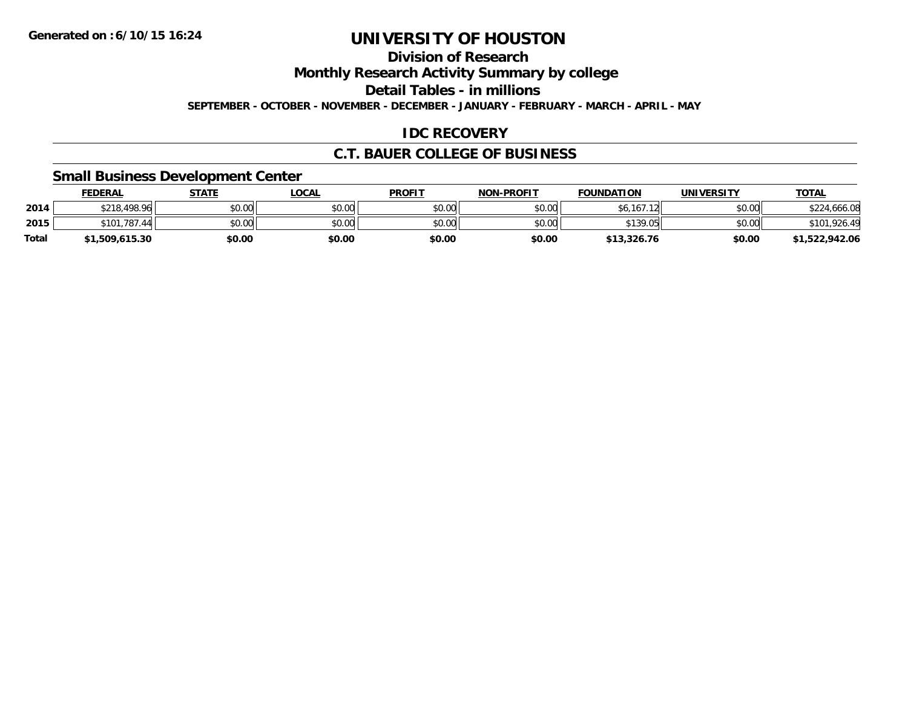# UNIVERSITY OF HOUSTON

## Division of Research

## Monthly Research Activity Summary by college

## Detail Tables - in millions

**SEPTEMBER - OCTOBER - NOVEMBER - DECEMBER - JANUARY - FEBRUARY - MARCH - APRIL - MAY**

## IDC RECOVERY

## C.T. BAUER COLLEGE OF BUSINESS

### Small Business Development Center

| | FEDERAL | STATE | LOCAL | PROFIT | NON-PROFIT | FOUNDATION | UNIVERSITY | TOTAL |
|---|---|---|---|---|---|---|---|---|
| 2014 | $218,498.96 | $0.00 | $0.00 | $0.00 | $0.00 | $6,167.12 | $0.00 | $224,666.08 |
| 2015 | $101,787.44 | $0.00 | $0.00 | $0.00 | $0.00 | $139.05 | $0.00 | $101,926.49 |
| **Total** | **$1,509,615.30** | **$0.00** | **$0.00** | **$0.00** | **$0.00** | **$13,326.76** | **$0.00** | **$1,522,942.06** |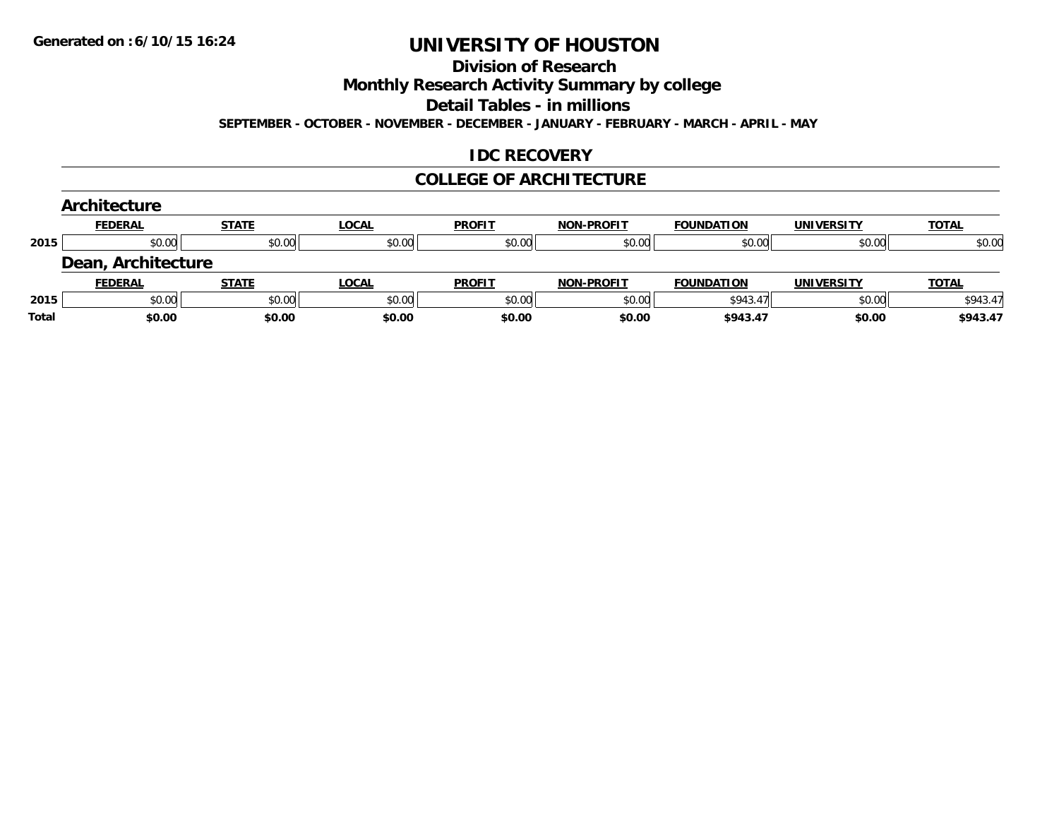Generated on :6/10/15 16:24

# UNIVERSITY OF HOUSTON

## Division of Research

## Monthly Research Activity Summary by college

## Detail Tables - in millions

**SEPTEMBER - OCTOBER - NOVEMBER - DECEMBER - JANUARY - FEBRUARY - MARCH - APRIL - MAY**

## IDC RECOVERY

## COLLEGE OF ARCHITECTURE

### Architecture

| | FEDERAL | STATE | LOCAL | PROFIT | NON-PROFIT | FOUNDATION | UNIVERSITY | TOTAL |
|---|---|---|---|---|---|---|---|---|
| 2015 | $0.00 | $0.00 | $0.00 | $0.00 | $0.00 | $0.00 | $0.00 | $0.00 |

### Dean, Architecture

| | FEDERAL | STATE | LOCAL | PROFIT | NON-PROFIT | FOUNDATION | UNIVERSITY | TOTAL |
|---|---|---|---|---|---|---|---|---|
| 2015 | $0.00 | $0.00 | $0.00 | $0.00 | $0.00 | $943.47 | $0.00 | $943.47 |
| **Total** | **$0.00** | **$0.00** | **$0.00** | **$0.00** | **$0.00** | **$943.47** | **$0.00** | **$943.47** |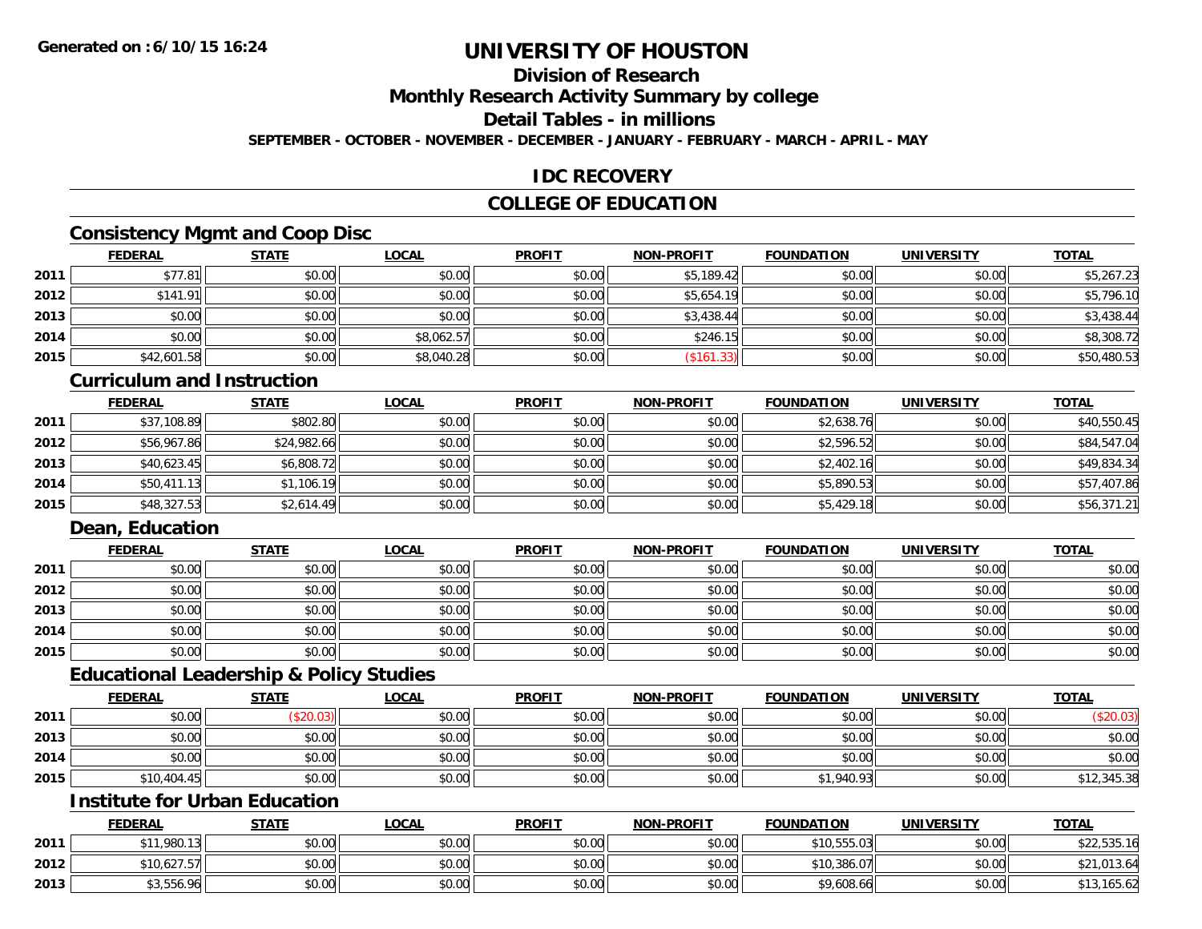**Generated on :6/10/15 16:24**

# UNIVERSITY OF HOUSTON

## Division of Research

## Monthly Research Activity Summary by college

## Detail Tables - in millions

**SEPTEMBER - OCTOBER - NOVEMBER - DECEMBER - JANUARY - FEBRUARY - MARCH - APRIL - MAY**

## IDC RECOVERY

## COLLEGE OF EDUCATION

### Consistency Mgmt and Coop Disc

| | FEDERAL | STATE | LOCAL | PROFIT | NON-PROFIT | FOUNDATION | UNIVERSITY | TOTAL |
|---|---|---|---|---|---|---|---|---|
| 2011 | $77.81 | $0.00 | $0.00 | $0.00 | $5,189.42 | $0.00 | $0.00 | $5,267.23 |
| 2012 | $141.91 | $0.00 | $0.00 | $0.00 | $5,654.19 | $0.00 | $0.00 | $5,796.10 |
| 2013 | $0.00 | $0.00 | $0.00 | $0.00 | $3,438.44 | $0.00 | $0.00 | $3,438.44 |
| 2014 | $0.00 | $0.00 | $8,062.57 | $0.00 | $246.15 | $0.00 | $0.00 | $8,308.72 |
| 2015 | $42,601.58 | $0.00 | $8,040.28 | $0.00 | ($161.33) | $0.00 | $0.00 | $50,480.53 |

### Curriculum and Instruction

| | FEDERAL | STATE | LOCAL | PROFIT | NON-PROFIT | FOUNDATION | UNIVERSITY | TOTAL |
|---|---|---|---|---|---|---|---|---|
| 2011 | $37,108.89 | $802.80 | $0.00 | $0.00 | $0.00 | $2,638.76 | $0.00 | $40,550.45 |
| 2012 | $56,967.86 | $24,982.66 | $0.00 | $0.00 | $0.00 | $2,596.52 | $0.00 | $84,547.04 |
| 2013 | $40,623.45 | $6,808.72 | $0.00 | $0.00 | $0.00 | $2,402.16 | $0.00 | $49,834.34 |
| 2014 | $50,411.13 | $1,106.19 | $0.00 | $0.00 | $0.00 | $5,890.53 | $0.00 | $57,407.86 |
| 2015 | $48,327.53 | $2,614.49 | $0.00 | $0.00 | $0.00 | $5,429.18 | $0.00 | $56,371.21 |

### Dean, Education

| | FEDERAL | STATE | LOCAL | PROFIT | NON-PROFIT | FOUNDATION | UNIVERSITY | TOTAL |
|---|---|---|---|---|---|---|---|---|
| 2011 | $0.00 | $0.00 | $0.00 | $0.00 | $0.00 | $0.00 | $0.00 | $0.00 |
| 2012 | $0.00 | $0.00 | $0.00 | $0.00 | $0.00 | $0.00 | $0.00 | $0.00 |
| 2013 | $0.00 | $0.00 | $0.00 | $0.00 | $0.00 | $0.00 | $0.00 | $0.00 |
| 2014 | $0.00 | $0.00 | $0.00 | $0.00 | $0.00 | $0.00 | $0.00 | $0.00 |
| 2015 | $0.00 | $0.00 | $0.00 | $0.00 | $0.00 | $0.00 | $0.00 | $0.00 |

### Educational Leadership & Policy Studies

| | FEDERAL | STATE | LOCAL | PROFIT | NON-PROFIT | FOUNDATION | UNIVERSITY | TOTAL |
|---|---|---|---|---|---|---|---|---|
| 2011 | $0.00 | ($20.03) | $0.00 | $0.00 | $0.00 | $0.00 | $0.00 | ($20.03) |
| 2013 | $0.00 | $0.00 | $0.00 | $0.00 | $0.00 | $0.00 | $0.00 | $0.00 |
| 2014 | $0.00 | $0.00 | $0.00 | $0.00 | $0.00 | $0.00 | $0.00 | $0.00 |
| 2015 | $10,404.45 | $0.00 | $0.00 | $0.00 | $0.00 | $1,940.93 | $0.00 | $12,345.38 |

### Institute for Urban Education

| | FEDERAL | STATE | LOCAL | PROFIT | NON-PROFIT | FOUNDATION | UNIVERSITY | TOTAL |
|---|---|---|---|---|---|---|---|---|
| 2011 | $11,980.13 | $0.00 | $0.00 | $0.00 | $0.00 | $10,555.03 | $0.00 | $22,535.16 |
| 2012 | $10,627.57 | $0.00 | $0.00 | $0.00 | $0.00 | $10,386.07 | $0.00 | $21,013.64 |
| 2013 | $3,556.96 | $0.00 | $0.00 | $0.00 | $0.00 | $9,608.66 | $0.00 | $13,165.62 |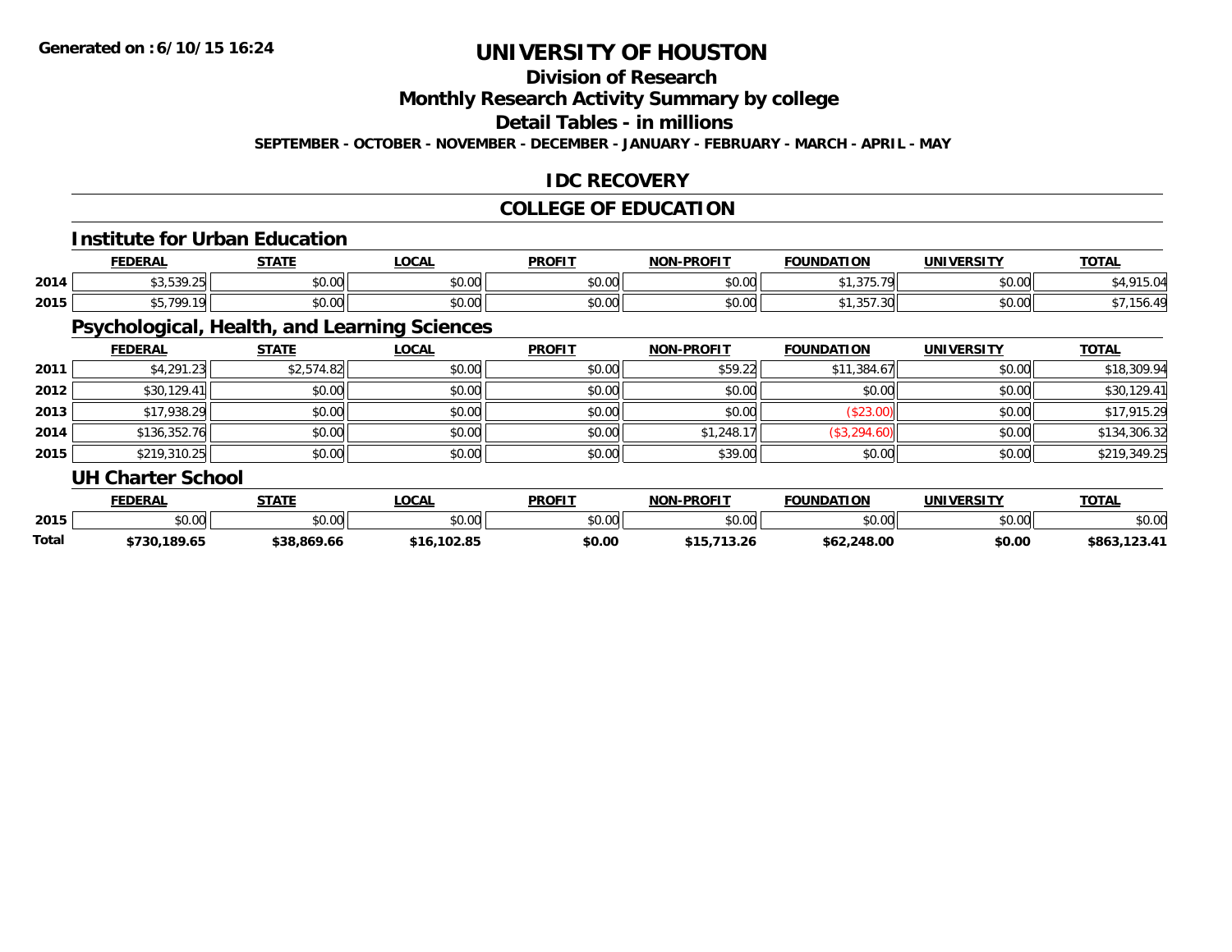Generated on :6/10/15 16:24

# UNIVERSITY OF HOUSTON

## Division of Research

## Monthly Research Activity Summary by college

## Detail Tables - in millions

SEPTEMBER - OCTOBER - NOVEMBER - DECEMBER - JANUARY - FEBRUARY - MARCH - APRIL - MAY

## IDC RECOVERY

## COLLEGE OF EDUCATION

### Institute for Urban Education

| | FEDERAL | STATE | LOCAL | PROFIT | NON-PROFIT | FOUNDATION | UNIVERSITY | TOTAL |
|---|---|---|---|---|---|---|---|---|
| 2014 | $3,539.25 | $0.00 | $0.00 | $0.00 | $0.00 | $1,375.79 | $0.00 | $4,915.04 |
| 2015 | $5,799.19 | $0.00 | $0.00 | $0.00 | $0.00 | $1,357.30 | $0.00 | $7,156.49 |

### Psychological, Health, and Learning Sciences

| | FEDERAL | STATE | LOCAL | PROFIT | NON-PROFIT | FOUNDATION | UNIVERSITY | TOTAL |
|---|---|---|---|---|---|---|---|---|
| 2011 | $4,291.23 | $2,574.82 | $0.00 | $0.00 | $59.22 | $11,384.67 | $0.00 | $18,309.94 |
| 2012 | $30,129.41 | $0.00 | $0.00 | $0.00 | $0.00 | $0.00 | $0.00 | $30,129.41 |
| 2013 | $17,938.29 | $0.00 | $0.00 | $0.00 | $0.00 | ($23.00) | $0.00 | $17,915.29 |
| 2014 | $136,352.76 | $0.00 | $0.00 | $0.00 | $1,248.17 | ($3,294.60) | $0.00 | $134,306.32 |
| 2015 | $219,310.25 | $0.00 | $0.00 | $0.00 | $39.00 | $0.00 | $0.00 | $219,349.25 |

### UH Charter School

| | FEDERAL | STATE | LOCAL | PROFIT | NON-PROFIT | FOUNDATION | UNIVERSITY | TOTAL |
|---|---|---|---|---|---|---|---|---|
| 2015 | $0.00 | $0.00 | $0.00 | $0.00 | $0.00 | $0.00 | $0.00 | $0.00 |
| **Total** | **$730,189.65** | **$38,869.66** | **$16,102.85** | **$0.00** | **$15,713.26** | **$62,248.00** | **$0.00** | **$863,123.41** |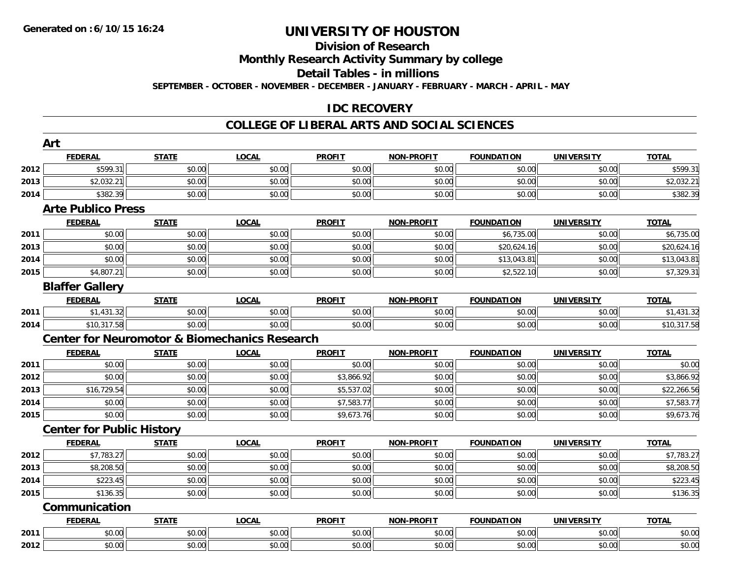**Generated on :6/10/15 16:24**

# UNIVERSITY OF HOUSTON

## Division of Research

## Monthly Research Activity Summary by college

## Detail Tables - in millions

**SEPTEMBER - OCTOBER - NOVEMBER - DECEMBER - JANUARY - FEBRUARY - MARCH - APRIL - MAY**

## IDC RECOVERY

## COLLEGE OF LIBERAL ARTS AND SOCIAL SCIENCES

### Art

| | FEDERAL | STATE | LOCAL | PROFIT | NON-PROFIT | FOUNDATION | UNIVERSITY | TOTAL |
|---|---|---|---|---|---|---|---|---|
| 2012 | $599.31 | $0.00 | $0.00 | $0.00 | $0.00 | $0.00 | $0.00 | $599.31 |
| 2013 | $2,032.21 | $0.00 | $0.00 | $0.00 | $0.00 | $0.00 | $0.00 | $2,032.21 |
| 2014 | $382.39 | $0.00 | $0.00 | $0.00 | $0.00 | $0.00 | $0.00 | $382.39 |

### Arte Publico Press

| | FEDERAL | STATE | LOCAL | PROFIT | NON-PROFIT | FOUNDATION | UNIVERSITY | TOTAL |
|---|---|---|---|---|---|---|---|---|
| 2011 | $0.00 | $0.00 | $0.00 | $0.00 | $0.00 | $6,735.00 | $0.00 | $6,735.00 |
| 2013 | $0.00 | $0.00 | $0.00 | $0.00 | $0.00 | $20,624.16 | $0.00 | $20,624.16 |
| 2014 | $0.00 | $0.00 | $0.00 | $0.00 | $0.00 | $13,043.81 | $0.00 | $13,043.81 |
| 2015 | $4,807.21 | $0.00 | $0.00 | $0.00 | $0.00 | $2,522.10 | $0.00 | $7,329.31 |

### Blaffer Gallery

| | FEDERAL | STATE | LOCAL | PROFIT | NON-PROFIT | FOUNDATION | UNIVERSITY | TOTAL |
|---|---|---|---|---|---|---|---|---|
| 2011 | $1,431.32 | $0.00 | $0.00 | $0.00 | $0.00 | $0.00 | $0.00 | $1,431.32 |
| 2014 | $10,317.58 | $0.00 | $0.00 | $0.00 | $0.00 | $0.00 | $0.00 | $10,317.58 |

### Center for Neuromotor & Biomechanics Research

| | FEDERAL | STATE | LOCAL | PROFIT | NON-PROFIT | FOUNDATION | UNIVERSITY | TOTAL |
|---|---|---|---|---|---|---|---|---|
| 2011 | $0.00 | $0.00 | $0.00 | $0.00 | $0.00 | $0.00 | $0.00 | $0.00 |
| 2012 | $0.00 | $0.00 | $0.00 | $3,866.92 | $0.00 | $0.00 | $0.00 | $3,866.92 |
| 2013 | $16,729.54 | $0.00 | $0.00 | $5,537.02 | $0.00 | $0.00 | $0.00 | $22,266.56 |
| 2014 | $0.00 | $0.00 | $0.00 | $7,583.77 | $0.00 | $0.00 | $0.00 | $7,583.77 |
| 2015 | $0.00 | $0.00 | $0.00 | $9,673.76 | $0.00 | $0.00 | $0.00 | $9,673.76 |

### Center for Public History

| | FEDERAL | STATE | LOCAL | PROFIT | NON-PROFIT | FOUNDATION | UNIVERSITY | TOTAL |
|---|---|---|---|---|---|---|---|---|
| 2012 | $7,783.27 | $0.00 | $0.00 | $0.00 | $0.00 | $0.00 | $0.00 | $7,783.27 |
| 2013 | $8,208.50 | $0.00 | $0.00 | $0.00 | $0.00 | $0.00 | $0.00 | $8,208.50 |
| 2014 | $223.45 | $0.00 | $0.00 | $0.00 | $0.00 | $0.00 | $0.00 | $223.45 |
| 2015 | $136.35 | $0.00 | $0.00 | $0.00 | $0.00 | $0.00 | $0.00 | $136.35 |

### Communication

| | FEDERAL | STATE | LOCAL | PROFIT | NON-PROFIT | FOUNDATION | UNIVERSITY | TOTAL |
|---|---|---|---|---|---|---|---|---|
| 2011 | $0.00 | $0.00 | $0.00 | $0.00 | $0.00 | $0.00 | $0.00 | $0.00 |
| 2012 | $0.00 | $0.00 | $0.00 | $0.00 | $0.00 | $0.00 | $0.00 | $0.00 |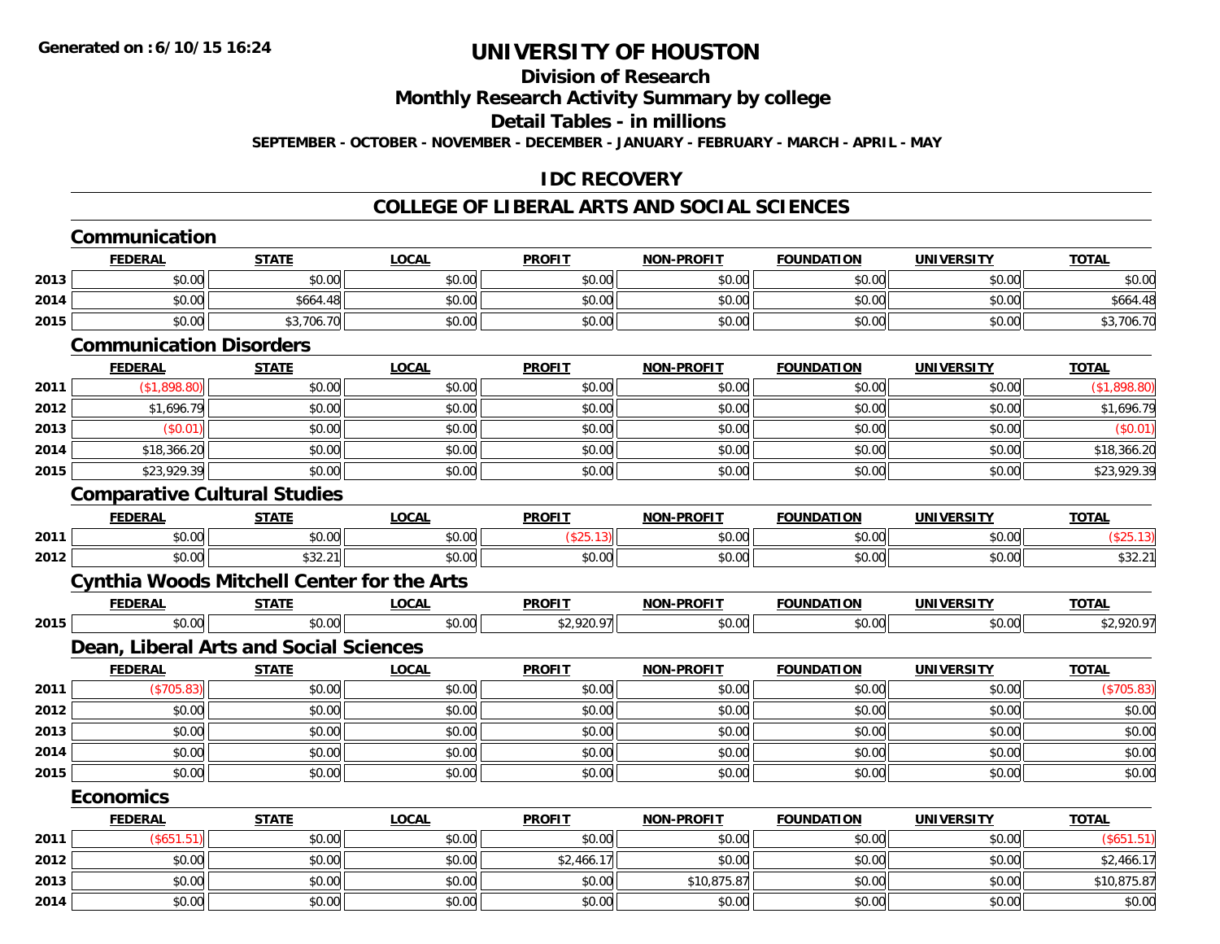# UNIVERSITY OF HOUSTON

## Division of Research

## Monthly Research Activity Summary by college

## Detail Tables - in millions

**SEPTEMBER - OCTOBER - NOVEMBER - DECEMBER - JANUARY - FEBRUARY - MARCH - APRIL - MAY**

## IDC RECOVERY

## COLLEGE OF LIBERAL ARTS AND SOCIAL SCIENCES

### Communication

| | FEDERAL | STATE | LOCAL | PROFIT | NON-PROFIT | FOUNDATION | UNIVERSITY | TOTAL |
|---|---|---|---|---|---|---|---|---|
| 2013 | $0.00 | $0.00 | $0.00 | $0.00 | $0.00 | $0.00 | $0.00 | $0.00 |
| 2014 | $0.00 | $664.48 | $0.00 | $0.00 | $0.00 | $0.00 | $0.00 | $664.48 |
| 2015 | $0.00 | $3,706.70 | $0.00 | $0.00 | $0.00 | $0.00 | $0.00 | $3,706.70 |

### Communication Disorders

| | FEDERAL | STATE | LOCAL | PROFIT | NON-PROFIT | FOUNDATION | UNIVERSITY | TOTAL |
|---|---|---|---|---|---|---|---|---|
| 2011 | ($1,898.80) | $0.00 | $0.00 | $0.00 | $0.00 | $0.00 | $0.00 | ($1,898.80) |
| 2012 | $1,696.79 | $0.00 | $0.00 | $0.00 | $0.00 | $0.00 | $0.00 | $1,696.79 |
| 2013 | ($0.01) | $0.00 | $0.00 | $0.00 | $0.00 | $0.00 | $0.00 | ($0.01) |
| 2014 | $18,366.20 | $0.00 | $0.00 | $0.00 | $0.00 | $0.00 | $0.00 | $18,366.20 |
| 2015 | $23,929.39 | $0.00 | $0.00 | $0.00 | $0.00 | $0.00 | $0.00 | $23,929.39 |

### Comparative Cultural Studies

| | FEDERAL | STATE | LOCAL | PROFIT | NON-PROFIT | FOUNDATION | UNIVERSITY | TOTAL |
|---|---|---|---|---|---|---|---|---|
| 2011 | $0.00 | $0.00 | $0.00 | ($25.13) | $0.00 | $0.00 | $0.00 | ($25.13) |
| 2012 | $0.00 | $32.21 | $0.00 | $0.00 | $0.00 | $0.00 | $0.00 | $32.21 |

### Cynthia Woods Mitchell Center for the Arts

| | FEDERAL | STATE | LOCAL | PROFIT | NON-PROFIT | FOUNDATION | UNIVERSITY | TOTAL |
|---|---|---|---|---|---|---|---|---|
| 2015 | $0.00 | $0.00 | $0.00 | $2,920.97 | $0.00 | $0.00 | $0.00 | $2,920.97 |

### Dean, Liberal Arts and Social Sciences

| | FEDERAL | STATE | LOCAL | PROFIT | NON-PROFIT | FOUNDATION | UNIVERSITY | TOTAL |
|---|---|---|---|---|---|---|---|---|
| 2011 | ($705.83) | $0.00 | $0.00 | $0.00 | $0.00 | $0.00 | $0.00 | ($705.83) |
| 2012 | $0.00 | $0.00 | $0.00 | $0.00 | $0.00 | $0.00 | $0.00 | $0.00 |
| 2013 | $0.00 | $0.00 | $0.00 | $0.00 | $0.00 | $0.00 | $0.00 | $0.00 |
| 2014 | $0.00 | $0.00 | $0.00 | $0.00 | $0.00 | $0.00 | $0.00 | $0.00 |
| 2015 | $0.00 | $0.00 | $0.00 | $0.00 | $0.00 | $0.00 | $0.00 | $0.00 |

### Economics

| | FEDERAL | STATE | LOCAL | PROFIT | NON-PROFIT | FOUNDATION | UNIVERSITY | TOTAL |
|---|---|---|---|---|---|---|---|---|
| 2011 | ($651.51) | $0.00 | $0.00 | $0.00 | $0.00 | $0.00 | $0.00 | ($651.51) |
| 2012 | $0.00 | $0.00 | $0.00 | $2,466.17 | $0.00 | $0.00 | $0.00 | $2,466.17 |
| 2013 | $0.00 | $0.00 | $0.00 | $0.00 | $10,875.87 | $0.00 | $0.00 | $10,875.87 |
| 2014 | $0.00 | $0.00 | $0.00 | $0.00 | $0.00 | $0.00 | $0.00 | $0.00 |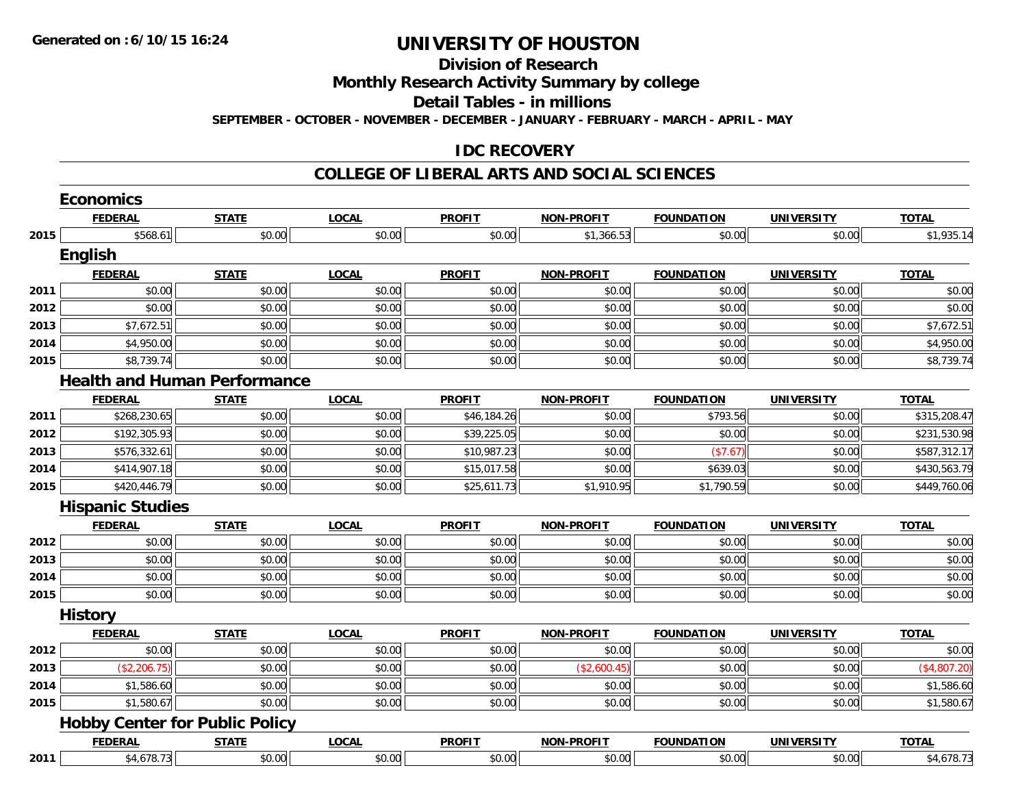**Generated on :6/10/15 16:24**

# UNIVERSITY OF HOUSTON

## Division of Research

## Monthly Research Activity Summary by college

## Detail Tables - in millions

**SEPTEMBER - OCTOBER - NOVEMBER - DECEMBER - JANUARY - FEBRUARY - MARCH - APRIL - MAY**

## IDC RECOVERY

## COLLEGE OF LIBERAL ARTS AND SOCIAL SCIENCES

### Economics

| | FEDERAL | STATE | LOCAL | PROFIT | NON-PROFIT | FOUNDATION | UNIVERSITY | TOTAL |
|---|---|---|---|---|---|---|---|---|
| 2015 | $568.61 | $0.00 | $0.00 | $0.00 | $1,366.53 | $0.00 | $0.00 | $1,935.14 |

### English

| | FEDERAL | STATE | LOCAL | PROFIT | NON-PROFIT | FOUNDATION | UNIVERSITY | TOTAL |
|---|---|---|---|---|---|---|---|---|
| 2011 | $0.00 | $0.00 | $0.00 | $0.00 | $0.00 | $0.00 | $0.00 | $0.00 |
| 2012 | $0.00 | $0.00 | $0.00 | $0.00 | $0.00 | $0.00 | $0.00 | $0.00 |
| 2013 | $7,672.51 | $0.00 | $0.00 | $0.00 | $0.00 | $0.00 | $0.00 | $7,672.51 |
| 2014 | $4,950.00 | $0.00 | $0.00 | $0.00 | $0.00 | $0.00 | $0.00 | $4,950.00 |
| 2015 | $8,739.74 | $0.00 | $0.00 | $0.00 | $0.00 | $0.00 | $0.00 | $8,739.74 |

### Health and Human Performance

| | FEDERAL | STATE | LOCAL | PROFIT | NON-PROFIT | FOUNDATION | UNIVERSITY | TOTAL |
|---|---|---|---|---|---|---|---|---|
| 2011 | $268,230.65 | $0.00 | $0.00 | $46,184.26 | $0.00 | $793.56 | $0.00 | $315,208.47 |
| 2012 | $192,305.93 | $0.00 | $0.00 | $39,225.05 | $0.00 | $0.00 | $0.00 | $231,530.98 |
| 2013 | $576,332.61 | $0.00 | $0.00 | $10,987.23 | $0.00 | ($7.67) | $0.00 | $587,312.17 |
| 2014 | $414,907.18 | $0.00 | $0.00 | $15,017.58 | $0.00 | $639.03 | $0.00 | $430,563.79 |
| 2015 | $420,446.79 | $0.00 | $0.00 | $25,611.73 | $1,910.95 | $1,790.59 | $0.00 | $449,760.06 |

### Hispanic Studies

| | FEDERAL | STATE | LOCAL | PROFIT | NON-PROFIT | FOUNDATION | UNIVERSITY | TOTAL |
|---|---|---|---|---|---|---|---|---|
| 2012 | $0.00 | $0.00 | $0.00 | $0.00 | $0.00 | $0.00 | $0.00 | $0.00 |
| 2013 | $0.00 | $0.00 | $0.00 | $0.00 | $0.00 | $0.00 | $0.00 | $0.00 |
| 2014 | $0.00 | $0.00 | $0.00 | $0.00 | $0.00 | $0.00 | $0.00 | $0.00 |
| 2015 | $0.00 | $0.00 | $0.00 | $0.00 | $0.00 | $0.00 | $0.00 | $0.00 |

### History

| | FEDERAL | STATE | LOCAL | PROFIT | NON-PROFIT | FOUNDATION | UNIVERSITY | TOTAL |
|---|---|---|---|---|---|---|---|---|
| 2012 | $0.00 | $0.00 | $0.00 | $0.00 | $0.00 | $0.00 | $0.00 | $0.00 |
| 2013 | ($2,206.75) | $0.00 | $0.00 | $0.00 | ($2,600.45) | $0.00 | $0.00 | ($4,807.20) |
| 2014 | $1,586.60 | $0.00 | $0.00 | $0.00 | $0.00 | $0.00 | $0.00 | $1,586.60 |
| 2015 | $1,580.67 | $0.00 | $0.00 | $0.00 | $0.00 | $0.00 | $0.00 | $1,580.67 |

### Hobby Center for Public Policy

| | FEDERAL | STATE | LOCAL | PROFIT | NON-PROFIT | FOUNDATION | UNIVERSITY | TOTAL |
|---|---|---|---|---|---|---|---|---|
| 2011 | $4,678.73 | $0.00 | $0.00 | $0.00 | $0.00 | $0.00 | $0.00 | $4,678.73 |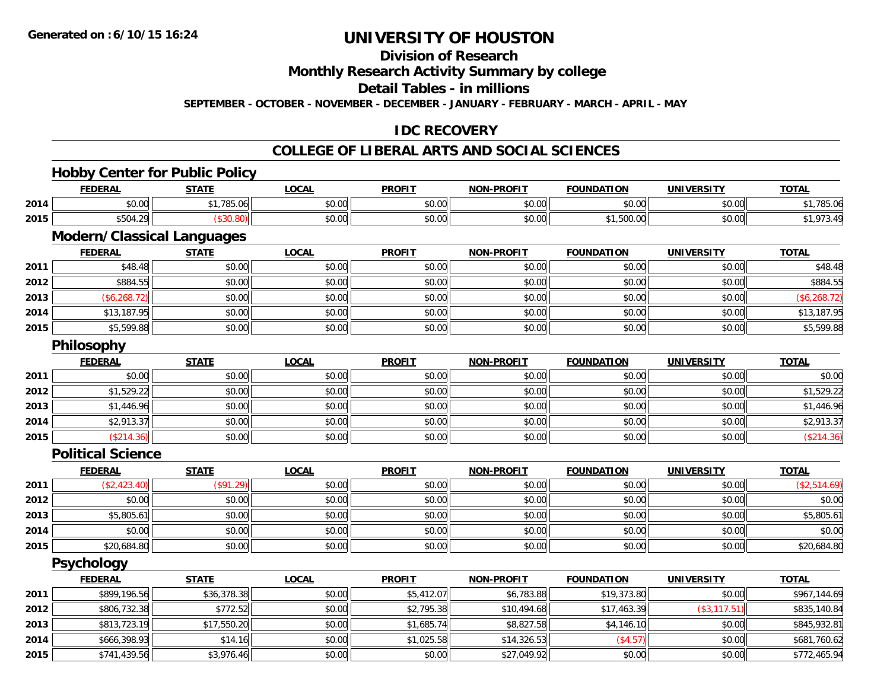# UNIVERSITY OF HOUSTON

## Division of Research

## Monthly Research Activity Summary by college

## Detail Tables - in millions

**SEPTEMBER - OCTOBER - NOVEMBER - DECEMBER - JANUARY - FEBRUARY - MARCH - APRIL - MAY**

## IDC RECOVERY

## COLLEGE OF LIBERAL ARTS AND SOCIAL SCIENCES

### Hobby Center for Public Policy

| | FEDERAL | STATE | LOCAL | PROFIT | NON-PROFIT | FOUNDATION | UNIVERSITY | TOTAL |
|---|---|---|---|---|---|---|---|---|
| 2014 | $0.00 | $1,785.06 | $0.00 | $0.00 | $0.00 | $0.00 | $0.00 | $1,785.06 |
| 2015 | $504.29 | ($30.80) | $0.00 | $0.00 | $0.00 | $1,500.00 | $0.00 | $1,973.49 |

### Modern/Classical Languages

| | FEDERAL | STATE | LOCAL | PROFIT | NON-PROFIT | FOUNDATION | UNIVERSITY | TOTAL |
|---|---|---|---|---|---|---|---|---|
| 2011 | $48.48 | $0.00 | $0.00 | $0.00 | $0.00 | $0.00 | $0.00 | $48.48 |
| 2012 | $884.55 | $0.00 | $0.00 | $0.00 | $0.00 | $0.00 | $0.00 | $884.55 |
| 2013 | ($6,268.72) | $0.00 | $0.00 | $0.00 | $0.00 | $0.00 | $0.00 | ($6,268.72) |
| 2014 | $13,187.95 | $0.00 | $0.00 | $0.00 | $0.00 | $0.00 | $0.00 | $13,187.95 |
| 2015 | $5,599.88 | $0.00 | $0.00 | $0.00 | $0.00 | $0.00 | $0.00 | $5,599.88 |

### Philosophy

| | FEDERAL | STATE | LOCAL | PROFIT | NON-PROFIT | FOUNDATION | UNIVERSITY | TOTAL |
|---|---|---|---|---|---|---|---|---|
| 2011 | $0.00 | $0.00 | $0.00 | $0.00 | $0.00 | $0.00 | $0.00 | $0.00 |
| 2012 | $1,529.22 | $0.00 | $0.00 | $0.00 | $0.00 | $0.00 | $0.00 | $1,529.22 |
| 2013 | $1,446.96 | $0.00 | $0.00 | $0.00 | $0.00 | $0.00 | $0.00 | $1,446.96 |
| 2014 | $2,913.37 | $0.00 | $0.00 | $0.00 | $0.00 | $0.00 | $0.00 | $2,913.37 |
| 2015 | ($214.36) | $0.00 | $0.00 | $0.00 | $0.00 | $0.00 | $0.00 | ($214.36) |

### Political Science

| | FEDERAL | STATE | LOCAL | PROFIT | NON-PROFIT | FOUNDATION | UNIVERSITY | TOTAL |
|---|---|---|---|---|---|---|---|---|
| 2011 | ($2,423.40) | ($91.29) | $0.00 | $0.00 | $0.00 | $0.00 | $0.00 | ($2,514.69) |
| 2012 | $0.00 | $0.00 | $0.00 | $0.00 | $0.00 | $0.00 | $0.00 | $0.00 |
| 2013 | $5,805.61 | $0.00 | $0.00 | $0.00 | $0.00 | $0.00 | $0.00 | $5,805.61 |
| 2014 | $0.00 | $0.00 | $0.00 | $0.00 | $0.00 | $0.00 | $0.00 | $0.00 |
| 2015 | $20,684.80 | $0.00 | $0.00 | $0.00 | $0.00 | $0.00 | $0.00 | $20,684.80 |

### Psychology

| | FEDERAL | STATE | LOCAL | PROFIT | NON-PROFIT | FOUNDATION | UNIVERSITY | TOTAL |
|---|---|---|---|---|---|---|---|---|
| 2011 | $899,196.56 | $36,378.38 | $0.00 | $5,412.07 | $6,783.88 | $19,373.80 | $0.00 | $967,144.69 |
| 2012 | $806,732.38 | $772.52 | $0.00 | $2,795.38 | $10,494.68 | $17,463.39 | ($3,117.51) | $835,140.84 |
| 2013 | $813,723.19 | $17,550.20 | $0.00 | $1,685.74 | $8,827.58 | $4,146.10 | $0.00 | $845,932.81 |
| 2014 | $666,398.93 | $14.16 | $0.00 | $1,025.58 | $14,326.53 | ($4.57) | $0.00 | $681,760.62 |
| 2015 | $741,439.56 | $3,976.46 | $0.00 | $0.00 | $27,049.92 | $0.00 | $0.00 | $772,465.94 |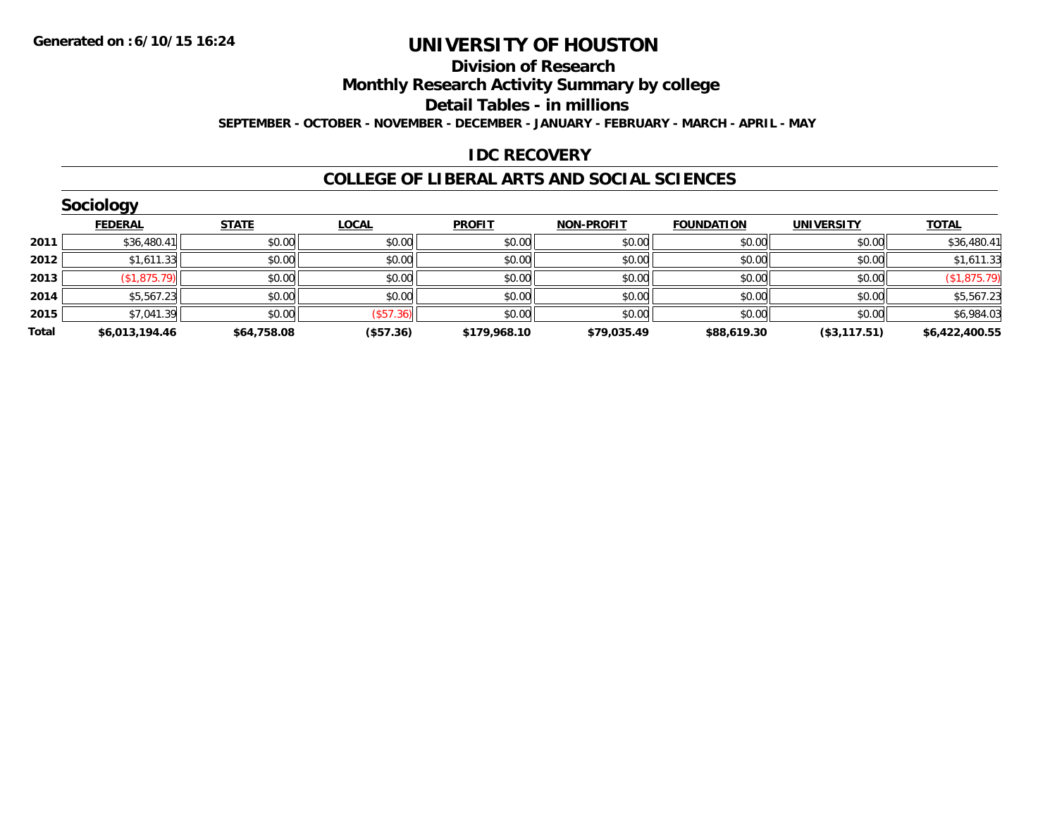**Generated on :6/10/15 16:24**

# UNIVERSITY OF HOUSTON

## Division of Research

## Monthly Research Activity Summary by college

## Detail Tables - in millions

**SEPTEMBER - OCTOBER - NOVEMBER - DECEMBER - JANUARY - FEBRUARY - MARCH - APRIL - MAY**

## IDC RECOVERY

## COLLEGE OF LIBERAL ARTS AND SOCIAL SCIENCES

### Sociology

| | FEDERAL | STATE | LOCAL | PROFIT | NON-PROFIT | FOUNDATION | UNIVERSITY | TOTAL |
|---|---|---|---|---|---|---|---|---|
| 2011 | $36,480.41 | $0.00 | $0.00 | $0.00 | $0.00 | $0.00 | $0.00 | $36,480.41 |
| 2012 | $1,611.33 | $0.00 | $0.00 | $0.00 | $0.00 | $0.00 | $0.00 | $1,611.33 |
| 2013 | ($1,875.79) | $0.00 | $0.00 | $0.00 | $0.00 | $0.00 | $0.00 | ($1,875.79) |
| 2014 | $5,567.23 | $0.00 | $0.00 | $0.00 | $0.00 | $0.00 | $0.00 | $5,567.23 |
| 2015 | $7,041.39 | $0.00 | ($57.36) | $0.00 | $0.00 | $0.00 | $0.00 | $6,984.03 |
| **Total** | **$6,013,194.46** | **$64,758.08** | **($57.36)** | **$179,968.10** | **$79,035.49** | **$88,619.30** | **($3,117.51)** | **$6,422,400.55** |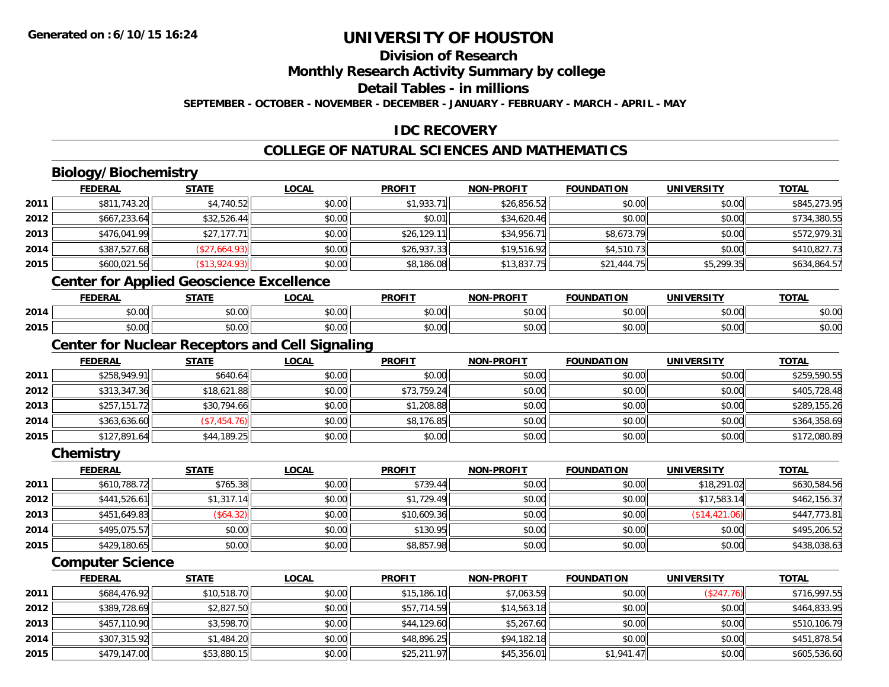# UNIVERSITY OF HOUSTON

## Division of Research

## Monthly Research Activity Summary by college

## Detail Tables - in millions

**SEPTEMBER - OCTOBER - NOVEMBER - DECEMBER - JANUARY - FEBRUARY - MARCH - APRIL - MAY**

## IDC RECOVERY

## COLLEGE OF NATURAL SCIENCES AND MATHEMATICS

### Biology/Biochemistry

| | FEDERAL | STATE | LOCAL | PROFIT | NON-PROFIT | FOUNDATION | UNIVERSITY | TOTAL |
|---|---|---|---|---|---|---|---|---|
| 2011 | $811,743.20 | $4,740.52 | $0.00 | $1,933.71 | $26,856.52 | $0.00 | $0.00 | $845,273.95 |
| 2012 | $667,233.64 | $32,526.44 | $0.00 | $0.01 | $34,620.46 | $0.00 | $0.00 | $734,380.55 |
| 2013 | $476,041.99 | $27,177.71 | $0.00 | $26,129.11 | $34,956.71 | $8,673.79 | $0.00 | $572,979.31 |
| 2014 | $387,527.68 | ($27,664.93) | $0.00 | $26,937.33 | $19,516.92 | $4,510.73 | $0.00 | $410,827.73 |
| 2015 | $600,021.56 | ($13,924.93) | $0.00 | $8,186.08 | $13,837.75 | $21,444.75 | $5,299.35 | $634,864.57 |

### Center for Applied Geoscience Excellence

| | FEDERAL | STATE | LOCAL | PROFIT | NON-PROFIT | FOUNDATION | UNIVERSITY | TOTAL |
|---|---|---|---|---|---|---|---|---|
| 2014 | $0.00 | $0.00 | $0.00 | $0.00 | $0.00 | $0.00 | $0.00 | $0.00 |
| 2015 | $0.00 | $0.00 | $0.00 | $0.00 | $0.00 | $0.00 | $0.00 | $0.00 |

### Center for Nuclear Receptors and Cell Signaling

| | FEDERAL | STATE | LOCAL | PROFIT | NON-PROFIT | FOUNDATION | UNIVERSITY | TOTAL |
|---|---|---|---|---|---|---|---|---|
| 2011 | $258,949.91 | $640.64 | $0.00 | $0.00 | $0.00 | $0.00 | $0.00 | $259,590.55 |
| 2012 | $313,347.36 | $18,621.88 | $0.00 | $73,759.24 | $0.00 | $0.00 | $0.00 | $405,728.48 |
| 2013 | $257,151.72 | $30,794.66 | $0.00 | $1,208.88 | $0.00 | $0.00 | $0.00 | $289,155.26 |
| 2014 | $363,636.60 | ($7,454.76) | $0.00 | $8,176.85 | $0.00 | $0.00 | $0.00 | $364,358.69 |
| 2015 | $127,891.64 | $44,189.25 | $0.00 | $0.00 | $0.00 | $0.00 | $0.00 | $172,080.89 |

### Chemistry

| | FEDERAL | STATE | LOCAL | PROFIT | NON-PROFIT | FOUNDATION | UNIVERSITY | TOTAL |
|---|---|---|---|---|---|---|---|---|
| 2011 | $610,788.72 | $765.38 | $0.00 | $739.44 | $0.00 | $0.00 | $18,291.02 | $630,584.56 |
| 2012 | $441,526.61 | $1,317.14 | $0.00 | $1,729.49 | $0.00 | $0.00 | $17,583.14 | $462,156.37 |
| 2013 | $451,649.83 | ($64.32) | $0.00 | $10,609.36 | $0.00 | $0.00 | ($14,421.06) | $447,773.81 |
| 2014 | $495,075.57 | $0.00 | $0.00 | $130.95 | $0.00 | $0.00 | $0.00 | $495,206.52 |
| 2015 | $429,180.65 | $0.00 | $0.00 | $8,857.98 | $0.00 | $0.00 | $0.00 | $438,038.63 |

### Computer Science

| | FEDERAL | STATE | LOCAL | PROFIT | NON-PROFIT | FOUNDATION | UNIVERSITY | TOTAL |
|---|---|---|---|---|---|---|---|---|
| 2011 | $684,476.92 | $10,518.70 | $0.00 | $15,186.10 | $7,063.59 | $0.00 | ($247.76) | $716,997.55 |
| 2012 | $389,728.69 | $2,827.50 | $0.00 | $57,714.59 | $14,563.18 | $0.00 | $0.00 | $464,833.95 |
| 2013 | $457,110.90 | $3,598.70 | $0.00 | $44,129.60 | $5,267.60 | $0.00 | $0.00 | $510,106.79 |
| 2014 | $307,315.92 | $1,484.20 | $0.00 | $48,896.25 | $94,182.18 | $0.00 | $0.00 | $451,878.54 |
| 2015 | $479,147.00 | $53,880.15 | $0.00 | $25,211.97 | $45,356.01 | $1,941.47 | $0.00 | $605,536.60 |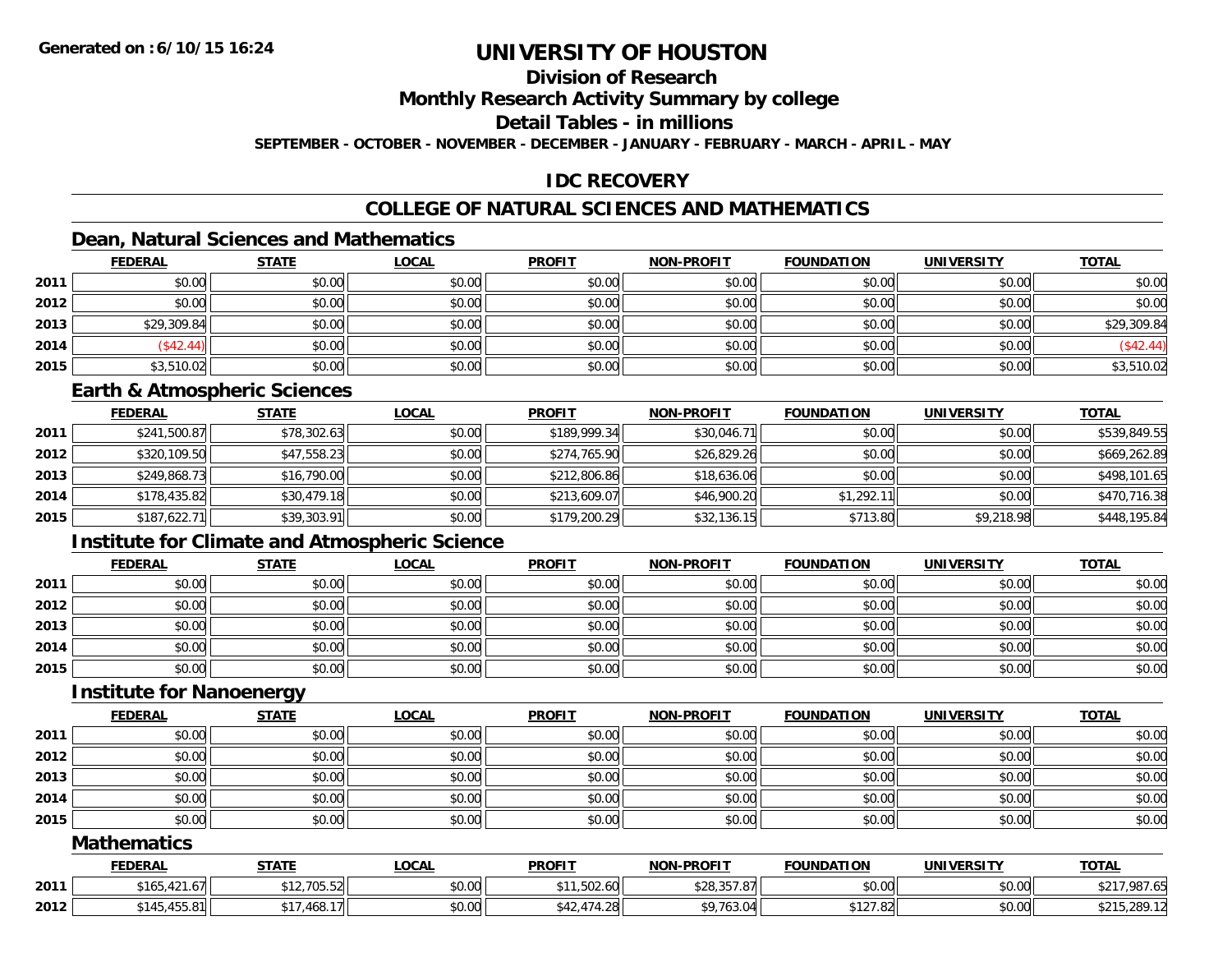# UNIVERSITY OF HOUSTON

## Division of Research

## Monthly Research Activity Summary by college

## Detail Tables - in millions

**SEPTEMBER - OCTOBER - NOVEMBER - DECEMBER - JANUARY - FEBRUARY - MARCH - APRIL - MAY**

## IDC RECOVERY

## COLLEGE OF NATURAL SCIENCES AND MATHEMATICS

### Dean, Natural Sciences and Mathematics

| | FEDERAL | STATE | LOCAL | PROFIT | NON-PROFIT | FOUNDATION | UNIVERSITY | TOTAL |
|---|---|---|---|---|---|---|---|---|
| 2011 | $0.00 | $0.00 | $0.00 | $0.00 | $0.00 | $0.00 | $0.00 | $0.00 |
| 2012 | $0.00 | $0.00 | $0.00 | $0.00 | $0.00 | $0.00 | $0.00 | $0.00 |
| 2013 | $29,309.84 | $0.00 | $0.00 | $0.00 | $0.00 | $0.00 | $0.00 | $29,309.84 |
| 2014 | ($42.44) | $0.00 | $0.00 | $0.00 | $0.00 | $0.00 | $0.00 | ($42.44) |
| 2015 | $3,510.02 | $0.00 | $0.00 | $0.00 | $0.00 | $0.00 | $0.00 | $3,510.02 |

### Earth & Atmospheric Sciences

| | FEDERAL | STATE | LOCAL | PROFIT | NON-PROFIT | FOUNDATION | UNIVERSITY | TOTAL |
|---|---|---|---|---|---|---|---|---|
| 2011 | $241,500.87 | $78,302.63 | $0.00 | $189,999.34 | $30,046.71 | $0.00 | $0.00 | $539,849.55 |
| 2012 | $320,109.50 | $47,558.23 | $0.00 | $274,765.90 | $26,829.26 | $0.00 | $0.00 | $669,262.89 |
| 2013 | $249,868.73 | $16,790.00 | $0.00 | $212,806.86 | $18,636.06 | $0.00 | $0.00 | $498,101.65 |
| 2014 | $178,435.82 | $30,479.18 | $0.00 | $213,609.07 | $46,900.20 | $1,292.11 | $0.00 | $470,716.38 |
| 2015 | $187,622.71 | $39,303.91 | $0.00 | $179,200.29 | $32,136.15 | $713.80 | $9,218.98 | $448,195.84 |

### Institute for Climate and Atmospheric Science

| | FEDERAL | STATE | LOCAL | PROFIT | NON-PROFIT | FOUNDATION | UNIVERSITY | TOTAL |
|---|---|---|---|---|---|---|---|---|
| 2011 | $0.00 | $0.00 | $0.00 | $0.00 | $0.00 | $0.00 | $0.00 | $0.00 |
| 2012 | $0.00 | $0.00 | $0.00 | $0.00 | $0.00 | $0.00 | $0.00 | $0.00 |
| 2013 | $0.00 | $0.00 | $0.00 | $0.00 | $0.00 | $0.00 | $0.00 | $0.00 |
| 2014 | $0.00 | $0.00 | $0.00 | $0.00 | $0.00 | $0.00 | $0.00 | $0.00 |
| 2015 | $0.00 | $0.00 | $0.00 | $0.00 | $0.00 | $0.00 | $0.00 | $0.00 |

### Institute for Nanoenergy

| | FEDERAL | STATE | LOCAL | PROFIT | NON-PROFIT | FOUNDATION | UNIVERSITY | TOTAL |
|---|---|---|---|---|---|---|---|---|
| 2011 | $0.00 | $0.00 | $0.00 | $0.00 | $0.00 | $0.00 | $0.00 | $0.00 |
| 2012 | $0.00 | $0.00 | $0.00 | $0.00 | $0.00 | $0.00 | $0.00 | $0.00 |
| 2013 | $0.00 | $0.00 | $0.00 | $0.00 | $0.00 | $0.00 | $0.00 | $0.00 |
| 2014 | $0.00 | $0.00 | $0.00 | $0.00 | $0.00 | $0.00 | $0.00 | $0.00 |
| 2015 | $0.00 | $0.00 | $0.00 | $0.00 | $0.00 | $0.00 | $0.00 | $0.00 |

### Mathematics

| | FEDERAL | STATE | LOCAL | PROFIT | NON-PROFIT | FOUNDATION | UNIVERSITY | TOTAL |
|---|---|---|---|---|---|---|---|---|
| 2011 | $165,421.67 | $12,705.52 | $0.00 | $11,502.60 | $28,357.87 | $0.00 | $0.00 | $217,987.65 |
| 2012 | $145,455.81 | $17,468.17 | $0.00 | $42,474.28 | $9,763.04 | $127.82 | $0.00 | $215,289.12 |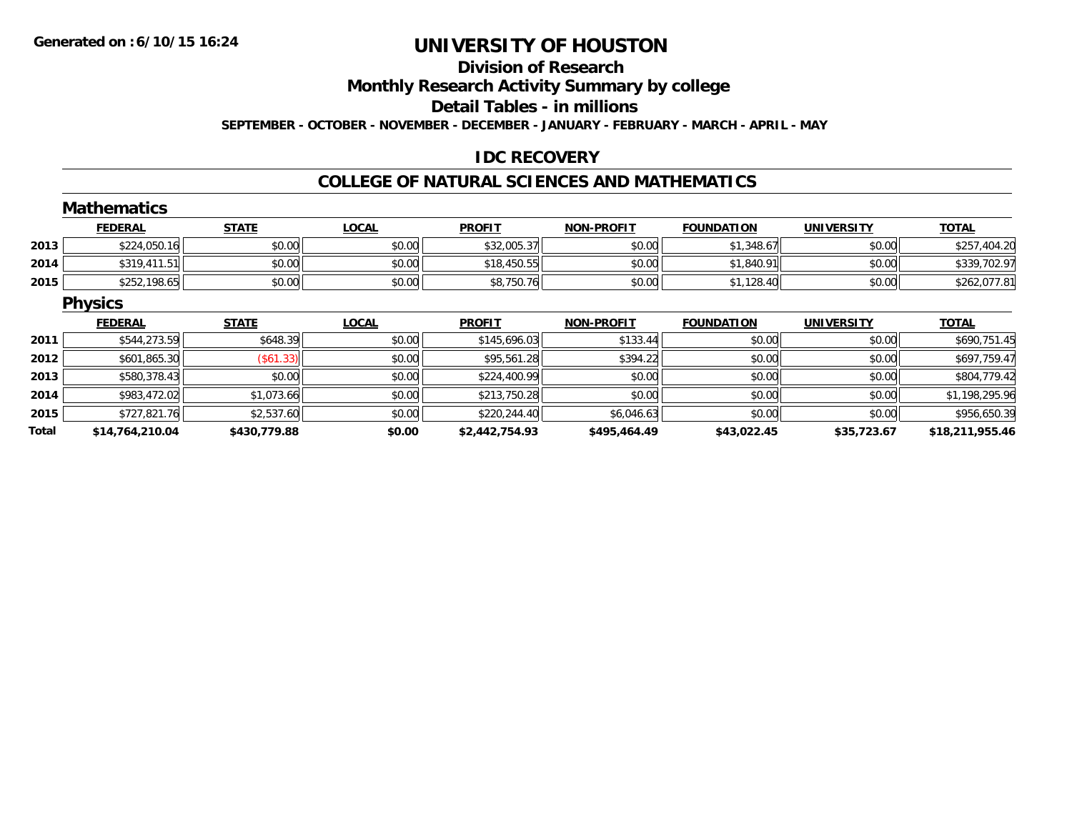**Generated on :6/10/15 16:24**

# UNIVERSITY OF HOUSTON

## Division of Research

## Monthly Research Activity Summary by college

## Detail Tables - in millions

**SEPTEMBER - OCTOBER - NOVEMBER - DECEMBER - JANUARY - FEBRUARY - MARCH - APRIL - MAY**

## IDC RECOVERY

## COLLEGE OF NATURAL SCIENCES AND MATHEMATICS

### Mathematics

| | FEDERAL | STATE | LOCAL | PROFIT | NON-PROFIT | FOUNDATION | UNIVERSITY | TOTAL |
|---|---|---|---|---|---|---|---|---|
| 2013 | $224,050.16 | $0.00 | $0.00 | $32,005.37 | $0.00 | $1,348.67 | $0.00 | $257,404.20 |
| 2014 | $319,411.51 | $0.00 | $0.00 | $18,450.55 | $0.00 | $1,840.91 | $0.00 | $339,702.97 |
| 2015 | $252,198.65 | $0.00 | $0.00 | $8,750.76 | $0.00 | $1,128.40 | $0.00 | $262,077.81 |

### Physics

| | FEDERAL | STATE | LOCAL | PROFIT | NON-PROFIT | FOUNDATION | UNIVERSITY | TOTAL |
|---|---|---|---|---|---|---|---|---|
| 2011 | $544,273.59 | $648.39 | $0.00 | $145,696.03 | $133.44 | $0.00 | $0.00 | $690,751.45 |
| 2012 | $601,865.30 | ($61.33) | $0.00 | $95,561.28 | $394.22 | $0.00 | $0.00 | $697,759.47 |
| 2013 | $580,378.43 | $0.00 | $0.00 | $224,400.99 | $0.00 | $0.00 | $0.00 | $804,779.42 |
| 2014 | $983,472.02 | $1,073.66 | $0.00 | $213,750.28 | $0.00 | $0.00 | $0.00 | $1,198,295.96 |
| 2015 | $727,821.76 | $2,537.60 | $0.00 | $220,244.40 | $6,046.63 | $0.00 | $0.00 | $956,650.39 |
| **Total** | **$14,764,210.04** | **$430,779.88** | **$0.00** | **$2,442,754.93** | **$495,464.49** | **$43,022.45** | **$35,723.67** | **$18,211,955.46** |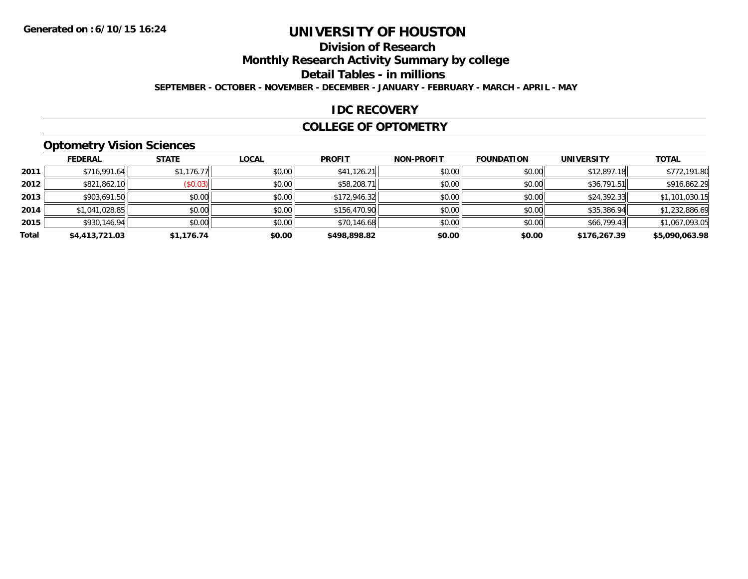# UNIVERSITY OF HOUSTON

## Division of Research

## Monthly Research Activity Summary by college

## Detail Tables - in millions

**SEPTEMBER - OCTOBER - NOVEMBER - DECEMBER - JANUARY - FEBRUARY - MARCH - APRIL - MAY**

## IDC RECOVERY

## COLLEGE OF OPTOMETRY

### Optometry Vision Sciences

| | FEDERAL | STATE | LOCAL | PROFIT | NON-PROFIT | FOUNDATION | UNIVERSITY | TOTAL |
|---|---|---|---|---|---|---|---|---|
| 2011 | $716,991.64 | $1,176.77 | $0.00 | $41,126.21 | $0.00 | $0.00 | $12,897.18 | $772,191.80 |
| 2012 | $821,862.10 | ($0.03) | $0.00 | $58,208.71 | $0.00 | $0.00 | $36,791.51 | $916,862.29 |
| 2013 | $903,691.50 | $0.00 | $0.00 | $172,946.32 | $0.00 | $0.00 | $24,392.33 | $1,101,030.15 |
| 2014 | $1,041,028.85 | $0.00 | $0.00 | $156,470.90 | $0.00 | $0.00 | $35,386.94 | $1,232,886.69 |
| 2015 | $930,146.94 | $0.00 | $0.00 | $70,146.68 | $0.00 | $0.00 | $66,799.43 | $1,067,093.05 |
| **Total** | **$4,413,721.03** | **$1,176.74** | **$0.00** | **$498,898.82** | **$0.00** | **$0.00** | **$176,267.39** | **$5,090,063.98** |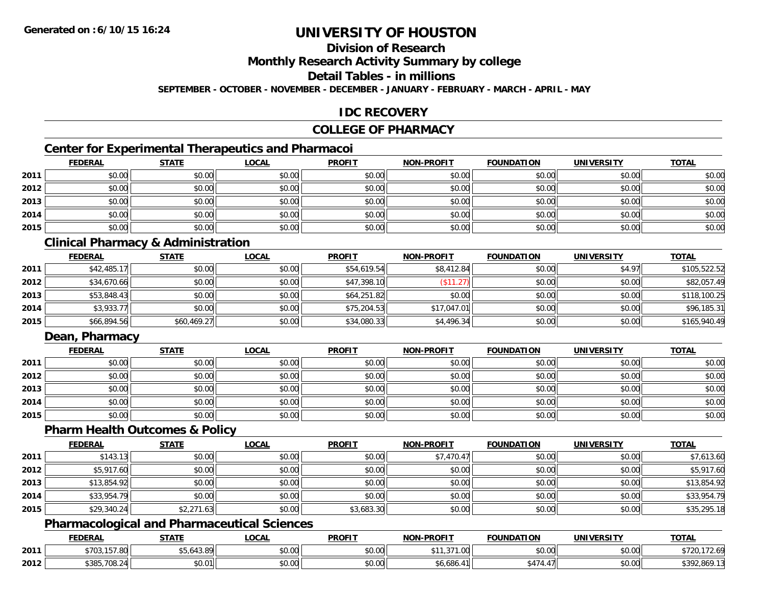# UNIVERSITY OF HOUSTON

## Division of Research

## Monthly Research Activity Summary by college

## Detail Tables - in millions

**SEPTEMBER - OCTOBER - NOVEMBER - DECEMBER - JANUARY - FEBRUARY - MARCH - APRIL - MAY**

## IDC RECOVERY

## COLLEGE OF PHARMACY

### Center for Experimental Therapeutics and Pharmacoi

| | FEDERAL | STATE | LOCAL | PROFIT | NON-PROFIT | FOUNDATION | UNIVERSITY | TOTAL |
|---|---|---|---|---|---|---|---|---|
| 2011 | $0.00 | $0.00 | $0.00 | $0.00 | $0.00 | $0.00 | $0.00 | $0.00 |
| 2012 | $0.00 | $0.00 | $0.00 | $0.00 | $0.00 | $0.00 | $0.00 | $0.00 |
| 2013 | $0.00 | $0.00 | $0.00 | $0.00 | $0.00 | $0.00 | $0.00 | $0.00 |
| 2014 | $0.00 | $0.00 | $0.00 | $0.00 | $0.00 | $0.00 | $0.00 | $0.00 |
| 2015 | $0.00 | $0.00 | $0.00 | $0.00 | $0.00 | $0.00 | $0.00 | $0.00 |

### Clinical Pharmacy & Administration

| | FEDERAL | STATE | LOCAL | PROFIT | NON-PROFIT | FOUNDATION | UNIVERSITY | TOTAL |
|---|---|---|---|---|---|---|---|---|
| 2011 | $42,485.17 | $0.00 | $0.00 | $54,619.54 | $8,412.84 | $0.00 | $4.97 | $105,522.52 |
| 2012 | $34,670.66 | $0.00 | $0.00 | $47,398.10 | ($11.27) | $0.00 | $0.00 | $82,057.49 |
| 2013 | $53,848.43 | $0.00 | $0.00 | $64,251.82 | $0.00 | $0.00 | $0.00 | $118,100.25 |
| 2014 | $3,933.77 | $0.00 | $0.00 | $75,204.53 | $17,047.01 | $0.00 | $0.00 | $96,185.31 |
| 2015 | $66,894.56 | $60,469.27 | $0.00 | $34,080.33 | $4,496.34 | $0.00 | $0.00 | $165,940.49 |

### Dean, Pharmacy

| | FEDERAL | STATE | LOCAL | PROFIT | NON-PROFIT | FOUNDATION | UNIVERSITY | TOTAL |
|---|---|---|---|---|---|---|---|---|
| 2011 | $0.00 | $0.00 | $0.00 | $0.00 | $0.00 | $0.00 | $0.00 | $0.00 |
| 2012 | $0.00 | $0.00 | $0.00 | $0.00 | $0.00 | $0.00 | $0.00 | $0.00 |
| 2013 | $0.00 | $0.00 | $0.00 | $0.00 | $0.00 | $0.00 | $0.00 | $0.00 |
| 2014 | $0.00 | $0.00 | $0.00 | $0.00 | $0.00 | $0.00 | $0.00 | $0.00 |
| 2015 | $0.00 | $0.00 | $0.00 | $0.00 | $0.00 | $0.00 | $0.00 | $0.00 |

### Pharm Health Outcomes & Policy

| | FEDERAL | STATE | LOCAL | PROFIT | NON-PROFIT | FOUNDATION | UNIVERSITY | TOTAL |
|---|---|---|---|---|---|---|---|---|
| 2011 | $143.13 | $0.00 | $0.00 | $0.00 | $7,470.47 | $0.00 | $0.00 | $7,613.60 |
| 2012 | $5,917.60 | $0.00 | $0.00 | $0.00 | $0.00 | $0.00 | $0.00 | $5,917.60 |
| 2013 | $13,854.92 | $0.00 | $0.00 | $0.00 | $0.00 | $0.00 | $0.00 | $13,854.92 |
| 2014 | $33,954.79 | $0.00 | $0.00 | $0.00 | $0.00 | $0.00 | $0.00 | $33,954.79 |
| 2015 | $29,340.24 | $2,271.63 | $0.00 | $3,683.30 | $0.00 | $0.00 | $0.00 | $35,295.18 |

### Pharmacological and Pharmaceutical Sciences

| | FEDERAL | STATE | LOCAL | PROFIT | NON-PROFIT | FOUNDATION | UNIVERSITY | TOTAL |
|---|---|---|---|---|---|---|---|---|
| 2011 | $703,157.80 | $5,643.89 | $0.00 | $0.00 | $11,371.00 | $0.00 | $0.00 | $720,172.69 |
| 2012 | $385,708.24 | $0.01 | $0.00 | $0.00 | $6,686.41 | $474.47 | $0.00 | $392,869.13 |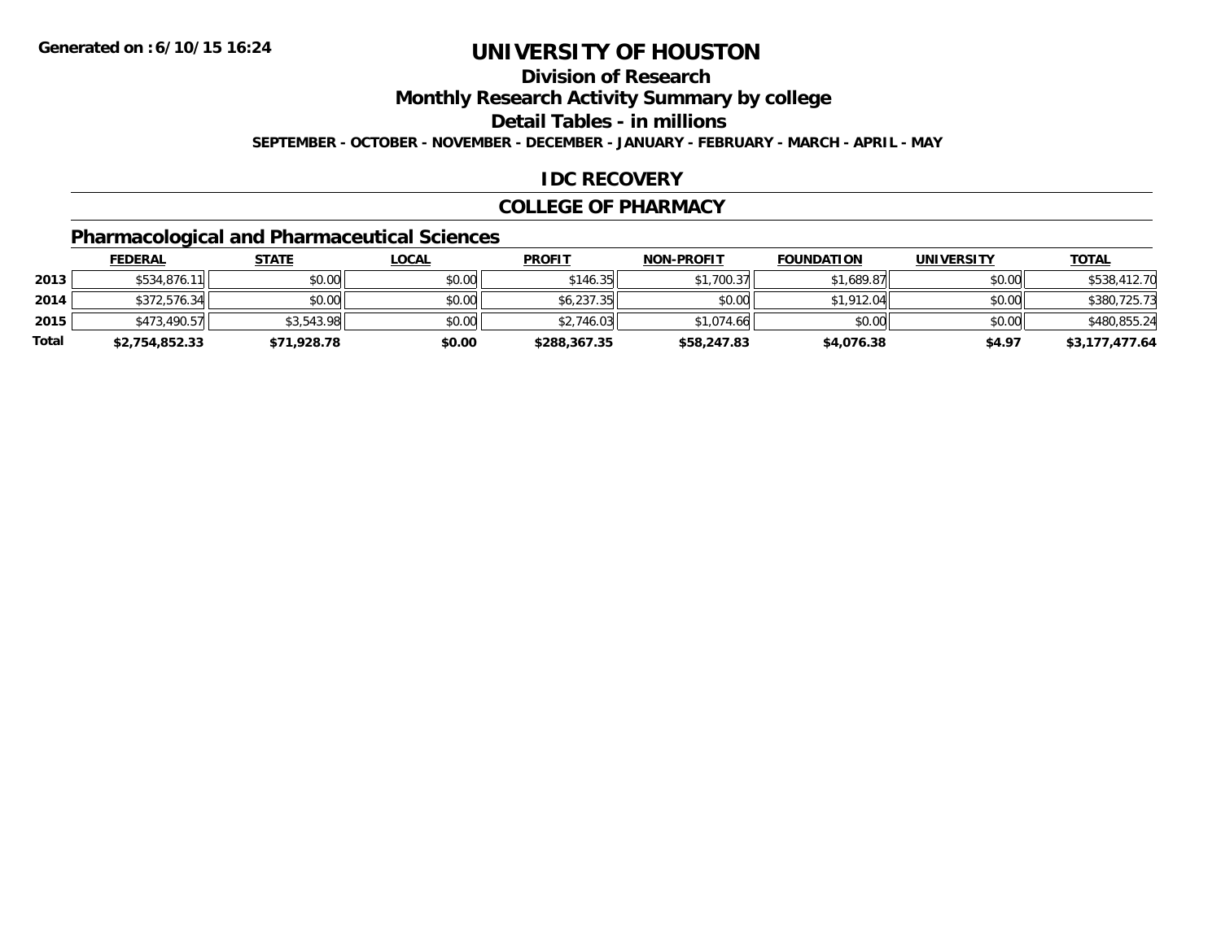# UNIVERSITY OF HOUSTON

## Division of Research

## Monthly Research Activity Summary by college

## Detail Tables - in millions

**SEPTEMBER - OCTOBER - NOVEMBER - DECEMBER - JANUARY - FEBRUARY - MARCH - APRIL - MAY**

Generated on :6/10/15 16:24

## IDC RECOVERY

## COLLEGE OF PHARMACY

### Pharmacological and Pharmaceutical Sciences

| | FEDERAL | STATE | LOCAL | PROFIT | NON-PROFIT | FOUNDATION | UNIVERSITY | TOTAL |
|---|---|---|---|---|---|---|---|---|
| 2013 | $534,876.11 | $0.00 | $0.00 | $146.35 | $1,700.37 | $1,689.87 | $0.00 | $538,412.70 |
| 2014 | $372,576.34 | $0.00 | $0.00 | $6,237.35 | $0.00 | $1,912.04 | $0.00 | $380,725.73 |
| 2015 | $473,490.57 | $3,543.98 | $0.00 | $2,746.03 | $1,074.66 | $0.00 | $0.00 | $480,855.24 |
| **Total** | **$2,754,852.33** | **$71,928.78** | **$0.00** | **$288,367.35** | **$58,247.83** | **$4,076.38** | **$4.97** | **$3,177,477.64** |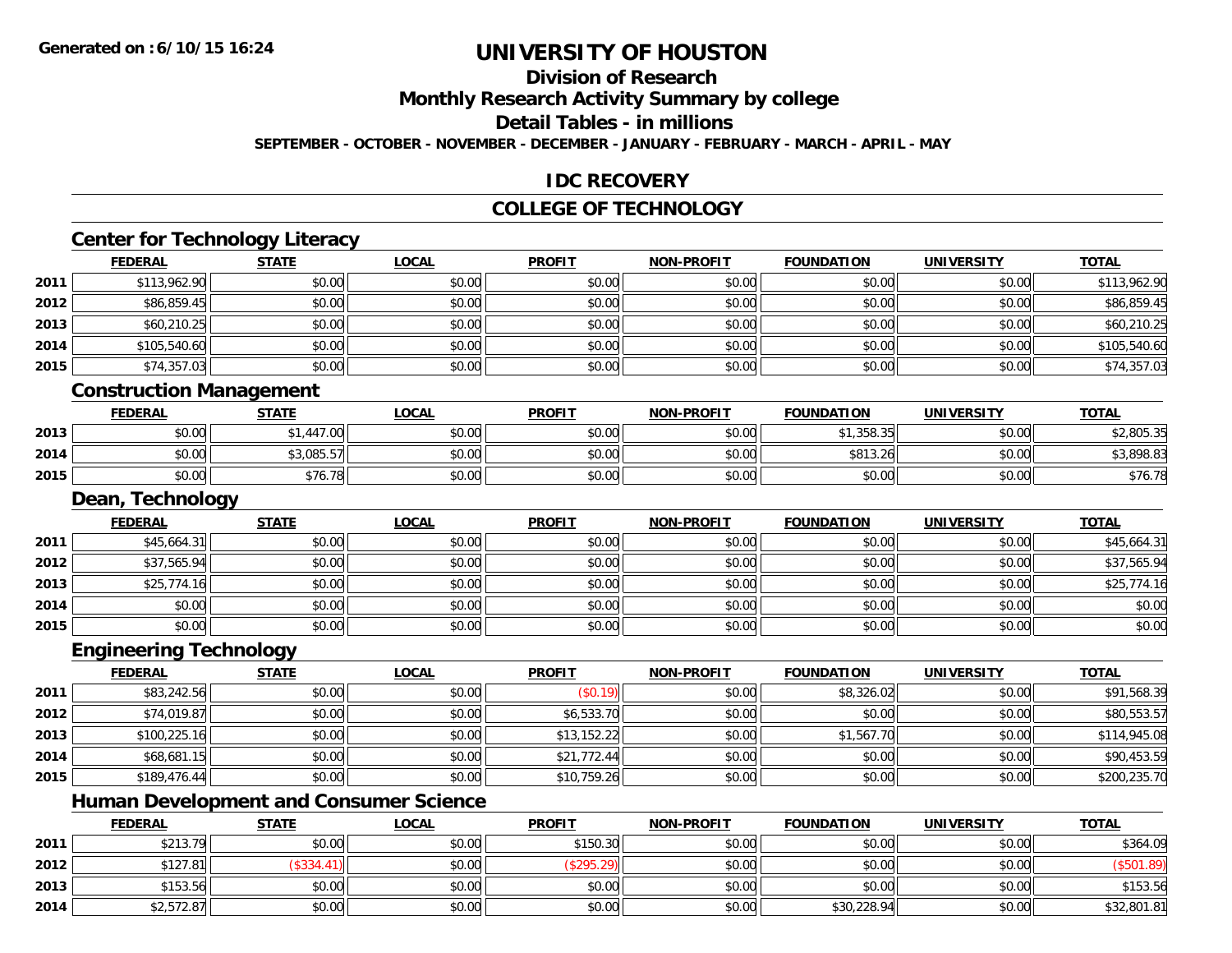# UNIVERSITY OF HOUSTON

## Division of Research

## Monthly Research Activity Summary by college

## Detail Tables - in millions

SEPTEMBER - OCTOBER - NOVEMBER - DECEMBER - JANUARY - FEBRUARY - MARCH - APRIL - MAY

## IDC RECOVERY

## COLLEGE OF TECHNOLOGY

### Center for Technology Literacy

| | FEDERAL | STATE | LOCAL | PROFIT | NON-PROFIT | FOUNDATION | UNIVERSITY | TOTAL |
|---|---|---|---|---|---|---|---|---|
| 2011 | $113,962.90 | $0.00 | $0.00 | $0.00 | $0.00 | $0.00 | $0.00 | $113,962.90 |
| 2012 | $86,859.45 | $0.00 | $0.00 | $0.00 | $0.00 | $0.00 | $0.00 | $86,859.45 |
| 2013 | $60,210.25 | $0.00 | $0.00 | $0.00 | $0.00 | $0.00 | $0.00 | $60,210.25 |
| 2014 | $105,540.60 | $0.00 | $0.00 | $0.00 | $0.00 | $0.00 | $0.00 | $105,540.60 |
| 2015 | $74,357.03 | $0.00 | $0.00 | $0.00 | $0.00 | $0.00 | $0.00 | $74,357.03 |

### Construction Management

| | FEDERAL | STATE | LOCAL | PROFIT | NON-PROFIT | FOUNDATION | UNIVERSITY | TOTAL |
|---|---|---|---|---|---|---|---|---|
| 2013 | $0.00 | $1,447.00 | $0.00 | $0.00 | $0.00 | $1,358.35 | $0.00 | $2,805.35 |
| 2014 | $0.00 | $3,085.57 | $0.00 | $0.00 | $0.00 | $813.26 | $0.00 | $3,898.83 |
| 2015 | $0.00 | $76.78 | $0.00 | $0.00 | $0.00 | $0.00 | $0.00 | $76.78 |

### Dean, Technology

| | FEDERAL | STATE | LOCAL | PROFIT | NON-PROFIT | FOUNDATION | UNIVERSITY | TOTAL |
|---|---|---|---|---|---|---|---|---|
| 2011 | $45,664.31 | $0.00 | $0.00 | $0.00 | $0.00 | $0.00 | $0.00 | $45,664.31 |
| 2012 | $37,565.94 | $0.00 | $0.00 | $0.00 | $0.00 | $0.00 | $0.00 | $37,565.94 |
| 2013 | $25,774.16 | $0.00 | $0.00 | $0.00 | $0.00 | $0.00 | $0.00 | $25,774.16 |
| 2014 | $0.00 | $0.00 | $0.00 | $0.00 | $0.00 | $0.00 | $0.00 | $0.00 |
| 2015 | $0.00 | $0.00 | $0.00 | $0.00 | $0.00 | $0.00 | $0.00 | $0.00 |

### Engineering Technology

| | FEDERAL | STATE | LOCAL | PROFIT | NON-PROFIT | FOUNDATION | UNIVERSITY | TOTAL |
|---|---|---|---|---|---|---|---|---|
| 2011 | $83,242.56 | $0.00 | $0.00 | ($0.19) | $0.00 | $8,326.02 | $0.00 | $91,568.39 |
| 2012 | $74,019.87 | $0.00 | $0.00 | $6,533.70 | $0.00 | $0.00 | $0.00 | $80,553.57 |
| 2013 | $100,225.16 | $0.00 | $0.00 | $13,152.22 | $0.00 | $1,567.70 | $0.00 | $114,945.08 |
| 2014 | $68,681.15 | $0.00 | $0.00 | $21,772.44 | $0.00 | $0.00 | $0.00 | $90,453.59 |
| 2015 | $189,476.44 | $0.00 | $0.00 | $10,759.26 | $0.00 | $0.00 | $0.00 | $200,235.70 |

### Human Development and Consumer Science

| | FEDERAL | STATE | LOCAL | PROFIT | NON-PROFIT | FOUNDATION | UNIVERSITY | TOTAL |
|---|---|---|---|---|---|---|---|---|
| 2011 | $213.79 | $0.00 | $0.00 | $150.30 | $0.00 | $0.00 | $0.00 | $364.09 |
| 2012 | $127.81 | ($334.41) | $0.00 | ($295.29) | $0.00 | $0.00 | $0.00 | ($501.89) |
| 2013 | $153.56 | $0.00 | $0.00 | $0.00 | $0.00 | $0.00 | $0.00 | $153.56 |
| 2014 | $2,572.87 | $0.00 | $0.00 | $0.00 | $0.00 | $30,228.94 | $0.00 | $32,801.81 |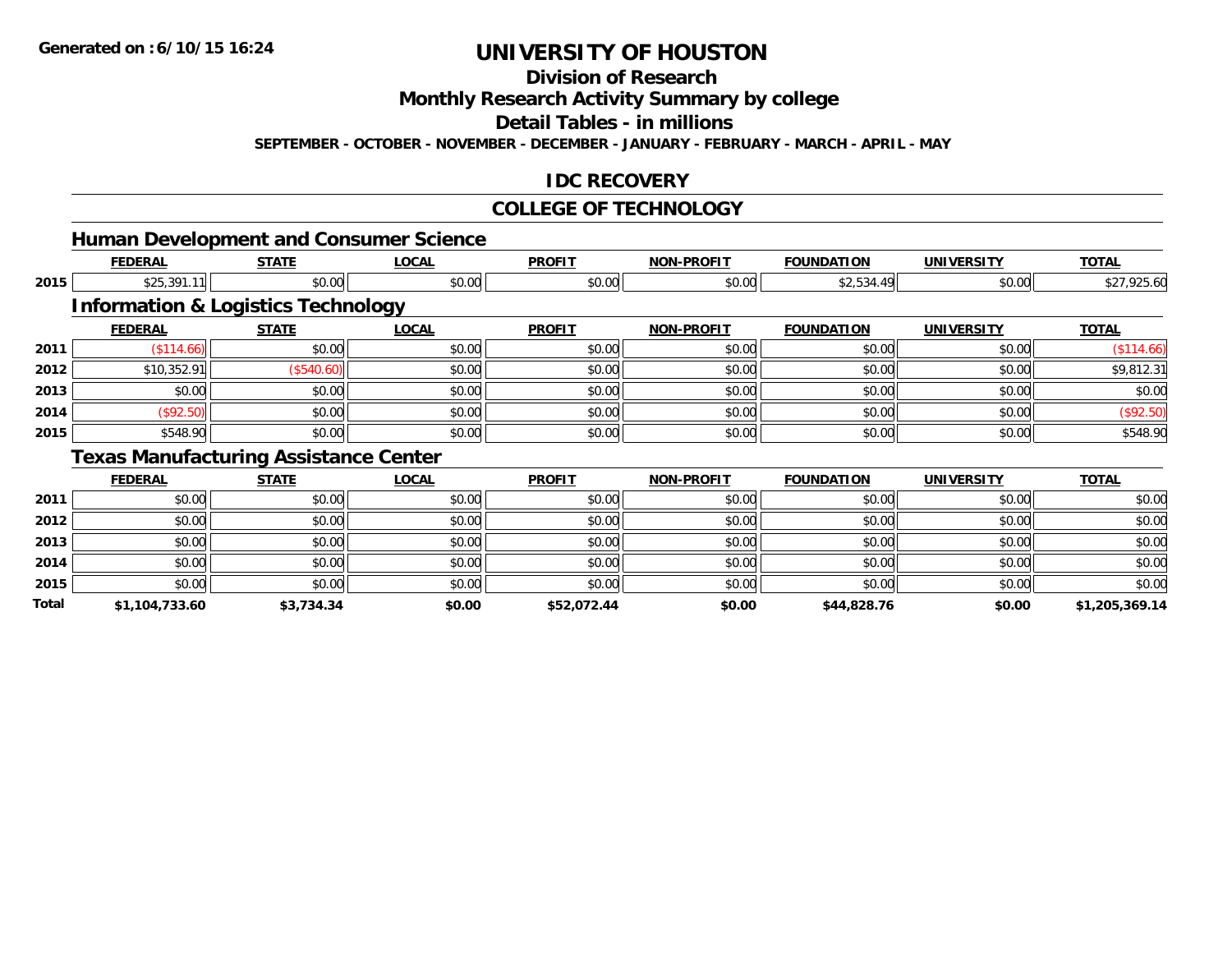**Generated on :6/10/15 16:24**

# UNIVERSITY OF HOUSTON

## Division of Research

## Monthly Research Activity Summary by college

## Detail Tables - in millions

**SEPTEMBER - OCTOBER - NOVEMBER - DECEMBER - JANUARY - FEBRUARY - MARCH - APRIL - MAY**

## IDC RECOVERY

## COLLEGE OF TECHNOLOGY

### Human Development and Consumer Science

| | FEDERAL | STATE | LOCAL | PROFIT | NON-PROFIT | FOUNDATION | UNIVERSITY | TOTAL |
|---|---|---|---|---|---|---|---|---|
| 2015 | $25,391.11 | $0.00 | $0.00 | $0.00 | $0.00 | $2,534.49 | $0.00 | $27,925.60 |

### Information & Logistics Technology

| | FEDERAL | STATE | LOCAL | PROFIT | NON-PROFIT | FOUNDATION | UNIVERSITY | TOTAL |
|---|---|---|---|---|---|---|---|---|
| 2011 | ($114.66) | $0.00 | $0.00 | $0.00 | $0.00 | $0.00 | $0.00 | ($114.66) |
| 2012 | $10,352.91 | ($540.60) | $0.00 | $0.00 | $0.00 | $0.00 | $0.00 | $9,812.31 |
| 2013 | $0.00 | $0.00 | $0.00 | $0.00 | $0.00 | $0.00 | $0.00 | $0.00 |
| 2014 | ($92.50) | $0.00 | $0.00 | $0.00 | $0.00 | $0.00 | $0.00 | ($92.50) |
| 2015 | $548.90 | $0.00 | $0.00 | $0.00 | $0.00 | $0.00 | $0.00 | $548.90 |

### Texas Manufacturing Assistance Center

| | FEDERAL | STATE | LOCAL | PROFIT | NON-PROFIT | FOUNDATION | UNIVERSITY | TOTAL |
|---|---|---|---|---|---|---|---|---|
| 2011 | $0.00 | $0.00 | $0.00 | $0.00 | $0.00 | $0.00 | $0.00 | $0.00 |
| 2012 | $0.00 | $0.00 | $0.00 | $0.00 | $0.00 | $0.00 | $0.00 | $0.00 |
| 2013 | $0.00 | $0.00 | $0.00 | $0.00 | $0.00 | $0.00 | $0.00 | $0.00 |
| 2014 | $0.00 | $0.00 | $0.00 | $0.00 | $0.00 | $0.00 | $0.00 | $0.00 |
| 2015 | $0.00 | $0.00 | $0.00 | $0.00 | $0.00 | $0.00 | $0.00 | $0.00 |
| **Total** | **$1,104,733.60** | **$3,734.34** | **$0.00** | **$52,072.44** | **$0.00** | **$44,828.76** | **$0.00** | **$1,205,369.14** |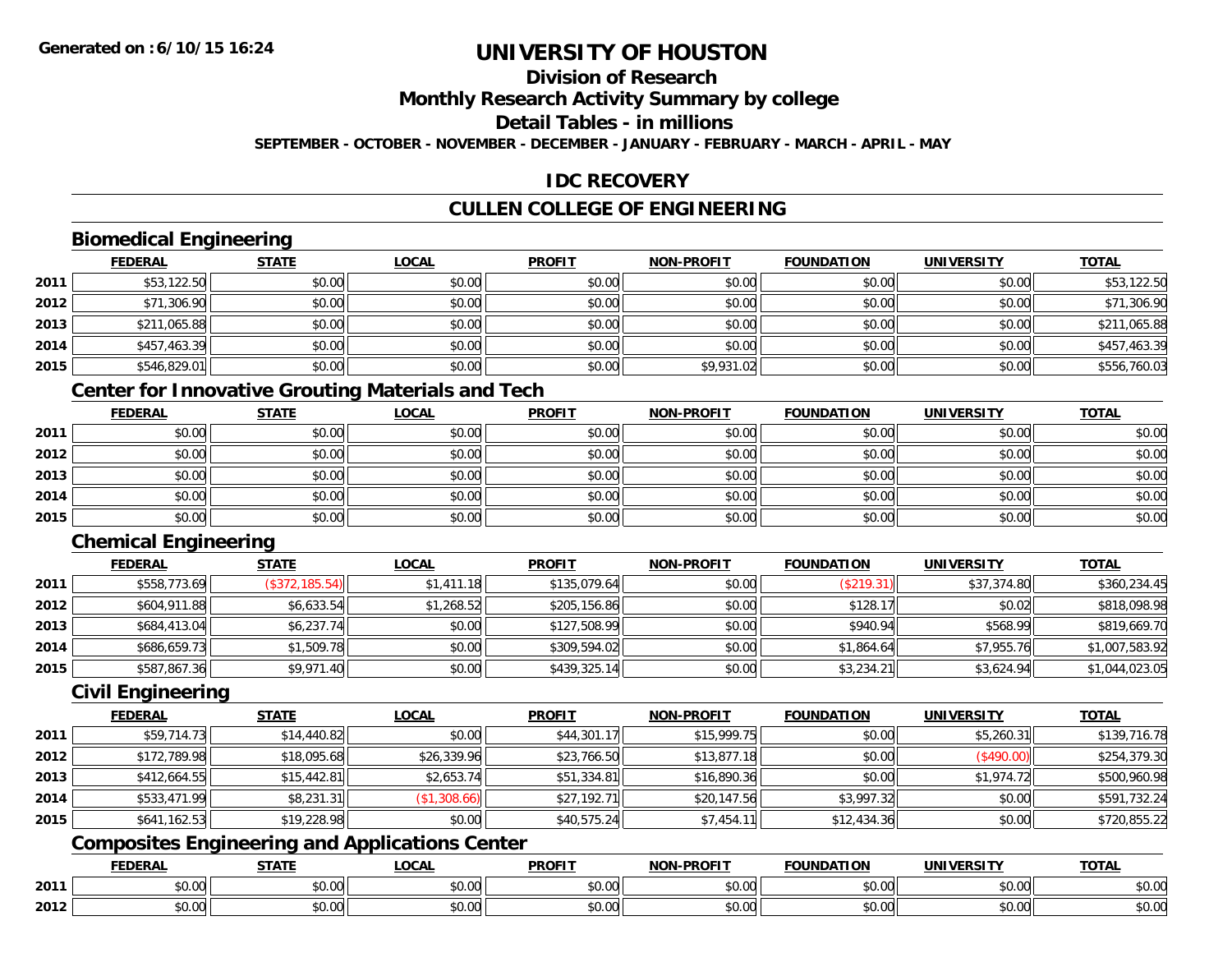# UNIVERSITY OF HOUSTON

## Division of Research

## Monthly Research Activity Summary by college

## Detail Tables - in millions

**SEPTEMBER - OCTOBER - NOVEMBER - DECEMBER - JANUARY - FEBRUARY - MARCH - APRIL - MAY**

## IDC RECOVERY

## CULLEN COLLEGE OF ENGINEERING

### Biomedical Engineering

| | FEDERAL | STATE | LOCAL | PROFIT | NON-PROFIT | FOUNDATION | UNIVERSITY | TOTAL |
|---|---|---|---|---|---|---|---|---|
| 2011 | $53,122.50 | $0.00 | $0.00 | $0.00 | $0.00 | $0.00 | $0.00 | $53,122.50 |
| 2012 | $71,306.90 | $0.00 | $0.00 | $0.00 | $0.00 | $0.00 | $0.00 | $71,306.90 |
| 2013 | $211,065.88 | $0.00 | $0.00 | $0.00 | $0.00 | $0.00 | $0.00 | $211,065.88 |
| 2014 | $457,463.39 | $0.00 | $0.00 | $0.00 | $0.00 | $0.00 | $0.00 | $457,463.39 |
| 2015 | $546,829.01 | $0.00 | $0.00 | $0.00 | $9,931.02 | $0.00 | $0.00 | $556,760.03 |

### Center for Innovative Grouting Materials and Tech

| | FEDERAL | STATE | LOCAL | PROFIT | NON-PROFIT | FOUNDATION | UNIVERSITY | TOTAL |
|---|---|---|---|---|---|---|---|---|
| 2011 | $0.00 | $0.00 | $0.00 | $0.00 | $0.00 | $0.00 | $0.00 | $0.00 |
| 2012 | $0.00 | $0.00 | $0.00 | $0.00 | $0.00 | $0.00 | $0.00 | $0.00 |
| 2013 | $0.00 | $0.00 | $0.00 | $0.00 | $0.00 | $0.00 | $0.00 | $0.00 |
| 2014 | $0.00 | $0.00 | $0.00 | $0.00 | $0.00 | $0.00 | $0.00 | $0.00 |
| 2015 | $0.00 | $0.00 | $0.00 | $0.00 | $0.00 | $0.00 | $0.00 | $0.00 |

### Chemical Engineering

| | FEDERAL | STATE | LOCAL | PROFIT | NON-PROFIT | FOUNDATION | UNIVERSITY | TOTAL |
|---|---|---|---|---|---|---|---|---|
| 2011 | $558,773.69 | ($372,185.54) | $1,411.18 | $135,079.64 | $0.00 | ($219.31) | $37,374.80 | $360,234.45 |
| 2012 | $604,911.88 | $6,633.54 | $1,268.52 | $205,156.86 | $0.00 | $128.17 | $0.02 | $818,098.98 |
| 2013 | $684,413.04 | $6,237.74 | $0.00 | $127,508.99 | $0.00 | $940.94 | $568.99 | $819,669.70 |
| 2014 | $686,659.73 | $1,509.78 | $0.00 | $309,594.02 | $0.00 | $1,864.64 | $7,955.76 | $1,007,583.92 |
| 2015 | $587,867.36 | $9,971.40 | $0.00 | $439,325.14 | $0.00 | $3,234.21 | $3,624.94 | $1,044,023.05 |

### Civil Engineering

| | FEDERAL | STATE | LOCAL | PROFIT | NON-PROFIT | FOUNDATION | UNIVERSITY | TOTAL |
|---|---|---|---|---|---|---|---|---|
| 2011 | $59,714.73 | $14,440.82 | $0.00 | $44,301.17 | $15,999.75 | $0.00 | $5,260.31 | $139,716.78 |
| 2012 | $172,789.98 | $18,095.68 | $26,339.96 | $23,766.50 | $13,877.18 | $0.00 | ($490.00) | $254,379.30 |
| 2013 | $412,664.55 | $15,442.81 | $2,653.74 | $51,334.81 | $16,890.36 | $0.00 | $1,974.72 | $500,960.98 |
| 2014 | $533,471.99 | $8,231.31 | ($1,308.66) | $27,192.71 | $20,147.56 | $3,997.32 | $0.00 | $591,732.24 |
| 2015 | $641,162.53 | $19,228.98 | $0.00 | $40,575.24 | $7,454.11 | $12,434.36 | $0.00 | $720,855.22 |

### Composites Engineering and Applications Center

| | FEDERAL | STATE | LOCAL | PROFIT | NON-PROFIT | FOUNDATION | UNIVERSITY | TOTAL |
|---|---|---|---|---|---|---|---|---|
| 2011 | $0.00 | $0.00 | $0.00 | $0.00 | $0.00 | $0.00 | $0.00 | $0.00 |
| 2012 | $0.00 | $0.00 | $0.00 | $0.00 | $0.00 | $0.00 | $0.00 | $0.00 |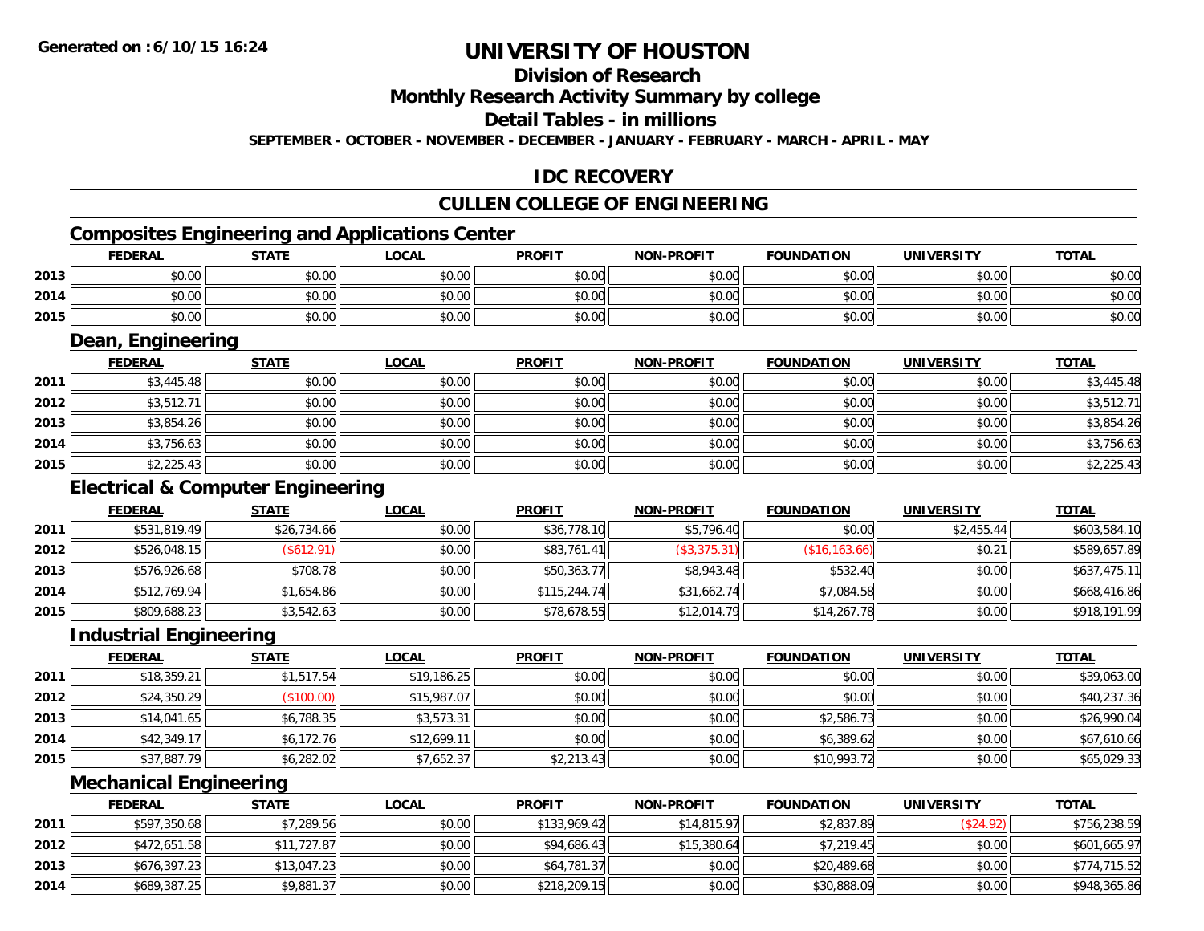# UNIVERSITY OF HOUSTON

## Division of Research

## Monthly Research Activity Summary by college

## Detail Tables - in millions

**SEPTEMBER - OCTOBER - NOVEMBER - DECEMBER - JANUARY - FEBRUARY - MARCH - APRIL - MAY**

## IDC RECOVERY

## CULLEN COLLEGE OF ENGINEERING

### Composites Engineering and Applications Center

| | FEDERAL | STATE | LOCAL | PROFIT | NON-PROFIT | FOUNDATION | UNIVERSITY | TOTAL |
|---|---|---|---|---|---|---|---|---|
| 2013 | $0.00 | $0.00 | $0.00 | $0.00 | $0.00 | $0.00 | $0.00 | $0.00 |
| 2014 | $0.00 | $0.00 | $0.00 | $0.00 | $0.00 | $0.00 | $0.00 | $0.00 |
| 2015 | $0.00 | $0.00 | $0.00 | $0.00 | $0.00 | $0.00 | $0.00 | $0.00 |

### Dean, Engineering

| | FEDERAL | STATE | LOCAL | PROFIT | NON-PROFIT | FOUNDATION | UNIVERSITY | TOTAL |
|---|---|---|---|---|---|---|---|---|
| 2011 | $3,445.48 | $0.00 | $0.00 | $0.00 | $0.00 | $0.00 | $0.00 | $3,445.48 |
| 2012 | $3,512.71 | $0.00 | $0.00 | $0.00 | $0.00 | $0.00 | $0.00 | $3,512.71 |
| 2013 | $3,854.26 | $0.00 | $0.00 | $0.00 | $0.00 | $0.00 | $0.00 | $3,854.26 |
| 2014 | $3,756.63 | $0.00 | $0.00 | $0.00 | $0.00 | $0.00 | $0.00 | $3,756.63 |
| 2015 | $2,225.43 | $0.00 | $0.00 | $0.00 | $0.00 | $0.00 | $0.00 | $2,225.43 |

### Electrical & Computer Engineering

| | FEDERAL | STATE | LOCAL | PROFIT | NON-PROFIT | FOUNDATION | UNIVERSITY | TOTAL |
|---|---|---|---|---|---|---|---|---|
| 2011 | $531,819.49 | $26,734.66 | $0.00 | $36,778.10 | $5,796.40 | $0.00 | $2,455.44 | $603,584.10 |
| 2012 | $526,048.15 | ($612.91) | $0.00 | $83,761.41 | ($3,375.31) | ($16,163.66) | $0.21 | $589,657.89 |
| 2013 | $576,926.68 | $708.78 | $0.00 | $50,363.77 | $8,943.48 | $532.40 | $0.00 | $637,475.11 |
| 2014 | $512,769.94 | $1,654.86 | $0.00 | $115,244.74 | $31,662.74 | $7,084.58 | $0.00 | $668,416.86 |
| 2015 | $809,688.23 | $3,542.63 | $0.00 | $78,678.55 | $12,014.79 | $14,267.78 | $0.00 | $918,191.99 |

### Industrial Engineering

| | FEDERAL | STATE | LOCAL | PROFIT | NON-PROFIT | FOUNDATION | UNIVERSITY | TOTAL |
|---|---|---|---|---|---|---|---|---|
| 2011 | $18,359.21 | $1,517.54 | $19,186.25 | $0.00 | $0.00 | $0.00 | $0.00 | $39,063.00 |
| 2012 | $24,350.29 | ($100.00) | $15,987.07 | $0.00 | $0.00 | $0.00 | $0.00 | $40,237.36 |
| 2013 | $14,041.65 | $6,788.35 | $3,573.31 | $0.00 | $0.00 | $2,586.73 | $0.00 | $26,990.04 |
| 2014 | $42,349.17 | $6,172.76 | $12,699.11 | $0.00 | $0.00 | $6,389.62 | $0.00 | $67,610.66 |
| 2015 | $37,887.79 | $6,282.02 | $7,652.37 | $2,213.43 | $0.00 | $10,993.72 | $0.00 | $65,029.33 |

### Mechanical Engineering

| | FEDERAL | STATE | LOCAL | PROFIT | NON-PROFIT | FOUNDATION | UNIVERSITY | TOTAL |
|---|---|---|---|---|---|---|---|---|
| 2011 | $597,350.68 | $7,289.56 | $0.00 | $133,969.42 | $14,815.97 | $2,837.89 | ($24.92) | $756,238.59 |
| 2012 | $472,651.58 | $11,727.87 | $0.00 | $94,686.43 | $15,380.64 | $7,219.45 | $0.00 | $601,665.97 |
| 2013 | $676,397.23 | $13,047.23 | $0.00 | $64,781.37 | $0.00 | $20,489.68 | $0.00 | $774,715.52 |
| 2014 | $689,387.25 | $9,881.37 | $0.00 | $218,209.15 | $0.00 | $30,888.09 | $0.00 | $948,365.86 |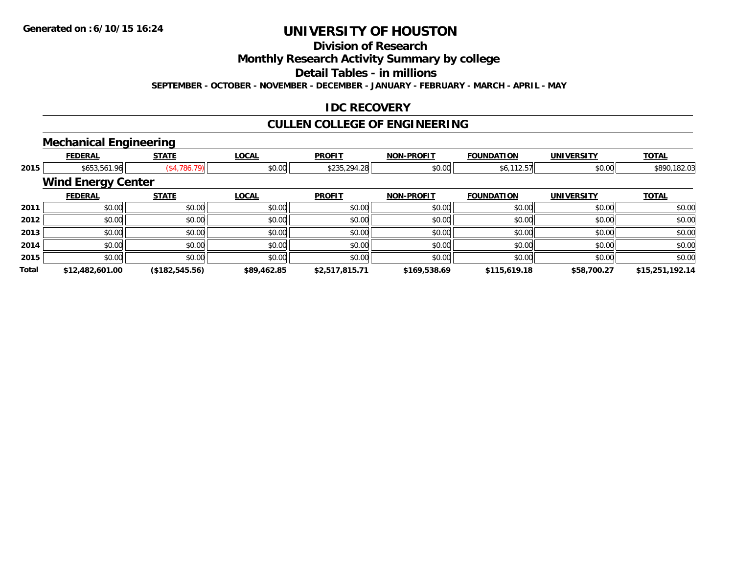**Generated on :6/10/15 16:24**

# UNIVERSITY OF HOUSTON

## Division of Research

## Monthly Research Activity Summary by college

## Detail Tables - in millions

**SEPTEMBER - OCTOBER - NOVEMBER - DECEMBER - JANUARY - FEBRUARY - MARCH - APRIL - MAY**

## IDC RECOVERY

## CULLEN COLLEGE OF ENGINEERING

### Mechanical Engineering

| | FEDERAL | STATE | LOCAL | PROFIT | NON-PROFIT | FOUNDATION | UNIVERSITY | TOTAL |
|---|---|---|---|---|---|---|---|---|
| 2015 | $653,561.96 | ($4,786.79) | $0.00 | $235,294.28 | $0.00 | $6,112.57 | $0.00 | $890,182.03 |

### Wind Energy Center

| | FEDERAL | STATE | LOCAL | PROFIT | NON-PROFIT | FOUNDATION | UNIVERSITY | TOTAL |
|---|---|---|---|---|---|---|---|---|
| 2011 | $0.00 | $0.00 | $0.00 | $0.00 | $0.00 | $0.00 | $0.00 | $0.00 |
| 2012 | $0.00 | $0.00 | $0.00 | $0.00 | $0.00 | $0.00 | $0.00 | $0.00 |
| 2013 | $0.00 | $0.00 | $0.00 | $0.00 | $0.00 | $0.00 | $0.00 | $0.00 |
| 2014 | $0.00 | $0.00 | $0.00 | $0.00 | $0.00 | $0.00 | $0.00 | $0.00 |
| 2015 | $0.00 | $0.00 | $0.00 | $0.00 | $0.00 | $0.00 | $0.00 | $0.00 |
| **Total** | **$12,482,601.00** | **($182,545.56)** | **$89,462.85** | **$2,517,815.71** | **$169,538.69** | **$115,619.18** | **$58,700.27** | **$15,251,192.14** |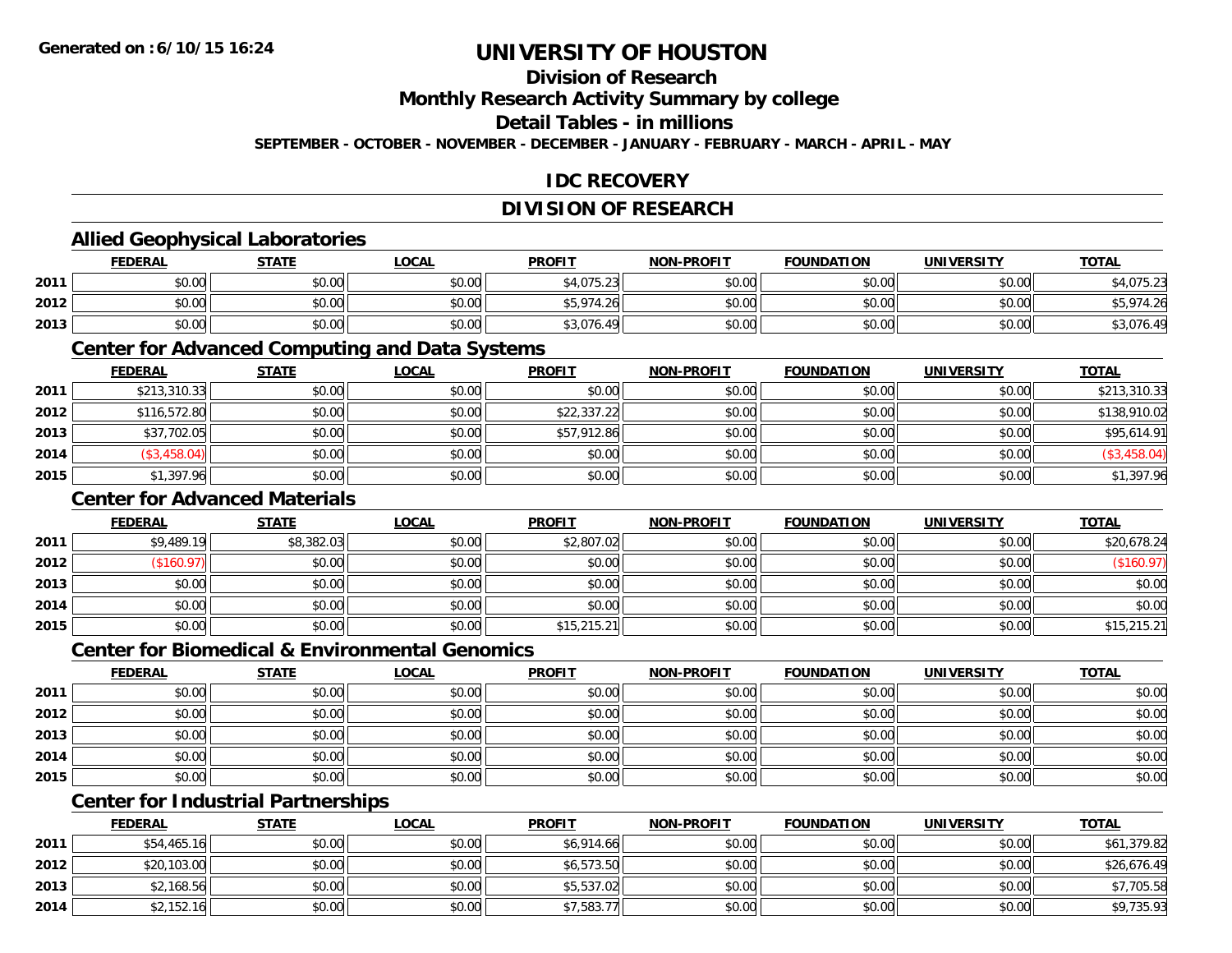# UNIVERSITY OF HOUSTON

## Division of Research

## Monthly Research Activity Summary by college

## Detail Tables - in millions

**SEPTEMBER - OCTOBER - NOVEMBER - DECEMBER - JANUARY - FEBRUARY - MARCH - APRIL - MAY**

## IDC RECOVERY

## DIVISION OF RESEARCH

### Allied Geophysical Laboratories

| | FEDERAL | STATE | LOCAL | PROFIT | NON-PROFIT | FOUNDATION | UNIVERSITY | TOTAL |
|---|---|---|---|---|---|---|---|---|
| 2011 | $0.00 | $0.00 | $0.00 | $4,075.23 | $0.00 | $0.00 | $0.00 | $4,075.23 |
| 2012 | $0.00 | $0.00 | $0.00 | $5,974.26 | $0.00 | $0.00 | $0.00 | $5,974.26 |
| 2013 | $0.00 | $0.00 | $0.00 | $3,076.49 | $0.00 | $0.00 | $0.00 | $3,076.49 |

### Center for Advanced Computing and Data Systems

| | FEDERAL | STATE | LOCAL | PROFIT | NON-PROFIT | FOUNDATION | UNIVERSITY | TOTAL |
|---|---|---|---|---|---|---|---|---|
| 2011 | $213,310.33 | $0.00 | $0.00 | $0.00 | $0.00 | $0.00 | $0.00 | $213,310.33 |
| 2012 | $116,572.80 | $0.00 | $0.00 | $22,337.22 | $0.00 | $0.00 | $0.00 | $138,910.02 |
| 2013 | $37,702.05 | $0.00 | $0.00 | $57,912.86 | $0.00 | $0.00 | $0.00 | $95,614.91 |
| 2014 | ($3,458.04) | $0.00 | $0.00 | $0.00 | $0.00 | $0.00 | $0.00 | ($3,458.04) |
| 2015 | $1,397.96 | $0.00 | $0.00 | $0.00 | $0.00 | $0.00 | $0.00 | $1,397.96 |

### Center for Advanced Materials

| | FEDERAL | STATE | LOCAL | PROFIT | NON-PROFIT | FOUNDATION | UNIVERSITY | TOTAL |
|---|---|---|---|---|---|---|---|---|
| 2011 | $9,489.19 | $8,382.03 | $0.00 | $2,807.02 | $0.00 | $0.00 | $0.00 | $20,678.24 |
| 2012 | ($160.97) | $0.00 | $0.00 | $0.00 | $0.00 | $0.00 | $0.00 | ($160.97) |
| 2013 | $0.00 | $0.00 | $0.00 | $0.00 | $0.00 | $0.00 | $0.00 | $0.00 |
| 2014 | $0.00 | $0.00 | $0.00 | $0.00 | $0.00 | $0.00 | $0.00 | $0.00 |
| 2015 | $0.00 | $0.00 | $0.00 | $15,215.21 | $0.00 | $0.00 | $0.00 | $15,215.21 |

### Center for Biomedical & Environmental Genomics

| | FEDERAL | STATE | LOCAL | PROFIT | NON-PROFIT | FOUNDATION | UNIVERSITY | TOTAL |
|---|---|---|---|---|---|---|---|---|
| 2011 | $0.00 | $0.00 | $0.00 | $0.00 | $0.00 | $0.00 | $0.00 | $0.00 |
| 2012 | $0.00 | $0.00 | $0.00 | $0.00 | $0.00 | $0.00 | $0.00 | $0.00 |
| 2013 | $0.00 | $0.00 | $0.00 | $0.00 | $0.00 | $0.00 | $0.00 | $0.00 |
| 2014 | $0.00 | $0.00 | $0.00 | $0.00 | $0.00 | $0.00 | $0.00 | $0.00 |
| 2015 | $0.00 | $0.00 | $0.00 | $0.00 | $0.00 | $0.00 | $0.00 | $0.00 |

### Center for Industrial Partnerships

| | FEDERAL | STATE | LOCAL | PROFIT | NON-PROFIT | FOUNDATION | UNIVERSITY | TOTAL |
|---|---|---|---|---|---|---|---|---|
| 2011 | $54,465.16 | $0.00 | $0.00 | $6,914.66 | $0.00 | $0.00 | $0.00 | $61,379.82 |
| 2012 | $20,103.00 | $0.00 | $0.00 | $6,573.50 | $0.00 | $0.00 | $0.00 | $26,676.49 |
| 2013 | $2,168.56 | $0.00 | $0.00 | $5,537.02 | $0.00 | $0.00 | $0.00 | $7,705.58 |
| 2014 | $2,152.16 | $0.00 | $0.00 | $7,583.77 | $0.00 | $0.00 | $0.00 | $9,735.93 |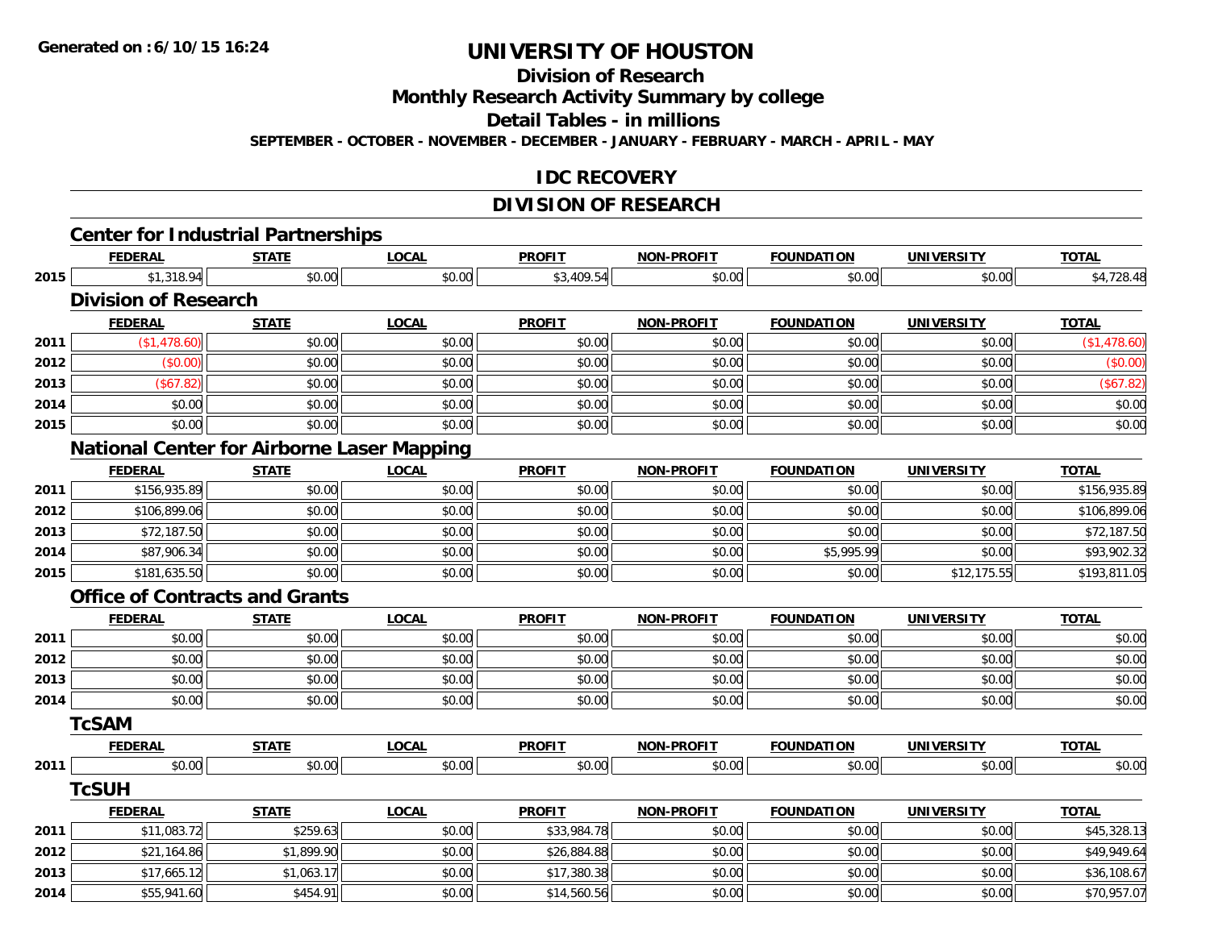**Generated on :6/10/15 16:24**

# UNIVERSITY OF HOUSTON

## Division of Research

## Monthly Research Activity Summary by college

## Detail Tables - in millions

**SEPTEMBER - OCTOBER - NOVEMBER - DECEMBER - JANUARY - FEBRUARY - MARCH - APRIL - MAY**

## IDC RECOVERY

## DIVISION OF RESEARCH

### Center for Industrial Partnerships

| | FEDERAL | STATE | LOCAL | PROFIT | NON-PROFIT | FOUNDATION | UNIVERSITY | TOTAL |
|---|---|---|---|---|---|---|---|---|
| 2015 | $1,318.94 | $0.00 | $0.00 | $3,409.54 | $0.00 | $0.00 | $0.00 | $4,728.48 |

### Division of Research

| | FEDERAL | STATE | LOCAL | PROFIT | NON-PROFIT | FOUNDATION | UNIVERSITY | TOTAL |
|---|---|---|---|---|---|---|---|---|
| 2011 | ($1,478.60) | $0.00 | $0.00 | $0.00 | $0.00 | $0.00 | $0.00 | ($1,478.60) |
| 2012 | ($0.00) | $0.00 | $0.00 | $0.00 | $0.00 | $0.00 | $0.00 | ($0.00) |
| 2013 | ($67.82) | $0.00 | $0.00 | $0.00 | $0.00 | $0.00 | $0.00 | ($67.82) |
| 2014 | $0.00 | $0.00 | $0.00 | $0.00 | $0.00 | $0.00 | $0.00 | $0.00 |
| 2015 | $0.00 | $0.00 | $0.00 | $0.00 | $0.00 | $0.00 | $0.00 | $0.00 |

### National Center for Airborne Laser Mapping

| | FEDERAL | STATE | LOCAL | PROFIT | NON-PROFIT | FOUNDATION | UNIVERSITY | TOTAL |
|---|---|---|---|---|---|---|---|---|
| 2011 | $156,935.89 | $0.00 | $0.00 | $0.00 | $0.00 | $0.00 | $0.00 | $156,935.89 |
| 2012 | $106,899.06 | $0.00 | $0.00 | $0.00 | $0.00 | $0.00 | $0.00 | $106,899.06 |
| 2013 | $72,187.50 | $0.00 | $0.00 | $0.00 | $0.00 | $0.00 | $0.00 | $72,187.50 |
| 2014 | $87,906.34 | $0.00 | $0.00 | $0.00 | $0.00 | $5,995.99 | $0.00 | $93,902.32 |
| 2015 | $181,635.50 | $0.00 | $0.00 | $0.00 | $0.00 | $0.00 | $12,175.55 | $193,811.05 |

### Office of Contracts and Grants

| | FEDERAL | STATE | LOCAL | PROFIT | NON-PROFIT | FOUNDATION | UNIVERSITY | TOTAL |
|---|---|---|---|---|---|---|---|---|
| 2011 | $0.00 | $0.00 | $0.00 | $0.00 | $0.00 | $0.00 | $0.00 | $0.00 |
| 2012 | $0.00 | $0.00 | $0.00 | $0.00 | $0.00 | $0.00 | $0.00 | $0.00 |
| 2013 | $0.00 | $0.00 | $0.00 | $0.00 | $0.00 | $0.00 | $0.00 | $0.00 |
| 2014 | $0.00 | $0.00 | $0.00 | $0.00 | $0.00 | $0.00 | $0.00 | $0.00 |

### TcSAM

| | FEDERAL | STATE | LOCAL | PROFIT | NON-PROFIT | FOUNDATION | UNIVERSITY | TOTAL |
|---|---|---|---|---|---|---|---|---|
| 2011 | $0.00 | $0.00 | $0.00 | $0.00 | $0.00 | $0.00 | $0.00 | $0.00 |

### TcSUH

| | FEDERAL | STATE | LOCAL | PROFIT | NON-PROFIT | FOUNDATION | UNIVERSITY | TOTAL |
|---|---|---|---|---|---|---|---|---|
| 2011 | $11,083.72 | $259.63 | $0.00 | $33,984.78 | $0.00 | $0.00 | $0.00 | $45,328.13 |
| 2012 | $21,164.86 | $1,899.90 | $0.00 | $26,884.88 | $0.00 | $0.00 | $0.00 | $49,949.64 |
| 2013 | $17,665.12 | $1,063.17 | $0.00 | $17,380.38 | $0.00 | $0.00 | $0.00 | $36,108.67 |
| 2014 | $55,941.60 | $454.91 | $0.00 | $14,560.56 | $0.00 | $0.00 | $0.00 | $70,957.07 |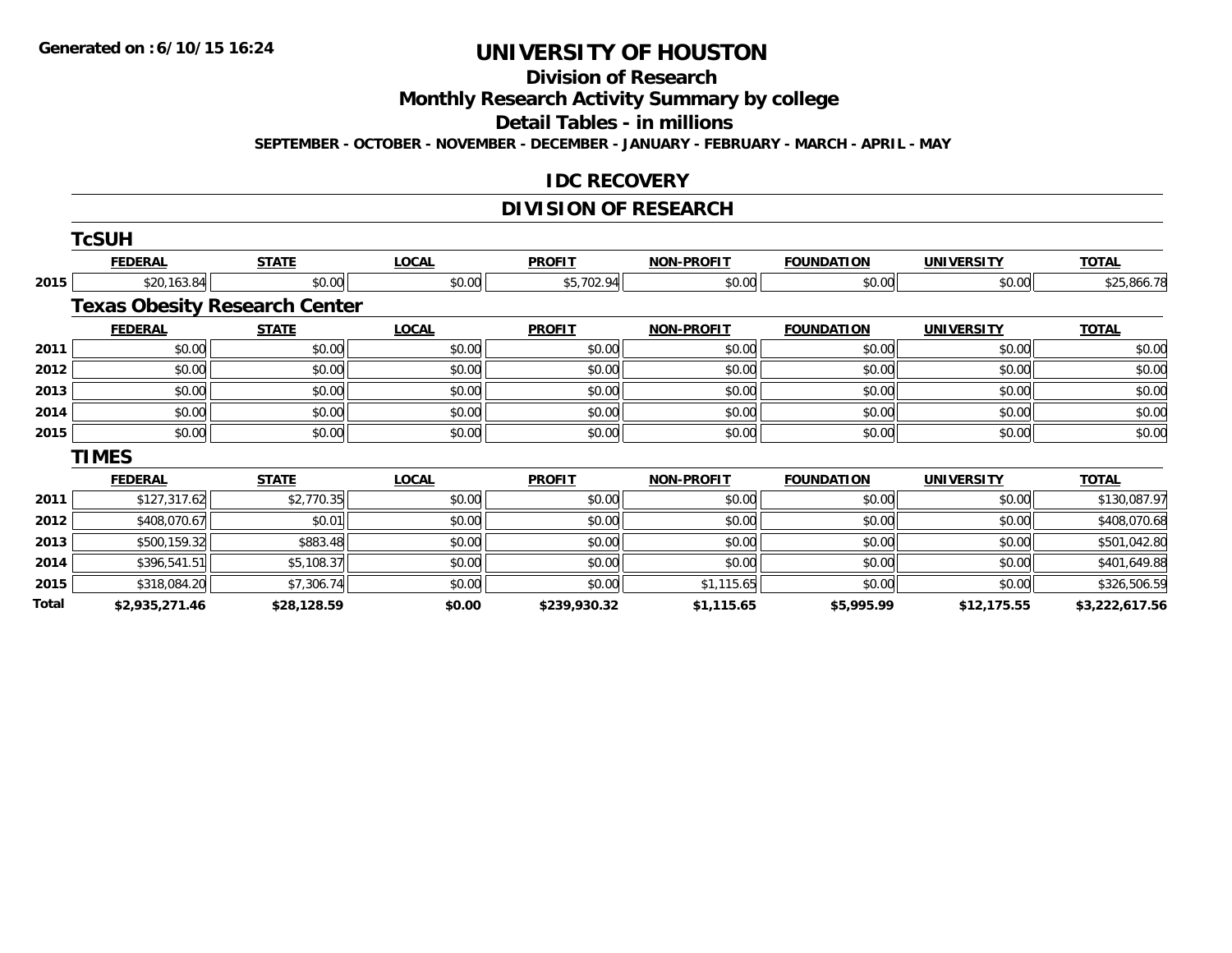# UNIVERSITY OF HOUSTON

## Division of Research

## Monthly Research Activity Summary by college

## Detail Tables - in millions

**SEPTEMBER - OCTOBER - NOVEMBER - DECEMBER - JANUARY - FEBRUARY - MARCH - APRIL - MAY**

## IDC RECOVERY

## DIVISION OF RESEARCH

### TcSUH

| | FEDERAL | STATE | LOCAL | PROFIT | NON-PROFIT | FOUNDATION | UNIVERSITY | TOTAL |
|---|---|---|---|---|---|---|---|---|
| 2015 | $20,163.84 | $0.00 | $0.00 | $5,702.94 | $0.00 | $0.00 | $0.00 | $25,866.78 |

### Texas Obesity Research Center

| | FEDERAL | STATE | LOCAL | PROFIT | NON-PROFIT | FOUNDATION | UNIVERSITY | TOTAL |
|---|---|---|---|---|---|---|---|---|
| 2011 | $0.00 | $0.00 | $0.00 | $0.00 | $0.00 | $0.00 | $0.00 | $0.00 |
| 2012 | $0.00 | $0.00 | $0.00 | $0.00 | $0.00 | $0.00 | $0.00 | $0.00 |
| 2013 | $0.00 | $0.00 | $0.00 | $0.00 | $0.00 | $0.00 | $0.00 | $0.00 |
| 2014 | $0.00 | $0.00 | $0.00 | $0.00 | $0.00 | $0.00 | $0.00 | $0.00 |
| 2015 | $0.00 | $0.00 | $0.00 | $0.00 | $0.00 | $0.00 | $0.00 | $0.00 |

### TIMES

| | FEDERAL | STATE | LOCAL | PROFIT | NON-PROFIT | FOUNDATION | UNIVERSITY | TOTAL |
|---|---|---|---|---|---|---|---|---|
| 2011 | $127,317.62 | $2,770.35 | $0.00 | $0.00 | $0.00 | $0.00 | $0.00 | $130,087.97 |
| 2012 | $408,070.67 | $0.01 | $0.00 | $0.00 | $0.00 | $0.00 | $0.00 | $408,070.68 |
| 2013 | $500,159.32 | $883.48 | $0.00 | $0.00 | $0.00 | $0.00 | $0.00 | $501,042.80 |
| 2014 | $396,541.51 | $5,108.37 | $0.00 | $0.00 | $0.00 | $0.00 | $0.00 | $401,649.88 |
| 2015 | $318,084.20 | $7,306.74 | $0.00 | $0.00 | $1,115.65 | $0.00 | $0.00 | $326,506.59 |
| **Total** | **$2,935,271.46** | **$28,128.59** | **$0.00** | **$239,930.32** | **$1,115.65** | **$5,995.99** | **$12,175.55** | **$3,222,617.56** |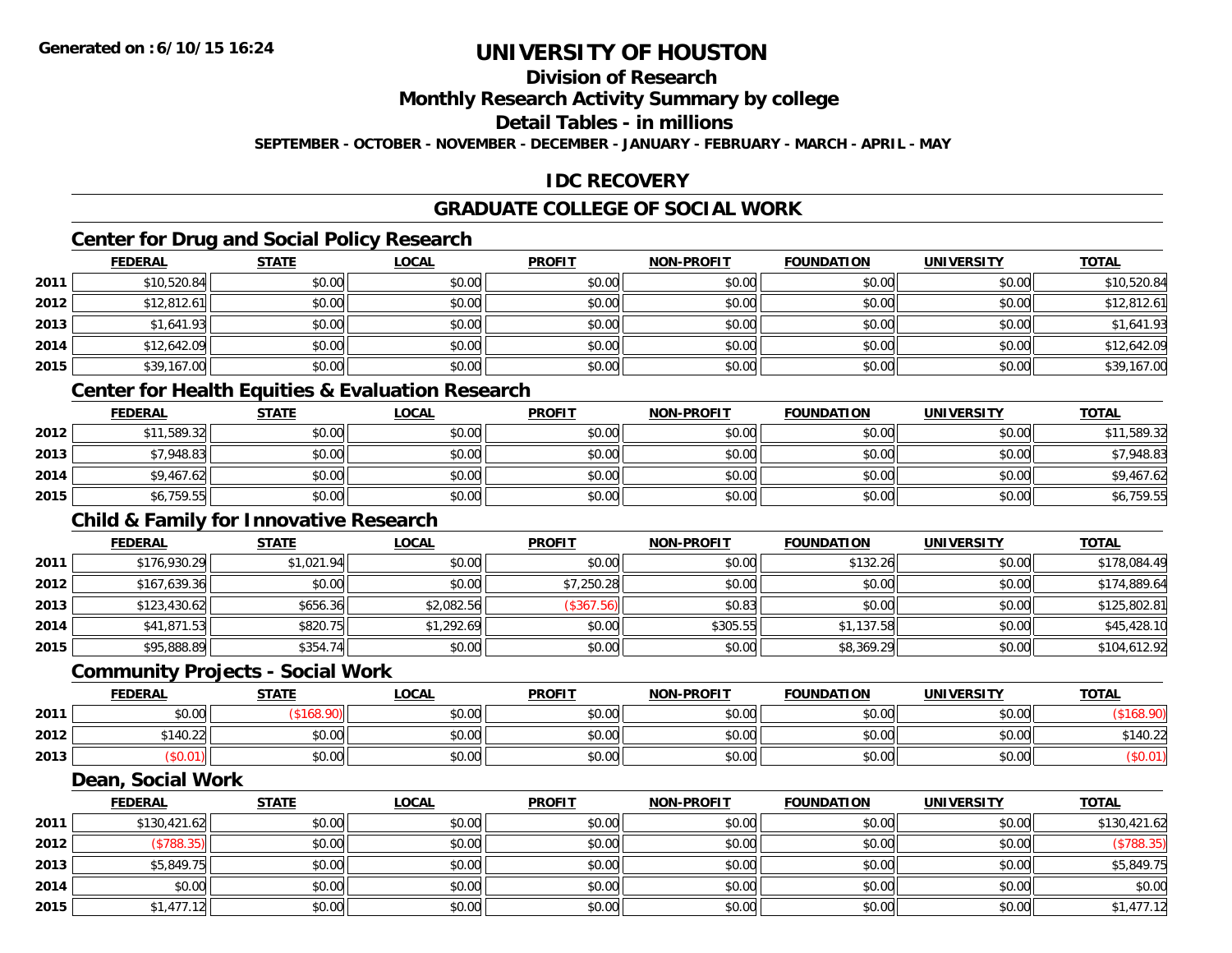Generated on :6/10/15 16:24

# UNIVERSITY OF HOUSTON

## Division of Research

## Monthly Research Activity Summary by college

## Detail Tables - in millions

SEPTEMBER - OCTOBER - NOVEMBER - DECEMBER - JANUARY - FEBRUARY - MARCH - APRIL - MAY

## IDC RECOVERY

## GRADUATE COLLEGE OF SOCIAL WORK

### Center for Drug and Social Policy Research

| | FEDERAL | STATE | LOCAL | PROFIT | NON-PROFIT | FOUNDATION | UNIVERSITY | TOTAL |
|---|---|---|---|---|---|---|---|---|
| 2011 | $10,520.84 | $0.00 | $0.00 | $0.00 | $0.00 | $0.00 | $0.00 | $10,520.84 |
| 2012 | $12,812.61 | $0.00 | $0.00 | $0.00 | $0.00 | $0.00 | $0.00 | $12,812.61 |
| 2013 | $1,641.93 | $0.00 | $0.00 | $0.00 | $0.00 | $0.00 | $0.00 | $1,641.93 |
| 2014 | $12,642.09 | $0.00 | $0.00 | $0.00 | $0.00 | $0.00 | $0.00 | $12,642.09 |
| 2015 | $39,167.00 | $0.00 | $0.00 | $0.00 | $0.00 | $0.00 | $0.00 | $39,167.00 |

### Center for Health Equities & Evaluation Research

| | FEDERAL | STATE | LOCAL | PROFIT | NON-PROFIT | FOUNDATION | UNIVERSITY | TOTAL |
|---|---|---|---|---|---|---|---|---|
| 2012 | $11,589.32 | $0.00 | $0.00 | $0.00 | $0.00 | $0.00 | $0.00 | $11,589.32 |
| 2013 | $7,948.83 | $0.00 | $0.00 | $0.00 | $0.00 | $0.00 | $0.00 | $7,948.83 |
| 2014 | $9,467.62 | $0.00 | $0.00 | $0.00 | $0.00 | $0.00 | $0.00 | $9,467.62 |
| 2015 | $6,759.55 | $0.00 | $0.00 | $0.00 | $0.00 | $0.00 | $0.00 | $6,759.55 |

### Child & Family for Innovative Research

| | FEDERAL | STATE | LOCAL | PROFIT | NON-PROFIT | FOUNDATION | UNIVERSITY | TOTAL |
|---|---|---|---|---|---|---|---|---|
| 2011 | $176,930.29 | $1,021.94 | $0.00 | $0.00 | $0.00 | $132.26 | $0.00 | $178,084.49 |
| 2012 | $167,639.36 | $0.00 | $0.00 | $7,250.28 | $0.00 | $0.00 | $0.00 | $174,889.64 |
| 2013 | $123,430.62 | $656.36 | $2,082.56 | ($367.56) | $0.83 | $0.00 | $0.00 | $125,802.81 |
| 2014 | $41,871.53 | $820.75 | $1,292.69 | $0.00 | $305.55 | $1,137.58 | $0.00 | $45,428.10 |
| 2015 | $95,888.89 | $354.74 | $0.00 | $0.00 | $0.00 | $8,369.29 | $0.00 | $104,612.92 |

### Community Projects - Social Work

| | FEDERAL | STATE | LOCAL | PROFIT | NON-PROFIT | FOUNDATION | UNIVERSITY | TOTAL |
|---|---|---|---|---|---|---|---|---|
| 2011 | $0.00 | ($168.90) | $0.00 | $0.00 | $0.00 | $0.00 | $0.00 | ($168.90) |
| 2012 | $140.22 | $0.00 | $0.00 | $0.00 | $0.00 | $0.00 | $0.00 | $140.22 |
| 2013 | ($0.01) | $0.00 | $0.00 | $0.00 | $0.00 | $0.00 | $0.00 | ($0.01) |

### Dean, Social Work

| | FEDERAL | STATE | LOCAL | PROFIT | NON-PROFIT | FOUNDATION | UNIVERSITY | TOTAL |
|---|---|---|---|---|---|---|---|---|
| 2011 | $130,421.62 | $0.00 | $0.00 | $0.00 | $0.00 | $0.00 | $0.00 | $130,421.62 |
| 2012 | ($788.35) | $0.00 | $0.00 | $0.00 | $0.00 | $0.00 | $0.00 | ($788.35) |
| 2013 | $5,849.75 | $0.00 | $0.00 | $0.00 | $0.00 | $0.00 | $0.00 | $5,849.75 |
| 2014 | $0.00 | $0.00 | $0.00 | $0.00 | $0.00 | $0.00 | $0.00 | $0.00 |
| 2015 | $1,477.12 | $0.00 | $0.00 | $0.00 | $0.00 | $0.00 | $0.00 | $1,477.12 |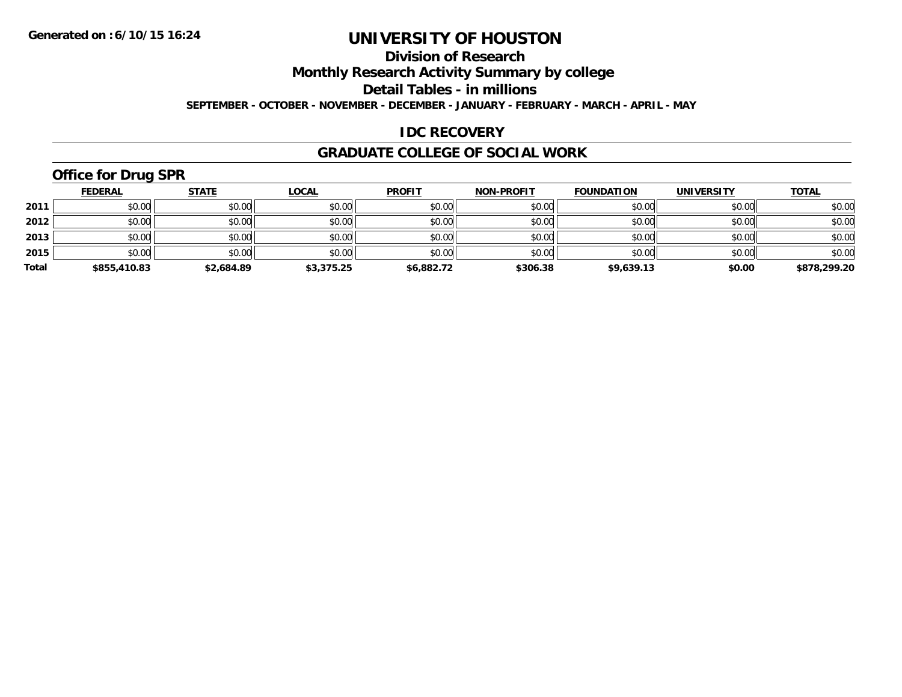**Generated on :6/10/15 16:24**

# UNIVERSITY OF HOUSTON

## Division of Research

## Monthly Research Activity Summary by college

## Detail Tables - in millions

**SEPTEMBER - OCTOBER - NOVEMBER - DECEMBER - JANUARY - FEBRUARY - MARCH - APRIL - MAY**

## IDC RECOVERY

## GRADUATE COLLEGE OF SOCIAL WORK

### Office for Drug SPR

| | FEDERAL | STATE | LOCAL | PROFIT | NON-PROFIT | FOUNDATION | UNIVERSITY | TOTAL |
|---|---|---|---|---|---|---|---|---|
| 2011 | $0.00 | $0.00 | $0.00 | $0.00 | $0.00 | $0.00 | $0.00 | $0.00 |
| 2012 | $0.00 | $0.00 | $0.00 | $0.00 | $0.00 | $0.00 | $0.00 | $0.00 |
| 2013 | $0.00 | $0.00 | $0.00 | $0.00 | $0.00 | $0.00 | $0.00 | $0.00 |
| 2015 | $0.00 | $0.00 | $0.00 | $0.00 | $0.00 | $0.00 | $0.00 | $0.00 |
| **Total** | **$855,410.83** | **$2,684.89** | **$3,375.25** | **$6,882.72** | **$306.38** | **$9,639.13** | **$0.00** | **$878,299.20** |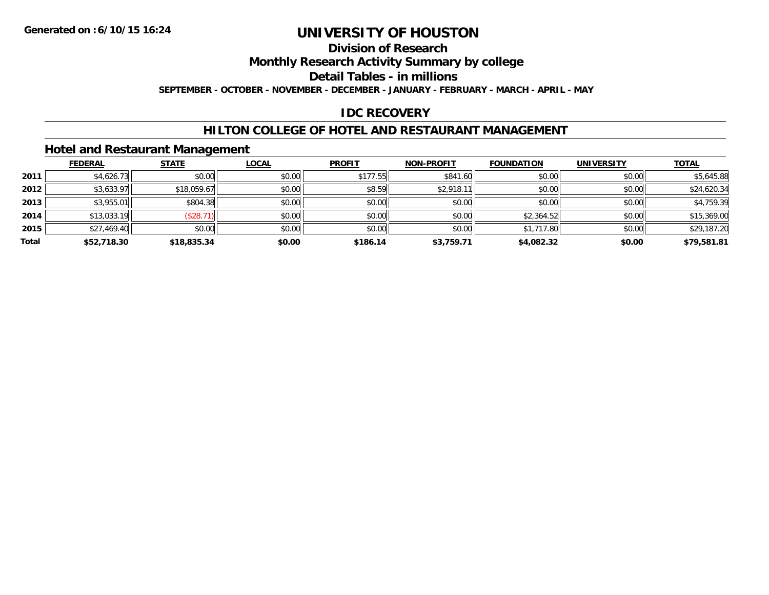Generated on :6/10/15 16:24

# UNIVERSITY OF HOUSTON

## Division of Research

## Monthly Research Activity Summary by college

## Detail Tables - in millions

**SEPTEMBER - OCTOBER - NOVEMBER - DECEMBER - JANUARY - FEBRUARY - MARCH - APRIL - MAY**

## IDC RECOVERY

## HILTON COLLEGE OF HOTEL AND RESTAURANT MANAGEMENT

### Hotel and Restaurant Management

| | FEDERAL | STATE | LOCAL | PROFIT | NON-PROFIT | FOUNDATION | UNIVERSITY | TOTAL |
|---|---|---|---|---|---|---|---|---|
| 2011 | $4,626.73 | $0.00 | $0.00 | $177.55 | $841.60 | $0.00 | $0.00 | $5,645.88 |
| 2012 | $3,633.97 | $18,059.67 | $0.00 | $8.59 | $2,918.11 | $0.00 | $0.00 | $24,620.34 |
| 2013 | $3,955.01 | $804.38 | $0.00 | $0.00 | $0.00 | $0.00 | $0.00 | $4,759.39 |
| 2014 | $13,033.19 | ($28.71) | $0.00 | $0.00 | $0.00 | $2,364.52 | $0.00 | $15,369.00 |
| 2015 | $27,469.40 | $0.00 | $0.00 | $0.00 | $0.00 | $1,717.80 | $0.00 | $29,187.20 |
| **Total** | **$52,718.30** | **$18,835.34** | **$0.00** | **$186.14** | **$3,759.71** | **$4,082.32** | **$0.00** | **$79,581.81** |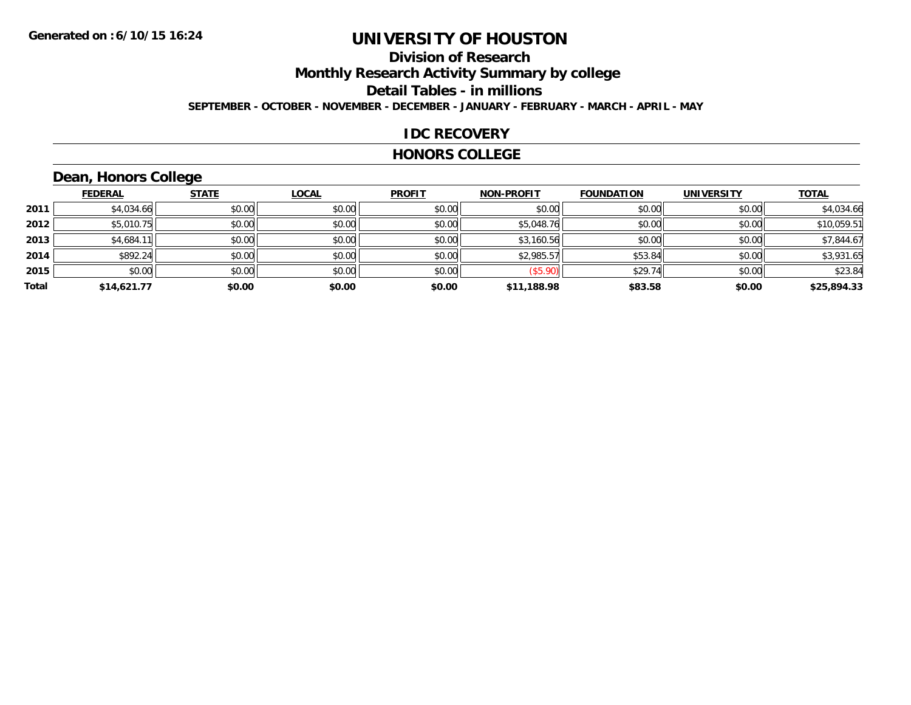# UNIVERSITY OF HOUSTON

## Division of Research

## Monthly Research Activity Summary by college

## Detail Tables - in millions

**SEPTEMBER - OCTOBER - NOVEMBER - DECEMBER - JANUARY - FEBRUARY - MARCH - APRIL - MAY**

## IDC RECOVERY

## HONORS COLLEGE

### Dean, Honors College

| | FEDERAL | STATE | LOCAL | PROFIT | NON-PROFIT | FOUNDATION | UNIVERSITY | TOTAL |
|---|---|---|---|---|---|---|---|---|
| 2011 | $4,034.66 | $0.00 | $0.00 | $0.00 | $0.00 | $0.00 | $0.00 | $4,034.66 |
| 2012 | $5,010.75 | $0.00 | $0.00 | $0.00 | $5,048.76 | $0.00 | $0.00 | $10,059.51 |
| 2013 | $4,684.11 | $0.00 | $0.00 | $0.00 | $3,160.56 | $0.00 | $0.00 | $7,844.67 |
| 2014 | $892.24 | $0.00 | $0.00 | $0.00 | $2,985.57 | $53.84 | $0.00 | $3,931.65 |
| 2015 | $0.00 | $0.00 | $0.00 | $0.00 | ($5.90) | $29.74 | $0.00 | $23.84 |
| **Total** | **$14,621.77** | **$0.00** | **$0.00** | **$0.00** | **$11,188.98** | **$83.58** | **$0.00** | **$25,894.33** |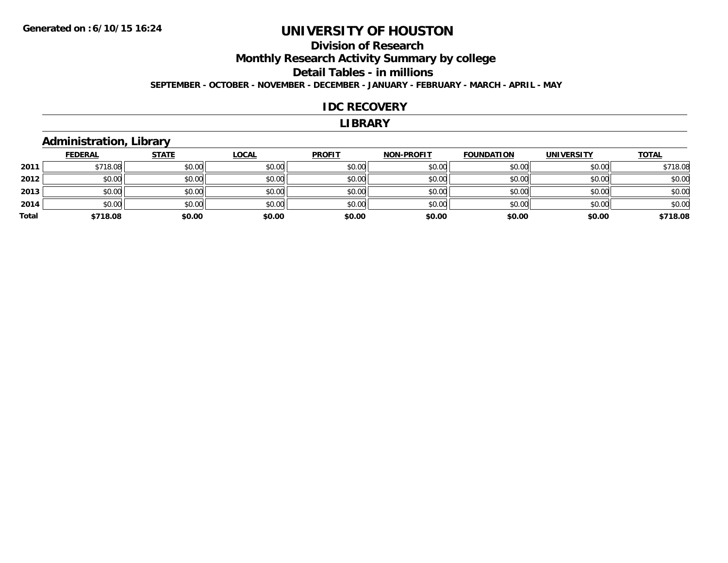Generated on :6/10/15 16:24

# UNIVERSITY OF HOUSTON

## Division of Research

## Monthly Research Activity Summary by college

## Detail Tables - in millions

**SEPTEMBER - OCTOBER - NOVEMBER - DECEMBER - JANUARY - FEBRUARY - MARCH - APRIL - MAY**

## IDC RECOVERY

## LIBRARY

### Administration, Library

| | FEDERAL | STATE | LOCAL | PROFIT | NON-PROFIT | FOUNDATION | UNIVERSITY | TOTAL |
|---|---|---|---|---|---|---|---|---|
| 2011 | $718.08 | $0.00 | $0.00 | $0.00 | $0.00 | $0.00 | $0.00 | $718.08 |
| 2012 | $0.00 | $0.00 | $0.00 | $0.00 | $0.00 | $0.00 | $0.00 | $0.00 |
| 2013 | $0.00 | $0.00 | $0.00 | $0.00 | $0.00 | $0.00 | $0.00 | $0.00 |
| 2014 | $0.00 | $0.00 | $0.00 | $0.00 | $0.00 | $0.00 | $0.00 | $0.00 |
| **Total** | **$718.08** | **$0.00** | **$0.00** | **$0.00** | **$0.00** | **$0.00** | **$0.00** | **$718.08** |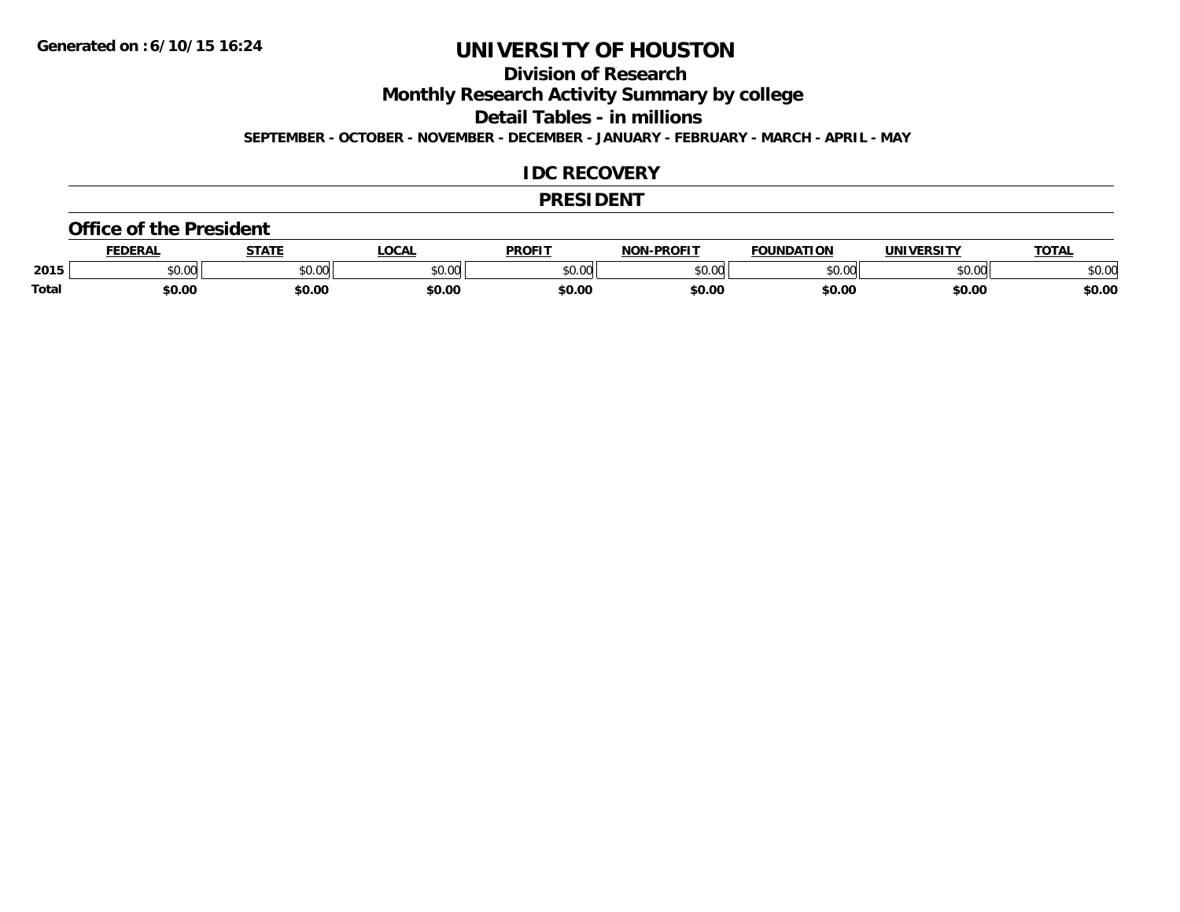Generated on :6/10/15 16:24

# UNIVERSITY OF HOUSTON

## Division of Research

## Monthly Research Activity Summary by college

## Detail Tables - in millions

SEPTEMBER - OCTOBER - NOVEMBER - DECEMBER - JANUARY - FEBRUARY - MARCH - APRIL - MAY

## IDC RECOVERY

## PRESIDENT

### Office of the President

| | FEDERAL | STATE | LOCAL | PROFIT | NON-PROFIT | FOUNDATION | UNIVERSITY | TOTAL |
|---|---|---|---|---|---|---|---|---|
| 2015 | $0.00 | $0.00 | $0.00 | $0.00 | $0.00 | $0.00 | $0.00 | $0.00 |
| **Total** | **$0.00** | **$0.00** | **$0.00** | **$0.00** | **$0.00** | **$0.00** | **$0.00** | **$0.00** |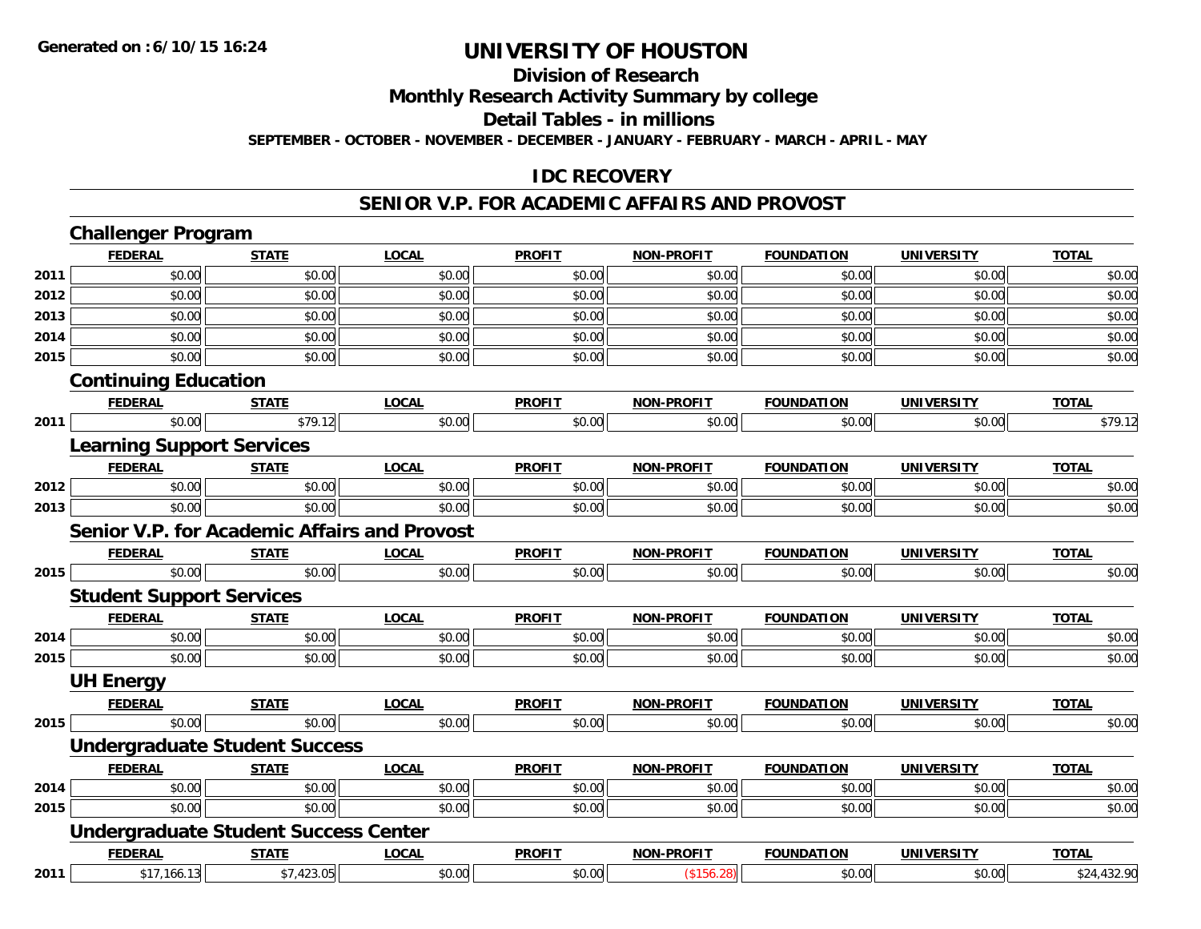**Generated on :6/10/15 16:24**

# UNIVERSITY OF HOUSTON

## Division of Research

## Monthly Research Activity Summary by college

## Detail Tables - in millions

**SEPTEMBER - OCTOBER - NOVEMBER - DECEMBER - JANUARY - FEBRUARY - MARCH - APRIL - MAY**

## IDC RECOVERY

## SENIOR V.P. FOR ACADEMIC AFFAIRS AND PROVOST

### Challenger Program

| | FEDERAL | STATE | LOCAL | PROFIT | NON-PROFIT | FOUNDATION | UNIVERSITY | TOTAL |
|---|---|---|---|---|---|---|---|---|
| 2011 | $0.00 | $0.00 | $0.00 | $0.00 | $0.00 | $0.00 | $0.00 | $0.00 |
| 2012 | $0.00 | $0.00 | $0.00 | $0.00 | $0.00 | $0.00 | $0.00 | $0.00 |
| 2013 | $0.00 | $0.00 | $0.00 | $0.00 | $0.00 | $0.00 | $0.00 | $0.00 |
| 2014 | $0.00 | $0.00 | $0.00 | $0.00 | $0.00 | $0.00 | $0.00 | $0.00 |
| 2015 | $0.00 | $0.00 | $0.00 | $0.00 | $0.00 | $0.00 | $0.00 | $0.00 |

### Continuing Education

| | FEDERAL | STATE | LOCAL | PROFIT | NON-PROFIT | FOUNDATION | UNIVERSITY | TOTAL |
|---|---|---|---|---|---|---|---|---|
| 2011 | $0.00 | $79.12 | $0.00 | $0.00 | $0.00 | $0.00 | $0.00 | $79.12 |

### Learning Support Services

| | FEDERAL | STATE | LOCAL | PROFIT | NON-PROFIT | FOUNDATION | UNIVERSITY | TOTAL |
|---|---|---|---|---|---|---|---|---|
| 2012 | $0.00 | $0.00 | $0.00 | $0.00 | $0.00 | $0.00 | $0.00 | $0.00 |
| 2013 | $0.00 | $0.00 | $0.00 | $0.00 | $0.00 | $0.00 | $0.00 | $0.00 |

### Senior V.P. for Academic Affairs and Provost

| | FEDERAL | STATE | LOCAL | PROFIT | NON-PROFIT | FOUNDATION | UNIVERSITY | TOTAL |
|---|---|---|---|---|---|---|---|---|
| 2015 | $0.00 | $0.00 | $0.00 | $0.00 | $0.00 | $0.00 | $0.00 | $0.00 |

### Student Support Services

| | FEDERAL | STATE | LOCAL | PROFIT | NON-PROFIT | FOUNDATION | UNIVERSITY | TOTAL |
|---|---|---|---|---|---|---|---|---|
| 2014 | $0.00 | $0.00 | $0.00 | $0.00 | $0.00 | $0.00 | $0.00 | $0.00 |
| 2015 | $0.00 | $0.00 | $0.00 | $0.00 | $0.00 | $0.00 | $0.00 | $0.00 |

### UH Energy

| | FEDERAL | STATE | LOCAL | PROFIT | NON-PROFIT | FOUNDATION | UNIVERSITY | TOTAL |
|---|---|---|---|---|---|---|---|---|
| 2015 | $0.00 | $0.00 | $0.00 | $0.00 | $0.00 | $0.00 | $0.00 | $0.00 |

### Undergraduate Student Success

| | FEDERAL | STATE | LOCAL | PROFIT | NON-PROFIT | FOUNDATION | UNIVERSITY | TOTAL |
|---|---|---|---|---|---|---|---|---|
| 2014 | $0.00 | $0.00 | $0.00 | $0.00 | $0.00 | $0.00 | $0.00 | $0.00 |
| 2015 | $0.00 | $0.00 | $0.00 | $0.00 | $0.00 | $0.00 | $0.00 | $0.00 |

### Undergraduate Student Success Center

| | FEDERAL | STATE | LOCAL | PROFIT | NON-PROFIT | FOUNDATION | UNIVERSITY | TOTAL |
|---|---|---|---|---|---|---|---|---|
| 2011 | $17,166.13 | $7,423.05 | $0.00 | $0.00 | ($156.28) | $0.00 | $0.00 | $24,432.90 |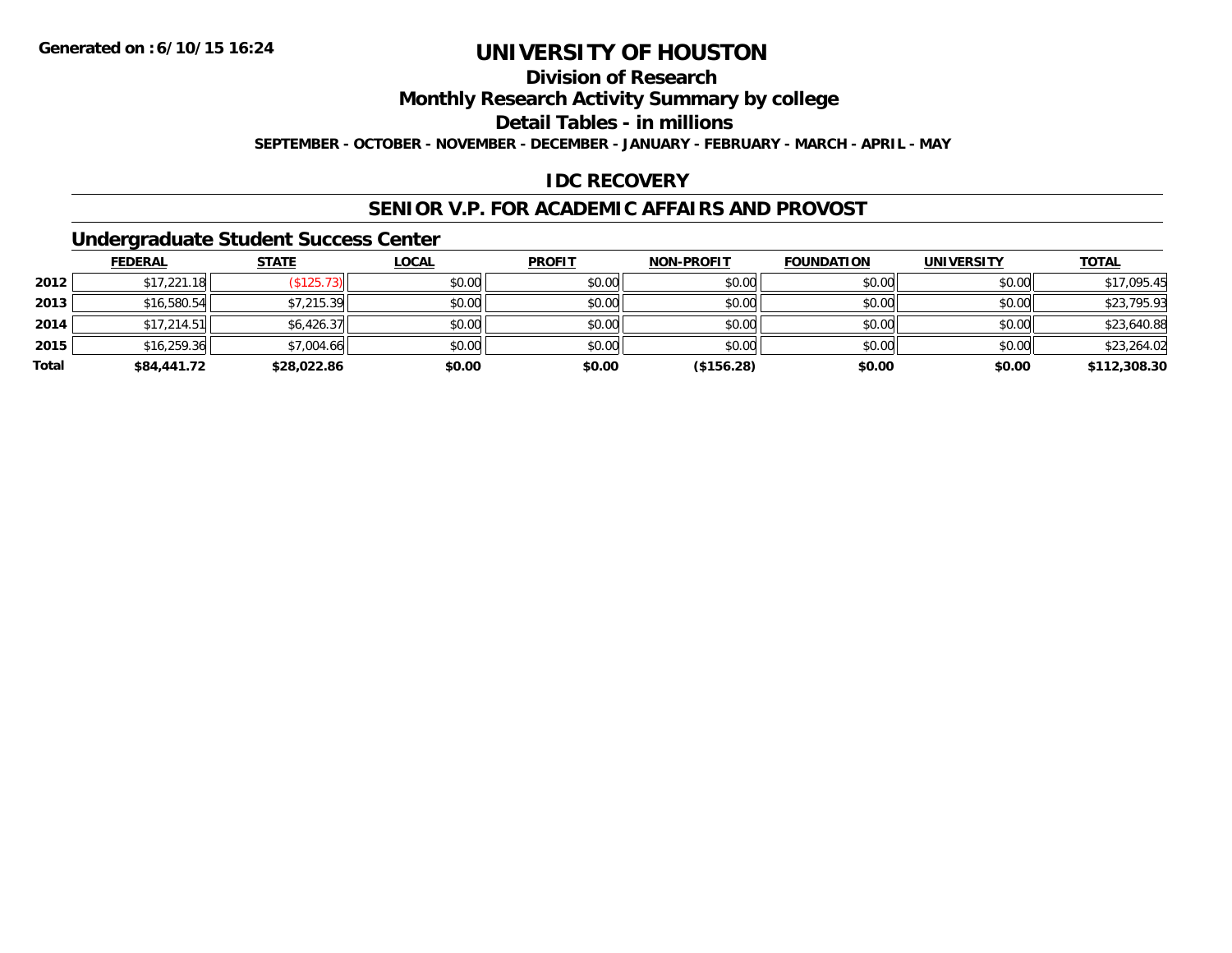**Generated on :6/10/15 16:24**

# UNIVERSITY OF HOUSTON

## Division of Research

## Monthly Research Activity Summary by college

## Detail Tables - in millions

**SEPTEMBER - OCTOBER - NOVEMBER - DECEMBER - JANUARY - FEBRUARY - MARCH - APRIL - MAY**

## IDC RECOVERY

## SENIOR V.P. FOR ACADEMIC AFFAIRS AND PROVOST

### Undergraduate Student Success Center

| | FEDERAL | STATE | LOCAL | PROFIT | NON-PROFIT | FOUNDATION | UNIVERSITY | TOTAL |
|---|---|---|---|---|---|---|---|---|
| **2012** | $17,221.18 | ($125.73) | $0.00 | $0.00 | $0.00 | $0.00 | $0.00 | $17,095.45 |
| **2013** | $16,580.54 | $7,215.39 | $0.00 | $0.00 | $0.00 | $0.00 | $0.00 | $23,795.93 |
| **2014** | $17,214.51 | $6,426.37 | $0.00 | $0.00 | $0.00 | $0.00 | $0.00 | $23,640.88 |
| **2015** | $16,259.36 | $7,004.66 | $0.00 | $0.00 | $0.00 | $0.00 | $0.00 | $23,264.02 |
| **Total** | **$84,441.72** | **$28,022.86** | **$0.00** | **$0.00** | **($156.28)** | **$0.00** | **$0.00** | **$112,308.30** |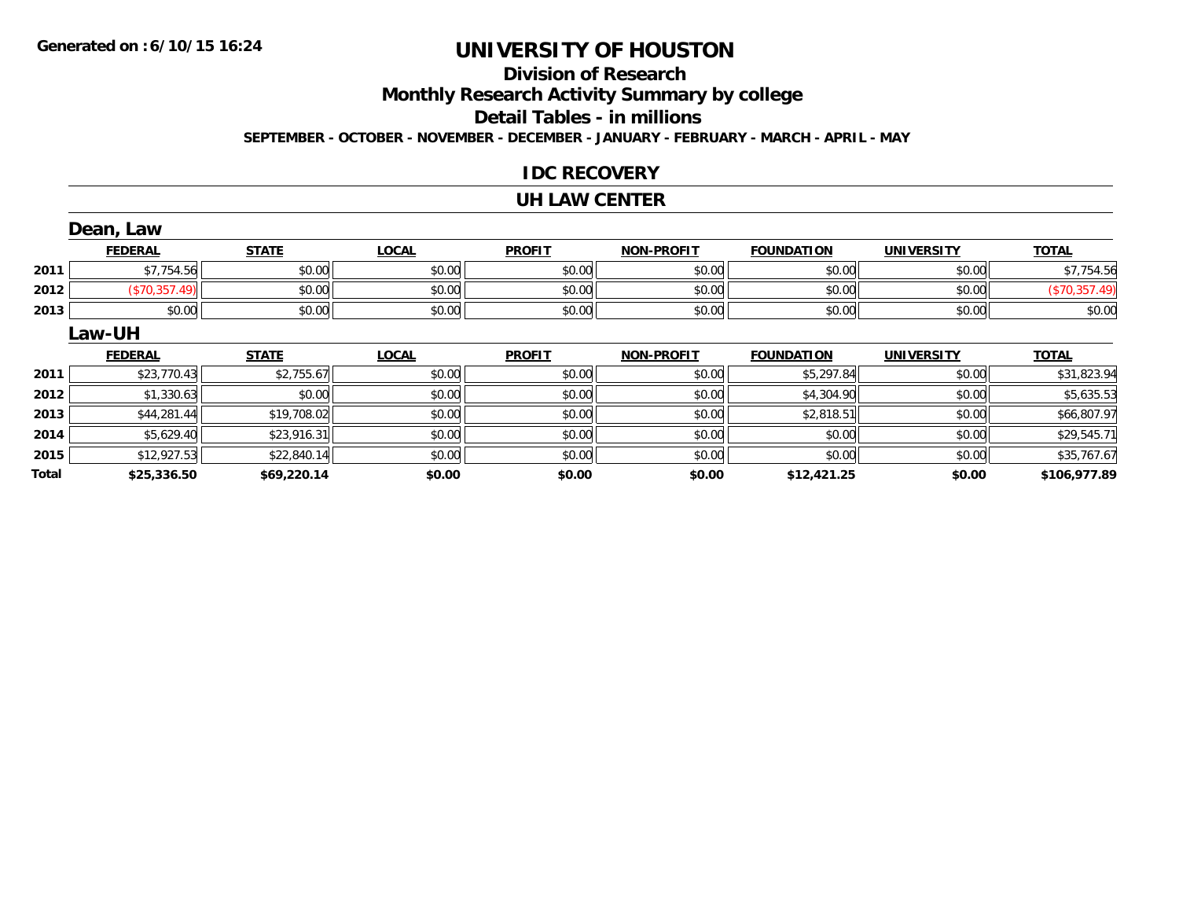Generated on :6/10/15 16:24

# UNIVERSITY OF HOUSTON

## Division of Research

## Monthly Research Activity Summary by college

## Detail Tables - in millions

SEPTEMBER - OCTOBER - NOVEMBER - DECEMBER - JANUARY - FEBRUARY - MARCH - APRIL - MAY

### IDC RECOVERY

### UH LAW CENTER

#### Dean, Law

| | FEDERAL | STATE | LOCAL | PROFIT | NON-PROFIT | FOUNDATION | UNIVERSITY | TOTAL |
|---|---|---|---|---|---|---|---|---|
| 2011 | $7,754.56 | $0.00 | $0.00 | $0.00 | $0.00 | $0.00 | $0.00 | $7,754.56 |
| 2012 | ($70,357.49) | $0.00 | $0.00 | $0.00 | $0.00 | $0.00 | $0.00 | ($70,357.49) |
| 2013 | $0.00 | $0.00 | $0.00 | $0.00 | $0.00 | $0.00 | $0.00 | $0.00 |

#### Law-UH

| | FEDERAL | STATE | LOCAL | PROFIT | NON-PROFIT | FOUNDATION | UNIVERSITY | TOTAL |
|---|---|---|---|---|---|---|---|---|
| 2011 | $23,770.43 | $2,755.67 | $0.00 | $0.00 | $0.00 | $5,297.84 | $0.00 | $31,823.94 |
| 2012 | $1,330.63 | $0.00 | $0.00 | $0.00 | $0.00 | $4,304.90 | $0.00 | $5,635.53 |
| 2013 | $44,281.44 | $19,708.02 | $0.00 | $0.00 | $0.00 | $2,818.51 | $0.00 | $66,807.97 |
| 2014 | $5,629.40 | $23,916.31 | $0.00 | $0.00 | $0.00 | $0.00 | $0.00 | $29,545.71 |
| 2015 | $12,927.53 | $22,840.14 | $0.00 | $0.00 | $0.00 | $0.00 | $0.00 | $35,767.67 |
| **Total** | **$25,336.50** | **$69,220.14** | **$0.00** | **$0.00** | **$0.00** | **$12,421.25** | **$0.00** | **$106,977.89** |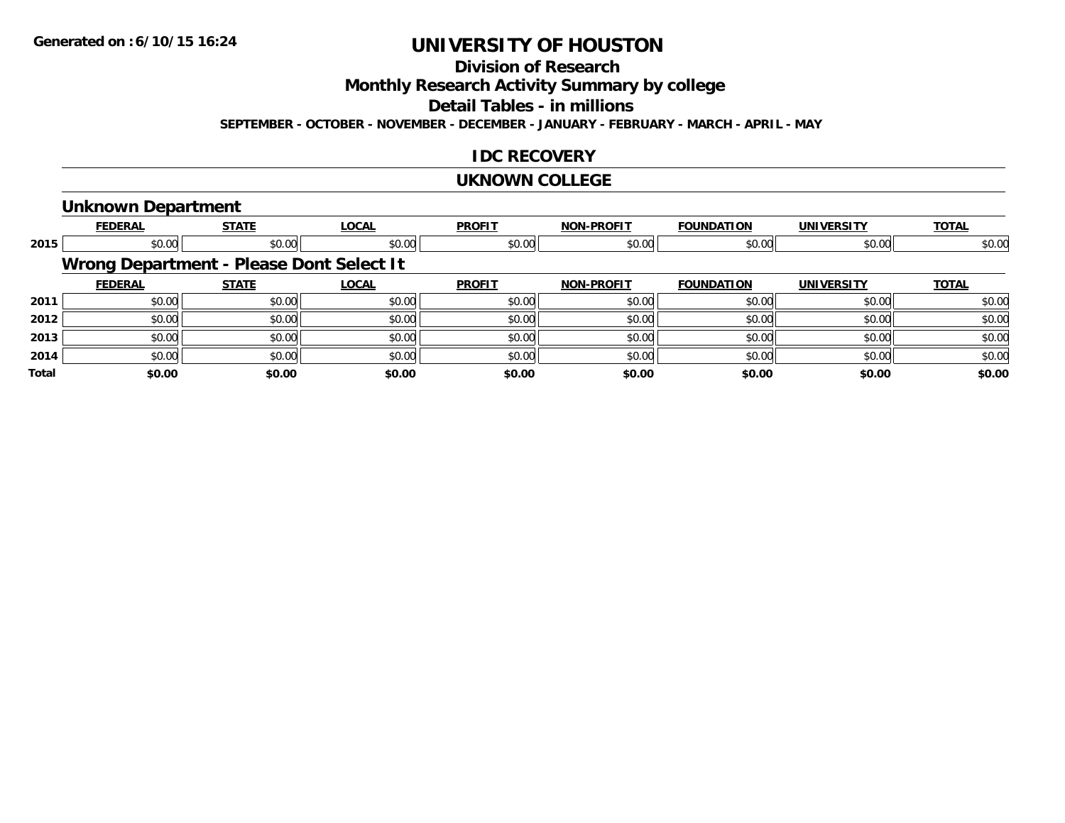# UNIVERSITY OF HOUSTON

## Division of Research

## Monthly Research Activity Summary by college

## Detail Tables - in millions

**SEPTEMBER - OCTOBER - NOVEMBER - DECEMBER - JANUARY - FEBRUARY - MARCH - APRIL - MAY**

## IDC RECOVERY

## UKNOWN COLLEGE

### Unknown Department

| | FEDERAL | STATE | LOCAL | PROFIT | NON-PROFIT | FOUNDATION | UNIVERSITY | TOTAL |
|---|---|---|---|---|---|---|---|---|
| 2015 | $0.00 | $0.00 | $0.00 | $0.00 | $0.00 | $0.00 | $0.00 | $0.00 |

### Wrong Department - Please Dont Select It

| | FEDERAL | STATE | LOCAL | PROFIT | NON-PROFIT | FOUNDATION | UNIVERSITY | TOTAL |
|---|---|---|---|---|---|---|---|---|
| 2011 | $0.00 | $0.00 | $0.00 | $0.00 | $0.00 | $0.00 | $0.00 | $0.00 |
| 2012 | $0.00 | $0.00 | $0.00 | $0.00 | $0.00 | $0.00 | $0.00 | $0.00 |
| 2013 | $0.00 | $0.00 | $0.00 | $0.00 | $0.00 | $0.00 | $0.00 | $0.00 |
| 2014 | $0.00 | $0.00 | $0.00 | $0.00 | $0.00 | $0.00 | $0.00 | $0.00 |
| **Total** | **$0.00** | **$0.00** | **$0.00** | **$0.00** | **$0.00** | **$0.00** | **$0.00** | **$0.00** |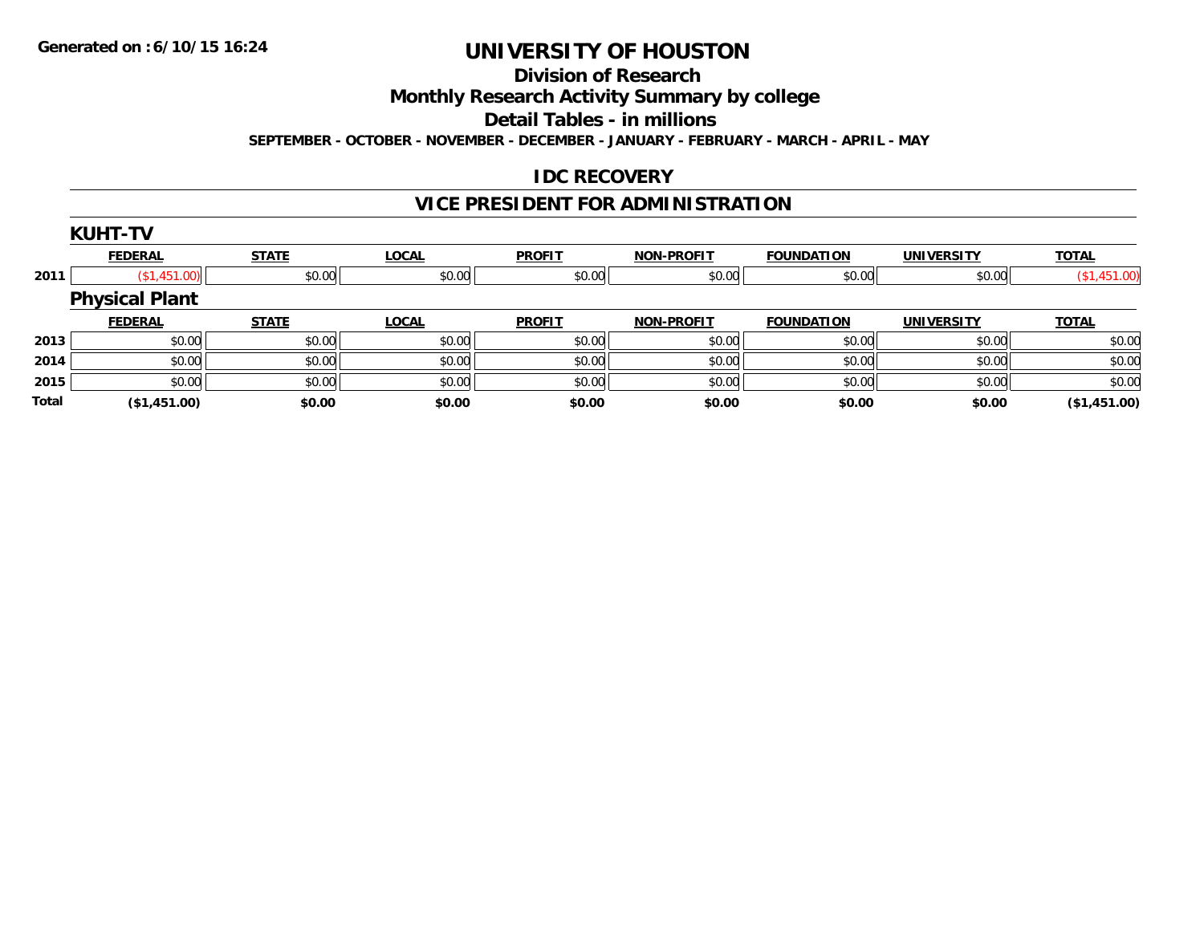**Generated on :6/10/15 16:24**

# UNIVERSITY OF HOUSTON

## Division of Research

## Monthly Research Activity Summary by college

## Detail Tables - in millions

**SEPTEMBER - OCTOBER - NOVEMBER - DECEMBER - JANUARY - FEBRUARY - MARCH - APRIL - MAY**

## IDC RECOVERY

## VICE PRESIDENT FOR ADMINISTRATION

### KUHT-TV

| | FEDERAL | STATE | LOCAL | PROFIT | NON-PROFIT | FOUNDATION | UNIVERSITY | TOTAL |
|---|---|---|---|---|---|---|---|---|
| 2011 | ($1,451.00) | $0.00 | $0.00 | $0.00 | $0.00 | $0.00 | $0.00 | ($1,451.00) |

### Physical Plant

| | FEDERAL | STATE | LOCAL | PROFIT | NON-PROFIT | FOUNDATION | UNIVERSITY | TOTAL |
|---|---|---|---|---|---|---|---|---|
| 2013 | $0.00 | $0.00 | $0.00 | $0.00 | $0.00 | $0.00 | $0.00 | $0.00 |
| 2014 | $0.00 | $0.00 | $0.00 | $0.00 | $0.00 | $0.00 | $0.00 | $0.00 |
| 2015 | $0.00 | $0.00 | $0.00 | $0.00 | $0.00 | $0.00 | $0.00 | $0.00 |
| **Total** | **($1,451.00)** | **$0.00** | **$0.00** | **$0.00** | **$0.00** | **$0.00** | **$0.00** | **($1,451.00)** |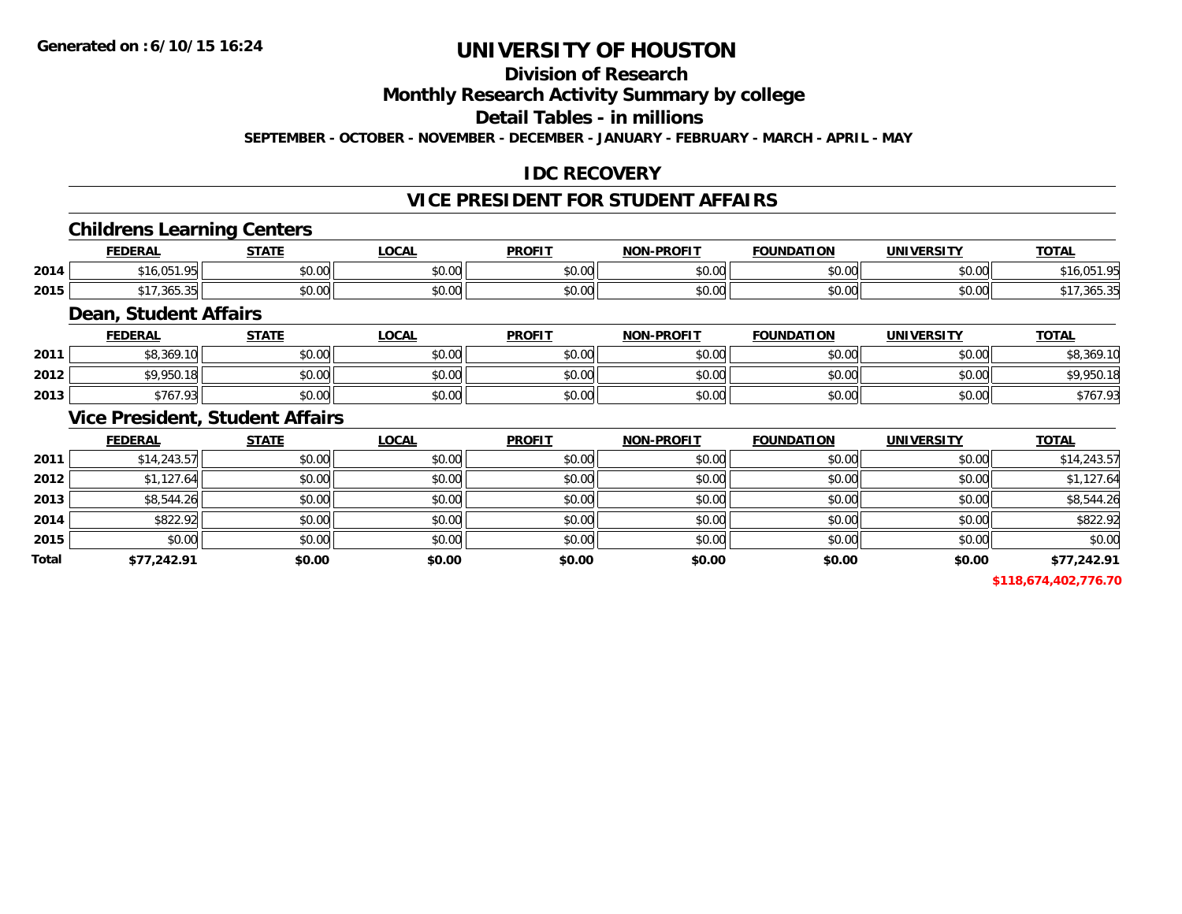Generated on :6/10/15 16:24

# UNIVERSITY OF HOUSTON

## Division of Research

## Monthly Research Activity Summary by college

## Detail Tables - in millions

**SEPTEMBER - OCTOBER - NOVEMBER - DECEMBER - JANUARY - FEBRUARY - MARCH - APRIL - MAY**

## IDC RECOVERY

## VICE PRESIDENT FOR STUDENT AFFAIRS

### Childrens Learning Centers

| | FEDERAL | STATE | LOCAL | PROFIT | NON-PROFIT | FOUNDATION | UNIVERSITY | TOTAL |
|---|---|---|---|---|---|---|---|---|
| 2014 | $16,051.95 | $0.00 | $0.00 | $0.00 | $0.00 | $0.00 | $0.00 | $16,051.95 |
| 2015 | $17,365.35 | $0.00 | $0.00 | $0.00 | $0.00 | $0.00 | $0.00 | $17,365.35 |

### Dean, Student Affairs

| | FEDERAL | STATE | LOCAL | PROFIT | NON-PROFIT | FOUNDATION | UNIVERSITY | TOTAL |
|---|---|---|---|---|---|---|---|---|
| 2011 | $8,369.10 | $0.00 | $0.00 | $0.00 | $0.00 | $0.00 | $0.00 | $8,369.10 |
| 2012 | $9,950.18 | $0.00 | $0.00 | $0.00 | $0.00 | $0.00 | $0.00 | $9,950.18 |
| 2013 | $767.93 | $0.00 | $0.00 | $0.00 | $0.00 | $0.00 | $0.00 | $767.93 |

### Vice President, Student Affairs

| | FEDERAL | STATE | LOCAL | PROFIT | NON-PROFIT | FOUNDATION | UNIVERSITY | TOTAL |
|---|---|---|---|---|---|---|---|---|
| 2011 | $14,243.57 | $0.00 | $0.00 | $0.00 | $0.00 | $0.00 | $0.00 | $14,243.57 |
| 2012 | $1,127.64 | $0.00 | $0.00 | $0.00 | $0.00 | $0.00 | $0.00 | $1,127.64 |
| 2013 | $8,544.26 | $0.00 | $0.00 | $0.00 | $0.00 | $0.00 | $0.00 | $8,544.26 |
| 2014 | $822.92 | $0.00 | $0.00 | $0.00 | $0.00 | $0.00 | $0.00 | $822.92 |
| 2015 | $0.00 | $0.00 | $0.00 | $0.00 | $0.00 | $0.00 | $0.00 | $0.00 |
| **Total** | **$77,242.91** | **$0.00** | **$0.00** | **$0.00** | **$0.00** | **$0.00** | **$0.00** | **$77,242.91** |

**$118,674,402,776.70**